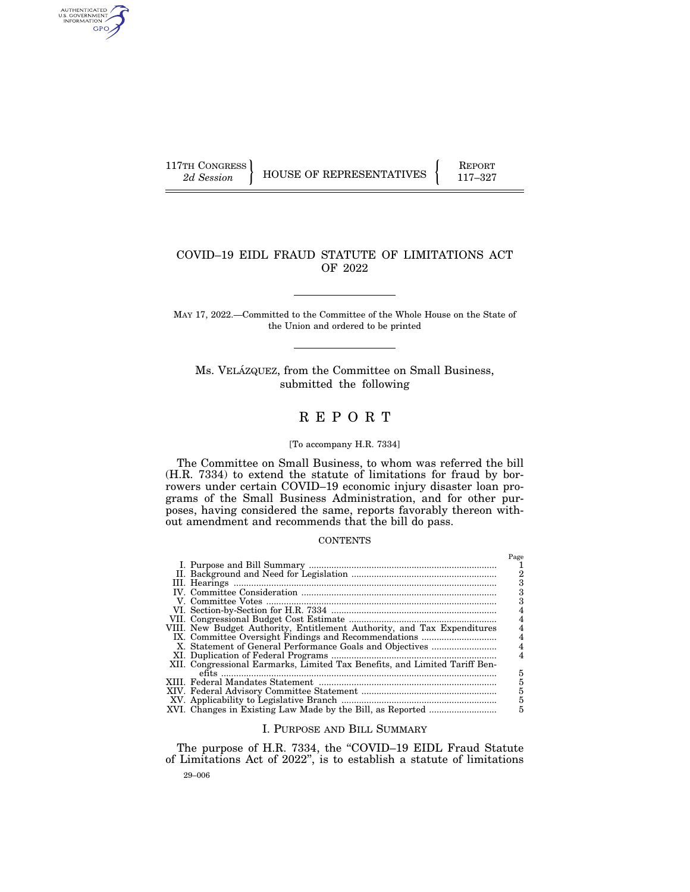117TH CONGRESS
*2d Session*

HOUSE OF REPRESENTATIVES

REPORT
117–327

# COVID–19 EIDL FRAUD STATUTE OF LIMITATIONS ACT OF 2022

MAY 17, 2022.—Committed to the Committee of the Whole House on the State of the Union and ordered to be printed

Ms. VELÁZQUEZ, from the Committee on Small Business, submitted the following

# R E P O R T

[To accompany H.R. 7334]

The Committee on Small Business, to whom was referred the bill (H.R. 7334) to extend the statute of limitations for fraud by borrowers under certain COVID–19 economic injury disaster loan programs of the Small Business Administration, and for other purposes, having considered the same, reports favorably thereon without amendment and recommends that the bill do pass.

CONTENTS

| | Page |
|---|---|
| I. Purpose and Bill Summary | 1 |
| II. Background and Need for Legislation | 2 |
| III. Hearings | 3 |
| IV. Committee Consideration | 3 |
| V. Committee Votes | 3 |
| VI. Section-by-Section for H.R. 7334 | 4 |
| VII. Congressional Budget Cost Estimate | 4 |
| VIII. New Budget Authority, Entitlement Authority, and Tax Expenditures | 4 |
| IX. Committee Oversight Findings and Recommendations | 4 |
| X. Statement of General Performance Goals and Objectives | 4 |
| XI. Duplication of Federal Programs | 4 |
| XII. Congressional Earmarks, Limited Tax Benefits, and Limited Tariff Benefits | 5 |
| XIII. Federal Mandates Statement | 5 |
| XIV. Federal Advisory Committee Statement | 5 |
| XV. Applicability to Legislative Branch | 5 |
| XVI. Changes in Existing Law Made by the Bill, as Reported | 5 |

## I. PURPOSE AND BILL SUMMARY

The purpose of H.R. 7334, the "COVID–19 EIDL Fraud Statute of Limitations Act of 2022", is to establish a statute of limitations

29–006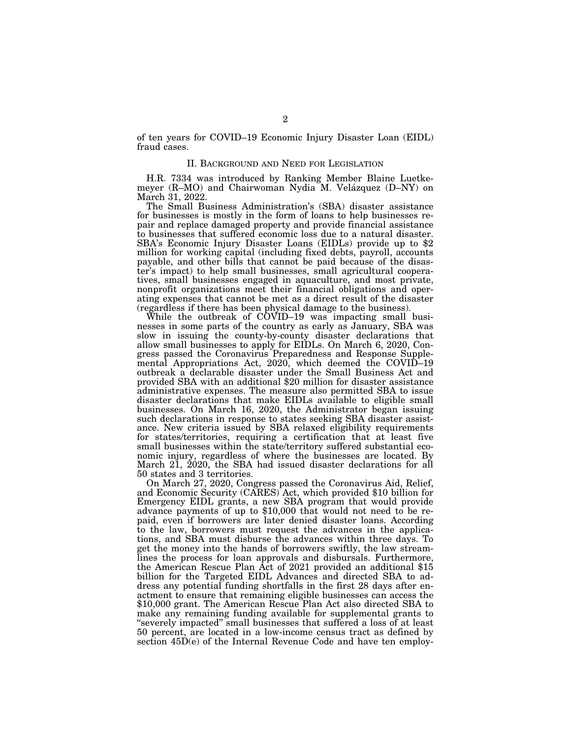of ten years for COVID–19 Economic Injury Disaster Loan (EIDL) fraud cases.

## II. Background and Need for Legislation

H.R. 7334 was introduced by Ranking Member Blaine Luetkemeyer (R–MO) and Chairwoman Nydia M. Velázquez (D–NY) on March 31, 2022.

The Small Business Administration's (SBA) disaster assistance for businesses is mostly in the form of loans to help businesses repair and replace damaged property and provide financial assistance to businesses that suffered economic loss due to a natural disaster. SBA's Economic Injury Disaster Loans (EIDLs) provide up to $2 million for working capital (including fixed debts, payroll, accounts payable, and other bills that cannot be paid because of the disaster's impact) to help small businesses, small agricultural cooperatives, small businesses engaged in aquaculture, and most private, nonprofit organizations meet their financial obligations and operating expenses that cannot be met as a direct result of the disaster (regardless if there has been physical damage to the business).

While the outbreak of COVID–19 was impacting small businesses in some parts of the country as early as January, SBA was slow in issuing the county-by-county disaster declarations that allow small businesses to apply for EIDLs. On March 6, 2020, Congress passed the Coronavirus Preparedness and Response Supplemental Appropriations Act, 2020, which deemed the COVID–19 outbreak a declarable disaster under the Small Business Act and provided SBA with an additional $20 million for disaster assistance administrative expenses. The measure also permitted SBA to issue disaster declarations that make EIDLs available to eligible small businesses. On March 16, 2020, the Administrator began issuing such declarations in response to states seeking SBA disaster assistance. New criteria issued by SBA relaxed eligibility requirements for states/territories, requiring a certification that at least five small businesses within the state/territory suffered substantial economic injury, regardless of where the businesses are located. By March 21, 2020, the SBA had issued disaster declarations for all 50 states and 3 territories.

On March 27, 2020, Congress passed the Coronavirus Aid, Relief, and Economic Security (CARES) Act, which provided $10 billion for Emergency EIDL grants, a new SBA program that would provide advance payments of up to $10,000 that would not need to be repaid, even if borrowers are later denied disaster loans. According to the law, borrowers must request the advances in the applications, and SBA must disburse the advances within three days. To get the money into the hands of borrowers swiftly, the law streamlines the process for loan approvals and disbursals. Furthermore, the American Rescue Plan Act of 2021 provided an additional $15 billion for the Targeted EIDL Advances and directed SBA to address any potential funding shortfalls in the first 28 days after enactment to ensure that remaining eligible businesses can access the $10,000 grant. The American Rescue Plan Act also directed SBA to make any remaining funding available for supplemental grants to "severely impacted" small businesses that suffered a loss of at least 50 percent, are located in a low-income census tract as defined by section 45D(e) of the Internal Revenue Code and have ten employ-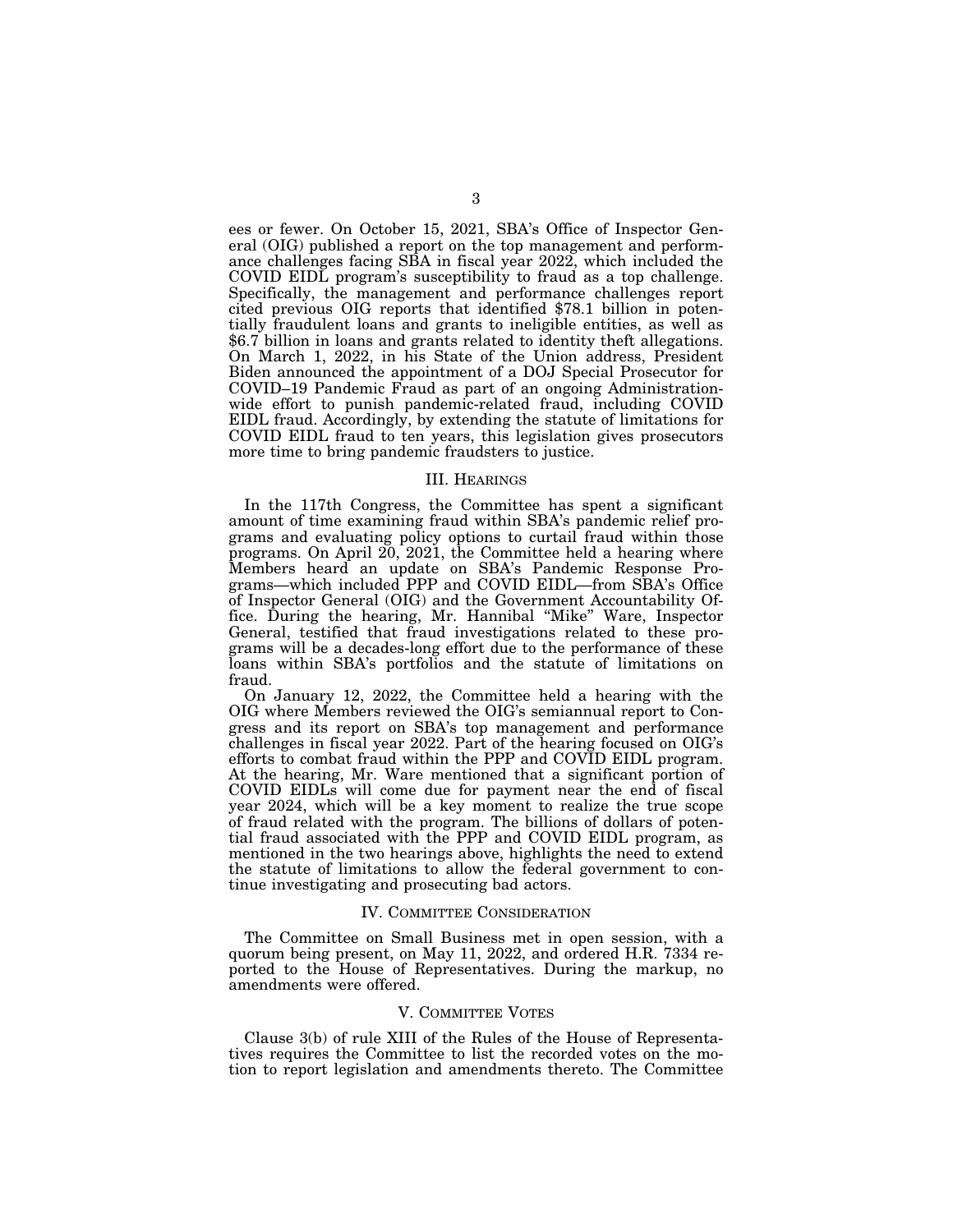ees or fewer. On October 15, 2021, SBA's Office of Inspector General (OIG) published a report on the top management and performance challenges facing SBA in fiscal year 2022, which included the COVID EIDL program's susceptibility to fraud as a top challenge. Specifically, the management and performance challenges report cited previous OIG reports that identified $78.1 billion in potentially fraudulent loans and grants to ineligible entities, as well as $6.7 billion in loans and grants related to identity theft allegations. On March 1, 2022, in his State of the Union address, President Biden announced the appointment of a DOJ Special Prosecutor for COVID–19 Pandemic Fraud as part of an ongoing Administration-wide effort to punish pandemic-related fraud, including COVID EIDL fraud. Accordingly, by extending the statute of limitations for COVID EIDL fraud to ten years, this legislation gives prosecutors more time to bring pandemic fraudsters to justice.

## III. Hearings

In the 117th Congress, the Committee has spent a significant amount of time examining fraud within SBA's pandemic relief programs and evaluating policy options to curtail fraud within those programs. On April 20, 2021, the Committee held a hearing where Members heard an update on SBA's Pandemic Response Programs—which included PPP and COVID EIDL—from SBA's Office of Inspector General (OIG) and the Government Accountability Office. During the hearing, Mr. Hannibal "Mike" Ware, Inspector General, testified that fraud investigations related to these programs will be a decades-long effort due to the performance of these loans within SBA's portfolios and the statute of limitations on fraud.

On January 12, 2022, the Committee held a hearing with the OIG where Members reviewed the OIG's semiannual report to Congress and its report on SBA's top management and performance challenges in fiscal year 2022. Part of the hearing focused on OIG's efforts to combat fraud within the PPP and COVID EIDL program. At the hearing, Mr. Ware mentioned that a significant portion of COVID EIDLs will come due for payment near the end of fiscal year 2024, which will be a key moment to realize the true scope of fraud related with the program. The billions of dollars of potential fraud associated with the PPP and COVID EIDL program, as mentioned in the two hearings above, highlights the need to extend the statute of limitations to allow the federal government to continue investigating and prosecuting bad actors.

## IV. Committee Consideration

The Committee on Small Business met in open session, with a quorum being present, on May 11, 2022, and ordered H.R. 7334 reported to the House of Representatives. During the markup, no amendments were offered.

## V. Committee Votes

Clause 3(b) of rule XIII of the Rules of the House of Representatives requires the Committee to list the recorded votes on the motion to report legislation and amendments thereto. The Committee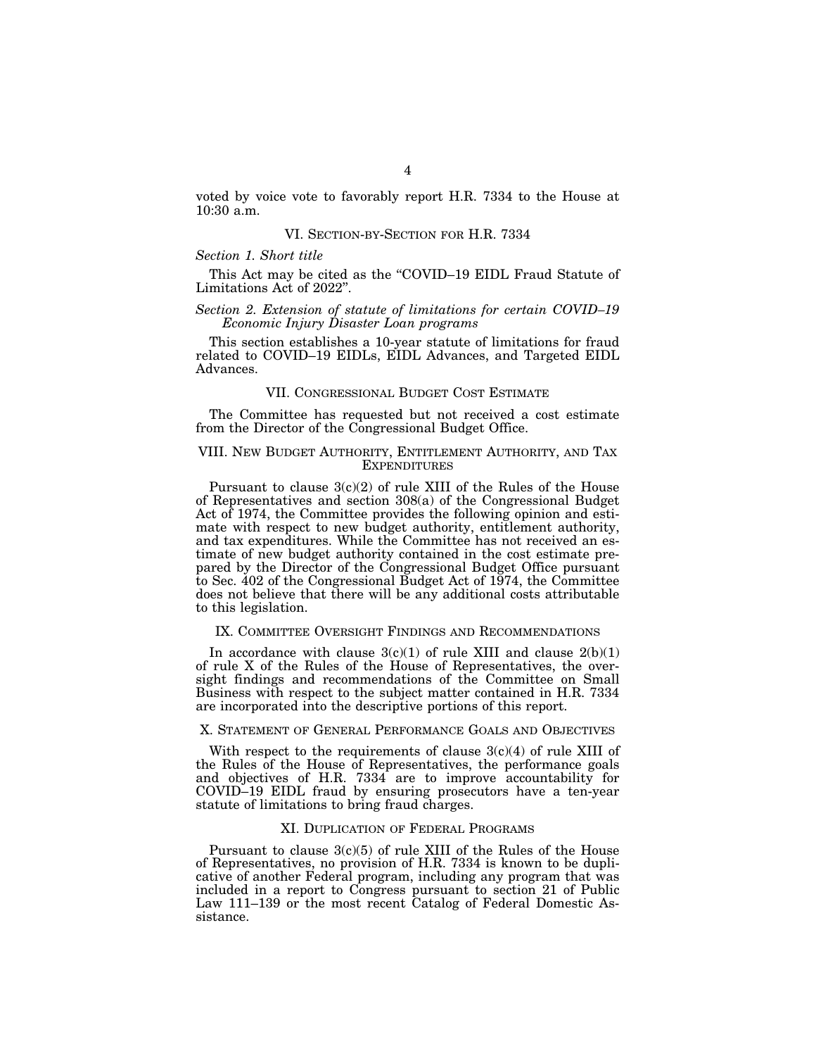voted by voice vote to favorably report H.R. 7334 to the House at 10:30 a.m.

## VI. Section-by-Section for H.R. 7334

*Section 1. Short title*

This Act may be cited as the "COVID–19 EIDL Fraud Statute of Limitations Act of 2022".

*Section 2. Extension of statute of limitations for certain COVID–19 Economic Injury Disaster Loan programs*

This section establishes a 10-year statute of limitations for fraud related to COVID–19 EIDLs, EIDL Advances, and Targeted EIDL Advances.

## VII. Congressional Budget Cost Estimate

The Committee has requested but not received a cost estimate from the Director of the Congressional Budget Office.

## VIII. New Budget Authority, Entitlement Authority, and Tax Expenditures

Pursuant to clause 3(c)(2) of rule XIII of the Rules of the House of Representatives and section 308(a) of the Congressional Budget Act of 1974, the Committee provides the following opinion and estimate with respect to new budget authority, entitlement authority, and tax expenditures. While the Committee has not received an estimate of new budget authority contained in the cost estimate prepared by the Director of the Congressional Budget Office pursuant to Sec. 402 of the Congressional Budget Act of 1974, the Committee does not believe that there will be any additional costs attributable to this legislation.

## IX. Committee Oversight Findings and Recommendations

In accordance with clause 3(c)(1) of rule XIII and clause 2(b)(1) of rule X of the Rules of the House of Representatives, the oversight findings and recommendations of the Committee on Small Business with respect to the subject matter contained in H.R. 7334 are incorporated into the descriptive portions of this report.

## X. Statement of General Performance Goals and Objectives

With respect to the requirements of clause 3(c)(4) of rule XIII of the Rules of the House of Representatives, the performance goals and objectives of H.R. 7334 are to improve accountability for COVID–19 EIDL fraud by ensuring prosecutors have a ten-year statute of limitations to bring fraud charges.

## XI. Duplication of Federal Programs

Pursuant to clause 3(c)(5) of rule XIII of the Rules of the House of Representatives, no provision of H.R. 7334 is known to be duplicative of another Federal program, including any program that was included in a report to Congress pursuant to section 21 of Public Law 111–139 or the most recent Catalog of Federal Domestic Assistance.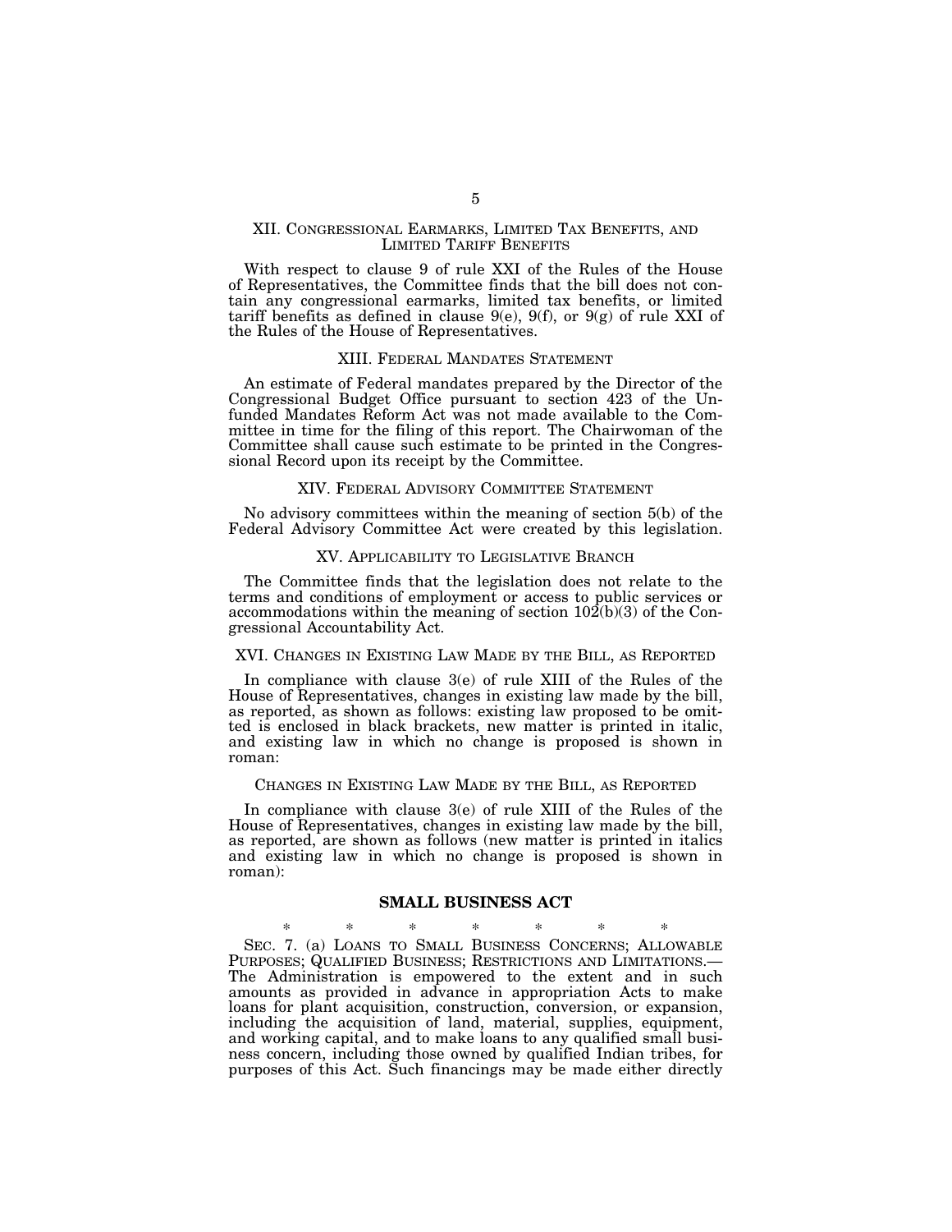## XII. Congressional Earmarks, Limited Tax Benefits, and Limited Tariff Benefits

With respect to clause 9 of rule XXI of the Rules of the House of Representatives, the Committee finds that the bill does not contain any congressional earmarks, limited tax benefits, or limited tariff benefits as defined in clause 9(e), 9(f), or 9(g) of rule XXI of the Rules of the House of Representatives.

## XIII. Federal Mandates Statement

An estimate of Federal mandates prepared by the Director of the Congressional Budget Office pursuant to section 423 of the Unfunded Mandates Reform Act was not made available to the Committee in time for the filing of this report. The Chairwoman of the Committee shall cause such estimate to be printed in the Congressional Record upon its receipt by the Committee.

## XIV. Federal Advisory Committee Statement

No advisory committees within the meaning of section 5(b) of the Federal Advisory Committee Act were created by this legislation.

## XV. Applicability to Legislative Branch

The Committee finds that the legislation does not relate to the terms and conditions of employment or access to public services or accommodations within the meaning of section 102(b)(3) of the Congressional Accountability Act.

## XVI. Changes in Existing Law Made by the Bill, as Reported

In compliance with clause 3(e) of rule XIII of the Rules of the House of Representatives, changes in existing law made by the bill, as reported, as shown as follows: existing law proposed to be omitted is enclosed in black brackets, new matter is printed in italic, and existing law in which no change is proposed is shown in roman:

### Changes in Existing Law Made by the Bill, as Reported

In compliance with clause 3(e) of rule XIII of the Rules of the House of Representatives, changes in existing law made by the bill, as reported, are shown as follows (new matter is printed in italics and existing law in which no change is proposed is shown in roman):

### SMALL BUSINESS ACT

\* \* \* \* \* \* \*

SEC. 7. (a) LOANS TO SMALL BUSINESS CONCERNS; ALLOWABLE PURPOSES; QUALIFIED BUSINESS; RESTRICTIONS AND LIMITATIONS.— The Administration is empowered to the extent and in such amounts as provided in advance in appropriation Acts to make loans for plant acquisition, construction, conversion, or expansion, including the acquisition of land, material, supplies, equipment, and working capital, and to make loans to any qualified small business concern, including those owned by qualified Indian tribes, for purposes of this Act. Such financings may be made either directly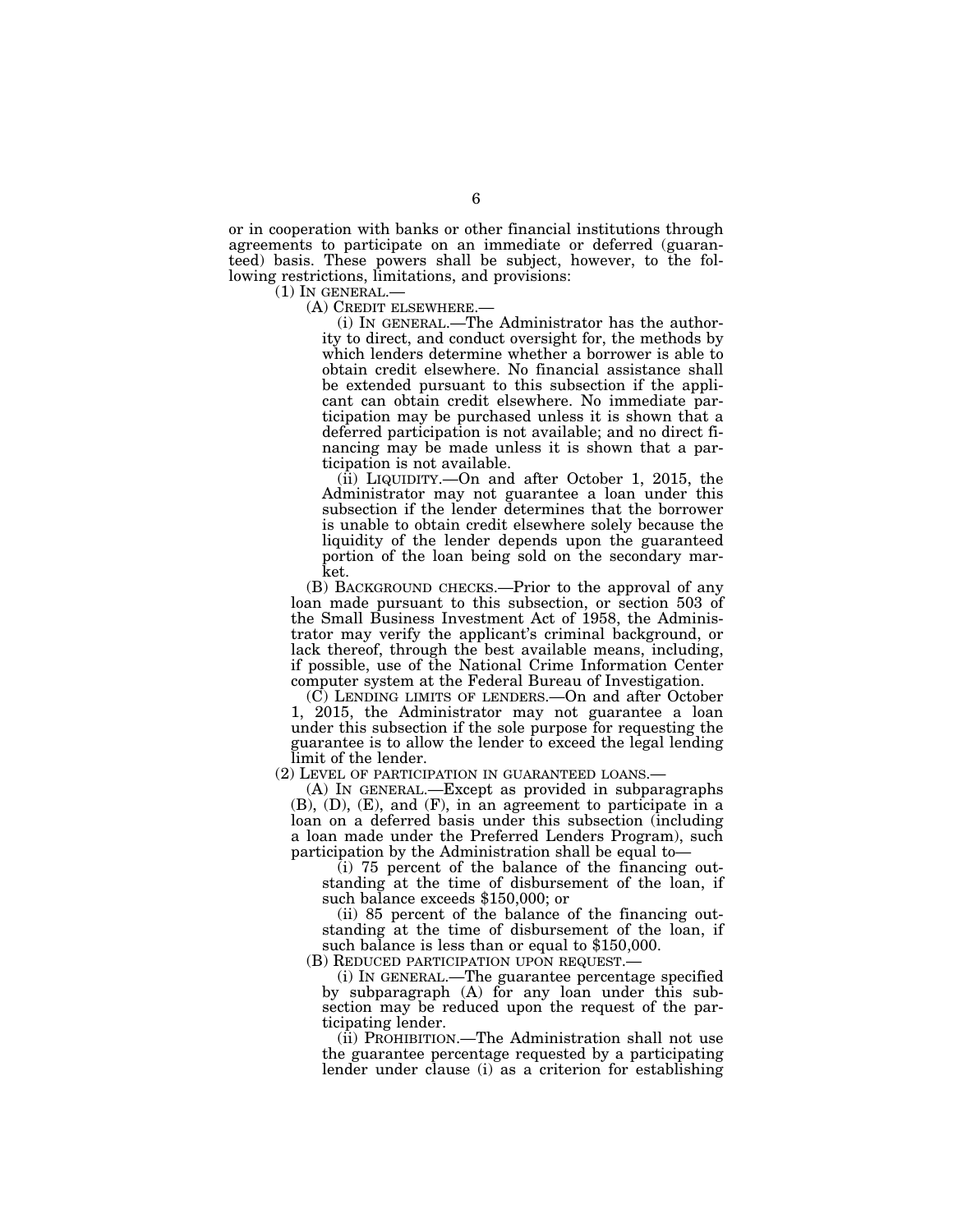or in cooperation with banks or other financial institutions through agreements to participate on an immediate or deferred (guaranteed) basis. These powers shall be subject, however, to the following restrictions, limitations, and provisions:

(1) IN GENERAL.—

(A) CREDIT ELSEWHERE.—

(i) IN GENERAL.—The Administrator has the authority to direct, and conduct oversight for, the methods by which lenders determine whether a borrower is able to obtain credit elsewhere. No financial assistance shall be extended pursuant to this subsection if the applicant can obtain credit elsewhere. No immediate participation may be purchased unless it is shown that a deferred participation is not available; and no direct financing may be made unless it is shown that a participation is not available.

(ii) LIQUIDITY.—On and after October 1, 2015, the Administrator may not guarantee a loan under this subsection if the lender determines that the borrower is unable to obtain credit elsewhere solely because the liquidity of the lender depends upon the guaranteed portion of the loan being sold on the secondary market.

(B) BACKGROUND CHECKS.—Prior to the approval of any loan made pursuant to this subsection, or section 503 of the Small Business Investment Act of 1958, the Administrator may verify the applicant's criminal background, or lack thereof, through the best available means, including, if possible, use of the National Crime Information Center computer system at the Federal Bureau of Investigation.

(C) LENDING LIMITS OF LENDERS.—On and after October 1, 2015, the Administrator may not guarantee a loan under this subsection if the sole purpose for requesting the guarantee is to allow the lender to exceed the legal lending limit of the lender.

(2) LEVEL OF PARTICIPATION IN GUARANTEED LOANS.—

(A) IN GENERAL.—Except as provided in subparagraphs (B), (D), (E), and (F), in an agreement to participate in a loan on a deferred basis under this subsection (including a loan made under the Preferred Lenders Program), such participation by the Administration shall be equal to—

(i) 75 percent of the balance of the financing outstanding at the time of disbursement of the loan, if such balance exceeds $150,000; or

(ii) 85 percent of the balance of the financing outstanding at the time of disbursement of the loan, if such balance is less than or equal to $150,000.

(B) REDUCED PARTICIPATION UPON REQUEST.—

(i) IN GENERAL.—The guarantee percentage specified by subparagraph (A) for any loan under this subsection may be reduced upon the request of the participating lender.

(ii) PROHIBITION.—The Administration shall not use the guarantee percentage requested by a participating lender under clause (i) as a criterion for establishing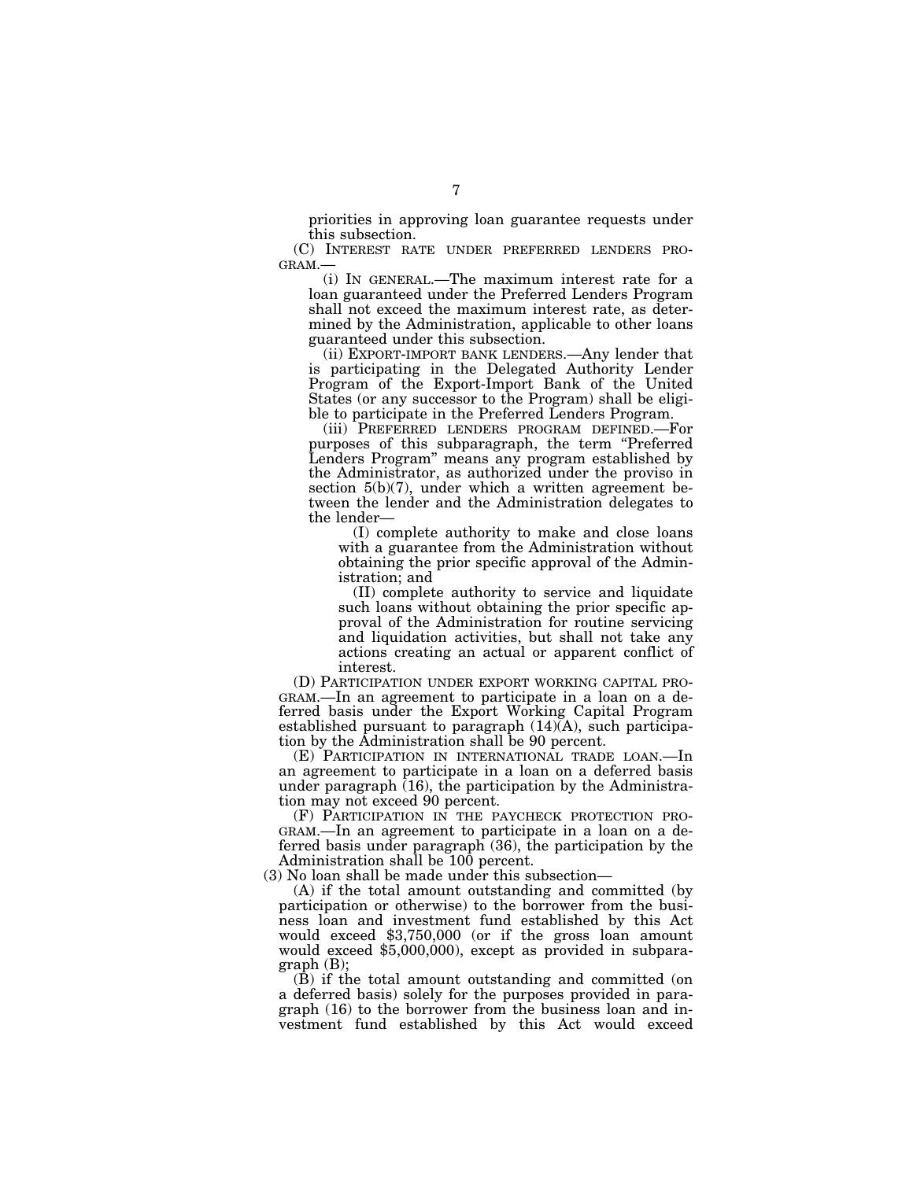priorities in approving loan guarantee requests under this subsection.

(C) INTEREST RATE UNDER PREFERRED LENDERS PROGRAM.—

(i) IN GENERAL.—The maximum interest rate for a loan guaranteed under the Preferred Lenders Program shall not exceed the maximum interest rate, as determined by the Administration, applicable to other loans guaranteed under this subsection.

(ii) EXPORT-IMPORT BANK LENDERS.—Any lender that is participating in the Delegated Authority Lender Program of the Export-Import Bank of the United States (or any successor to the Program) shall be eligible to participate in the Preferred Lenders Program.

(iii) PREFERRED LENDERS PROGRAM DEFINED.—For purposes of this subparagraph, the term "Preferred Lenders Program" means any program established by the Administrator, as authorized under the proviso in section 5(b)(7), under which a written agreement between the lender and the Administration delegates to the lender—

(I) complete authority to make and close loans with a guarantee from the Administration without obtaining the prior specific approval of the Administration; and

(II) complete authority to service and liquidate such loans without obtaining the prior specific approval of the Administration for routine servicing and liquidation activities, but shall not take any actions creating an actual or apparent conflict of interest.

(D) PARTICIPATION UNDER EXPORT WORKING CAPITAL PROGRAM.—In an agreement to participate in a loan on a deferred basis under the Export Working Capital Program established pursuant to paragraph (14)(A), such participation by the Administration shall be 90 percent.

(E) PARTICIPATION IN INTERNATIONAL TRADE LOAN.—In an agreement to participate in a loan on a deferred basis under paragraph (16), the participation by the Administration may not exceed 90 percent.

(F) PARTICIPATION IN THE PAYCHECK PROTECTION PROGRAM.—In an agreement to participate in a loan on a deferred basis under paragraph (36), the participation by the Administration shall be 100 percent.

(3) No loan shall be made under this subsection—

(A) if the total amount outstanding and committed (by participation or otherwise) to the borrower from the business loan and investment fund established by this Act would exceed $3,750,000 (or if the gross loan amount would exceed $5,000,000), except as provided in subparagraph (B);

(B) if the total amount outstanding and committed (on a deferred basis) solely for the purposes provided in paragraph (16) to the borrower from the business loan and investment fund established by this Act would exceed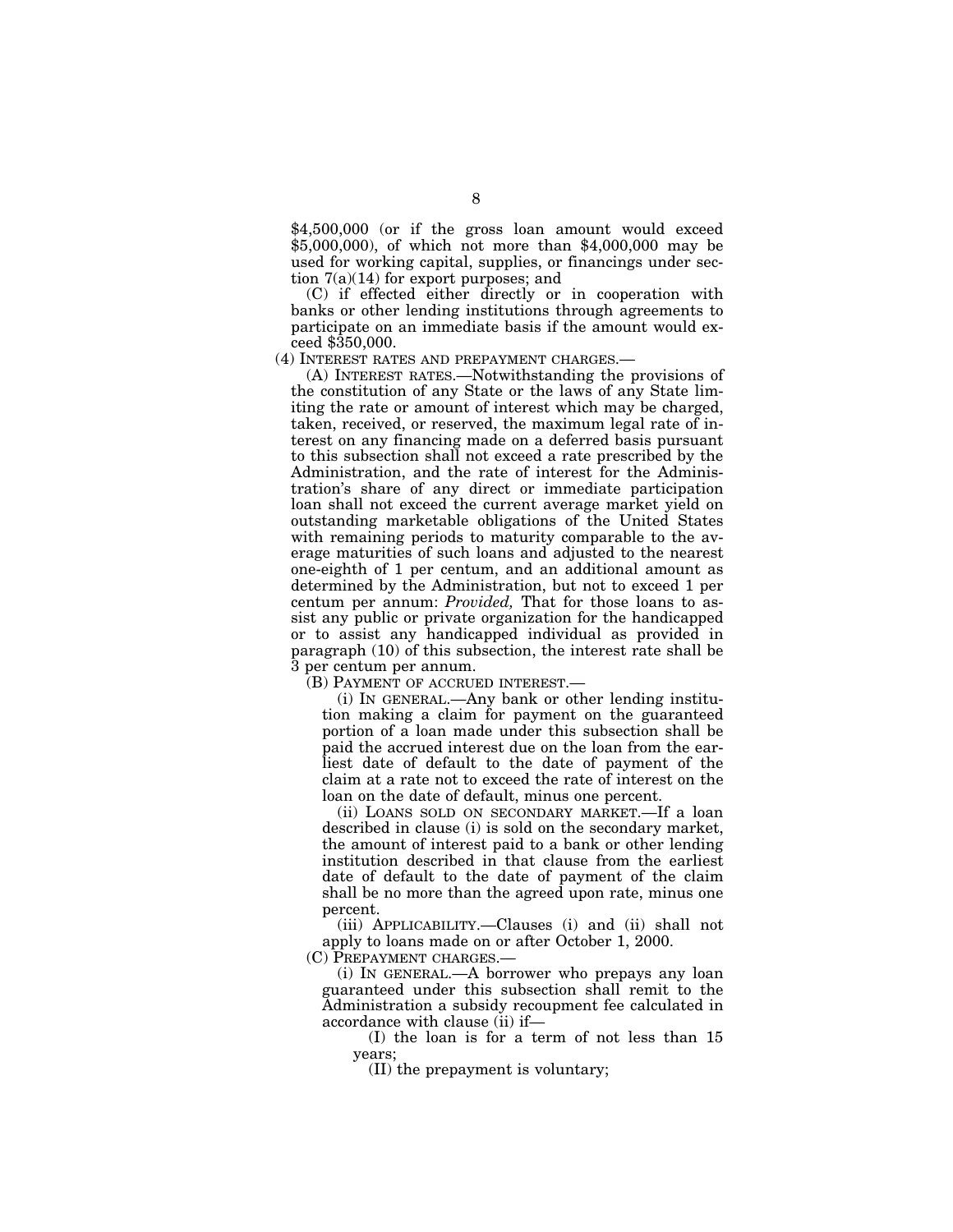$4,500,000 (or if the gross loan amount would exceed $5,000,000), of which not more than $4,000,000 may be used for working capital, supplies, or financings under section 7(a)(14) for export purposes; and

(C) if effected either directly or in cooperation with banks or other lending institutions through agreements to participate on an immediate basis if the amount would exceed $350,000.

(4) INTEREST RATES AND PREPAYMENT CHARGES.—

(A) INTEREST RATES.—Notwithstanding the provisions of the constitution of any State or the laws of any State limiting the rate or amount of interest which may be charged, taken, received, or reserved, the maximum legal rate of interest on any financing made on a deferred basis pursuant to this subsection shall not exceed a rate prescribed by the Administration, and the rate of interest for the Administration's share of any direct or immediate participation loan shall not exceed the current average market yield on outstanding marketable obligations of the United States with remaining periods to maturity comparable to the average maturities of such loans and adjusted to the nearest one-eighth of 1 per centum, and an additional amount as determined by the Administration, but not to exceed 1 per centum per annum: *Provided,* That for those loans to assist any public or private organization for the handicapped or to assist any handicapped individual as provided in paragraph (10) of this subsection, the interest rate shall be 3 per centum per annum.

(B) PAYMENT OF ACCRUED INTEREST.—

(i) IN GENERAL.—Any bank or other lending institution making a claim for payment on the guaranteed portion of a loan made under this subsection shall be paid the accrued interest due on the loan from the earliest date of default to the date of payment of the claim at a rate not to exceed the rate of interest on the loan on the date of default, minus one percent.

(ii) LOANS SOLD ON SECONDARY MARKET.—If a loan described in clause (i) is sold on the secondary market, the amount of interest paid to a bank or other lending institution described in that clause from the earliest date of default to the date of payment of the claim shall be no more than the agreed upon rate, minus one percent.

(iii) APPLICABILITY.—Clauses (i) and (ii) shall not apply to loans made on or after October 1, 2000.

(C) PREPAYMENT CHARGES.—

(i) IN GENERAL.—A borrower who prepays any loan guaranteed under this subsection shall remit to the Administration a subsidy recoupment fee calculated in accordance with clause (ii) if—

(I) the loan is for a term of not less than 15 years;

(II) the prepayment is voluntary;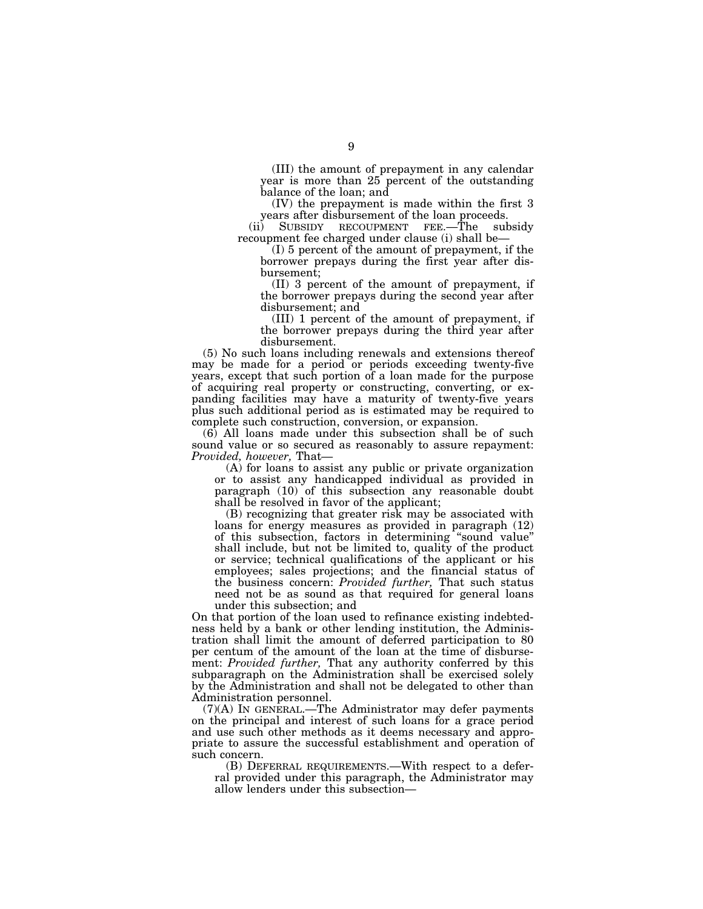(III) the amount of prepayment in any calendar year is more than 25 percent of the outstanding balance of the loan; and

(IV) the prepayment is made within the first 3 years after disbursement of the loan proceeds.

(ii) SUBSIDY RECOUPMENT FEE.—The subsidy recoupment fee charged under clause (i) shall be—

(I) 5 percent of the amount of prepayment, if the borrower prepays during the first year after disbursement;

(II) 3 percent of the amount of prepayment, if the borrower prepays during the second year after disbursement; and

(III) 1 percent of the amount of prepayment, if the borrower prepays during the third year after disbursement.

(5) No such loans including renewals and extensions thereof may be made for a period or periods exceeding twenty-five years, except that such portion of a loan made for the purpose of acquiring real property or constructing, converting, or expanding facilities may have a maturity of twenty-five years plus such additional period as is estimated may be required to complete such construction, conversion, or expansion.

(6) All loans made under this subsection shall be of such sound value or so secured as reasonably to assure repayment: *Provided, however,* That—

(A) for loans to assist any public or private organization or to assist any handicapped individual as provided in paragraph (10) of this subsection any reasonable doubt shall be resolved in favor of the applicant;

(B) recognizing that greater risk may be associated with loans for energy measures as provided in paragraph (12) of this subsection, factors in determining "sound value" shall include, but not be limited to, quality of the product or service; technical qualifications of the applicant or his employees; sales projections; and the financial status of the business concern: *Provided further,* That such status need not be as sound as that required for general loans under this subsection; and

On that portion of the loan used to refinance existing indebtedness held by a bank or other lending institution, the Administration shall limit the amount of deferred participation to 80 per centum of the amount of the loan at the time of disbursement: *Provided further,* That any authority conferred by this subparagraph on the Administration shall be exercised solely by the Administration and shall not be delegated to other than Administration personnel.

(7)(A) IN GENERAL.—The Administrator may defer payments on the principal and interest of such loans for a grace period and use such other methods as it deems necessary and appropriate to assure the successful establishment and operation of such concern.

(B) DEFERRAL REQUIREMENTS.—With respect to a deferral provided under this paragraph, the Administrator may allow lenders under this subsection—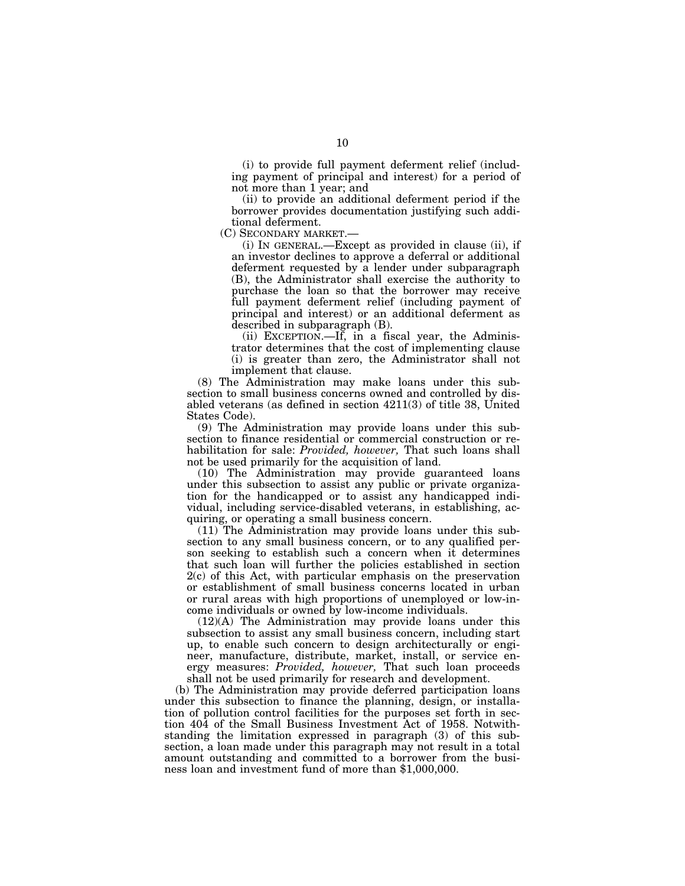(i) to provide full payment deferment relief (including payment of principal and interest) for a period of not more than 1 year; and

(ii) to provide an additional deferment period if the borrower provides documentation justifying such additional deferment.

(C) SECONDARY MARKET.—

(i) IN GENERAL.—Except as provided in clause (ii), if an investor declines to approve a deferral or additional deferment requested by a lender under subparagraph (B), the Administrator shall exercise the authority to purchase the loan so that the borrower may receive full payment deferment relief (including payment of principal and interest) or an additional deferment as described in subparagraph (B).

(ii) EXCEPTION.—If, in a fiscal year, the Administrator determines that the cost of implementing clause (i) is greater than zero, the Administrator shall not implement that clause.

(8) The Administration may make loans under this subsection to small business concerns owned and controlled by disabled veterans (as defined in section 4211(3) of title 38, United States Code).

(9) The Administration may provide loans under this subsection to finance residential or commercial construction or rehabilitation for sale: *Provided, however,* That such loans shall not be used primarily for the acquisition of land.

(10) The Administration may provide guaranteed loans under this subsection to assist any public or private organization for the handicapped or to assist any handicapped individual, including service-disabled veterans, in establishing, acquiring, or operating a small business concern.

(11) The Administration may provide loans under this subsection to any small business concern, or to any qualified person seeking to establish such a concern when it determines that such loan will further the policies established in section 2(c) of this Act, with particular emphasis on the preservation or establishment of small business concerns located in urban or rural areas with high proportions of unemployed or low-income individuals or owned by low-income individuals.

(12)(A) The Administration may provide loans under this subsection to assist any small business concern, including start up, to enable such concern to design architecturally or engineer, manufacture, distribute, market, install, or service energy measures: *Provided, however,* That such loan proceeds shall not be used primarily for research and development.

(b) The Administration may provide deferred participation loans under this subsection to finance the planning, design, or installation of pollution control facilities for the purposes set forth in section 404 of the Small Business Investment Act of 1958. Notwithstanding the limitation expressed in paragraph (3) of this subsection, a loan made under this paragraph may not result in a total amount outstanding and committed to a borrower from the business loan and investment fund of more than $1,000,000.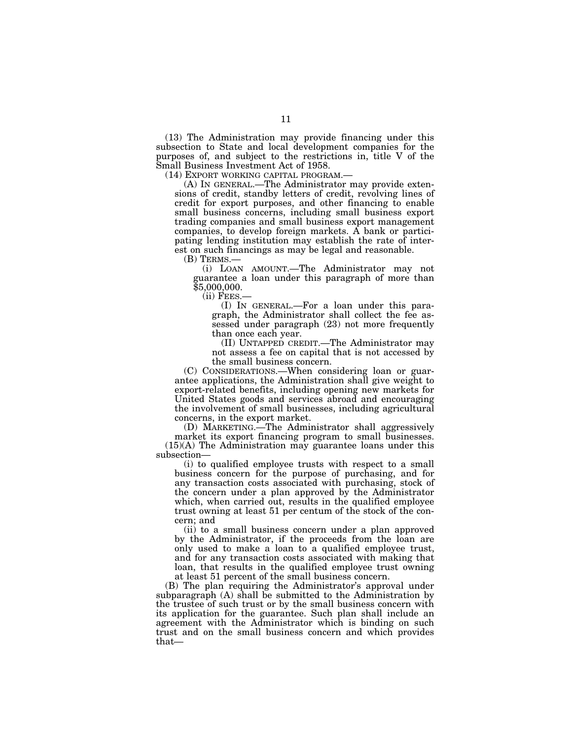(13) The Administration may provide financing under this subsection to State and local development companies for the purposes of, and subject to the restrictions in, title V of the Small Business Investment Act of 1958.

(14) EXPORT WORKING CAPITAL PROGRAM.—

(A) IN GENERAL.—The Administrator may provide extensions of credit, standby letters of credit, revolving lines of credit for export purposes, and other financing to enable small business concerns, including small business export trading companies and small business export management companies, to develop foreign markets. A bank or participating lending institution may establish the rate of interest on such financings as may be legal and reasonable.

(B) TERMS.—

(i) LOAN AMOUNT.—The Administrator may not guarantee a loan under this paragraph of more than $5,000,000.

(ii) FEES.—

(I) IN GENERAL.—For a loan under this paragraph, the Administrator shall collect the fee assessed under paragraph (23) not more frequently than once each year.

(II) UNTAPPED CREDIT.—The Administrator may not assess a fee on capital that is not accessed by the small business concern.

(C) CONSIDERATIONS.—When considering loan or guarantee applications, the Administration shall give weight to export-related benefits, including opening new markets for United States goods and services abroad and encouraging the involvement of small businesses, including agricultural concerns, in the export market.

(D) MARKETING.—The Administrator shall aggressively market its export financing program to small businesses.

(15)(A) The Administration may guarantee loans under this subsection—

(i) to qualified employee trusts with respect to a small business concern for the purpose of purchasing, and for any transaction costs associated with purchasing, stock of the concern under a plan approved by the Administrator which, when carried out, results in the qualified employee trust owning at least 51 per centum of the stock of the concern; and

(ii) to a small business concern under a plan approved by the Administrator, if the proceeds from the loan are only used to make a loan to a qualified employee trust, and for any transaction costs associated with making that loan, that results in the qualified employee trust owning at least 51 percent of the small business concern.

(B) The plan requiring the Administrator's approval under subparagraph (A) shall be submitted to the Administration by the trustee of such trust or by the small business concern with its application for the guarantee. Such plan shall include an agreement with the Administrator which is binding on such trust and on the small business concern and which provides that—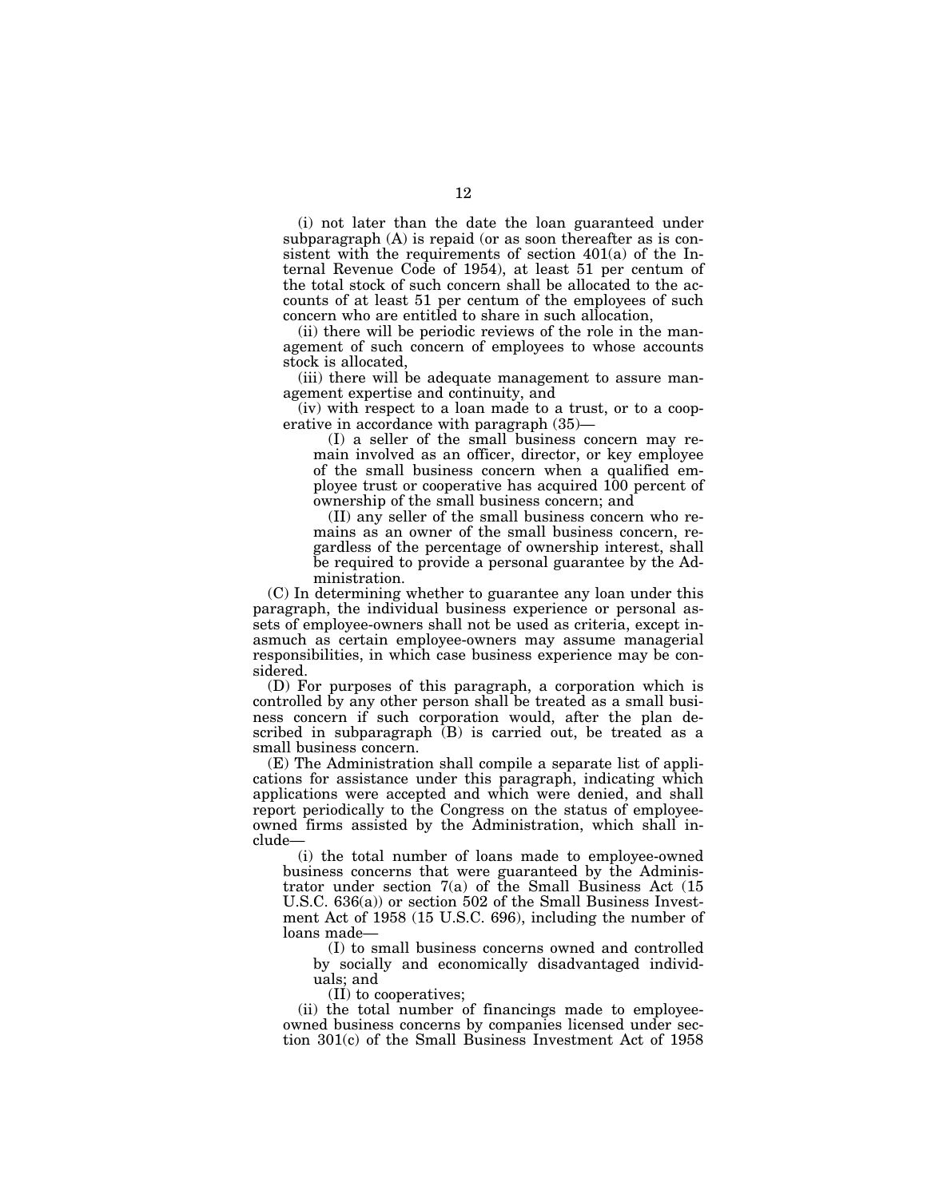(i) not later than the date the loan guaranteed under subparagraph (A) is repaid (or as soon thereafter as is consistent with the requirements of section 401(a) of the Internal Revenue Code of 1954), at least 51 per centum of the total stock of such concern shall be allocated to the accounts of at least 51 per centum of the employees of such concern who are entitled to share in such allocation,

(ii) there will be periodic reviews of the role in the management of such concern of employees to whose accounts stock is allocated,

(iii) there will be adequate management to assure management expertise and continuity, and

(iv) with respect to a loan made to a trust, or to a cooperative in accordance with paragraph (35)—

(I) a seller of the small business concern may remain involved as an officer, director, or key employee of the small business concern when a qualified employee trust or cooperative has acquired 100 percent of ownership of the small business concern; and

(II) any seller of the small business concern who remains as an owner of the small business concern, regardless of the percentage of ownership interest, shall be required to provide a personal guarantee by the Administration.

(C) In determining whether to guarantee any loan under this paragraph, the individual business experience or personal assets of employee-owners shall not be used as criteria, except inasmuch as certain employee-owners may assume managerial responsibilities, in which case business experience may be considered.

(D) For purposes of this paragraph, a corporation which is controlled by any other person shall be treated as a small business concern if such corporation would, after the plan described in subparagraph (B) is carried out, be treated as a small business concern.

(E) The Administration shall compile a separate list of applications for assistance under this paragraph, indicating which applications were accepted and which were denied, and shall report periodically to the Congress on the status of employee-owned firms assisted by the Administration, which shall include—

(i) the total number of loans made to employee-owned business concerns that were guaranteed by the Administrator under section 7(a) of the Small Business Act (15 U.S.C. 636(a)) or section 502 of the Small Business Investment Act of 1958 (15 U.S.C. 696), including the number of loans made—

(I) to small business concerns owned and controlled by socially and economically disadvantaged individuals; and

(II) to cooperatives;

(ii) the total number of financings made to employee-owned business concerns by companies licensed under section 301(c) of the Small Business Investment Act of 1958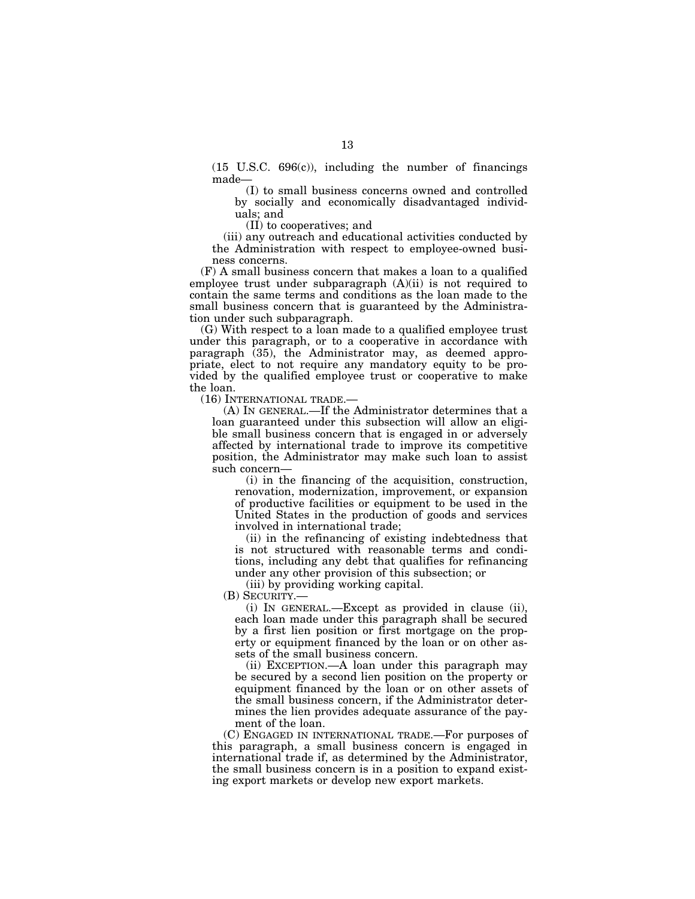(15 U.S.C. 696(c)), including the number of financings made—

(I) to small business concerns owned and controlled by socially and economically disadvantaged individuals; and

(II) to cooperatives; and

(iii) any outreach and educational activities conducted by the Administration with respect to employee-owned business concerns.

(F) A small business concern that makes a loan to a qualified employee trust under subparagraph (A)(ii) is not required to contain the same terms and conditions as the loan made to the small business concern that is guaranteed by the Administration under such subparagraph.

(G) With respect to a loan made to a qualified employee trust under this paragraph, or to a cooperative in accordance with paragraph (35), the Administrator may, as deemed appropriate, elect to not require any mandatory equity to be provided by the qualified employee trust or cooperative to make the loan.

(16) INTERNATIONAL TRADE.—

(A) IN GENERAL.—If the Administrator determines that a loan guaranteed under this subsection will allow an eligible small business concern that is engaged in or adversely affected by international trade to improve its competitive position, the Administrator may make such loan to assist such concern—

(i) in the financing of the acquisition, construction, renovation, modernization, improvement, or expansion of productive facilities or equipment to be used in the United States in the production of goods and services involved in international trade;

(ii) in the refinancing of existing indebtedness that is not structured with reasonable terms and conditions, including any debt that qualifies for refinancing under any other provision of this subsection; or

(iii) by providing working capital.

(B) SECURITY.—

(i) IN GENERAL.—Except as provided in clause (ii), each loan made under this paragraph shall be secured by a first lien position or first mortgage on the property or equipment financed by the loan or on other assets of the small business concern.

(ii) EXCEPTION.—A loan under this paragraph may be secured by a second lien position on the property or equipment financed by the loan or on other assets of the small business concern, if the Administrator determines the lien provides adequate assurance of the payment of the loan.

(C) ENGAGED IN INTERNATIONAL TRADE.—For purposes of this paragraph, a small business concern is engaged in international trade if, as determined by the Administrator, the small business concern is in a position to expand existing export markets or develop new export markets.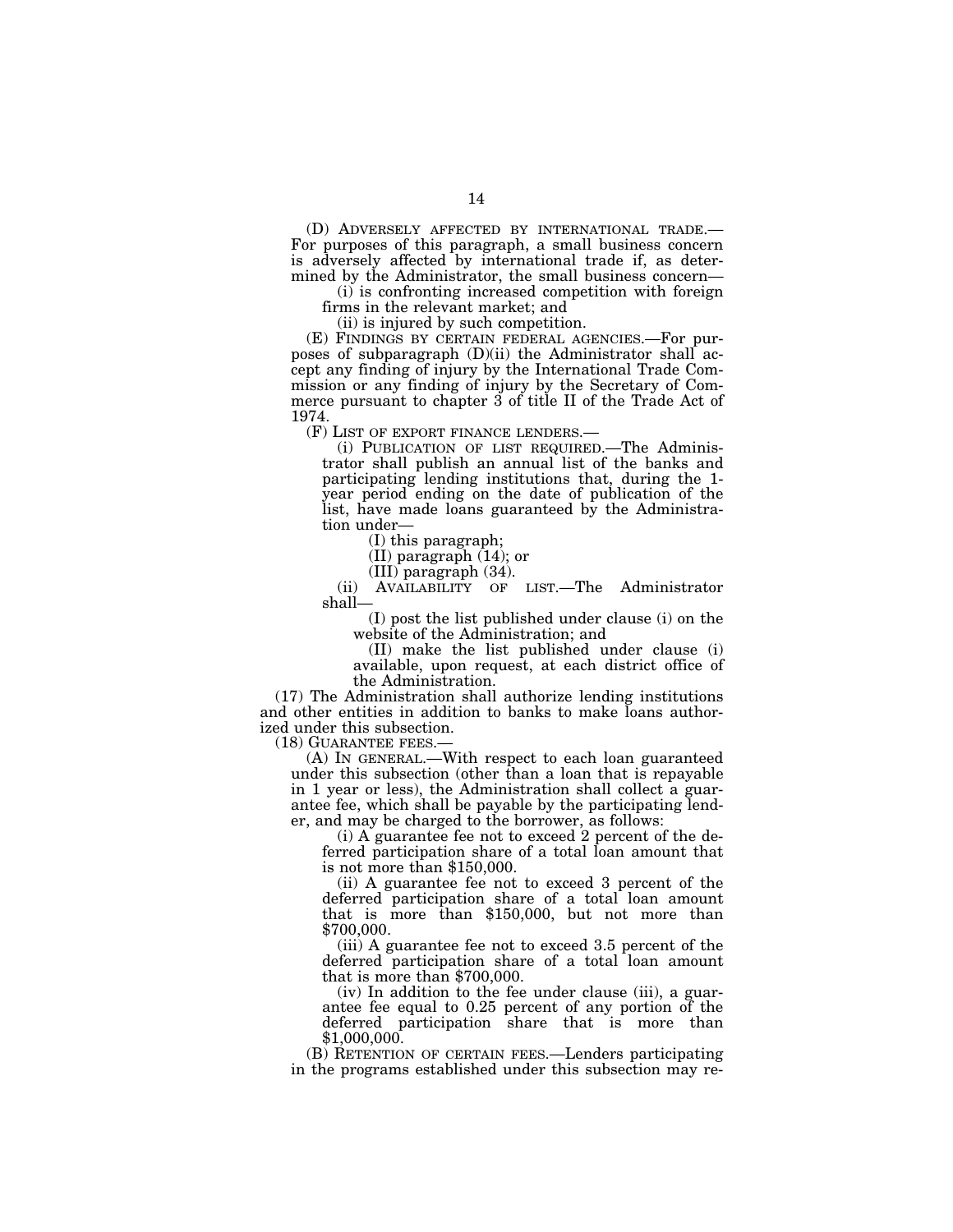(D) ADVERSELY AFFECTED BY INTERNATIONAL TRADE.—For purposes of this paragraph, a small business concern is adversely affected by international trade if, as determined by the Administrator, the small business concern—

(i) is confronting increased competition with foreign firms in the relevant market; and

(ii) is injured by such competition.

(E) FINDINGS BY CERTAIN FEDERAL AGENCIES.—For purposes of subparagraph (D)(ii) the Administrator shall accept any finding of injury by the International Trade Commission or any finding of injury by the Secretary of Commerce pursuant to chapter 3 of title II of the Trade Act of 1974.

(F) LIST OF EXPORT FINANCE LENDERS.—

(i) PUBLICATION OF LIST REQUIRED.—The Administrator shall publish an annual list of the banks and participating lending institutions that, during the 1-year period ending on the date of publication of the list, have made loans guaranteed by the Administration under—

(I) this paragraph;

(II) paragraph (14); or

(III) paragraph (34).

(ii) AVAILABILITY OF LIST.—The Administrator shall—

(I) post the list published under clause (i) on the website of the Administration; and

(II) make the list published under clause (i) available, upon request, at each district office of the Administration.

(17) The Administration shall authorize lending institutions and other entities in addition to banks to make loans authorized under this subsection.

(18) GUARANTEE FEES.—

(A) IN GENERAL.—With respect to each loan guaranteed under this subsection (other than a loan that is repayable in 1 year or less), the Administration shall collect a guarantee fee, which shall be payable by the participating lender, and may be charged to the borrower, as follows:

(i) A guarantee fee not to exceed 2 percent of the deferred participation share of a total loan amount that is not more than $150,000.

(ii) A guarantee fee not to exceed 3 percent of the deferred participation share of a total loan amount that is more than $150,000, but not more than $700,000.

(iii) A guarantee fee not to exceed 3.5 percent of the deferred participation share of a total loan amount that is more than $700,000.

(iv) In addition to the fee under clause (iii), a guarantee fee equal to 0.25 percent of any portion of the deferred participation share that is more than $1,000,000.

(B) RETENTION OF CERTAIN FEES.—Lenders participating in the programs established under this subsection may re-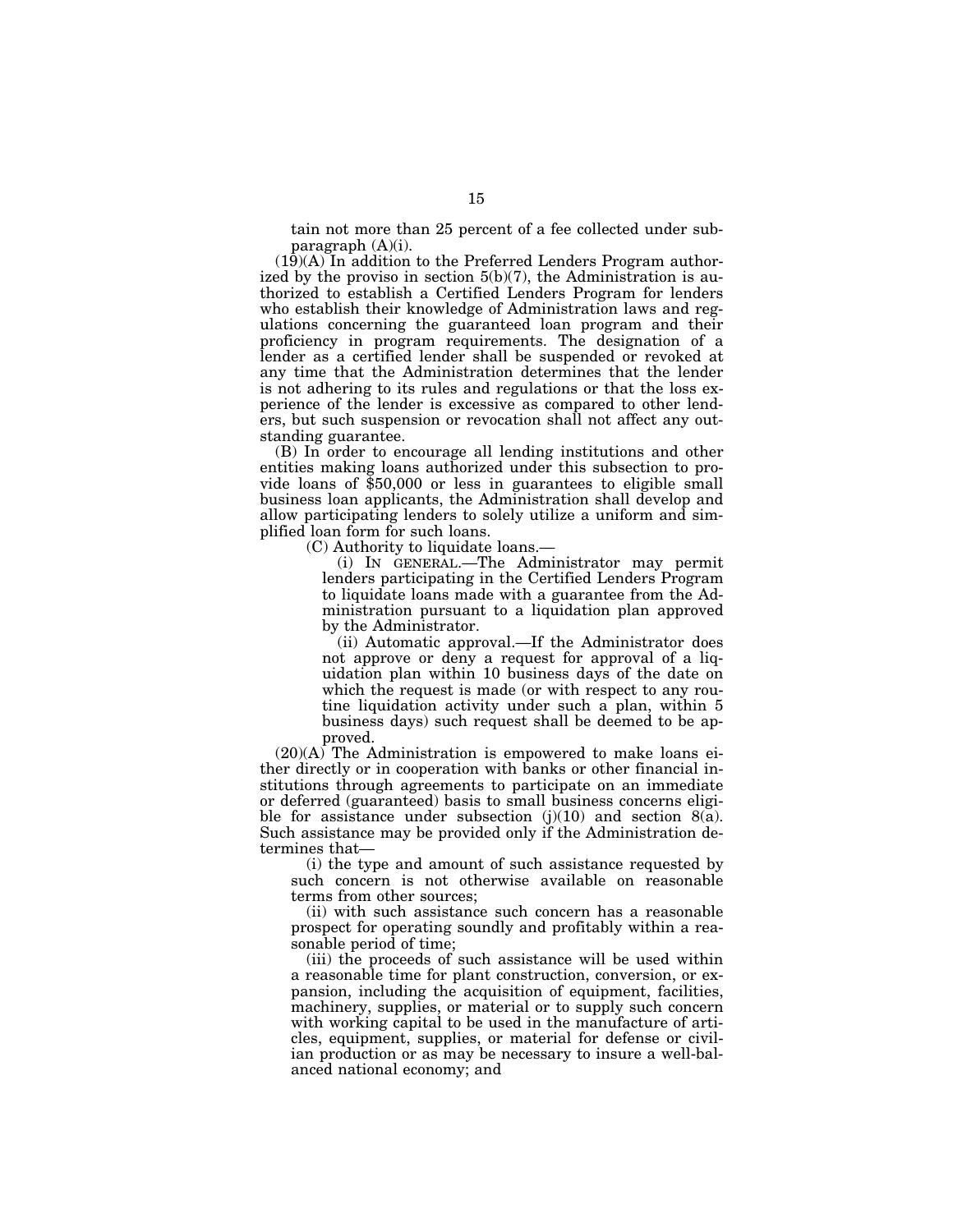tain not more than 25 percent of a fee collected under subparagraph (A)(i).

(19)(A) In addition to the Preferred Lenders Program authorized by the proviso in section 5(b)(7), the Administration is authorized to establish a Certified Lenders Program for lenders who establish their knowledge of Administration laws and regulations concerning the guaranteed loan program and their proficiency in program requirements. The designation of a lender as a certified lender shall be suspended or revoked at any time that the Administration determines that the lender is not adhering to its rules and regulations or that the loss experience of the lender is excessive as compared to other lenders, but such suspension or revocation shall not affect any outstanding guarantee.

(B) In order to encourage all lending institutions and other entities making loans authorized under this subsection to provide loans of $50,000 or less in guarantees to eligible small business loan applicants, the Administration shall develop and allow participating lenders to solely utilize a uniform and simplified loan form for such loans.

(C) Authority to liquidate loans.—

(i) IN GENERAL.—The Administrator may permit lenders participating in the Certified Lenders Program to liquidate loans made with a guarantee from the Administration pursuant to a liquidation plan approved by the Administrator.

(ii) Automatic approval.—If the Administrator does not approve or deny a request for approval of a liquidation plan within 10 business days of the date on which the request is made (or with respect to any routine liquidation activity under such a plan, within 5 business days) such request shall be deemed to be approved.

(20)(A) The Administration is empowered to make loans either directly or in cooperation with banks or other financial institutions through agreements to participate on an immediate or deferred (guaranteed) basis to small business concerns eligible for assistance under subsection (j)(10) and section 8(a). Such assistance may be provided only if the Administration determines that—

(i) the type and amount of such assistance requested by such concern is not otherwise available on reasonable terms from other sources;

(ii) with such assistance such concern has a reasonable prospect for operating soundly and profitably within a reasonable period of time;

(iii) the proceeds of such assistance will be used within a reasonable time for plant construction, conversion, or expansion, including the acquisition of equipment, facilities, machinery, supplies, or material or to supply such concern with working capital to be used in the manufacture of articles, equipment, supplies, or material for defense or civilian production or as may be necessary to insure a well-balanced national economy; and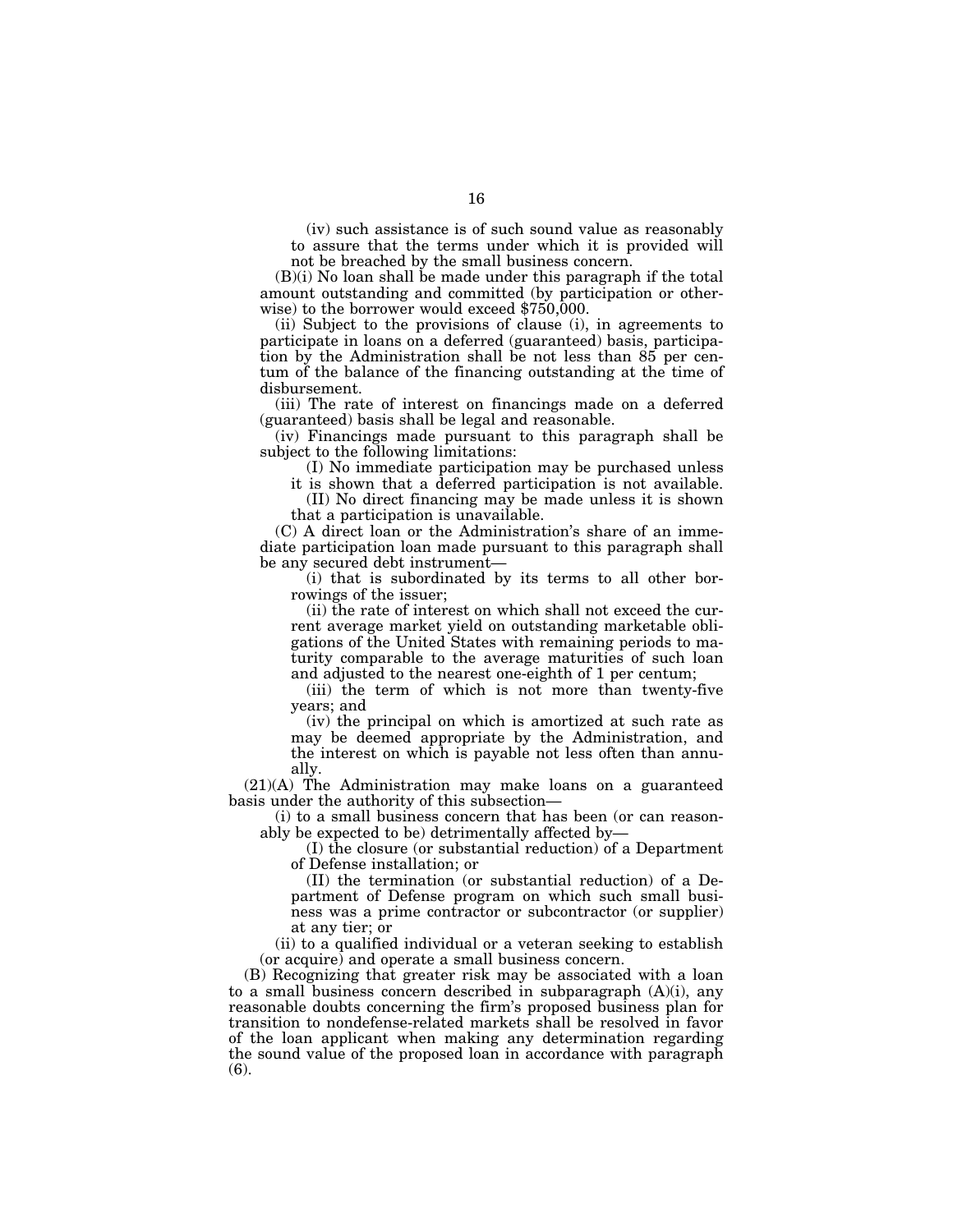(iv) such assistance is of such sound value as reasonably to assure that the terms under which it is provided will not be breached by the small business concern.

(B)(i) No loan shall be made under this paragraph if the total amount outstanding and committed (by participation or otherwise) to the borrower would exceed $750,000.

(ii) Subject to the provisions of clause (i), in agreements to participate in loans on a deferred (guaranteed) basis, participation by the Administration shall be not less than 85 per centum of the balance of the financing outstanding at the time of disbursement.

(iii) The rate of interest on financings made on a deferred (guaranteed) basis shall be legal and reasonable.

(iv) Financings made pursuant to this paragraph shall be subject to the following limitations:

(I) No immediate participation may be purchased unless it is shown that a deferred participation is not available.

(II) No direct financing may be made unless it is shown that a participation is unavailable.

(C) A direct loan or the Administration's share of an immediate participation loan made pursuant to this paragraph shall be any secured debt instrument—

(i) that is subordinated by its terms to all other borrowings of the issuer;

(ii) the rate of interest on which shall not exceed the current average market yield on outstanding marketable obligations of the United States with remaining periods to maturity comparable to the average maturities of such loan and adjusted to the nearest one-eighth of 1 per centum;

(iii) the term of which is not more than twenty-five years; and

(iv) the principal on which is amortized at such rate as may be deemed appropriate by the Administration, and the interest on which is payable not less often than annually.

(21)(A) The Administration may make loans on a guaranteed basis under the authority of this subsection—

(i) to a small business concern that has been (or can reasonably be expected to be) detrimentally affected by—

(I) the closure (or substantial reduction) of a Department of Defense installation; or

(II) the termination (or substantial reduction) of a Department of Defense program on which such small business was a prime contractor or subcontractor (or supplier) at any tier; or

(ii) to a qualified individual or a veteran seeking to establish (or acquire) and operate a small business concern.

(B) Recognizing that greater risk may be associated with a loan to a small business concern described in subparagraph (A)(i), any reasonable doubts concerning the firm's proposed business plan for transition to nondefense-related markets shall be resolved in favor of the loan applicant when making any determination regarding the sound value of the proposed loan in accordance with paragraph (6).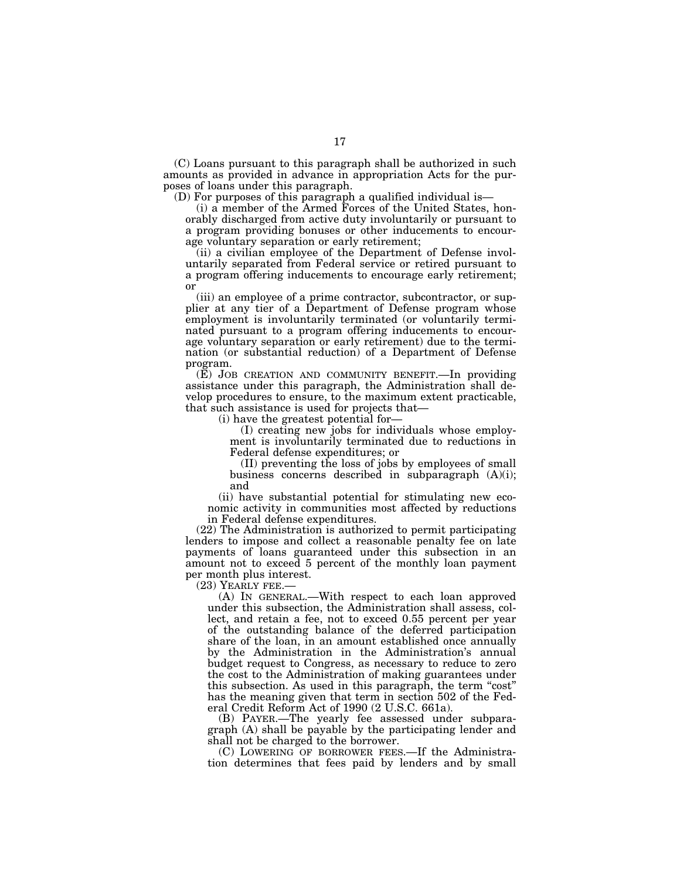(C) Loans pursuant to this paragraph shall be authorized in such amounts as provided in advance in appropriation Acts for the purposes of loans under this paragraph.

(D) For purposes of this paragraph a qualified individual is—

(i) a member of the Armed Forces of the United States, honorably discharged from active duty involuntarily or pursuant to a program providing bonuses or other inducements to encourage voluntary separation or early retirement;

(ii) a civilian employee of the Department of Defense involuntarily separated from Federal service or retired pursuant to a program offering inducements to encourage early retirement; or

(iii) an employee of a prime contractor, subcontractor, or supplier at any tier of a Department of Defense program whose employment is involuntarily terminated (or voluntarily terminated pursuant to a program offering inducements to encourage voluntary separation or early retirement) due to the termination (or substantial reduction) of a Department of Defense program.

(E) JOB CREATION AND COMMUNITY BENEFIT.—In providing assistance under this paragraph, the Administration shall develop procedures to ensure, to the maximum extent practicable, that such assistance is used for projects that—

(i) have the greatest potential for—

(I) creating new jobs for individuals whose employment is involuntarily terminated due to reductions in Federal defense expenditures; or

(II) preventing the loss of jobs by employees of small business concerns described in subparagraph (A)(i); and

(ii) have substantial potential for stimulating new economic activity in communities most affected by reductions in Federal defense expenditures.

(22) The Administration is authorized to permit participating lenders to impose and collect a reasonable penalty fee on late payments of loans guaranteed under this subsection in an amount not to exceed 5 percent of the monthly loan payment per month plus interest.

(23) YEARLY FEE.—

(A) IN GENERAL.—With respect to each loan approved under this subsection, the Administration shall assess, collect, and retain a fee, not to exceed 0.55 percent per year of the outstanding balance of the deferred participation share of the loan, in an amount established once annually by the Administration in the Administration's annual budget request to Congress, as necessary to reduce to zero the cost to the Administration of making guarantees under this subsection. As used in this paragraph, the term "cost" has the meaning given that term in section 502 of the Federal Credit Reform Act of 1990 (2 U.S.C. 661a).

(B) PAYER.—The yearly fee assessed under subparagraph (A) shall be payable by the participating lender and shall not be charged to the borrower.

(C) LOWERING OF BORROWER FEES.—If the Administration determines that fees paid by lenders and by small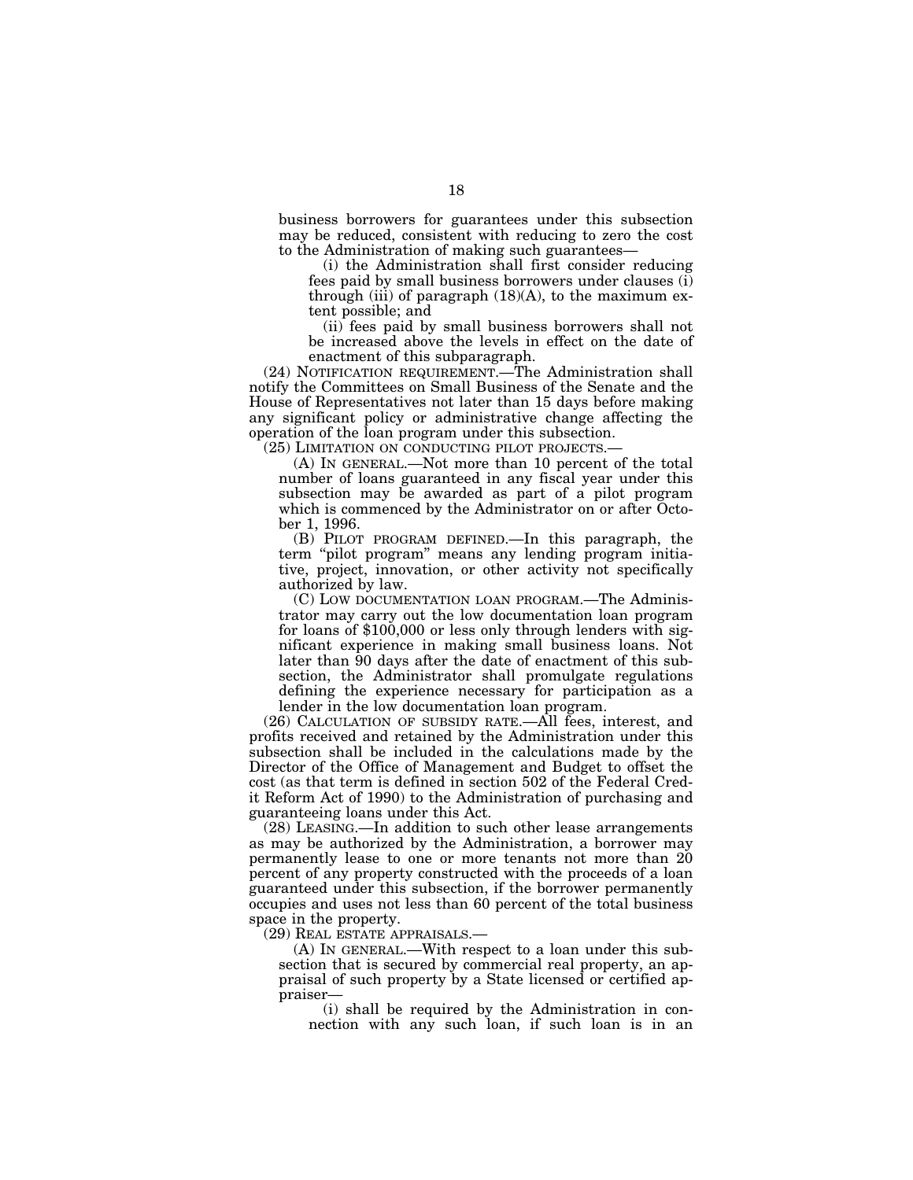business borrowers for guarantees under this subsection may be reduced, consistent with reducing to zero the cost to the Administration of making such guarantees—

(i) the Administration shall first consider reducing fees paid by small business borrowers under clauses (i) through (iii) of paragraph (18)(A), to the maximum extent possible; and

(ii) fees paid by small business borrowers shall not be increased above the levels in effect on the date of enactment of this subparagraph.

(24) NOTIFICATION REQUIREMENT.—The Administration shall notify the Committees on Small Business of the Senate and the House of Representatives not later than 15 days before making any significant policy or administrative change affecting the operation of the loan program under this subsection.

(25) LIMITATION ON CONDUCTING PILOT PROJECTS.—

(A) IN GENERAL.—Not more than 10 percent of the total number of loans guaranteed in any fiscal year under this subsection may be awarded as part of a pilot program which is commenced by the Administrator on or after October 1, 1996.

(B) PILOT PROGRAM DEFINED.—In this paragraph, the term "pilot program" means any lending program initiative, project, innovation, or other activity not specifically authorized by law.

(C) LOW DOCUMENTATION LOAN PROGRAM.—The Administrator may carry out the low documentation loan program for loans of $100,000 or less only through lenders with significant experience in making small business loans. Not later than 90 days after the date of enactment of this subsection, the Administrator shall promulgate regulations defining the experience necessary for participation as a lender in the low documentation loan program.

(26) CALCULATION OF SUBSIDY RATE.—All fees, interest, and profits received and retained by the Administration under this subsection shall be included in the calculations made by the Director of the Office of Management and Budget to offset the cost (as that term is defined in section 502 of the Federal Credit Reform Act of 1990) to the Administration of purchasing and guaranteeing loans under this Act.

(28) LEASING.—In addition to such other lease arrangements as may be authorized by the Administration, a borrower may permanently lease to one or more tenants not more than 20 percent of any property constructed with the proceeds of a loan guaranteed under this subsection, if the borrower permanently occupies and uses not less than 60 percent of the total business space in the property.

(29) REAL ESTATE APPRAISALS.—

(A) IN GENERAL.—With respect to a loan under this subsection that is secured by commercial real property, an appraisal of such property by a State licensed or certified appraiser—

(i) shall be required by the Administration in connection with any such loan, if such loan is in an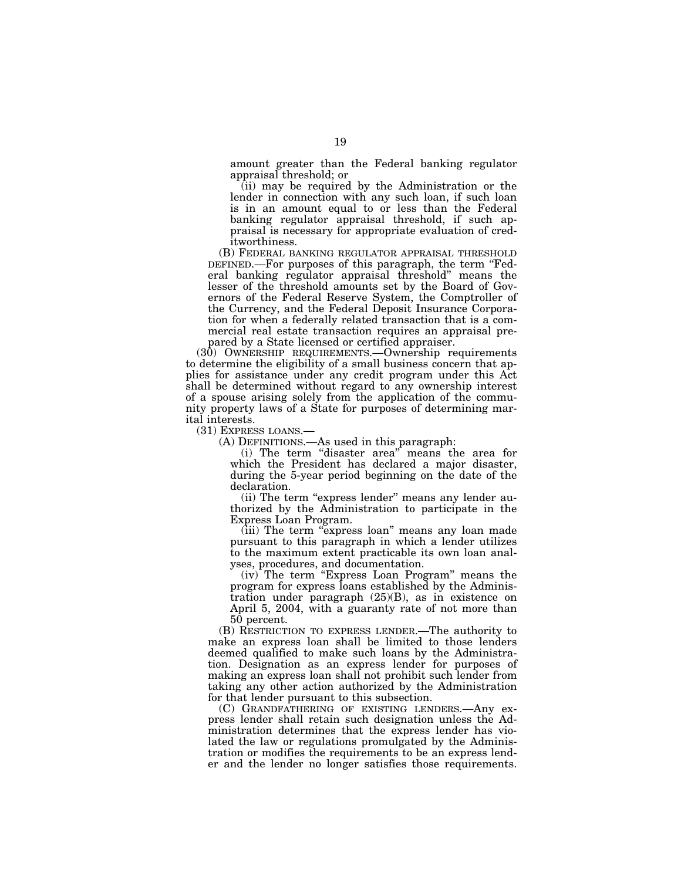amount greater than the Federal banking regulator appraisal threshold; or

(ii) may be required by the Administration or the lender in connection with any such loan, if such loan is in an amount equal to or less than the Federal banking regulator appraisal threshold, if such appraisal is necessary for appropriate evaluation of creditworthiness.

(B) FEDERAL BANKING REGULATOR APPRAISAL THRESHOLD DEFINED.—For purposes of this paragraph, the term "Federal banking regulator appraisal threshold" means the lesser of the threshold amounts set by the Board of Governors of the Federal Reserve System, the Comptroller of the Currency, and the Federal Deposit Insurance Corporation for when a federally related transaction that is a commercial real estate transaction requires an appraisal prepared by a State licensed or certified appraiser.

(30) OWNERSHIP REQUIREMENTS.—Ownership requirements to determine the eligibility of a small business concern that applies for assistance under any credit program under this Act shall be determined without regard to any ownership interest of a spouse arising solely from the application of the community property laws of a State for purposes of determining marital interests.

(31) EXPRESS LOANS.—

(A) DEFINITIONS.—As used in this paragraph:

(i) The term "disaster area" means the area for which the President has declared a major disaster, during the 5-year period beginning on the date of the declaration.

(ii) The term "express lender" means any lender authorized by the Administration to participate in the Express Loan Program.

(iii) The term "express loan" means any loan made pursuant to this paragraph in which a lender utilizes to the maximum extent practicable its own loan analyses, procedures, and documentation.

(iv) The term "Express Loan Program" means the program for express loans established by the Administration under paragraph (25)(B), as in existence on April 5, 2004, with a guaranty rate of not more than 50 percent.

(B) RESTRICTION TO EXPRESS LENDER.—The authority to make an express loan shall be limited to those lenders deemed qualified to make such loans by the Administration. Designation as an express lender for purposes of making an express loan shall not prohibit such lender from taking any other action authorized by the Administration for that lender pursuant to this subsection.

(C) GRANDFATHERING OF EXISTING LENDERS.—Any express lender shall retain such designation unless the Administration determines that the express lender has violated the law or regulations promulgated by the Administration or modifies the requirements to be an express lender and the lender no longer satisfies those requirements.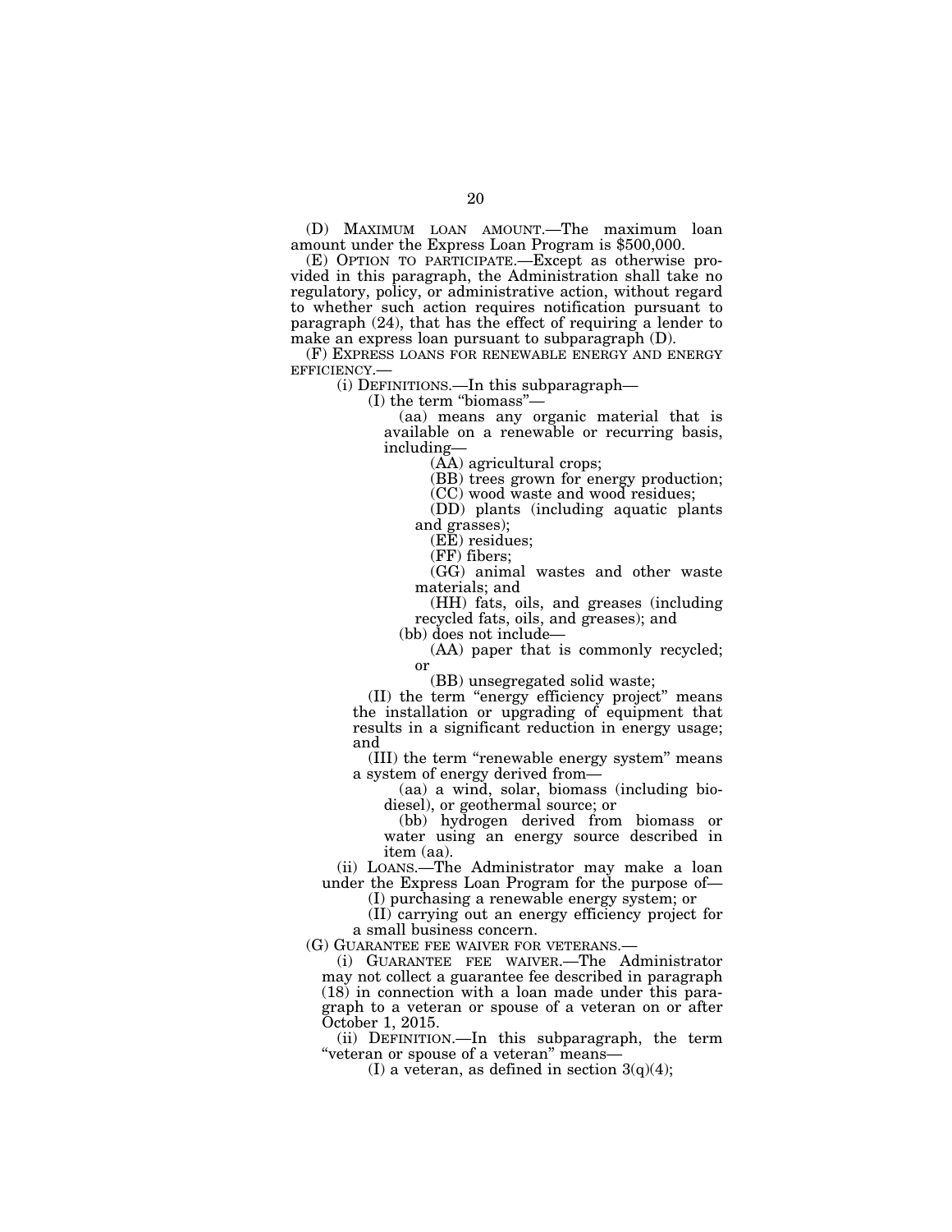(D) MAXIMUM LOAN AMOUNT.—The maximum loan amount under the Express Loan Program is $500,000.

(E) OPTION TO PARTICIPATE.—Except as otherwise provided in this paragraph, the Administration shall take no regulatory, policy, or administrative action, without regard to whether such action requires notification pursuant to paragraph (24), that has the effect of requiring a lender to make an express loan pursuant to subparagraph (D).

(F) EXPRESS LOANS FOR RENEWABLE ENERGY AND ENERGY EFFICIENCY.—

(i) DEFINITIONS.—In this subparagraph—

(I) the term "biomass"—

(aa) means any organic material that is available on a renewable or recurring basis, including—

(AA) agricultural crops;

(BB) trees grown for energy production;

(CC) wood waste and wood residues;

(DD) plants (including aquatic plants and grasses);

(EE) residues;

(FF) fibers;

(GG) animal wastes and other waste materials; and

(HH) fats, oils, and greases (including recycled fats, oils, and greases); and

(bb) does not include—

(AA) paper that is commonly recycled; or

(BB) unsegregated solid waste;

(II) the term "energy efficiency project" means the installation or upgrading of equipment that results in a significant reduction in energy usage; and

(III) the term "renewable energy system" means a system of energy derived from—

(aa) a wind, solar, biomass (including biodiesel), or geothermal source; or

(bb) hydrogen derived from biomass or water using an energy source described in item (aa).

(ii) LOANS.—The Administrator may make a loan under the Express Loan Program for the purpose of—

(I) purchasing a renewable energy system; or

(II) carrying out an energy efficiency project for a small business concern.

(G) GUARANTEE FEE WAIVER FOR VETERANS.—

(i) GUARANTEE FEE WAIVER.—The Administrator may not collect a guarantee fee described in paragraph (18) in connection with a loan made under this paragraph to a veteran or spouse of a veteran on or after October 1, 2015.

(ii) DEFINITION.—In this subparagraph, the term "veteran or spouse of a veteran" means—

(I) a veteran, as defined in section 3(q)(4);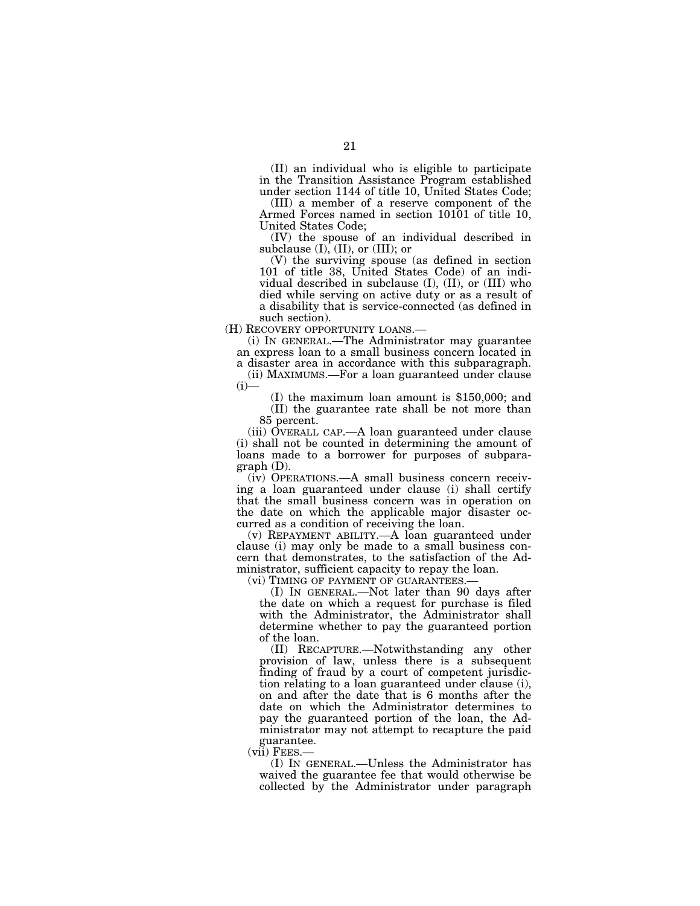(II) an individual who is eligible to participate in the Transition Assistance Program established under section 1144 of title 10, United States Code;

(III) a member of a reserve component of the Armed Forces named in section 10101 of title 10, United States Code;

(IV) the spouse of an individual described in subclause (I), (II), or (III); or

(V) the surviving spouse (as defined in section 101 of title 38, United States Code) of an individual described in subclause (I), (II), or (III) who died while serving on active duty or as a result of a disability that is service-connected (as defined in such section).

(H) RECOVERY OPPORTUNITY LOANS.—

(i) IN GENERAL.—The Administrator may guarantee an express loan to a small business concern located in a disaster area in accordance with this subparagraph.

(ii) MAXIMUMS.—For a loan guaranteed under clause (i)—

(I) the maximum loan amount is $150,000; and

(II) the guarantee rate shall be not more than 85 percent.

(iii) OVERALL CAP.—A loan guaranteed under clause (i) shall not be counted in determining the amount of loans made to a borrower for purposes of subparagraph (D).

(iv) OPERATIONS.—A small business concern receiving a loan guaranteed under clause (i) shall certify that the small business concern was in operation on the date on which the applicable major disaster occurred as a condition of receiving the loan.

(v) REPAYMENT ABILITY.—A loan guaranteed under clause (i) may only be made to a small business concern that demonstrates, to the satisfaction of the Administrator, sufficient capacity to repay the loan.

(vi) TIMING OF PAYMENT OF GUARANTEES.—

(I) IN GENERAL.—Not later than 90 days after the date on which a request for purchase is filed with the Administrator, the Administrator shall determine whether to pay the guaranteed portion of the loan.

(II) RECAPTURE.—Notwithstanding any other provision of law, unless there is a subsequent finding of fraud by a court of competent jurisdiction relating to a loan guaranteed under clause (i), on and after the date that is 6 months after the date on which the Administrator determines to pay the guaranteed portion of the loan, the Administrator may not attempt to recapture the paid guarantee.

(vii) FEES.—

(I) IN GENERAL.—Unless the Administrator has waived the guarantee fee that would otherwise be collected by the Administrator under paragraph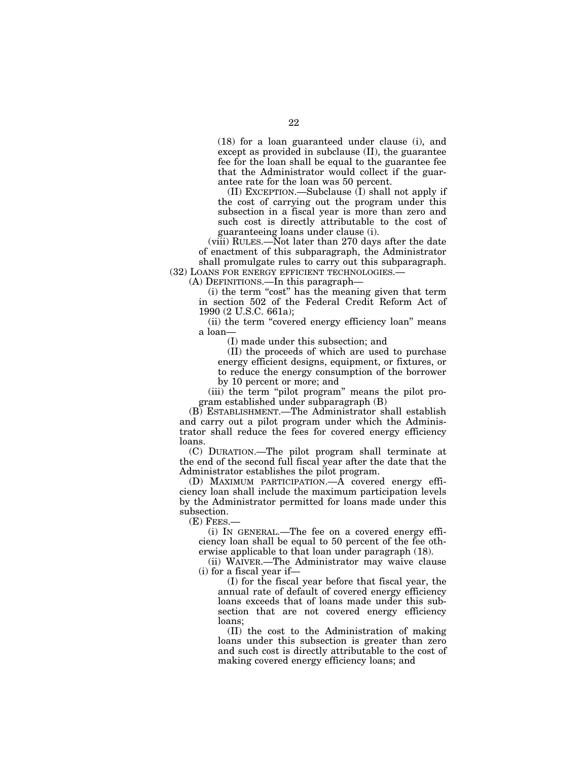(18) for a loan guaranteed under clause (i), and except as provided in subclause (II), the guarantee fee for the loan shall be equal to the guarantee fee that the Administrator would collect if the guarantee rate for the loan was 50 percent.

(II) EXCEPTION.—Subclause (I) shall not apply if the cost of carrying out the program under this subsection in a fiscal year is more than zero and such cost is directly attributable to the cost of guaranteeing loans under clause (i).

(viii) RULES.—Not later than 270 days after the date of enactment of this subparagraph, the Administrator shall promulgate rules to carry out this subparagraph.

(32) LOANS FOR ENERGY EFFICIENT TECHNOLOGIES.—

(A) DEFINITIONS.—In this paragraph—

(i) the term "cost" has the meaning given that term in section 502 of the Federal Credit Reform Act of 1990 (2 U.S.C. 661a);

(ii) the term "covered energy efficiency loan" means a loan—

(I) made under this subsection; and

(II) the proceeds of which are used to purchase energy efficient designs, equipment, or fixtures, or to reduce the energy consumption of the borrower by 10 percent or more; and

(iii) the term "pilot program" means the pilot program established under subparagraph (B)

(B) ESTABLISHMENT.—The Administrator shall establish and carry out a pilot program under which the Administrator shall reduce the fees for covered energy efficiency loans.

(C) DURATION.—The pilot program shall terminate at the end of the second full fiscal year after the date that the Administrator establishes the pilot program.

(D) MAXIMUM PARTICIPATION.—A covered energy efficiency loan shall include the maximum participation levels by the Administrator permitted for loans made under this subsection.

(E) FEES.—

(i) IN GENERAL.—The fee on a covered energy efficiency loan shall be equal to 50 percent of the fee otherwise applicable to that loan under paragraph (18).

(ii) WAIVER.—The Administrator may waive clause (i) for a fiscal year if—

(I) for the fiscal year before that fiscal year, the annual rate of default of covered energy efficiency loans exceeds that of loans made under this subsection that are not covered energy efficiency loans;

(II) the cost to the Administration of making loans under this subsection is greater than zero and such cost is directly attributable to the cost of making covered energy efficiency loans; and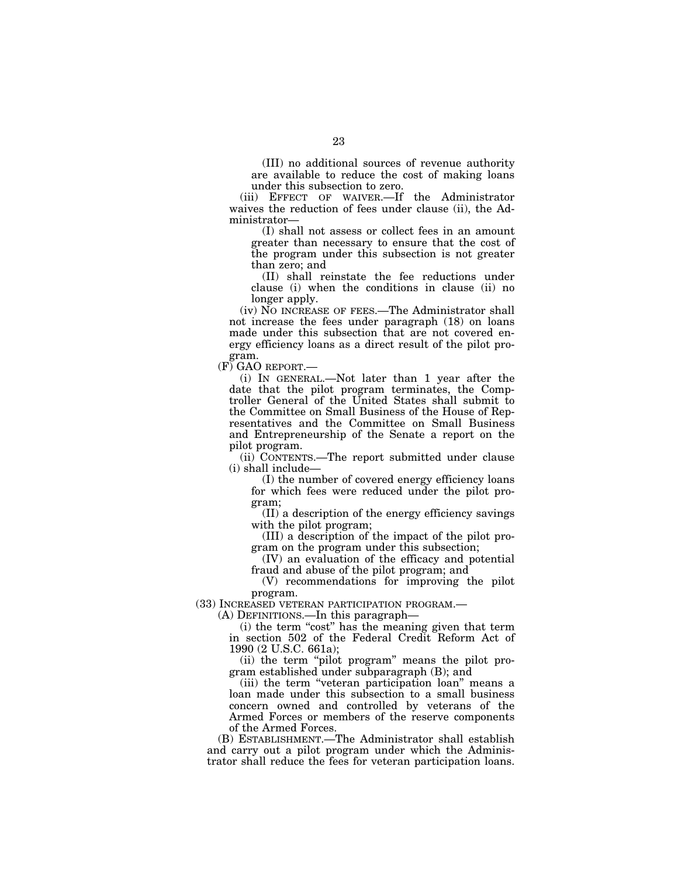(III) no additional sources of revenue authority are available to reduce the cost of making loans under this subsection to zero.

(iii) EFFECT OF WAIVER.—If the Administrator waives the reduction of fees under clause (ii), the Administrator—

(I) shall not assess or collect fees in an amount greater than necessary to ensure that the cost of the program under this subsection is not greater than zero; and

(II) shall reinstate the fee reductions under clause (i) when the conditions in clause (ii) no longer apply.

(iv) NO INCREASE OF FEES.—The Administrator shall not increase the fees under paragraph (18) on loans made under this subsection that are not covered energy efficiency loans as a direct result of the pilot program.

(F) GAO REPORT.—

(i) IN GENERAL.—Not later than 1 year after the date that the pilot program terminates, the Comptroller General of the United States shall submit to the Committee on Small Business of the House of Representatives and the Committee on Small Business and Entrepreneurship of the Senate a report on the pilot program.

(ii) CONTENTS.—The report submitted under clause (i) shall include—

(I) the number of covered energy efficiency loans for which fees were reduced under the pilot program;

(II) a description of the energy efficiency savings with the pilot program;

(III) a description of the impact of the pilot program on the program under this subsection;

(IV) an evaluation of the efficacy and potential fraud and abuse of the pilot program; and

(V) recommendations for improving the pilot program.

(33) INCREASED VETERAN PARTICIPATION PROGRAM.—

(A) DEFINITIONS.—In this paragraph—

(i) the term "cost" has the meaning given that term in section 502 of the Federal Credit Reform Act of 1990 (2 U.S.C. 661a);

(ii) the term "pilot program" means the pilot program established under subparagraph (B); and

(iii) the term "veteran participation loan" means a loan made under this subsection to a small business concern owned and controlled by veterans of the Armed Forces or members of the reserve components of the Armed Forces.

(B) ESTABLISHMENT.—The Administrator shall establish and carry out a pilot program under which the Administrator shall reduce the fees for veteran participation loans.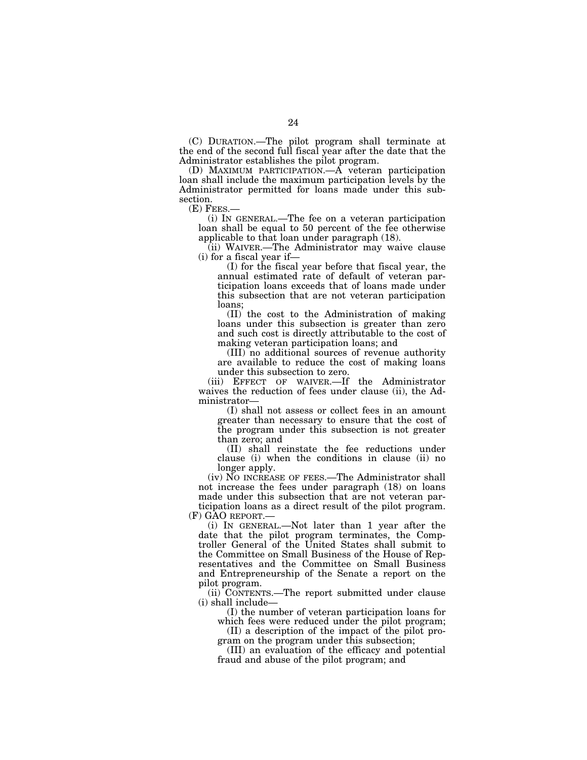(C) DURATION.—The pilot program shall terminate at the end of the second full fiscal year after the date that the Administrator establishes the pilot program.

(D) MAXIMUM PARTICIPATION.—A veteran participation loan shall include the maximum participation levels by the Administrator permitted for loans made under this subsection.

(E) FEES.—

(i) IN GENERAL.—The fee on a veteran participation loan shall be equal to 50 percent of the fee otherwise applicable to that loan under paragraph (18).

(ii) WAIVER.—The Administrator may waive clause (i) for a fiscal year if—

(I) for the fiscal year before that fiscal year, the annual estimated rate of default of veteran participation loans exceeds that of loans made under this subsection that are not veteran participation loans;

(II) the cost to the Administration of making loans under this subsection is greater than zero and such cost is directly attributable to the cost of making veteran participation loans; and

(III) no additional sources of revenue authority are available to reduce the cost of making loans under this subsection to zero.

(iii) EFFECT OF WAIVER.—If the Administrator waives the reduction of fees under clause (ii), the Administrator—

(I) shall not assess or collect fees in an amount greater than necessary to ensure that the cost of the program under this subsection is not greater than zero; and

(II) shall reinstate the fee reductions under clause (i) when the conditions in clause (ii) no longer apply.

(iv) NO INCREASE OF FEES.—The Administrator shall not increase the fees under paragraph (18) on loans made under this subsection that are not veteran participation loans as a direct result of the pilot program.

(F) GAO REPORT.—

(i) IN GENERAL.—Not later than 1 year after the date that the pilot program terminates, the Comptroller General of the United States shall submit to the Committee on Small Business of the House of Representatives and the Committee on Small Business and Entrepreneurship of the Senate a report on the pilot program.

(ii) CONTENTS.—The report submitted under clause (i) shall include—

(I) the number of veteran participation loans for which fees were reduced under the pilot program;

(II) a description of the impact of the pilot program on the program under this subsection;

(III) an evaluation of the efficacy and potential fraud and abuse of the pilot program; and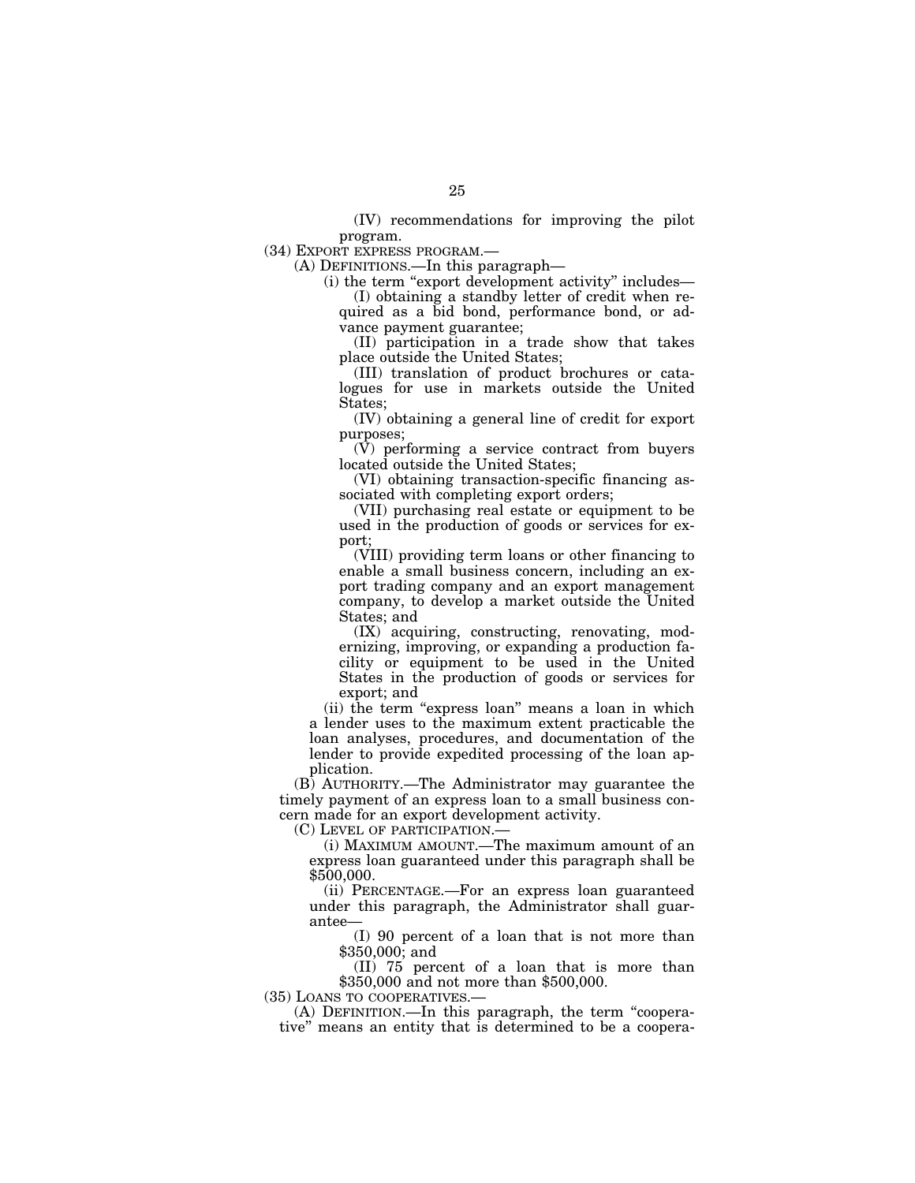(IV) recommendations for improving the pilot program.

(34) EXPORT EXPRESS PROGRAM.—

(A) DEFINITIONS.—In this paragraph—

(i) the term "export development activity" includes—

(I) obtaining a standby letter of credit when required as a bid bond, performance bond, or advance payment guarantee;

(II) participation in a trade show that takes place outside the United States;

(III) translation of product brochures or catalogues for use in markets outside the United States;

(IV) obtaining a general line of credit for export purposes;

(V) performing a service contract from buyers located outside the United States;

(VI) obtaining transaction-specific financing associated with completing export orders;

(VII) purchasing real estate or equipment to be used in the production of goods or services for export;

(VIII) providing term loans or other financing to enable a small business concern, including an export trading company and an export management company, to develop a market outside the United States; and

(IX) acquiring, constructing, renovating, modernizing, improving, or expanding a production facility or equipment to be used in the United States in the production of goods or services for export; and

(ii) the term "express loan" means a loan in which a lender uses to the maximum extent practicable the loan analyses, procedures, and documentation of the lender to provide expedited processing of the loan application.

(B) AUTHORITY.—The Administrator may guarantee the timely payment of an express loan to a small business concern made for an export development activity.

(C) LEVEL OF PARTICIPATION.—

(i) MAXIMUM AMOUNT.—The maximum amount of an express loan guaranteed under this paragraph shall be $500,000.

(ii) PERCENTAGE.—For an express loan guaranteed under this paragraph, the Administrator shall guarantee—

(I) 90 percent of a loan that is not more than $350,000; and

(II) 75 percent of a loan that is more than $350,000 and not more than $500,000.

(35) LOANS TO COOPERATIVES.—

(A) DEFINITION.—In this paragraph, the term "cooperative" means an entity that is determined to be a coopera-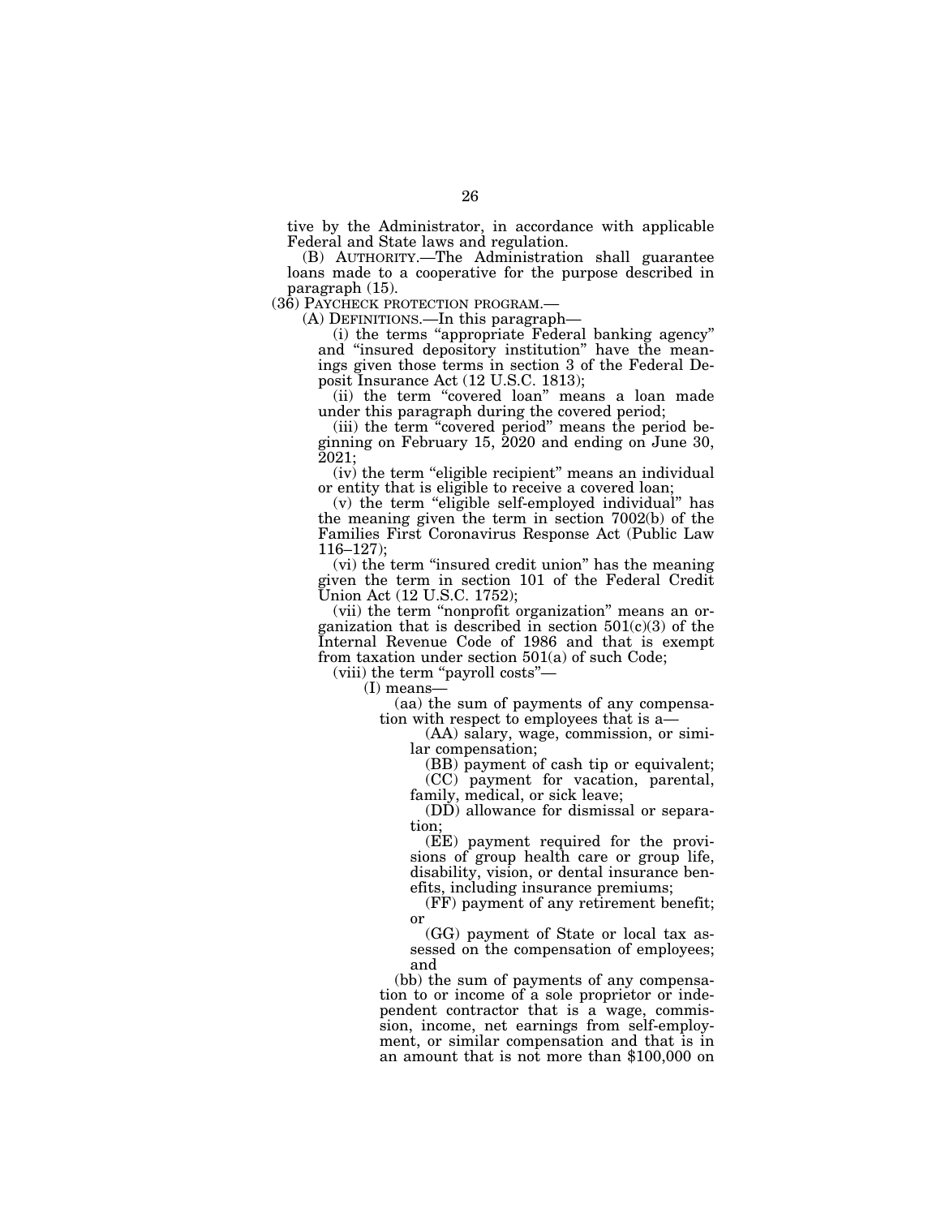tive by the Administrator, in accordance with applicable Federal and State laws and regulation.

(B) AUTHORITY.—The Administration shall guarantee loans made to a cooperative for the purpose described in paragraph (15).

(36) PAYCHECK PROTECTION PROGRAM.—

(A) DEFINITIONS.—In this paragraph—

(i) the terms "appropriate Federal banking agency" and "insured depository institution" have the meanings given those terms in section 3 of the Federal Deposit Insurance Act (12 U.S.C. 1813);

(ii) the term "covered loan" means a loan made under this paragraph during the covered period;

(iii) the term "covered period" means the period beginning on February 15, 2020 and ending on June 30, 2021;

(iv) the term "eligible recipient" means an individual or entity that is eligible to receive a covered loan;

(v) the term "eligible self-employed individual" has the meaning given the term in section 7002(b) of the Families First Coronavirus Response Act (Public Law 116–127);

(vi) the term "insured credit union" has the meaning given the term in section 101 of the Federal Credit Union Act (12 U.S.C. 1752);

(vii) the term "nonprofit organization" means an organization that is described in section 501(c)(3) of the Internal Revenue Code of 1986 and that is exempt from taxation under section 501(a) of such Code;

(viii) the term "payroll costs"—

(I) means—

(aa) the sum of payments of any compensation with respect to employees that is a—

(AA) salary, wage, commission, or similar compensation;

(BB) payment of cash tip or equivalent;

(CC) payment for vacation, parental, family, medical, or sick leave;

(DD) allowance for dismissal or separation;

(EE) payment required for the provisions of group health care or group life, disability, vision, or dental insurance benefits, including insurance premiums;

(FF) payment of any retirement benefit; or

(GG) payment of State or local tax assessed on the compensation of employees; and

(bb) the sum of payments of any compensation to or income of a sole proprietor or independent contractor that is a wage, commission, income, net earnings from self-employment, or similar compensation and that is in an amount that is not more than $100,000 on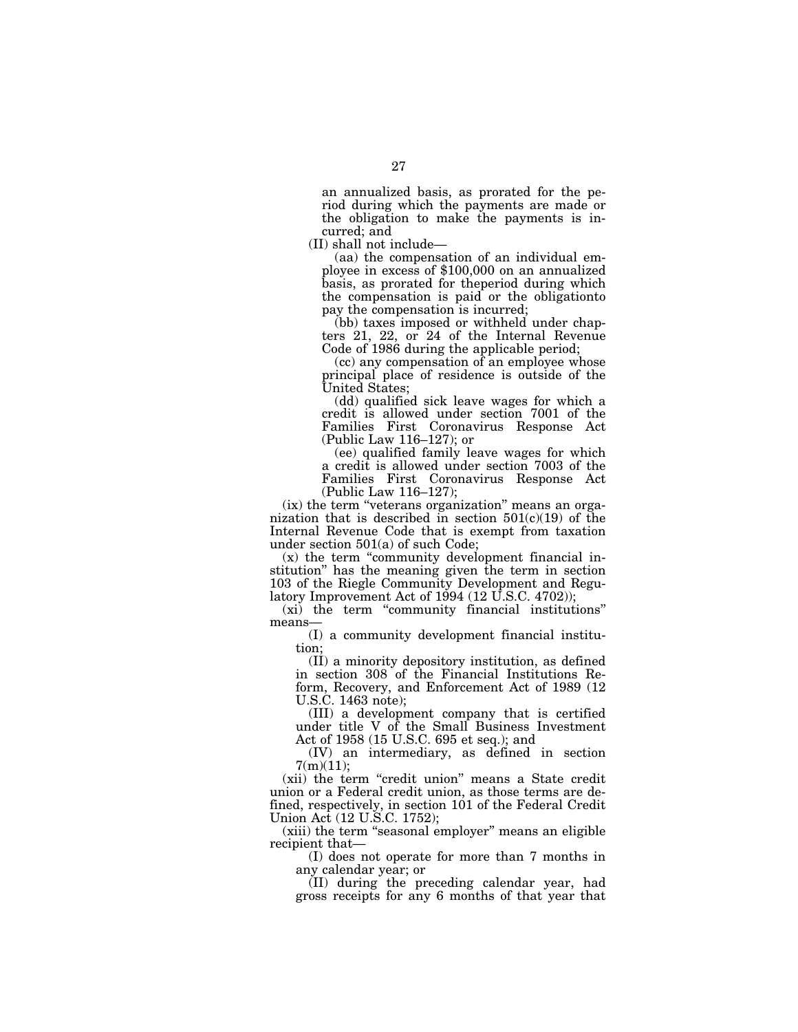an annualized basis, as prorated for the period during which the payments are made or the obligation to make the payments is incurred; and

(II) shall not include—

(aa) the compensation of an individual employee in excess of $100,000 on an annualized basis, as prorated for theperiod during which the compensation is paid or the obligationto pay the compensation is incurred;

(bb) taxes imposed or withheld under chapters 21, 22, or 24 of the Internal Revenue Code of 1986 during the applicable period;

(cc) any compensation of an employee whose principal place of residence is outside of the United States;

(dd) qualified sick leave wages for which a credit is allowed under section 7001 of the Families First Coronavirus Response Act (Public Law 116–127); or

(ee) qualified family leave wages for which a credit is allowed under section 7003 of the Families First Coronavirus Response Act (Public Law 116–127);

(ix) the term "veterans organization" means an organization that is described in section 501(c)(19) of the Internal Revenue Code that is exempt from taxation under section 501(a) of such Code;

(x) the term "community development financial institution" has the meaning given the term in section 103 of the Riegle Community Development and Regulatory Improvement Act of 1994 (12 U.S.C. 4702));

(xi) the term "community financial institutions" means—

(I) a community development financial institution;

(II) a minority depository institution, as defined in section 308 of the Financial Institutions Reform, Recovery, and Enforcement Act of 1989 (12 U.S.C. 1463 note);

(III) a development company that is certified under title V of the Small Business Investment Act of 1958 (15 U.S.C. 695 et seq.); and

(IV) an intermediary, as defined in section 7(m)(11);

(xii) the term "credit union" means a State credit union or a Federal credit union, as those terms are defined, respectively, in section 101 of the Federal Credit Union Act (12 U.S.C. 1752);

(xiii) the term "seasonal employer" means an eligible recipient that—

(I) does not operate for more than 7 months in any calendar year; or

(II) during the preceding calendar year, had gross receipts for any 6 months of that year that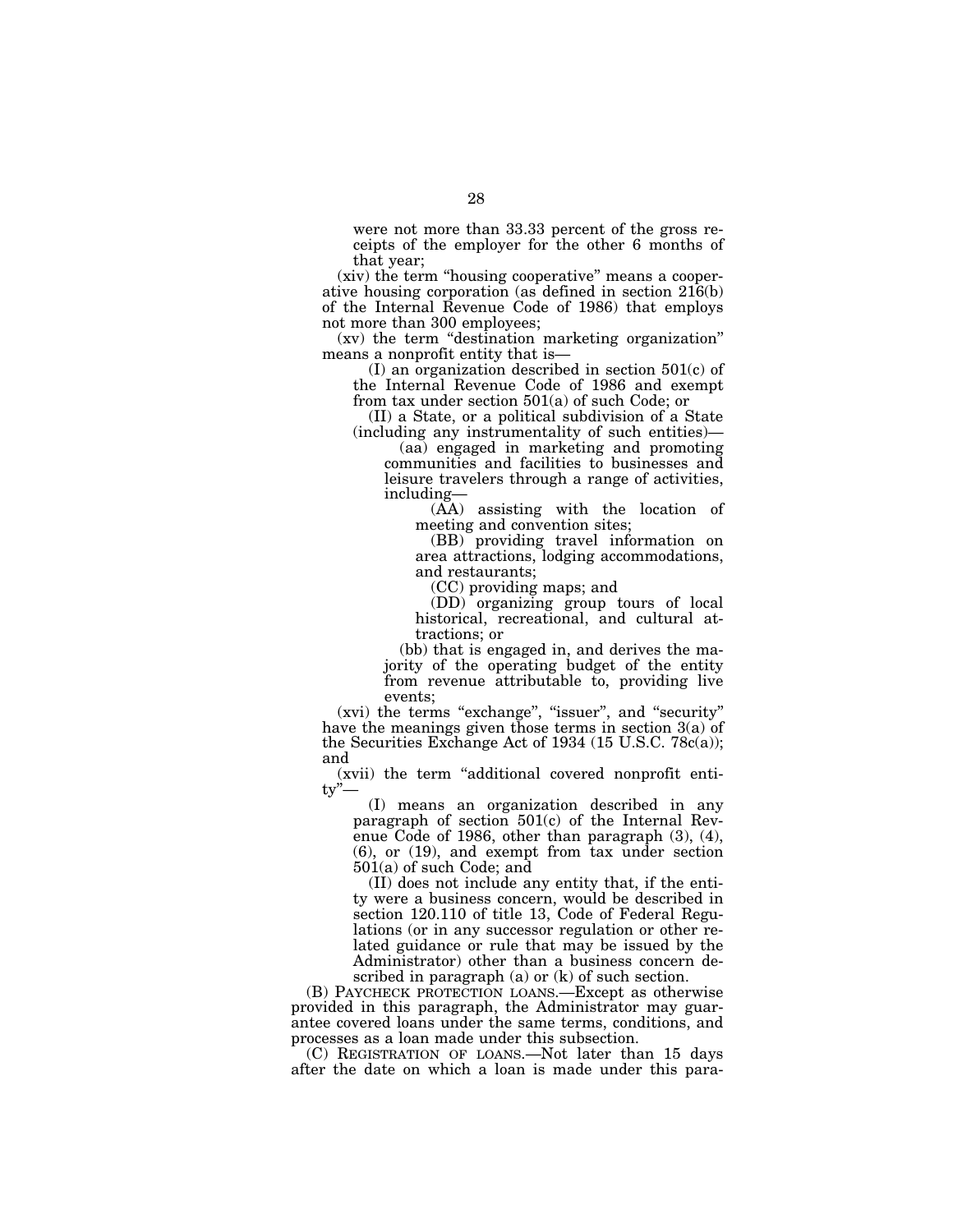were not more than 33.33 percent of the gross receipts of the employer for the other 6 months of that year;

(xiv) the term "housing cooperative" means a cooperative housing corporation (as defined in section 216(b) of the Internal Revenue Code of 1986) that employs not more than 300 employees;

(xv) the term "destination marketing organization" means a nonprofit entity that is—

(I) an organization described in section 501(c) of the Internal Revenue Code of 1986 and exempt from tax under section 501(a) of such Code; or

(II) a State, or a political subdivision of a State (including any instrumentality of such entities)—

(aa) engaged in marketing and promoting communities and facilities to businesses and leisure travelers through a range of activities, including—

(AA) assisting with the location of meeting and convention sites;

(BB) providing travel information on area attractions, lodging accommodations, and restaurants;

(CC) providing maps; and

(DD) organizing group tours of local historical, recreational, and cultural attractions; or

(bb) that is engaged in, and derives the majority of the operating budget of the entity from revenue attributable to, providing live events;

(xvi) the terms "exchange", "issuer", and "security" have the meanings given those terms in section 3(a) of the Securities Exchange Act of 1934 (15 U.S.C. 78c(a)); and

(xvii) the term "additional covered nonprofit entity"—

(I) means an organization described in any paragraph of section 501(c) of the Internal Revenue Code of 1986, other than paragraph (3), (4), (6), or (19), and exempt from tax under section 501(a) of such Code; and

(II) does not include any entity that, if the entity were a business concern, would be described in section 120.110 of title 13, Code of Federal Regulations (or in any successor regulation or other related guidance or rule that may be issued by the Administrator) other than a business concern described in paragraph (a) or (k) of such section.

(B) PAYCHECK PROTECTION LOANS.—Except as otherwise provided in this paragraph, the Administrator may guarantee covered loans under the same terms, conditions, and processes as a loan made under this subsection.

(C) REGISTRATION OF LOANS.—Not later than 15 days after the date on which a loan is made under this para-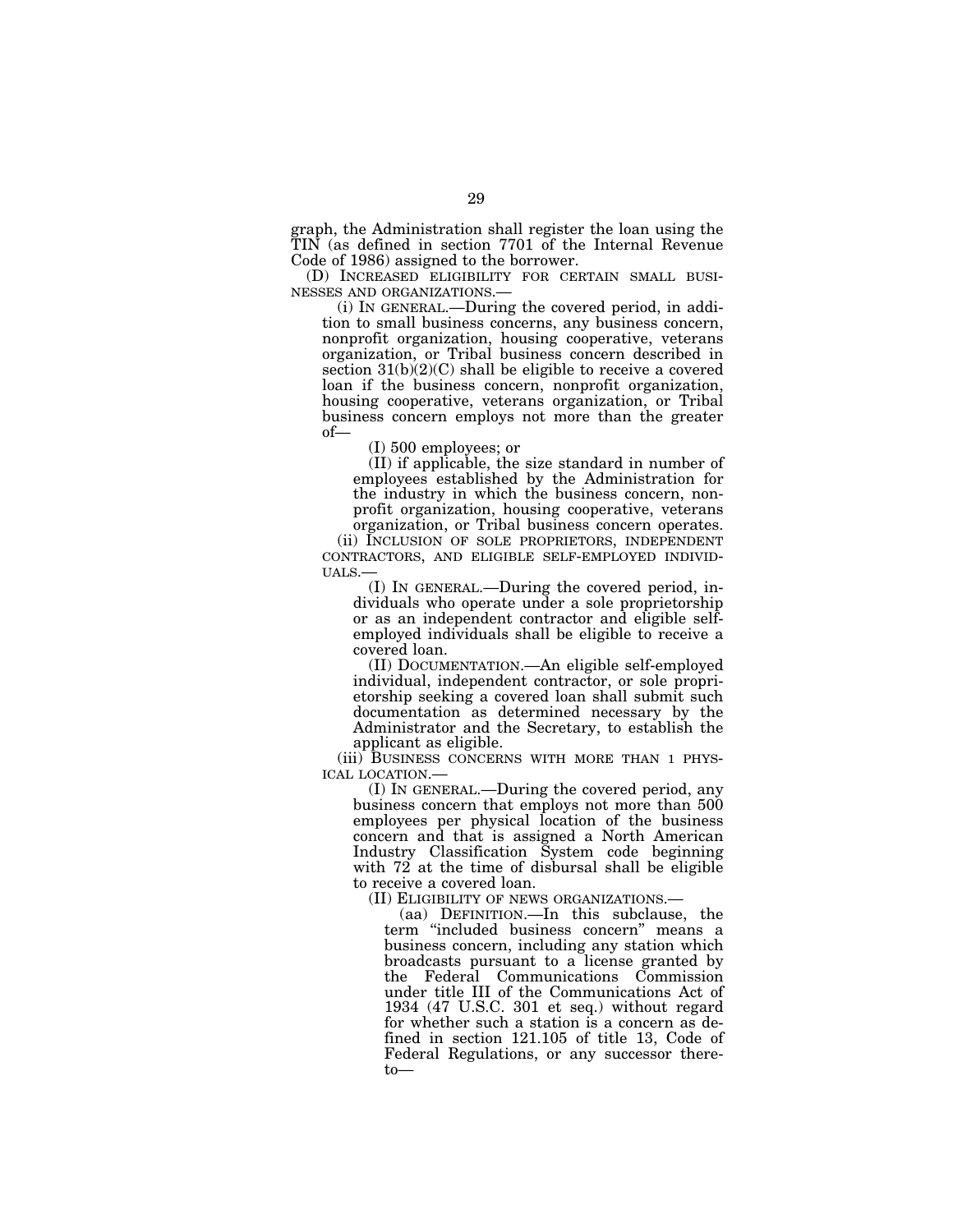graph, the Administration shall register the loan using the TIN (as defined in section 7701 of the Internal Revenue Code of 1986) assigned to the borrower.

(D) INCREASED ELIGIBILITY FOR CERTAIN SMALL BUSINESSES AND ORGANIZATIONS.—

(i) IN GENERAL.—During the covered period, in addition to small business concerns, any business concern, nonprofit organization, housing cooperative, veterans organization, or Tribal business concern described in section 31(b)(2)(C) shall be eligible to receive a covered loan if the business concern, nonprofit organization, housing cooperative, veterans organization, or Tribal business concern employs not more than the greater of—

(I) 500 employees; or

(II) if applicable, the size standard in number of employees established by the Administration for the industry in which the business concern, nonprofit organization, housing cooperative, veterans organization, or Tribal business concern operates.

(ii) INCLUSION OF SOLE PROPRIETORS, INDEPENDENT CONTRACTORS, AND ELIGIBLE SELF-EMPLOYED INDIVIDUALS.—

(I) IN GENERAL.—During the covered period, individuals who operate under a sole proprietorship or as an independent contractor and eligible self-employed individuals shall be eligible to receive a covered loan.

(II) DOCUMENTATION.—An eligible self-employed individual, independent contractor, or sole proprietorship seeking a covered loan shall submit such documentation as determined necessary by the Administrator and the Secretary, to establish the applicant as eligible.

(iii) BUSINESS CONCERNS WITH MORE THAN 1 PHYSICAL LOCATION.—

(I) IN GENERAL.—During the covered period, any business concern that employs not more than 500 employees per physical location of the business concern and that is assigned a North American Industry Classification System code beginning with 72 at the time of disbursal shall be eligible to receive a covered loan.

(II) ELIGIBILITY OF NEWS ORGANIZATIONS.—

(aa) DEFINITION.—In this subclause, the term "included business concern" means a business concern, including any station which broadcasts pursuant to a license granted by the Federal Communications Commission under title III of the Communications Act of 1934 (47 U.S.C. 301 et seq.) without regard for whether such a station is a concern as defined in section 121.105 of title 13, Code of Federal Regulations, or any successor thereto—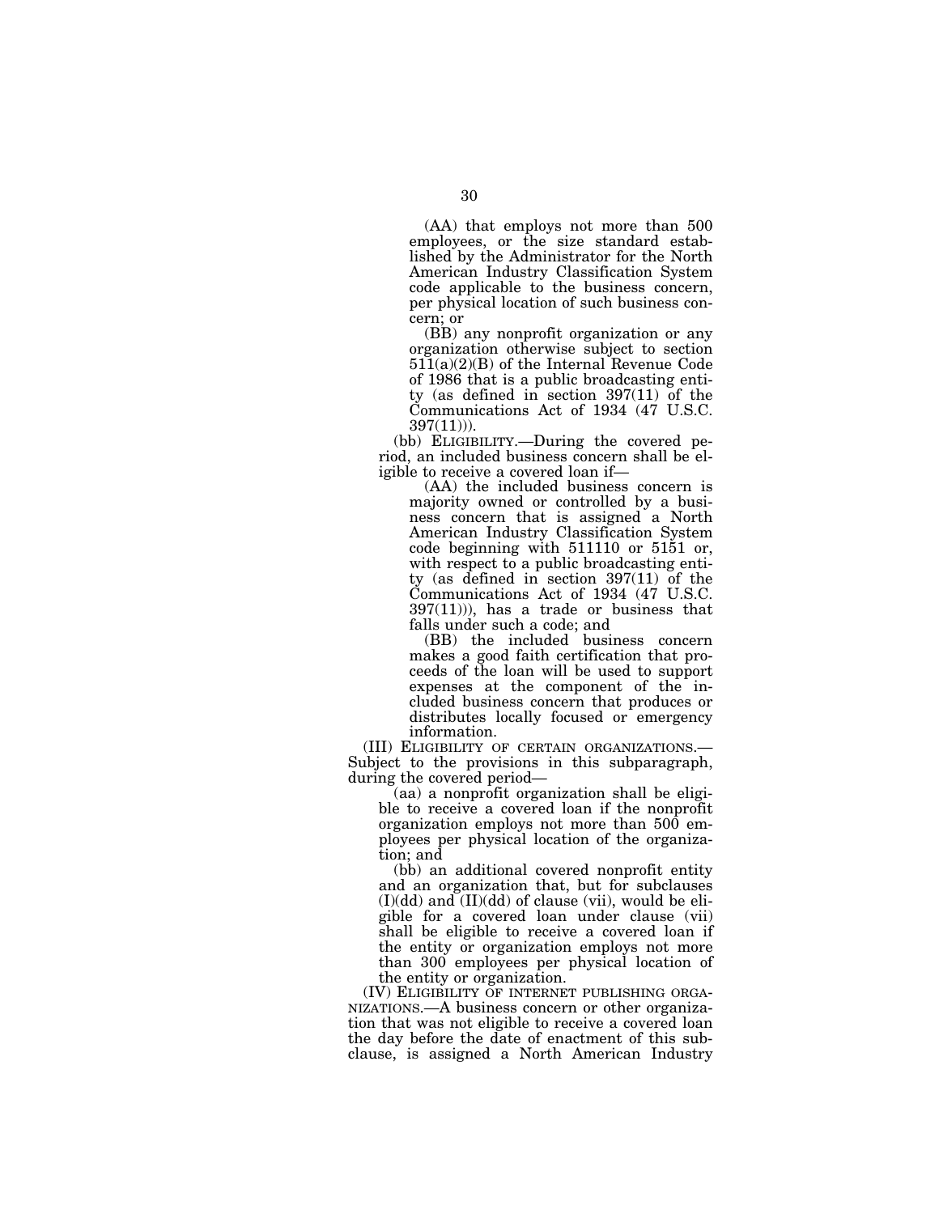(AA) that employs not more than 500 employees, or the size standard established by the Administrator for the North American Industry Classification System code applicable to the business concern, per physical location of such business concern; or

(BB) any nonprofit organization or any organization otherwise subject to section 511(a)(2)(B) of the Internal Revenue Code of 1986 that is a public broadcasting entity (as defined in section 397(11) of the Communications Act of 1934 (47 U.S.C. 397(11))).

(bb) ELIGIBILITY.—During the covered period, an included business concern shall be eligible to receive a covered loan if—

(AA) the included business concern is majority owned or controlled by a business concern that is assigned a North American Industry Classification System code beginning with 511110 or 5151 or, with respect to a public broadcasting entity (as defined in section 397(11) of the Communications Act of 1934 (47 U.S.C. 397(11))), has a trade or business that falls under such a code; and

(BB) the included business concern makes a good faith certification that proceeds of the loan will be used to support expenses at the component of the included business concern that produces or distributes locally focused or emergency information.

(III) ELIGIBILITY OF CERTAIN ORGANIZATIONS.—Subject to the provisions in this subparagraph, during the covered period—

(aa) a nonprofit organization shall be eligible to receive a covered loan if the nonprofit organization employs not more than 500 employees per physical location of the organization; and

(bb) an additional covered nonprofit entity and an organization that, but for subclauses (I)(dd) and (II)(dd) of clause (vii), would be eligible for a covered loan under clause (vii) shall be eligible to receive a covered loan if the entity or organization employs not more than 300 employees per physical location of the entity or organization.

(IV) ELIGIBILITY OF INTERNET PUBLISHING ORGANIZATIONS.—A business concern or other organization that was not eligible to receive a covered loan the day before the date of enactment of this subclause, is assigned a North American Industry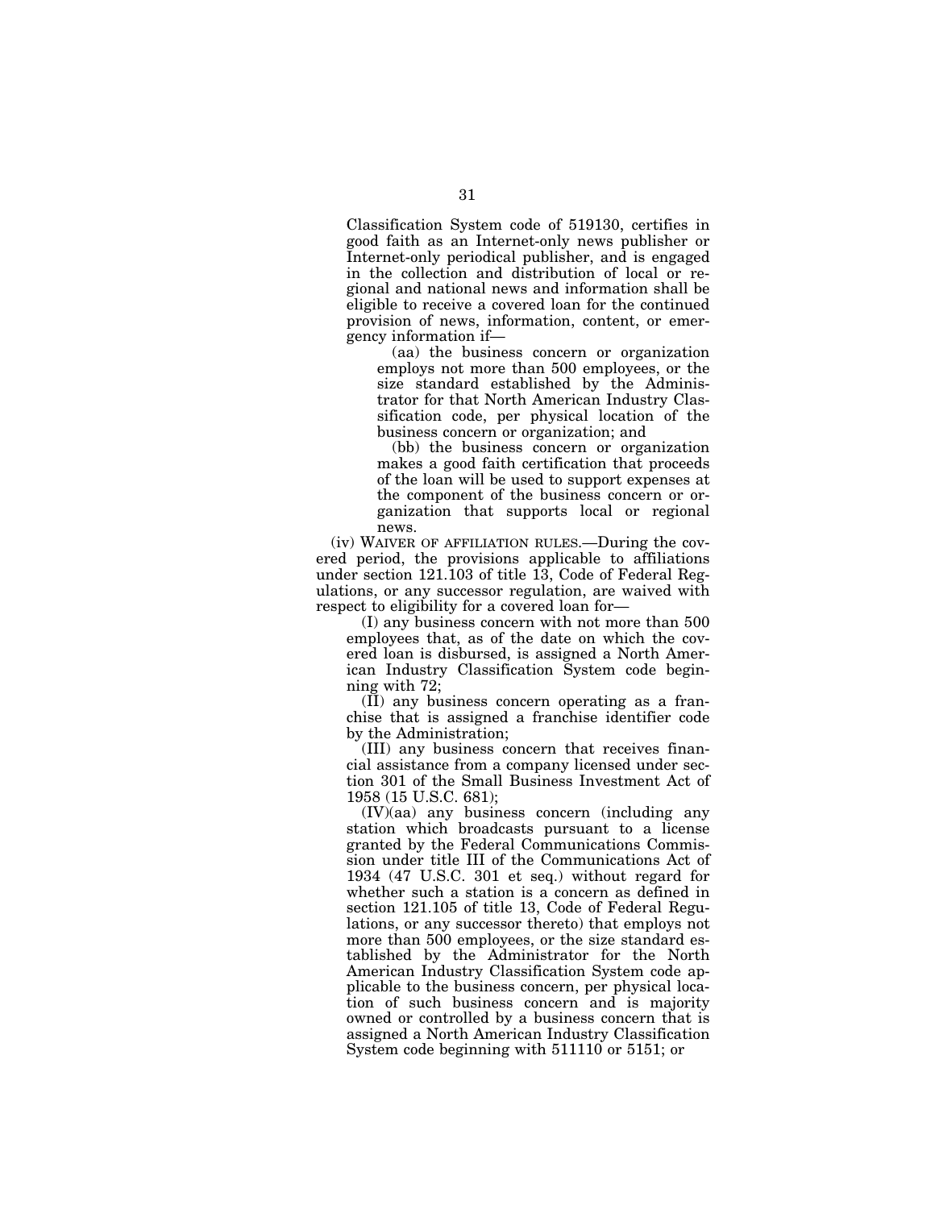Classification System code of 519130, certifies in good faith as an Internet-only news publisher or Internet-only periodical publisher, and is engaged in the collection and distribution of local or regional and national news and information shall be eligible to receive a covered loan for the continued provision of news, information, content, or emergency information if—

(aa) the business concern or organization employs not more than 500 employees, or the size standard established by the Administrator for that North American Industry Classification code, per physical location of the business concern or organization; and

(bb) the business concern or organization makes a good faith certification that proceeds of the loan will be used to support expenses at the component of the business concern or organization that supports local or regional news.

(iv) WAIVER OF AFFILIATION RULES.—During the covered period, the provisions applicable to affiliations under section 121.103 of title 13, Code of Federal Regulations, or any successor regulation, are waived with respect to eligibility for a covered loan for—

(I) any business concern with not more than 500 employees that, as of the date on which the covered loan is disbursed, is assigned a North American Industry Classification System code beginning with 72;

(II) any business concern operating as a franchise that is assigned a franchise identifier code by the Administration;

(III) any business concern that receives financial assistance from a company licensed under section 301 of the Small Business Investment Act of 1958 (15 U.S.C. 681);

(IV)(aa) any business concern (including any station which broadcasts pursuant to a license granted by the Federal Communications Commission under title III of the Communications Act of 1934 (47 U.S.C. 301 et seq.) without regard for whether such a station is a concern as defined in section 121.105 of title 13, Code of Federal Regulations, or any successor thereto) that employs not more than 500 employees, or the size standard established by the Administrator for the North American Industry Classification System code applicable to the business concern, per physical location of such business concern and is majority owned or controlled by a business concern that is assigned a North American Industry Classification System code beginning with 511110 or 5151; or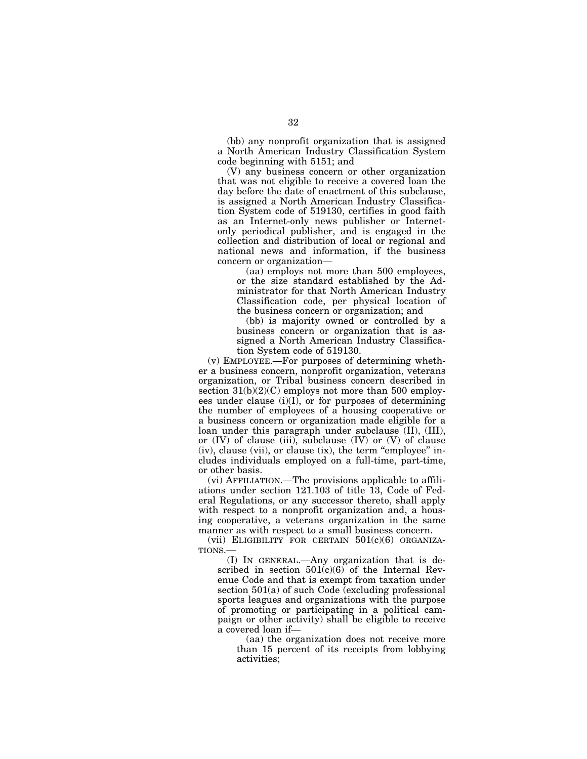(bb) any nonprofit organization that is assigned a North American Industry Classification System code beginning with 5151; and

(V) any business concern or other organization that was not eligible to receive a covered loan the day before the date of enactment of this subclause, is assigned a North American Industry Classification System code of 519130, certifies in good faith as an Internet-only news publisher or Internet-only periodical publisher, and is engaged in the collection and distribution of local or regional and national news and information, if the business concern or organization—

(aa) employs not more than 500 employees, or the size standard established by the Administrator for that North American Industry Classification code, per physical location of the business concern or organization; and

(bb) is majority owned or controlled by a business concern or organization that is assigned a North American Industry Classification System code of 519130.

(v) EMPLOYEE.—For purposes of determining whether a business concern, nonprofit organization, veterans organization, or Tribal business concern described in section 31(b)(2)(C) employs not more than 500 employees under clause (i)(I), or for purposes of determining the number of employees of a housing cooperative or a business concern or organization made eligible for a loan under this paragraph under subclause (II), (III), or (IV) of clause (iii), subclause (IV) or (V) of clause (iv), clause (vii), or clause (ix), the term "employee" includes individuals employed on a full-time, part-time, or other basis.

(vi) AFFILIATION.—The provisions applicable to affiliations under section 121.103 of title 13, Code of Federal Regulations, or any successor thereto, shall apply with respect to a nonprofit organization and, a housing cooperative, a veterans organization in the same manner as with respect to a small business concern.

(vii) ELIGIBILITY FOR CERTAIN 501(c)(6) ORGANIZATIONS.—

(I) IN GENERAL.—Any organization that is described in section 501(c)(6) of the Internal Revenue Code and that is exempt from taxation under section 501(a) of such Code (excluding professional sports leagues and organizations with the purpose of promoting or participating in a political campaign or other activity) shall be eligible to receive a covered loan if—

(aa) the organization does not receive more than 15 percent of its receipts from lobbying activities;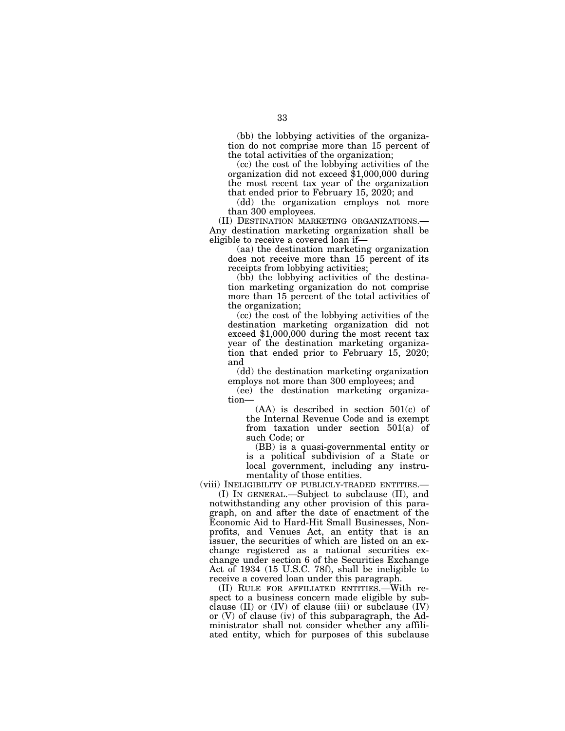(bb) the lobbying activities of the organization do not comprise more than 15 percent of the total activities of the organization;

(cc) the cost of the lobbying activities of the organization did not exceed $1,000,000 during the most recent tax year of the organization that ended prior to February 15, 2020; and

(dd) the organization employs not more than 300 employees.

(II) DESTINATION MARKETING ORGANIZATIONS.—Any destination marketing organization shall be eligible to receive a covered loan if—

(aa) the destination marketing organization does not receive more than 15 percent of its receipts from lobbying activities;

(bb) the lobbying activities of the destination marketing organization do not comprise more than 15 percent of the total activities of the organization;

(cc) the cost of the lobbying activities of the destination marketing organization did not exceed $1,000,000 during the most recent tax year of the destination marketing organization that ended prior to February 15, 2020; and

(dd) the destination marketing organization employs not more than 300 employees; and

(ee) the destination marketing organization—

(AA) is described in section 501(c) of the Internal Revenue Code and is exempt from taxation under section 501(a) of such Code; or

(BB) is a quasi-governmental entity or is a political subdivision of a State or local government, including any instrumentality of those entities.

(viii) INELIGIBILITY OF PUBLICLY-TRADED ENTITIES.—

(I) IN GENERAL.—Subject to subclause (II), and notwithstanding any other provision of this paragraph, on and after the date of enactment of the Economic Aid to Hard-Hit Small Businesses, Nonprofits, and Venues Act, an entity that is an issuer, the securities of which are listed on an exchange registered as a national securities exchange under section 6 of the Securities Exchange Act of 1934 (15 U.S.C. 78f), shall be ineligible to receive a covered loan under this paragraph.

(II) RULE FOR AFFILIATED ENTITIES.—With respect to a business concern made eligible by subclause (II) or (IV) of clause (iii) or subclause (IV) or (V) of clause (iv) of this subparagraph, the Administrator shall not consider whether any affiliated entity, which for purposes of this subclause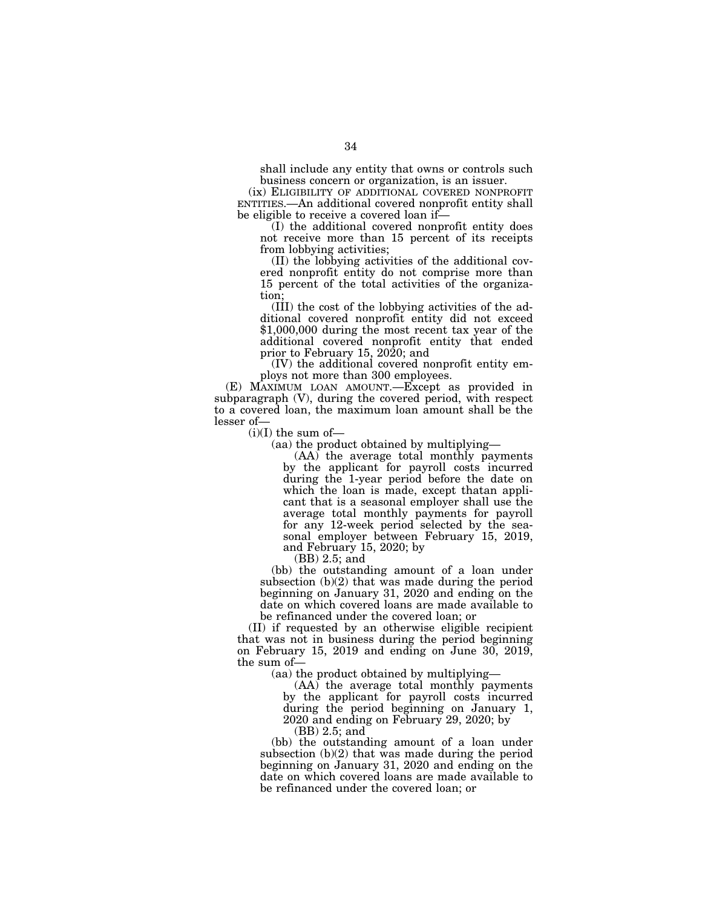shall include any entity that owns or controls such business concern or organization, is an issuer.

(ix) ELIGIBILITY OF ADDITIONAL COVERED NONPROFIT ENTITIES.—An additional covered nonprofit entity shall be eligible to receive a covered loan if—

(I) the additional covered nonprofit entity does not receive more than 15 percent of its receipts from lobbying activities;

(II) the lobbying activities of the additional covered nonprofit entity do not comprise more than 15 percent of the total activities of the organization;

(III) the cost of the lobbying activities of the additional covered nonprofit entity did not exceed $1,000,000 during the most recent tax year of the additional covered nonprofit entity that ended prior to February 15, 2020; and

(IV) the additional covered nonprofit entity employs not more than 300 employees.

(E) MAXIMUM LOAN AMOUNT.—Except as provided in subparagraph (V), during the covered period, with respect to a covered loan, the maximum loan amount shall be the lesser of—

(i)(I) the sum of—

(aa) the product obtained by multiplying—

(AA) the average total monthly payments by the applicant for payroll costs incurred during the 1-year period before the date on which the loan is made, except thatan applicant that is a seasonal employer shall use the average total monthly payments for payroll for any 12-week period selected by the seasonal employer between February 15, 2019, and February 15, 2020; by

(BB) 2.5; and

(bb) the outstanding amount of a loan under subsection (b)(2) that was made during the period beginning on January 31, 2020 and ending on the date on which covered loans are made available to be refinanced under the covered loan; or

(II) if requested by an otherwise eligible recipient that was not in business during the period beginning on February 15, 2019 and ending on June 30, 2019, the sum of—

(aa) the product obtained by multiplying—

(AA) the average total monthly payments by the applicant for payroll costs incurred during the period beginning on January 1, 2020 and ending on February 29, 2020; by

(BB) 2.5; and

(bb) the outstanding amount of a loan under subsection (b)(2) that was made during the period beginning on January 31, 2020 and ending on the date on which covered loans are made available to be refinanced under the covered loan; or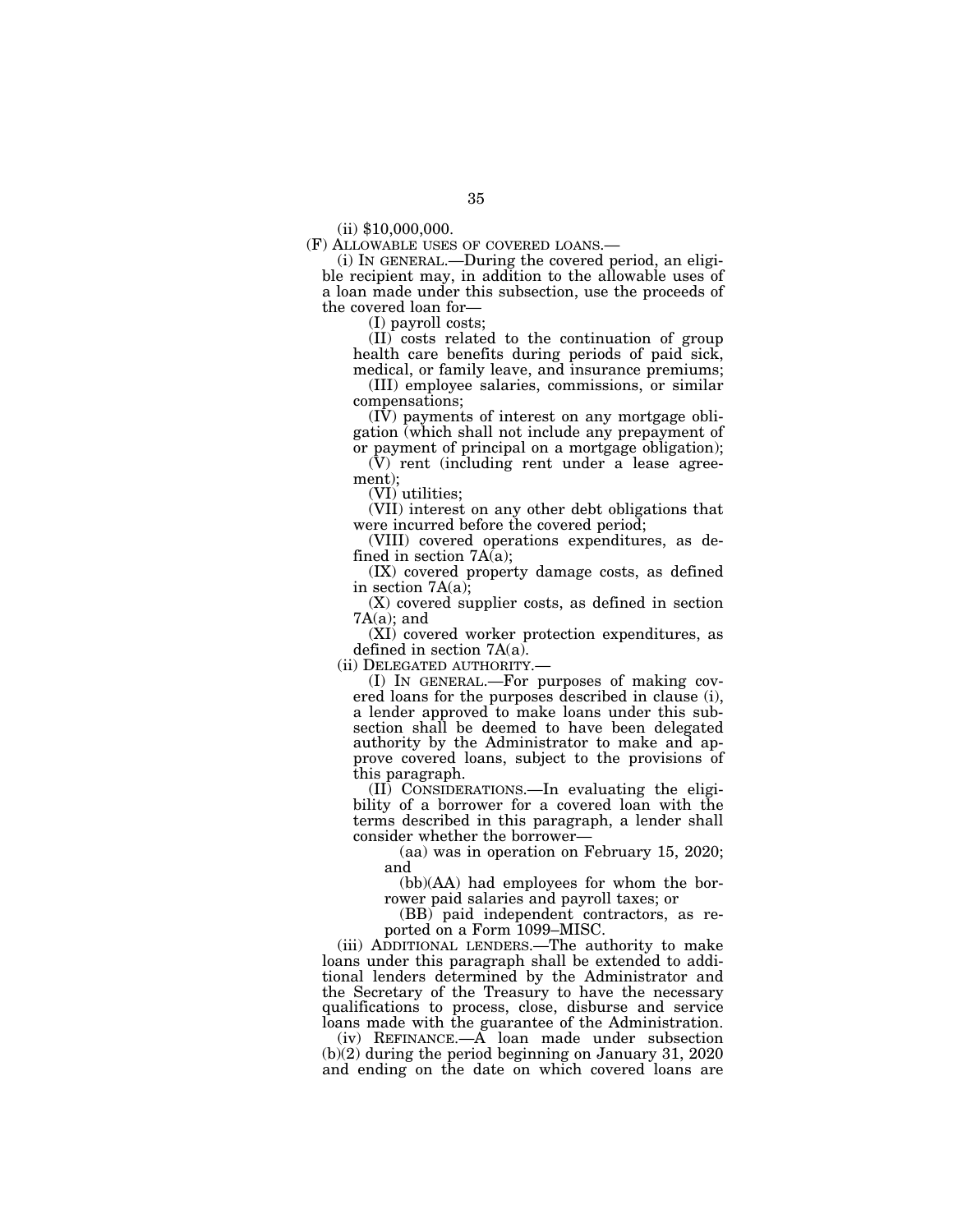(ii) $10,000,000.

(F) ALLOWABLE USES OF COVERED LOANS.—

(i) IN GENERAL.—During the covered period, an eligible recipient may, in addition to the allowable uses of a loan made under this subsection, use the proceeds of the covered loan for—

(I) payroll costs;

(II) costs related to the continuation of group health care benefits during periods of paid sick, medical, or family leave, and insurance premiums;

(III) employee salaries, commissions, or similar compensations;

(IV) payments of interest on any mortgage obligation (which shall not include any prepayment of or payment of principal on a mortgage obligation);

(V) rent (including rent under a lease agreement);

(VI) utilities;

(VII) interest on any other debt obligations that were incurred before the covered period;

(VIII) covered operations expenditures, as defined in section 7A(a);

(IX) covered property damage costs, as defined in section 7A(a);

(X) covered supplier costs, as defined in section 7A(a); and

(XI) covered worker protection expenditures, as defined in section 7A(a).

(ii) DELEGATED AUTHORITY.—

(I) IN GENERAL.—For purposes of making covered loans for the purposes described in clause (i), a lender approved to make loans under this subsection shall be deemed to have been delegated authority by the Administrator to make and approve covered loans, subject to the provisions of this paragraph.

(II) CONSIDERATIONS.—In evaluating the eligibility of a borrower for a covered loan with the terms described in this paragraph, a lender shall consider whether the borrower—

(aa) was in operation on February 15, 2020; and

(bb)(AA) had employees for whom the borrower paid salaries and payroll taxes; or

(BB) paid independent contractors, as reported on a Form 1099–MISC.

(iii) ADDITIONAL LENDERS.—The authority to make loans under this paragraph shall be extended to additional lenders determined by the Administrator and the Secretary of the Treasury to have the necessary qualifications to process, close, disburse and service loans made with the guarantee of the Administration.

(iv) REFINANCE.—A loan made under subsection (b)(2) during the period beginning on January 31, 2020 and ending on the date on which covered loans are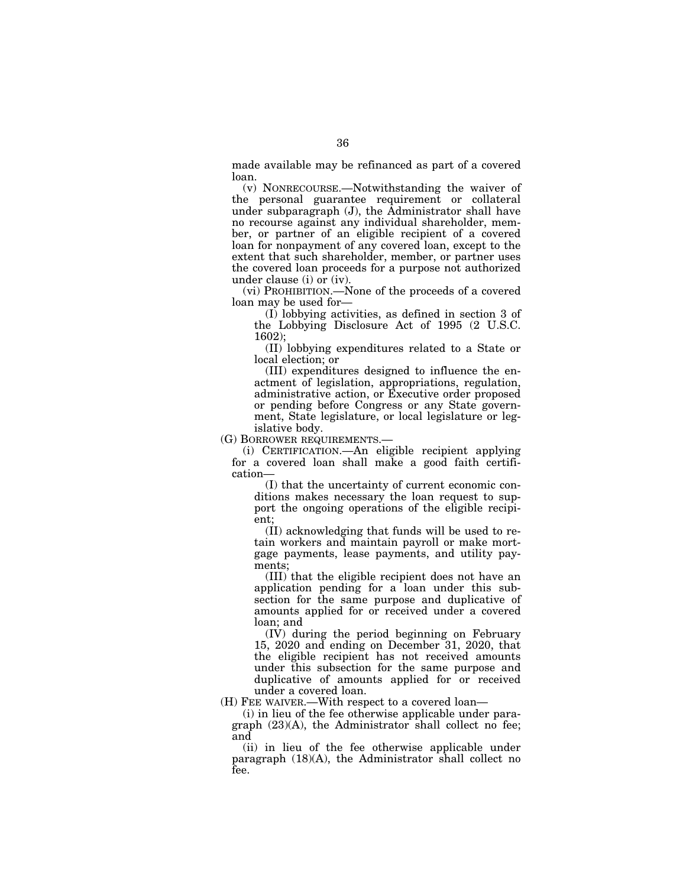made available may be refinanced as part of a covered loan.

(v) NONRECOURSE.—Notwithstanding the waiver of the personal guarantee requirement or collateral under subparagraph (J), the Administrator shall have no recourse against any individual shareholder, member, or partner of an eligible recipient of a covered loan for nonpayment of any covered loan, except to the extent that such shareholder, member, or partner uses the covered loan proceeds for a purpose not authorized under clause (i) or (iv).

(vi) PROHIBITION.—None of the proceeds of a covered loan may be used for—

(I) lobbying activities, as defined in section 3 of the Lobbying Disclosure Act of 1995 (2 U.S.C. 1602);

(II) lobbying expenditures related to a State or local election; or

(III) expenditures designed to influence the enactment of legislation, appropriations, regulation, administrative action, or Executive order proposed or pending before Congress or any State government, State legislature, or local legislature or legislative body.

(G) BORROWER REQUIREMENTS.—

(i) CERTIFICATION.—An eligible recipient applying for a covered loan shall make a good faith certification—

(I) that the uncertainty of current economic conditions makes necessary the loan request to support the ongoing operations of the eligible recipient;

(II) acknowledging that funds will be used to retain workers and maintain payroll or make mortgage payments, lease payments, and utility payments;

(III) that the eligible recipient does not have an application pending for a loan under this subsection for the same purpose and duplicative of amounts applied for or received under a covered loan; and

(IV) during the period beginning on February 15, 2020 and ending on December 31, 2020, that the eligible recipient has not received amounts under this subsection for the same purpose and duplicative of amounts applied for or received under a covered loan.

(H) FEE WAIVER.—With respect to a covered loan—

(i) in lieu of the fee otherwise applicable under paragraph (23)(A), the Administrator shall collect no fee; and

(ii) in lieu of the fee otherwise applicable under paragraph (18)(A), the Administrator shall collect no fee.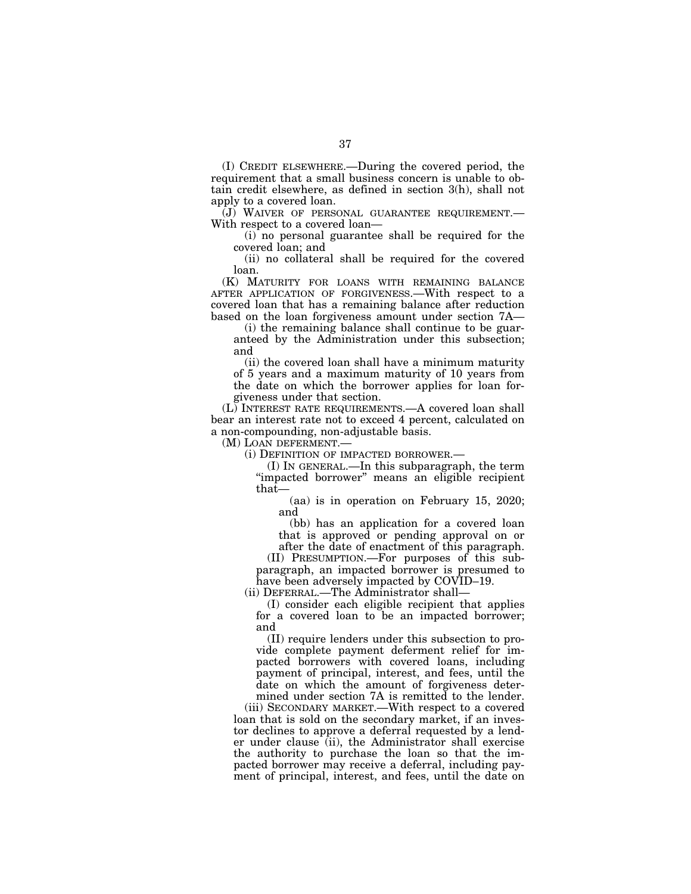(I) CREDIT ELSEWHERE.—During the covered period, the requirement that a small business concern is unable to obtain credit elsewhere, as defined in section 3(h), shall not apply to a covered loan.

(J) WAIVER OF PERSONAL GUARANTEE REQUIREMENT.— With respect to a covered loan—

(i) no personal guarantee shall be required for the covered loan; and

(ii) no collateral shall be required for the covered loan.

(K) MATURITY FOR LOANS WITH REMAINING BALANCE AFTER APPLICATION OF FORGIVENESS.—With respect to a covered loan that has a remaining balance after reduction based on the loan forgiveness amount under section 7A—

(i) the remaining balance shall continue to be guaranteed by the Administration under this subsection; and

(ii) the covered loan shall have a minimum maturity of 5 years and a maximum maturity of 10 years from the date on which the borrower applies for loan forgiveness under that section.

(L) INTEREST RATE REQUIREMENTS.—A covered loan shall bear an interest rate not to exceed 4 percent, calculated on a non-compounding, non-adjustable basis.

(M) LOAN DEFERMENT.—

(i) DEFINITION OF IMPACTED BORROWER.—

(I) IN GENERAL.—In this subparagraph, the term "impacted borrower" means an eligible recipient that—

(aa) is in operation on February 15, 2020; and

(bb) has an application for a covered loan that is approved or pending approval on or after the date of enactment of this paragraph.

(II) PRESUMPTION.—For purposes of this subparagraph, an impacted borrower is presumed to have been adversely impacted by COVID–19.

(ii) DEFERRAL.—The Administrator shall—

(I) consider each eligible recipient that applies for a covered loan to be an impacted borrower; and

(II) require lenders under this subsection to provide complete payment deferment relief for impacted borrowers with covered loans, including payment of principal, interest, and fees, until the date on which the amount of forgiveness determined under section 7A is remitted to the lender.

(iii) SECONDARY MARKET.—With respect to a covered loan that is sold on the secondary market, if an investor declines to approve a deferral requested by a lender under clause (ii), the Administrator shall exercise the authority to purchase the loan so that the impacted borrower may receive a deferral, including payment of principal, interest, and fees, until the date on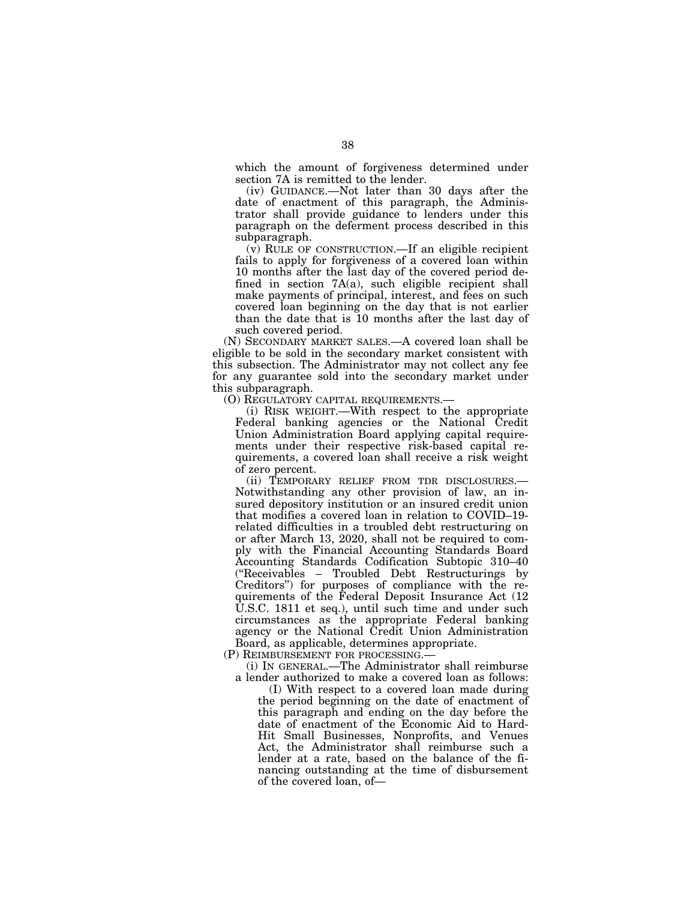which the amount of forgiveness determined under section 7A is remitted to the lender.

(iv) GUIDANCE.—Not later than 30 days after the date of enactment of this paragraph, the Administrator shall provide guidance to lenders under this paragraph on the deferment process described in this subparagraph.

(v) RULE OF CONSTRUCTION.—If an eligible recipient fails to apply for forgiveness of a covered loan within 10 months after the last day of the covered period defined in section 7A(a), such eligible recipient shall make payments of principal, interest, and fees on such covered loan beginning on the day that is not earlier than the date that is 10 months after the last day of such covered period.

(N) SECONDARY MARKET SALES.—A covered loan shall be eligible to be sold in the secondary market consistent with this subsection. The Administrator may not collect any fee for any guarantee sold into the secondary market under this subparagraph.

(O) REGULATORY CAPITAL REQUIREMENTS.—

(i) RISK WEIGHT.—With respect to the appropriate Federal banking agencies or the National Credit Union Administration Board applying capital requirements under their respective risk-based capital requirements, a covered loan shall receive a risk weight of zero percent.

(ii) TEMPORARY RELIEF FROM TDR DISCLOSURES.—Notwithstanding any other provision of law, an insured depository institution or an insured credit union that modifies a covered loan in relation to COVID–19-related difficulties in a troubled debt restructuring on or after March 13, 2020, shall not be required to comply with the Financial Accounting Standards Board Accounting Standards Codification Subtopic 310–40 ("Receivables – Troubled Debt Restructurings by Creditors") for purposes of compliance with the requirements of the Federal Deposit Insurance Act (12 U.S.C. 1811 et seq.), until such time and under such circumstances as the appropriate Federal banking agency or the National Credit Union Administration Board, as applicable, determines appropriate.

(P) REIMBURSEMENT FOR PROCESSING.—

(i) IN GENERAL.—The Administrator shall reimburse a lender authorized to make a covered loan as follows:

(I) With respect to a covered loan made during the period beginning on the date of enactment of this paragraph and ending on the day before the date of enactment of the Economic Aid to Hard-Hit Small Businesses, Nonprofits, and Venues Act, the Administrator shall reimburse such a lender at a rate, based on the balance of the financing outstanding at the time of disbursement of the covered loan, of—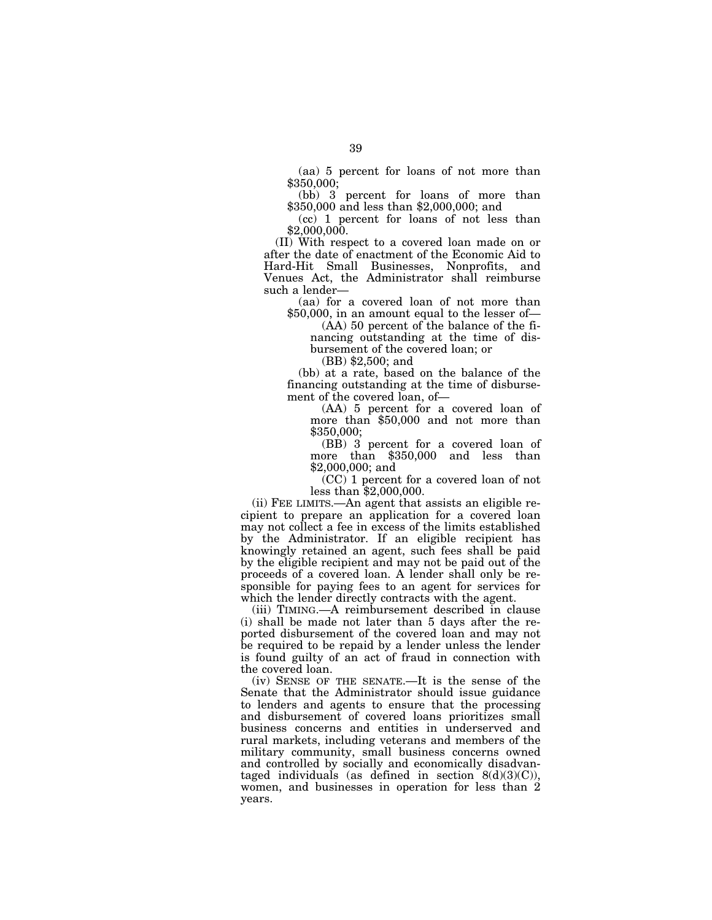(aa) 5 percent for loans of not more than $350,000;

(bb) 3 percent for loans of more than $350,000 and less than $2,000,000; and

(cc) 1 percent for loans of not less than $2,000,000.

(II) With respect to a covered loan made on or after the date of enactment of the Economic Aid to Hard-Hit Small Businesses, Nonprofits, and Venues Act, the Administrator shall reimburse such a lender—

(aa) for a covered loan of not more than $50,000, in an amount equal to the lesser of—

(AA) 50 percent of the balance of the financing outstanding at the time of disbursement of the covered loan; or

(BB) $2,500; and

(bb) at a rate, based on the balance of the financing outstanding at the time of disbursement of the covered loan, of—

(AA) 5 percent for a covered loan of more than $50,000 and not more than $350,000;

(BB) 3 percent for a covered loan of more than $350,000 and less than $2,000,000; and

(CC) 1 percent for a covered loan of not less than $2,000,000.

(ii) FEE LIMITS.—An agent that assists an eligible recipient to prepare an application for a covered loan may not collect a fee in excess of the limits established by the Administrator. If an eligible recipient has knowingly retained an agent, such fees shall be paid by the eligible recipient and may not be paid out of the proceeds of a covered loan. A lender shall only be responsible for paying fees to an agent for services for which the lender directly contracts with the agent.

(iii) TIMING.—A reimbursement described in clause (i) shall be made not later than 5 days after the reported disbursement of the covered loan and may not be required to be repaid by a lender unless the lender is found guilty of an act of fraud in connection with the covered loan.

(iv) SENSE OF THE SENATE.—It is the sense of the Senate that the Administrator should issue guidance to lenders and agents to ensure that the processing and disbursement of covered loans prioritizes small business concerns and entities in underserved and rural markets, including veterans and members of the military community, small business concerns owned and controlled by socially and economically disadvantaged individuals (as defined in section 8(d)(3)(C)), women, and businesses in operation for less than 2 years.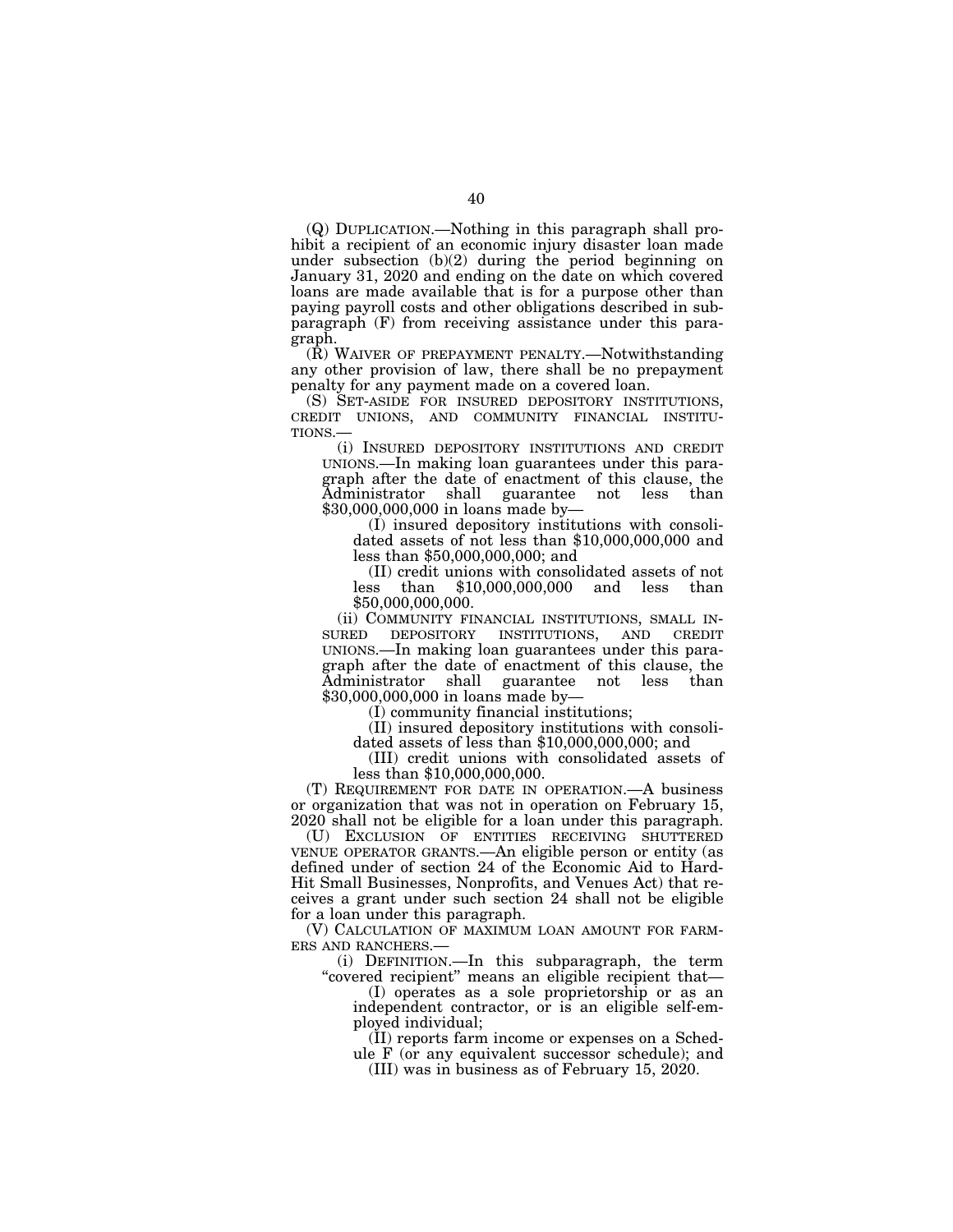(Q) DUPLICATION.—Nothing in this paragraph shall prohibit a recipient of an economic injury disaster loan made under subsection (b)(2) during the period beginning on January 31, 2020 and ending on the date on which covered loans are made available that is for a purpose other than paying payroll costs and other obligations described in subparagraph (F) from receiving assistance under this paragraph.

(R) WAIVER OF PREPAYMENT PENALTY.—Notwithstanding any other provision of law, there shall be no prepayment penalty for any payment made on a covered loan.

(S) SET-ASIDE FOR INSURED DEPOSITORY INSTITUTIONS, CREDIT UNIONS, AND COMMUNITY FINANCIAL INSTITUTIONS.—

(i) INSURED DEPOSITORY INSTITUTIONS AND CREDIT UNIONS.—In making loan guarantees under this paragraph after the date of enactment of this clause, the Administrator shall guarantee not less than $30,000,000,000 in loans made by—

(I) insured depository institutions with consolidated assets of not less than $10,000,000,000 and less than $50,000,000,000; and

(II) credit unions with consolidated assets of not less than $10,000,000,000 and less than $50,000,000,000.

(ii) COMMUNITY FINANCIAL INSTITUTIONS, SMALL INSURED DEPOSITORY INSTITUTIONS, AND CREDIT UNIONS.—In making loan guarantees under this paragraph after the date of enactment of this clause, the Administrator shall guarantee not less than $30,000,000,000 in loans made by—

(I) community financial institutions;

(II) insured depository institutions with consolidated assets of less than $10,000,000,000; and

(III) credit unions with consolidated assets of less than $10,000,000,000.

(T) REQUIREMENT FOR DATE IN OPERATION.—A business or organization that was not in operation on February 15, 2020 shall not be eligible for a loan under this paragraph.

(U) EXCLUSION OF ENTITIES RECEIVING SHUTTERED VENUE OPERATOR GRANTS.—An eligible person or entity (as defined under of section 24 of the Economic Aid to Hard-Hit Small Businesses, Nonprofits, and Venues Act) that receives a grant under such section 24 shall not be eligible for a loan under this paragraph.

(V) CALCULATION OF MAXIMUM LOAN AMOUNT FOR FARMERS AND RANCHERS.—

(i) DEFINITION.—In this subparagraph, the term "covered recipient" means an eligible recipient that—

(I) operates as a sole proprietorship or as an independent contractor, or is an eligible self-employed individual;

(II) reports farm income or expenses on a Schedule F (or any equivalent successor schedule); and

(III) was in business as of February 15, 2020.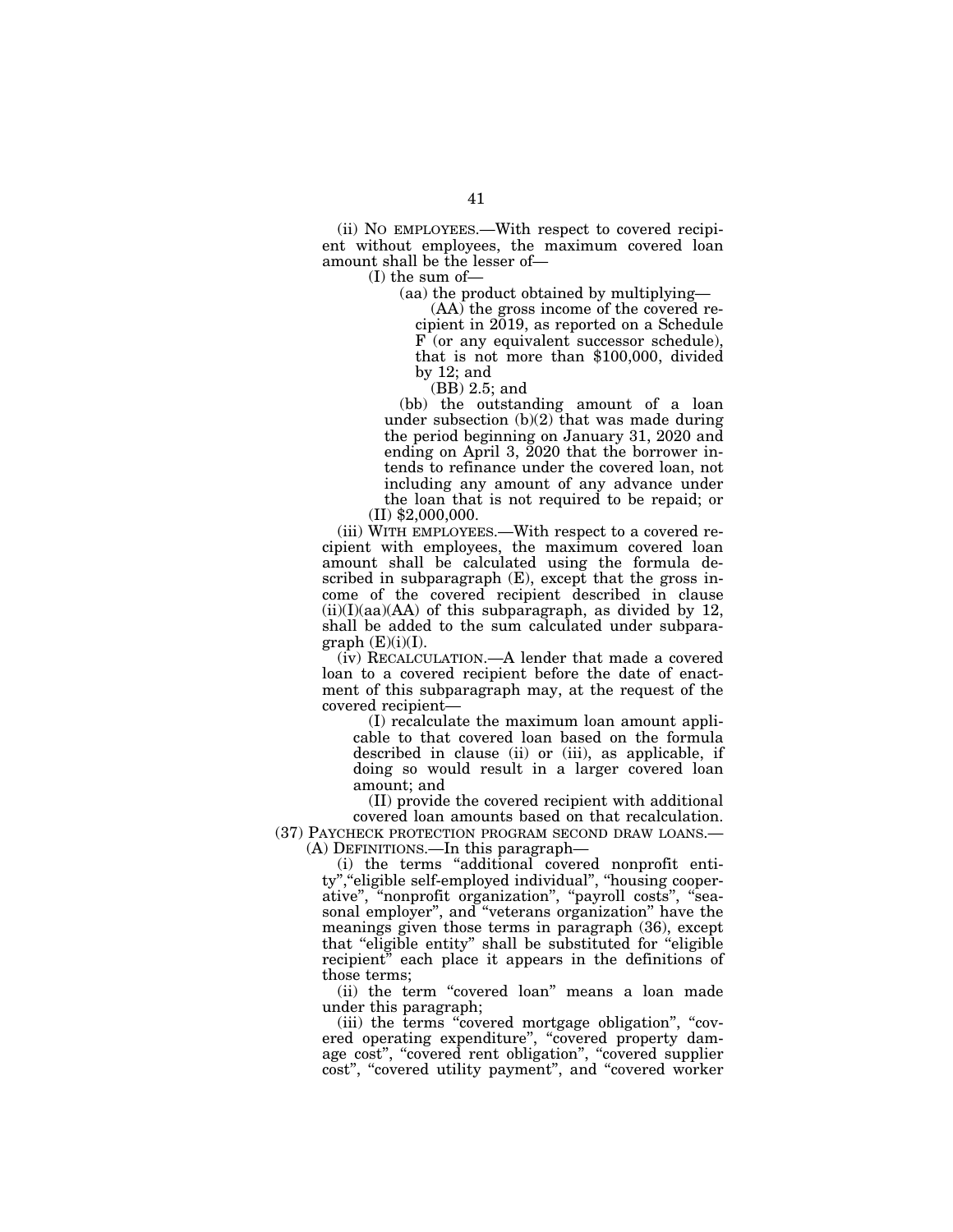(ii) NO EMPLOYEES.—With respect to covered recipient without employees, the maximum covered loan amount shall be the lesser of—

(I) the sum of—

(aa) the product obtained by multiplying—

(AA) the gross income of the covered recipient in 2019, as reported on a Schedule F (or any equivalent successor schedule), that is not more than $100,000, divided by 12; and

(BB) 2.5; and

(bb) the outstanding amount of a loan under subsection (b)(2) that was made during the period beginning on January 31, 2020 and ending on April 3, 2020 that the borrower intends to refinance under the covered loan, not including any amount of any advance under the loan that is not required to be repaid; or

(II) $2,000,000.

(iii) WITH EMPLOYEES.—With respect to a covered recipient with employees, the maximum covered loan amount shall be calculated using the formula described in subparagraph (E), except that the gross income of the covered recipient described in clause (ii)(I)(aa)(AA) of this subparagraph, as divided by 12, shall be added to the sum calculated under subparagraph (E)(i)(I).

(iv) RECALCULATION.—A lender that made a covered loan to a covered recipient before the date of enactment of this subparagraph may, at the request of the covered recipient—

(I) recalculate the maximum loan amount applicable to that covered loan based on the formula described in clause (ii) or (iii), as applicable, if doing so would result in a larger covered loan amount; and

(II) provide the covered recipient with additional covered loan amounts based on that recalculation.

(37) PAYCHECK PROTECTION PROGRAM SECOND DRAW LOANS.—

(A) DEFINITIONS.—In this paragraph—

(i) the terms "additional covered nonprofit entity","eligible self-employed individual", "housing cooperative", "nonprofit organization", "payroll costs", "seasonal employer", and "veterans organization" have the meanings given those terms in paragraph (36), except that "eligible entity" shall be substituted for "eligible recipient" each place it appears in the definitions of those terms;

(ii) the term "covered loan" means a loan made under this paragraph;

(iii) the terms "covered mortgage obligation", "covered operating expenditure", "covered property damage cost", "covered rent obligation", "covered supplier cost", "covered utility payment", and "covered worker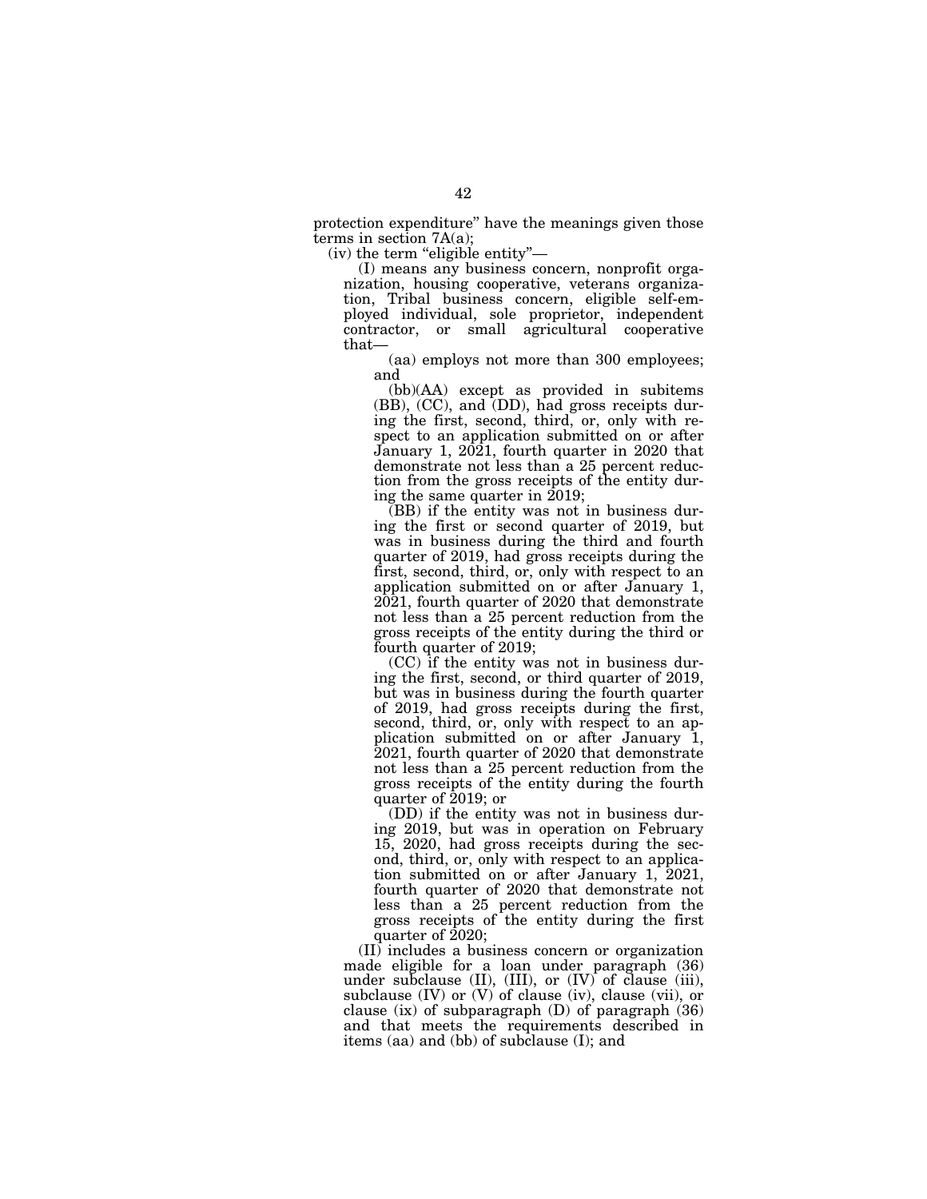protection expenditure" have the meanings given those terms in section 7A(a);

(iv) the term "eligible entity"—

(I) means any business concern, nonprofit organization, housing cooperative, veterans organization, Tribal business concern, eligible self-employed individual, sole proprietor, independent contractor, or small agricultural cooperative that—

(aa) employs not more than 300 employees; and

(bb)(AA) except as provided in subitems (BB), (CC), and (DD), had gross receipts during the first, second, third, or, only with respect to an application submitted on or after January 1, 2021, fourth quarter in 2020 that demonstrate not less than a 25 percent reduction from the gross receipts of the entity during the same quarter in 2019;

(BB) if the entity was not in business during the first or second quarter of 2019, but was in business during the third and fourth quarter of 2019, had gross receipts during the first, second, third, or, only with respect to an application submitted on or after January 1, 2021, fourth quarter of 2020 that demonstrate not less than a 25 percent reduction from the gross receipts of the entity during the third or fourth quarter of 2019;

(CC) if the entity was not in business during the first, second, or third quarter of 2019, but was in business during the fourth quarter of 2019, had gross receipts during the first, second, third, or, only with respect to an application submitted on or after January 1, 2021, fourth quarter of 2020 that demonstrate not less than a 25 percent reduction from the gross receipts of the entity during the fourth quarter of 2019; or

(DD) if the entity was not in business during 2019, but was in operation on February 15, 2020, had gross receipts during the second, third, or, only with respect to an application submitted on or after January 1, 2021, fourth quarter of 2020 that demonstrate not less than a 25 percent reduction from the gross receipts of the entity during the first quarter of 2020;

(II) includes a business concern or organization made eligible for a loan under paragraph (36) under subclause (II), (III), or (IV) of clause (iii), subclause (IV) or (V) of clause (iv), clause (vii), or clause (ix) of subparagraph (D) of paragraph (36) and that meets the requirements described in items (aa) and (bb) of subclause (I); and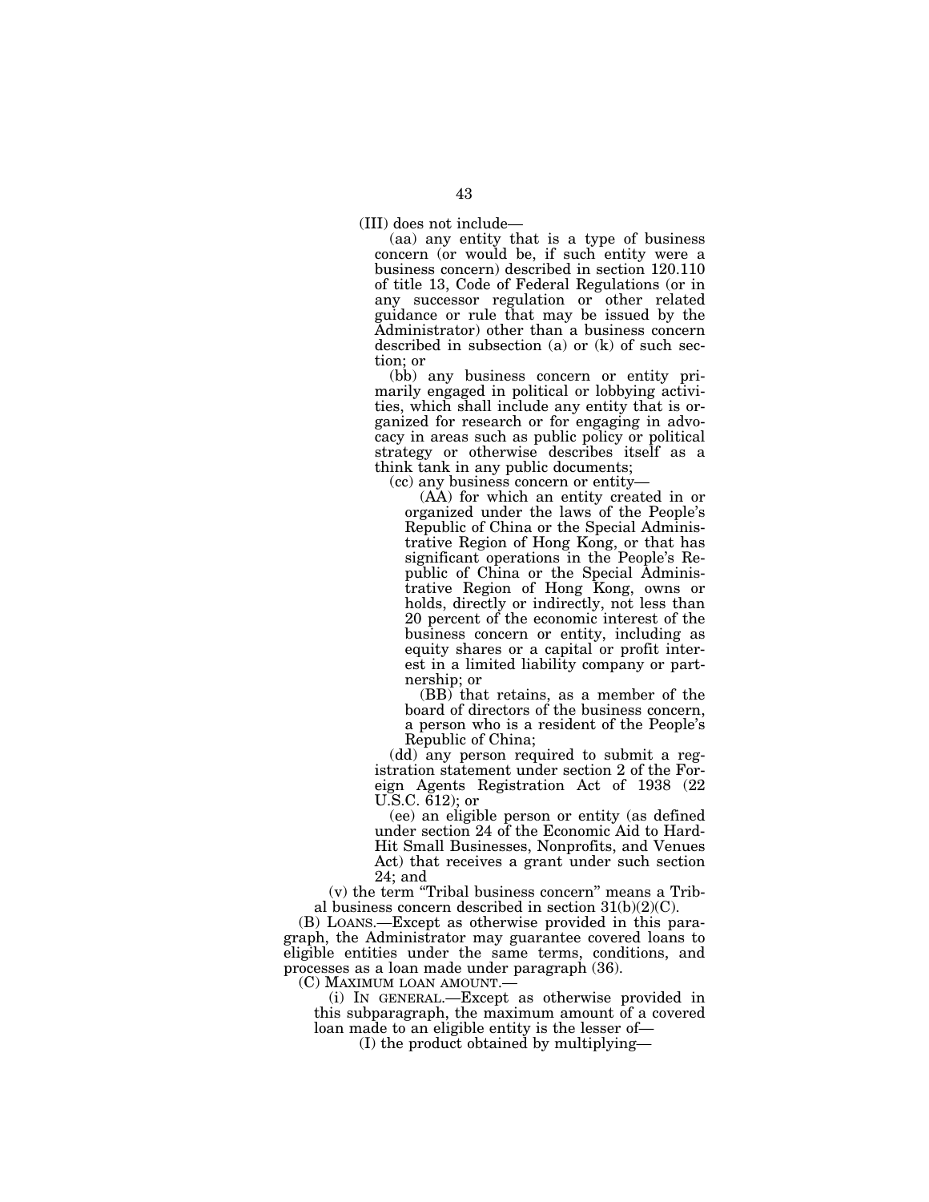(III) does not include—

(aa) any entity that is a type of business concern (or would be, if such entity were a business concern) described in section 120.110 of title 13, Code of Federal Regulations (or in any successor regulation or other related guidance or rule that may be issued by the Administrator) other than a business concern described in subsection (a) or (k) of such section; or

(bb) any business concern or entity primarily engaged in political or lobbying activities, which shall include any entity that is organized for research or for engaging in advocacy in areas such as public policy or political strategy or otherwise describes itself as a think tank in any public documents;

(cc) any business concern or entity—

(AA) for which an entity created in or organized under the laws of the People's Republic of China or the Special Administrative Region of Hong Kong, or that has significant operations in the People's Republic of China or the Special Administrative Region of Hong Kong, owns or holds, directly or indirectly, not less than 20 percent of the economic interest of the business concern or entity, including as equity shares or a capital or profit interest in a limited liability company or partnership; or

(BB) that retains, as a member of the board of directors of the business concern, a person who is a resident of the People's Republic of China;

(dd) any person required to submit a registration statement under section 2 of the Foreign Agents Registration Act of 1938 (22 U.S.C. 612); or

(ee) an eligible person or entity (as defined under section 24 of the Economic Aid to Hard-Hit Small Businesses, Nonprofits, and Venues Act) that receives a grant under such section 24; and

(v) the term "Tribal business concern" means a Tribal business concern described in section 31(b)(2)(C).

(B) LOANS.—Except as otherwise provided in this paragraph, the Administrator may guarantee covered loans to eligible entities under the same terms, conditions, and processes as a loan made under paragraph (36).

(C) MAXIMUM LOAN AMOUNT.—

(i) IN GENERAL.—Except as otherwise provided in this subparagraph, the maximum amount of a covered loan made to an eligible entity is the lesser of—

(I) the product obtained by multiplying—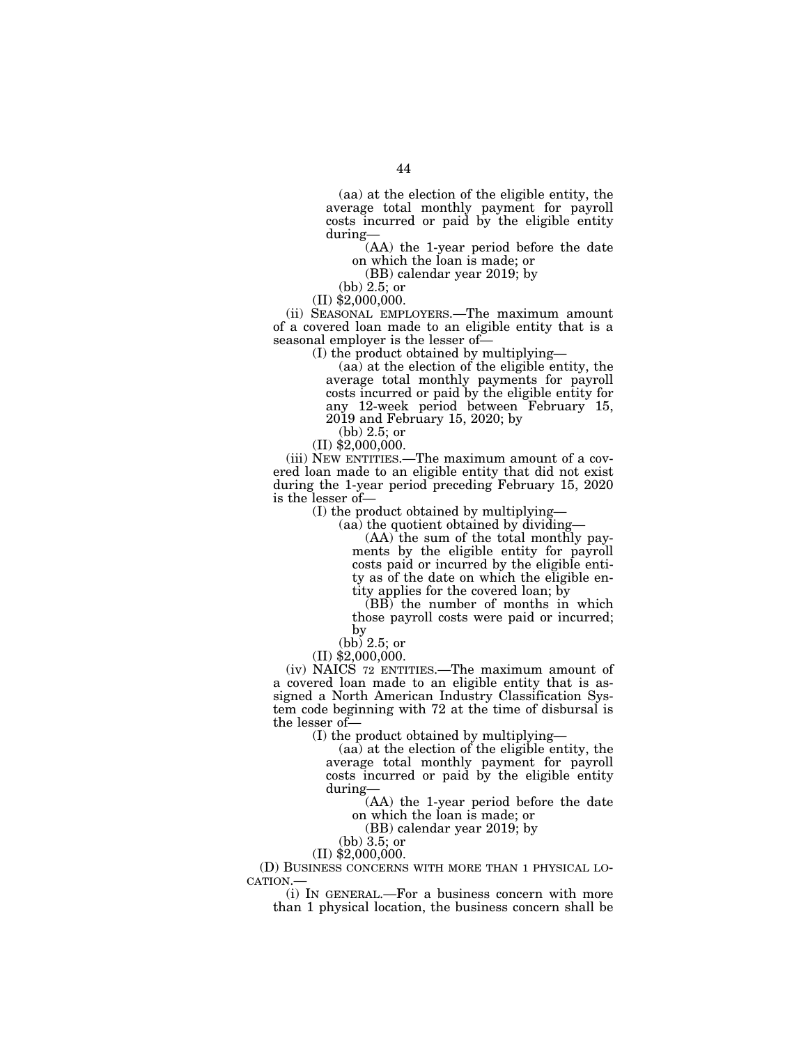(aa) at the election of the eligible entity, the average total monthly payment for payroll costs incurred or paid by the eligible entity during—

(AA) the 1-year period before the date on which the loan is made; or

(BB) calendar year 2019; by

(bb) 2.5; or

(II) $2,000,000.

(ii) SEASONAL EMPLOYERS.—The maximum amount of a covered loan made to an eligible entity that is a seasonal employer is the lesser of—

(I) the product obtained by multiplying—

(aa) at the election of the eligible entity, the average total monthly payments for payroll costs incurred or paid by the eligible entity for any 12-week period between February 15, 2019 and February 15, 2020; by

(bb) 2.5; or

(II) $2,000,000.

(iii) NEW ENTITIES.—The maximum amount of a covered loan made to an eligible entity that did not exist during the 1-year period preceding February 15, 2020 is the lesser of—

(I) the product obtained by multiplying—

(aa) the quotient obtained by dividing—

(AA) the sum of the total monthly payments by the eligible entity for payroll costs paid or incurred by the eligible entity as of the date on which the eligible entity applies for the covered loan; by

(BB) the number of months in which those payroll costs were paid or incurred; by

(bb) 2.5; or

(II) $2,000,000.

(iv) NAICS 72 ENTITIES.—The maximum amount of a covered loan made to an eligible entity that is assigned a North American Industry Classification System code beginning with 72 at the time of disbursal is the lesser of—

(I) the product obtained by multiplying—

(aa) at the election of the eligible entity, the average total monthly payment for payroll costs incurred or paid by the eligible entity during—

(AA) the 1-year period before the date on which the loan is made; or

(BB) calendar year 2019; by

(bb) 3.5; or

(II) $2,000,000.

(D) BUSINESS CONCERNS WITH MORE THAN 1 PHYSICAL LOCATION.—

(i) IN GENERAL.—For a business concern with more than 1 physical location, the business concern shall be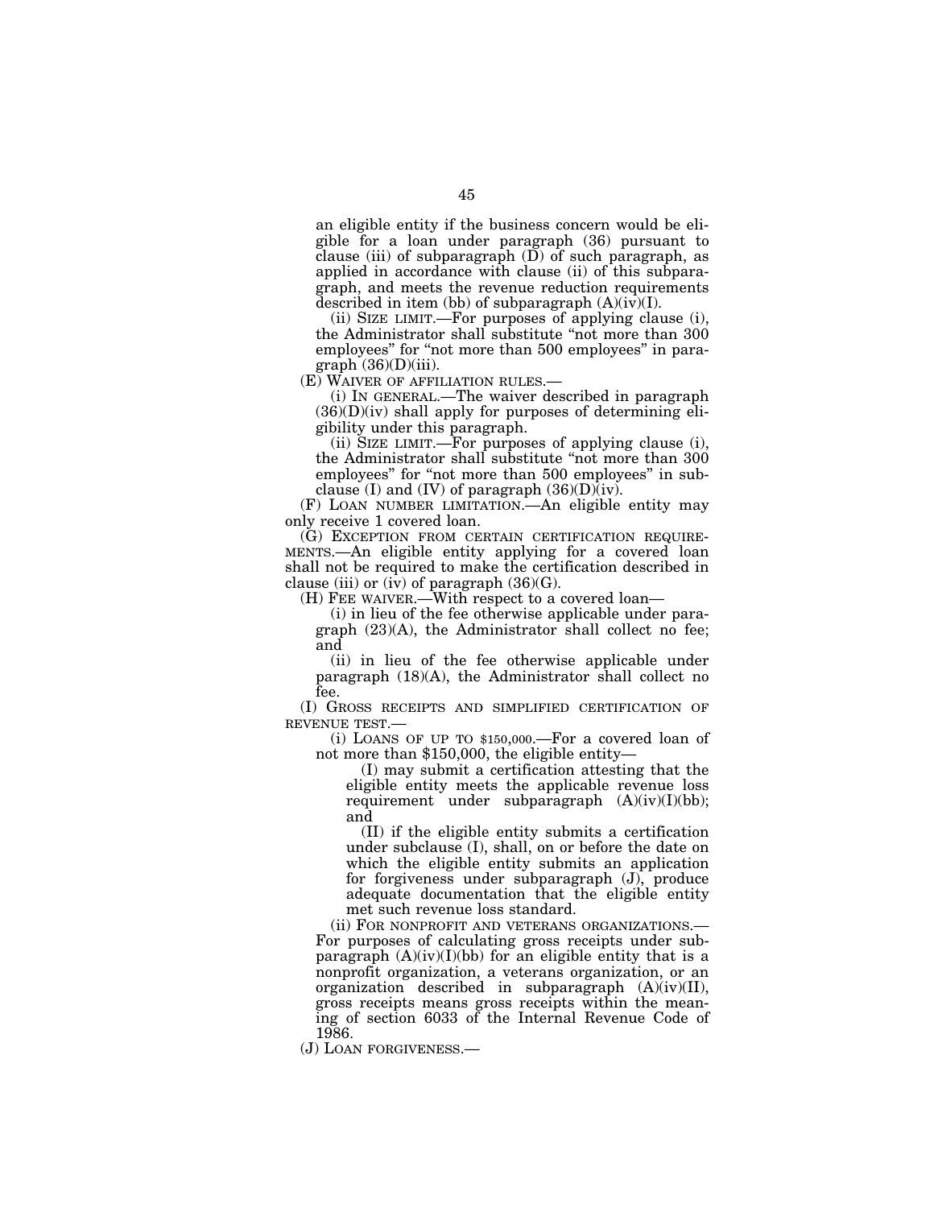an eligible entity if the business concern would be eligible for a loan under paragraph (36) pursuant to clause (iii) of subparagraph (D) of such paragraph, as applied in accordance with clause (ii) of this subparagraph, and meets the revenue reduction requirements described in item (bb) of subparagraph (A)(iv)(I).

(ii) SIZE LIMIT.—For purposes of applying clause (i), the Administrator shall substitute "not more than 300 employees" for "not more than 500 employees" in paragraph (36)(D)(iii).

(E) WAIVER OF AFFILIATION RULES.—

(i) IN GENERAL.—The waiver described in paragraph (36)(D)(iv) shall apply for purposes of determining eligibility under this paragraph.

(ii) SIZE LIMIT.—For purposes of applying clause (i), the Administrator shall substitute "not more than 300 employees" for "not more than 500 employees" in subclause (I) and (IV) of paragraph (36)(D)(iv).

(F) LOAN NUMBER LIMITATION.—An eligible entity may only receive 1 covered loan.

(G) EXCEPTION FROM CERTAIN CERTIFICATION REQUIREMENTS.—An eligible entity applying for a covered loan shall not be required to make the certification described in clause (iii) or (iv) of paragraph (36)(G).

(H) FEE WAIVER.—With respect to a covered loan—

(i) in lieu of the fee otherwise applicable under paragraph (23)(A), the Administrator shall collect no fee; and

(ii) in lieu of the fee otherwise applicable under paragraph (18)(A), the Administrator shall collect no fee.

(I) GROSS RECEIPTS AND SIMPLIFIED CERTIFICATION OF REVENUE TEST.—

(i) LOANS OF UP TO $150,000.—For a covered loan of not more than $150,000, the eligible entity—

(I) may submit a certification attesting that the eligible entity meets the applicable revenue loss requirement under subparagraph (A)(iv)(I)(bb); and

(II) if the eligible entity submits a certification under subclause (I), shall, on or before the date on which the eligible entity submits an application for forgiveness under subparagraph (J), produce adequate documentation that the eligible entity met such revenue loss standard.

(ii) FOR NONPROFIT AND VETERANS ORGANIZATIONS.—For purposes of calculating gross receipts under subparagraph (A)(iv)(I)(bb) for an eligible entity that is a nonprofit organization, a veterans organization, or an organization described in subparagraph (A)(iv)(II), gross receipts means gross receipts within the meaning of section 6033 of the Internal Revenue Code of 1986.

(J) LOAN FORGIVENESS.—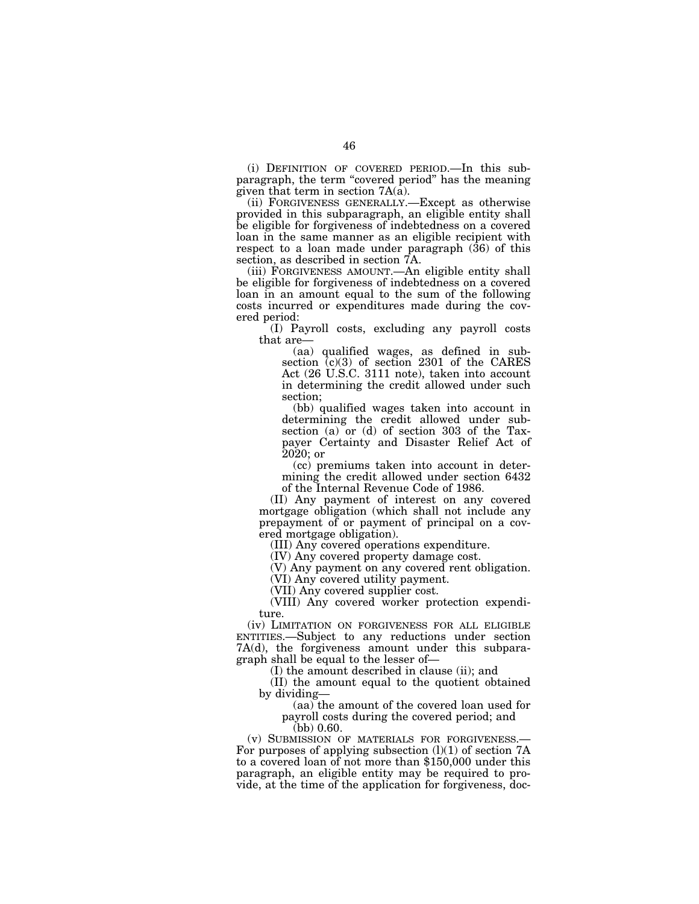(i) DEFINITION OF COVERED PERIOD.—In this subparagraph, the term "covered period" has the meaning given that term in section 7A(a).

(ii) FORGIVENESS GENERALLY.—Except as otherwise provided in this subparagraph, an eligible entity shall be eligible for forgiveness of indebtedness on a covered loan in the same manner as an eligible recipient with respect to a loan made under paragraph (36) of this section, as described in section 7A.

(iii) FORGIVENESS AMOUNT.—An eligible entity shall be eligible for forgiveness of indebtedness on a covered loan in an amount equal to the sum of the following costs incurred or expenditures made during the covered period:

(I) Payroll costs, excluding any payroll costs that are—

(aa) qualified wages, as defined in subsection (c)(3) of section 2301 of the CARES Act (26 U.S.C. 3111 note), taken into account in determining the credit allowed under such section;

(bb) qualified wages taken into account in determining the credit allowed under subsection (a) or (d) of section 303 of the Taxpayer Certainty and Disaster Relief Act of 2020; or

(cc) premiums taken into account in determining the credit allowed under section 6432 of the Internal Revenue Code of 1986.

(II) Any payment of interest on any covered mortgage obligation (which shall not include any prepayment of or payment of principal on a covered mortgage obligation).

(III) Any covered operations expenditure.

(IV) Any covered property damage cost.

(V) Any payment on any covered rent obligation.

(VI) Any covered utility payment.

(VII) Any covered supplier cost.

(VIII) Any covered worker protection expenditure.

(iv) LIMITATION ON FORGIVENESS FOR ALL ELIGIBLE ENTITIES.—Subject to any reductions under section 7A(d), the forgiveness amount under this subparagraph shall be equal to the lesser of—

(I) the amount described in clause (ii); and

(II) the amount equal to the quotient obtained by dividing—

(aa) the amount of the covered loan used for payroll costs during the covered period; and

(bb) 0.60.

(v) SUBMISSION OF MATERIALS FOR FORGIVENESS.—For purposes of applying subsection (l)(1) of section 7A to a covered loan of not more than $150,000 under this paragraph, an eligible entity may be required to provide, at the time of the application for forgiveness, doc-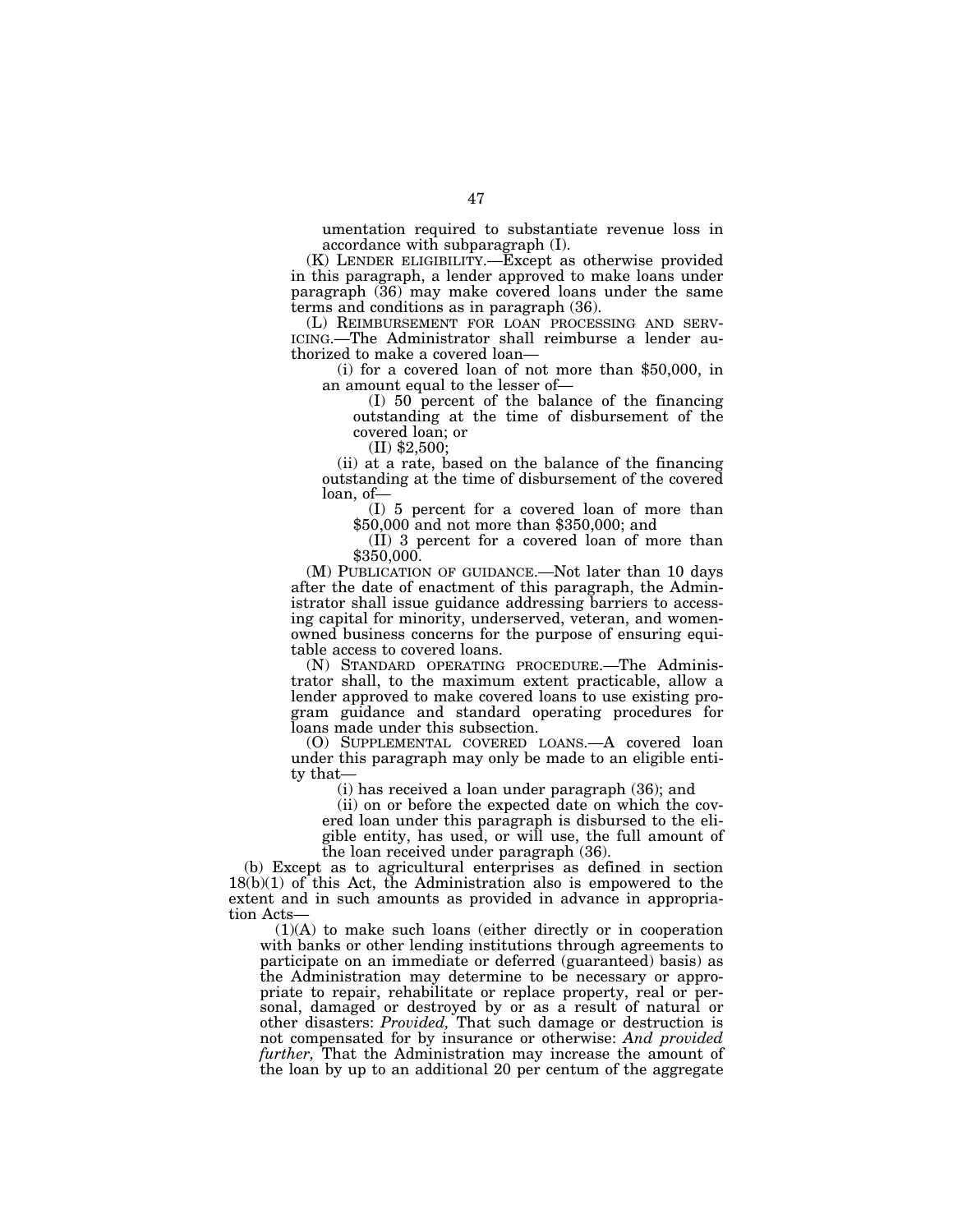umentation required to substantiate revenue loss in accordance with subparagraph (I).

(K) LENDER ELIGIBILITY.—Except as otherwise provided in this paragraph, a lender approved to make loans under paragraph (36) may make covered loans under the same terms and conditions as in paragraph (36).

(L) REIMBURSEMENT FOR LOAN PROCESSING AND SERVICING.—The Administrator shall reimburse a lender authorized to make a covered loan—

(i) for a covered loan of not more than $50,000, in an amount equal to the lesser of—

(I) 50 percent of the balance of the financing outstanding at the time of disbursement of the covered loan; or

(II) $2,500;

(ii) at a rate, based on the balance of the financing outstanding at the time of disbursement of the covered loan, of—

(I) 5 percent for a covered loan of more than $50,000 and not more than $350,000; and

(II) 3 percent for a covered loan of more than $350,000.

(M) PUBLICATION OF GUIDANCE.—Not later than 10 days after the date of enactment of this paragraph, the Administrator shall issue guidance addressing barriers to accessing capital for minority, underserved, veteran, and women-owned business concerns for the purpose of ensuring equitable access to covered loans.

(N) STANDARD OPERATING PROCEDURE.—The Administrator shall, to the maximum extent practicable, allow a lender approved to make covered loans to use existing program guidance and standard operating procedures for loans made under this subsection.

(O) SUPPLEMENTAL COVERED LOANS.—A covered loan under this paragraph may only be made to an eligible entity that—

(i) has received a loan under paragraph (36); and

(ii) on or before the expected date on which the covered loan under this paragraph is disbursed to the eligible entity, has used, or will use, the full amount of the loan received under paragraph (36).

(b) Except as to agricultural enterprises as defined in section 18(b)(1) of this Act, the Administration also is empowered to the extent and in such amounts as provided in advance in appropriation Acts—

(1)(A) to make such loans (either directly or in cooperation with banks or other lending institutions through agreements to participate on an immediate or deferred (guaranteed) basis) as the Administration may determine to be necessary or appropriate to repair, rehabilitate or replace property, real or personal, damaged or destroyed by or as a result of natural or other disasters: *Provided,* That such damage or destruction is not compensated for by insurance or otherwise: *And provided further,* That the Administration may increase the amount of the loan by up to an additional 20 per centum of the aggregate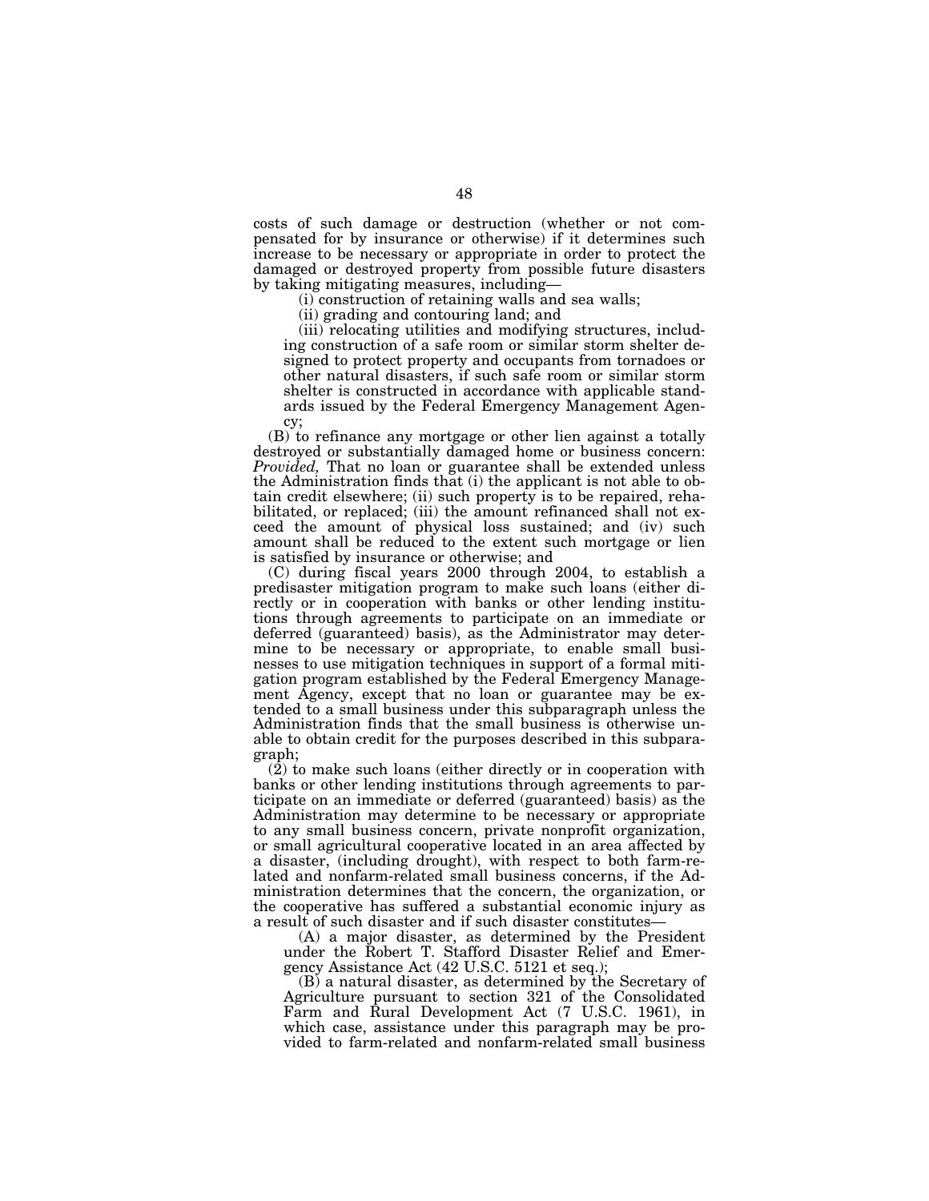costs of such damage or destruction (whether or not compensated for by insurance or otherwise) if it determines such increase to be necessary or appropriate in order to protect the damaged or destroyed property from possible future disasters by taking mitigating measures, including—

(i) construction of retaining walls and sea walls;

(ii) grading and contouring land; and

(iii) relocating utilities and modifying structures, including construction of a safe room or similar storm shelter designed to protect property and occupants from tornadoes or other natural disasters, if such safe room or similar storm shelter is constructed in accordance with applicable standards issued by the Federal Emergency Management Agency;

(B) to refinance any mortgage or other lien against a totally destroyed or substantially damaged home or business concern: *Provided,* That no loan or guarantee shall be extended unless the Administration finds that (i) the applicant is not able to obtain credit elsewhere; (ii) such property is to be repaired, rehabilitated, or replaced; (iii) the amount refinanced shall not exceed the amount of physical loss sustained; and (iv) such amount shall be reduced to the extent such mortgage or lien is satisfied by insurance or otherwise; and

(C) during fiscal years 2000 through 2004, to establish a predisaster mitigation program to make such loans (either directly or in cooperation with banks or other lending institutions through agreements to participate on an immediate or deferred (guaranteed) basis), as the Administrator may determine to be necessary or appropriate, to enable small businesses to use mitigation techniques in support of a formal mitigation program established by the Federal Emergency Management Agency, except that no loan or guarantee may be extended to a small business under this subparagraph unless the Administration finds that the small business is otherwise unable to obtain credit for the purposes described in this subparagraph;

(2) to make such loans (either directly or in cooperation with banks or other lending institutions through agreements to participate on an immediate or deferred (guaranteed) basis) as the Administration may determine to be necessary or appropriate to any small business concern, private nonprofit organization, or small agricultural cooperative located in an area affected by a disaster, (including drought), with respect to both farm-related and nonfarm-related small business concerns, if the Administration determines that the concern, the organization, or the cooperative has suffered a substantial economic injury as a result of such disaster and if such disaster constitutes—

(A) a major disaster, as determined by the President under the Robert T. Stafford Disaster Relief and Emergency Assistance Act (42 U.S.C. 5121 et seq.);

(B) a natural disaster, as determined by the Secretary of Agriculture pursuant to section 321 of the Consolidated Farm and Rural Development Act (7 U.S.C. 1961), in which case, assistance under this paragraph may be provided to farm-related and nonfarm-related small business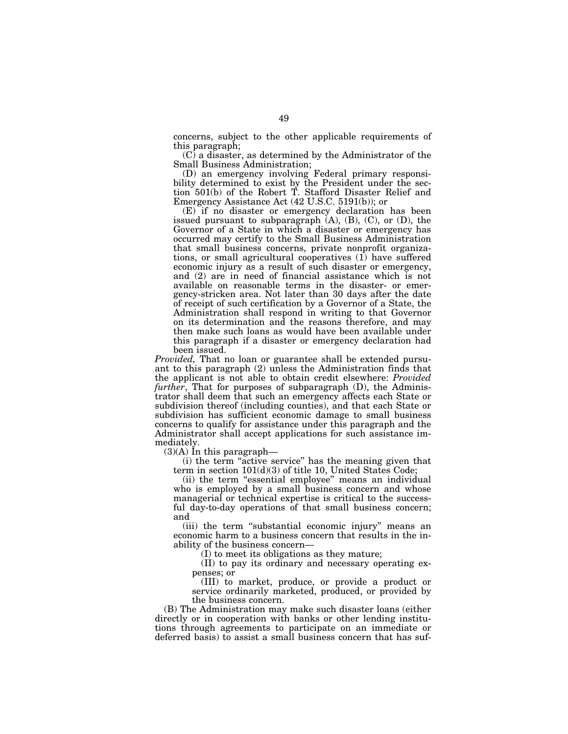concerns, subject to the other applicable requirements of this paragraph;

(C) a disaster, as determined by the Administrator of the Small Business Administration;

(D) an emergency involving Federal primary responsibility determined to exist by the President under the section 501(b) of the Robert T. Stafford Disaster Relief and Emergency Assistance Act (42 U.S.C. 5191(b)); or

(E) if no disaster or emergency declaration has been issued pursuant to subparagraph (A), (B), (C), or (D), the Governor of a State in which a disaster or emergency has occurred may certify to the Small Business Administration that small business concerns, private nonprofit organizations, or small agricultural cooperatives (1) have suffered economic injury as a result of such disaster or emergency, and (2) are in need of financial assistance which is not available on reasonable terms in the disaster- or emergency-stricken area. Not later than 30 days after the date of receipt of such certification by a Governor of a State, the Administration shall respond in writing to that Governor on its determination and the reasons therefore, and may then make such loans as would have been available under this paragraph if a disaster or emergency declaration had been issued.

*Provided,* That no loan or guarantee shall be extended pursuant to this paragraph (2) unless the Administration finds that the applicant is not able to obtain credit elsewhere: *Provided further*, That for purposes of subparagraph (D), the Administrator shall deem that such an emergency affects each State or subdivision thereof (including counties), and that each State or subdivision has sufficient economic damage to small business concerns to qualify for assistance under this paragraph and the Administrator shall accept applications for such assistance immediately.

(3)(A) In this paragraph—

(i) the term "active service" has the meaning given that term in section 101(d)(3) of title 10, United States Code;

(ii) the term "essential employee" means an individual who is employed by a small business concern and whose managerial or technical expertise is critical to the successful day-to-day operations of that small business concern; and

(iii) the term "substantial economic injury" means an economic harm to a business concern that results in the inability of the business concern—

(I) to meet its obligations as they mature;

(II) to pay its ordinary and necessary operating expenses; or

(III) to market, produce, or provide a product or service ordinarily marketed, produced, or provided by the business concern.

(B) The Administration may make such disaster loans (either directly or in cooperation with banks or other lending institutions through agreements to participate on an immediate or deferred basis) to assist a small business concern that has suf-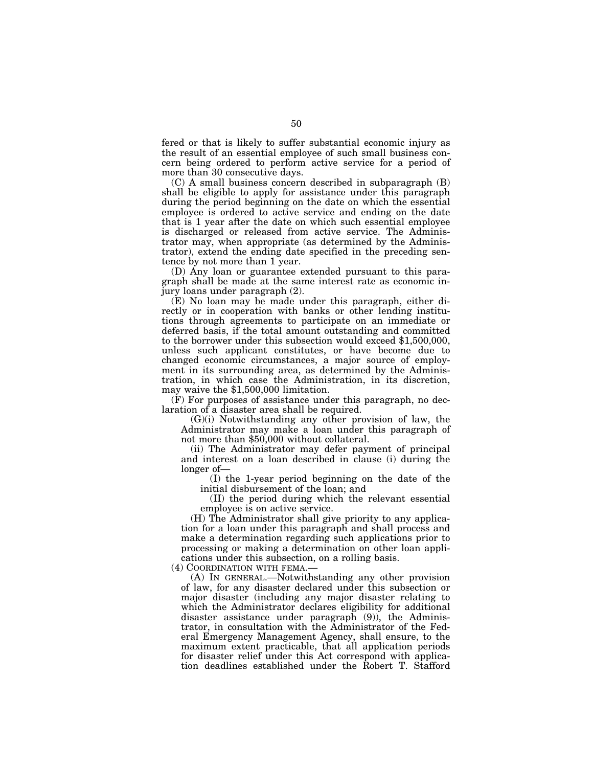fered or that is likely to suffer substantial economic injury as the result of an essential employee of such small business concern being ordered to perform active service for a period of more than 30 consecutive days.

(C) A small business concern described in subparagraph (B) shall be eligible to apply for assistance under this paragraph during the period beginning on the date on which the essential employee is ordered to active service and ending on the date that is 1 year after the date on which such essential employee is discharged or released from active service. The Administrator may, when appropriate (as determined by the Administrator), extend the ending date specified in the preceding sentence by not more than 1 year.

(D) Any loan or guarantee extended pursuant to this paragraph shall be made at the same interest rate as economic injury loans under paragraph (2).

(E) No loan may be made under this paragraph, either directly or in cooperation with banks or other lending institutions through agreements to participate on an immediate or deferred basis, if the total amount outstanding and committed to the borrower under this subsection would exceed $1,500,000, unless such applicant constitutes, or have become due to changed economic circumstances, a major source of employment in its surrounding area, as determined by the Administration, in which case the Administration, in its discretion, may waive the $1,500,000 limitation.

(F) For purposes of assistance under this paragraph, no declaration of a disaster area shall be required.

(G)(i) Notwithstanding any other provision of law, the Administrator may make a loan under this paragraph of not more than $50,000 without collateral.

(ii) The Administrator may defer payment of principal and interest on a loan described in clause (i) during the longer of—

(I) the 1-year period beginning on the date of the initial disbursement of the loan; and

(II) the period during which the relevant essential employee is on active service.

(H) The Administrator shall give priority to any application for a loan under this paragraph and shall process and make a determination regarding such applications prior to processing or making a determination on other loan applications under this subsection, on a rolling basis.

(4) COORDINATION WITH FEMA.—

(A) IN GENERAL.—Notwithstanding any other provision of law, for any disaster declared under this subsection or major disaster (including any major disaster relating to which the Administrator declares eligibility for additional disaster assistance under paragraph (9)), the Administrator, in consultation with the Administrator of the Federal Emergency Management Agency, shall ensure, to the maximum extent practicable, that all application periods for disaster relief under this Act correspond with application deadlines established under the Robert T. Stafford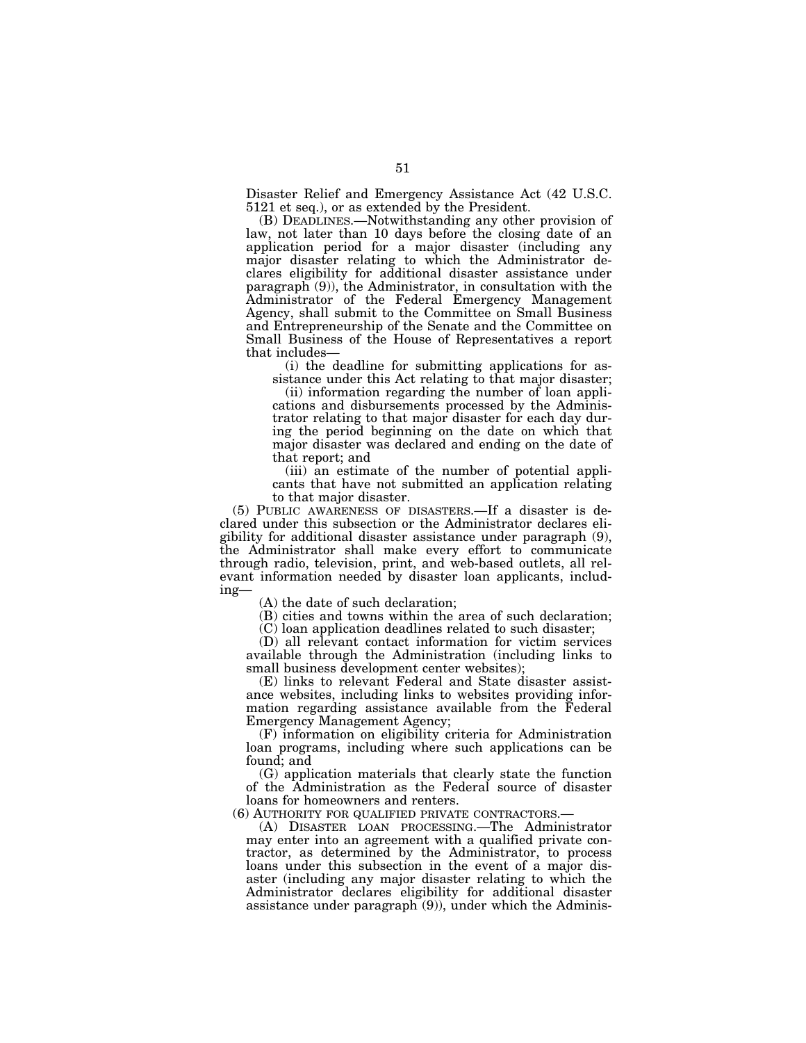Disaster Relief and Emergency Assistance Act (42 U.S.C. 5121 et seq.), or as extended by the President.

(B) DEADLINES.—Notwithstanding any other provision of law, not later than 10 days before the closing date of an application period for a major disaster (including any major disaster relating to which the Administrator declares eligibility for additional disaster assistance under paragraph (9)), the Administrator, in consultation with the Administrator of the Federal Emergency Management Agency, shall submit to the Committee on Small Business and Entrepreneurship of the Senate and the Committee on Small Business of the House of Representatives a report that includes—

(i) the deadline for submitting applications for assistance under this Act relating to that major disaster;

(ii) information regarding the number of loan applications and disbursements processed by the Administrator relating to that major disaster for each day during the period beginning on the date on which that major disaster was declared and ending on the date of that report; and

(iii) an estimate of the number of potential applicants that have not submitted an application relating to that major disaster.

(5) PUBLIC AWARENESS OF DISASTERS.—If a disaster is declared under this subsection or the Administrator declares eligibility for additional disaster assistance under paragraph (9), the Administrator shall make every effort to communicate through radio, television, print, and web-based outlets, all relevant information needed by disaster loan applicants, including—

(A) the date of such declaration;

(B) cities and towns within the area of such declaration;

(C) loan application deadlines related to such disaster;

(D) all relevant contact information for victim services available through the Administration (including links to small business development center websites);

(E) links to relevant Federal and State disaster assistance websites, including links to websites providing information regarding assistance available from the Federal Emergency Management Agency;

(F) information on eligibility criteria for Administration loan programs, including where such applications can be found; and

(G) application materials that clearly state the function of the Administration as the Federal source of disaster loans for homeowners and renters.

(6) AUTHORITY FOR QUALIFIED PRIVATE CONTRACTORS.—

(A) DISASTER LOAN PROCESSING.—The Administrator may enter into an agreement with a qualified private contractor, as determined by the Administrator, to process loans under this subsection in the event of a major disaster (including any major disaster relating to which the Administrator declares eligibility for additional disaster assistance under paragraph (9)), under which the Adminis-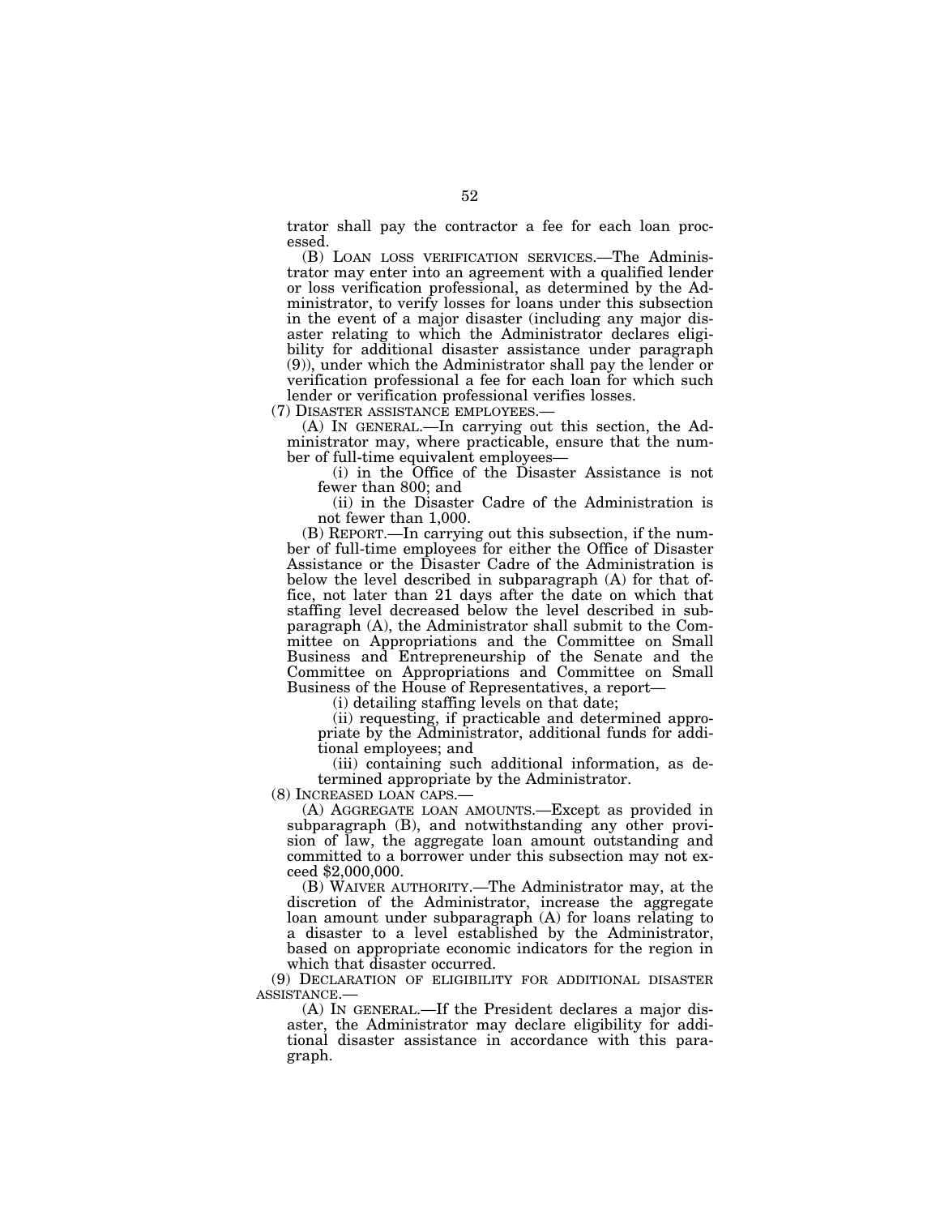trator shall pay the contractor a fee for each loan processed.

(B) LOAN LOSS VERIFICATION SERVICES.—The Administrator may enter into an agreement with a qualified lender or loss verification professional, as determined by the Administrator, to verify losses for loans under this subsection in the event of a major disaster (including any major disaster relating to which the Administrator declares eligibility for additional disaster assistance under paragraph (9)), under which the Administrator shall pay the lender or verification professional a fee for each loan for which such lender or verification professional verifies losses.

(7) DISASTER ASSISTANCE EMPLOYEES.—

(A) IN GENERAL.—In carrying out this section, the Administrator may, where practicable, ensure that the number of full-time equivalent employees—

(i) in the Office of the Disaster Assistance is not fewer than 800; and

(ii) in the Disaster Cadre of the Administration is not fewer than 1,000.

(B) REPORT.—In carrying out this subsection, if the number of full-time employees for either the Office of Disaster Assistance or the Disaster Cadre of the Administration is below the level described in subparagraph (A) for that office, not later than 21 days after the date on which that staffing level decreased below the level described in subparagraph (A), the Administrator shall submit to the Committee on Appropriations and the Committee on Small Business and Entrepreneurship of the Senate and the Committee on Appropriations and Committee on Small Business of the House of Representatives, a report—

(i) detailing staffing levels on that date;

(ii) requesting, if practicable and determined appropriate by the Administrator, additional funds for additional employees; and

(iii) containing such additional information, as determined appropriate by the Administrator.

(8) INCREASED LOAN CAPS.—

(A) AGGREGATE LOAN AMOUNTS.—Except as provided in subparagraph (B), and notwithstanding any other provision of law, the aggregate loan amount outstanding and committed to a borrower under this subsection may not exceed $2,000,000.

(B) WAIVER AUTHORITY.—The Administrator may, at the discretion of the Administrator, increase the aggregate loan amount under subparagraph (A) for loans relating to a disaster to a level established by the Administrator, based on appropriate economic indicators for the region in which that disaster occurred.

(9) DECLARATION OF ELIGIBILITY FOR ADDITIONAL DISASTER ASSISTANCE.—

(A) IN GENERAL.—If the President declares a major disaster, the Administrator may declare eligibility for additional disaster assistance in accordance with this paragraph.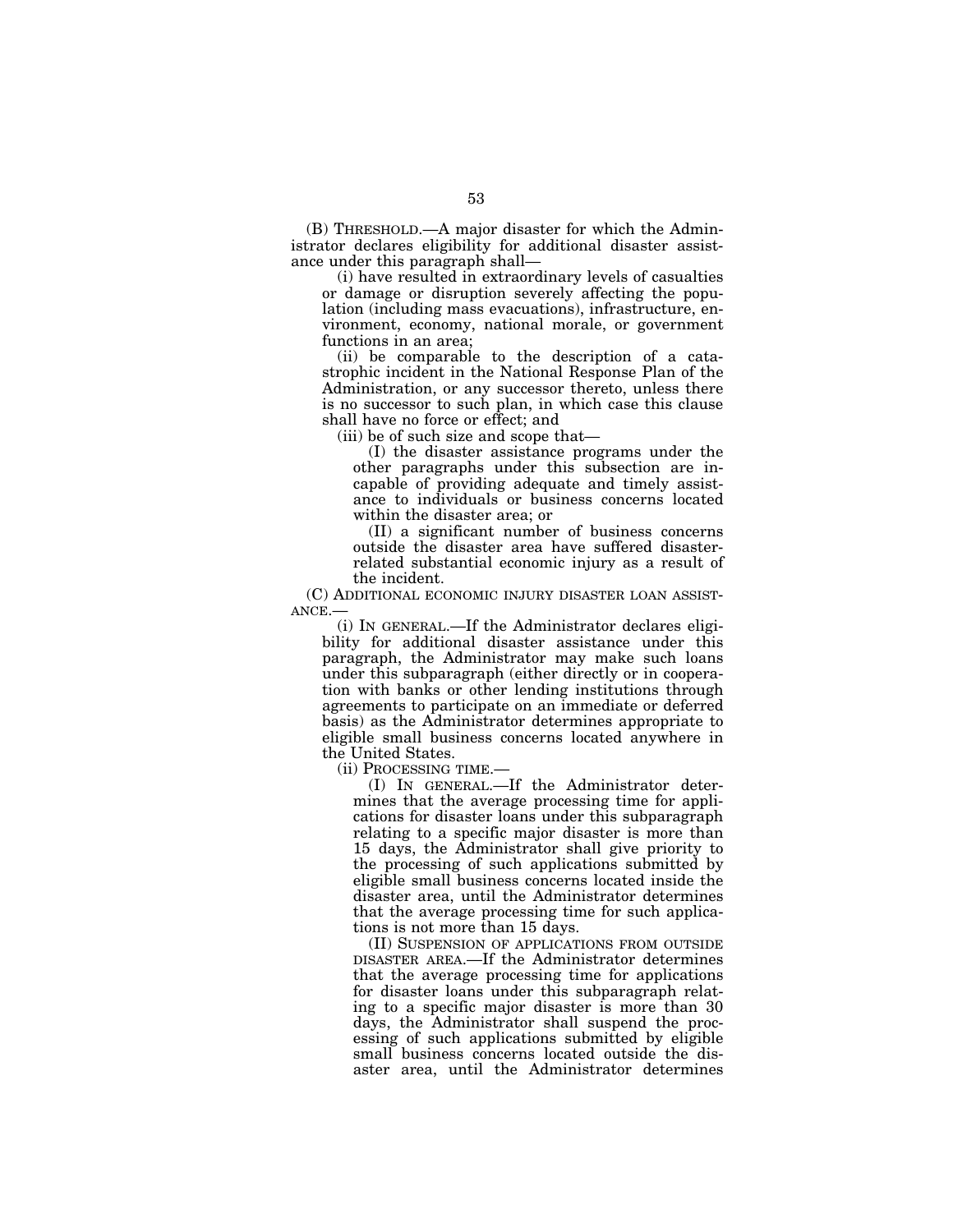(B) THRESHOLD.—A major disaster for which the Administrator declares eligibility for additional disaster assistance under this paragraph shall—

(i) have resulted in extraordinary levels of casualties or damage or disruption severely affecting the population (including mass evacuations), infrastructure, environment, economy, national morale, or government functions in an area;

(ii) be comparable to the description of a catastrophic incident in the National Response Plan of the Administration, or any successor thereto, unless there is no successor to such plan, in which case this clause shall have no force or effect; and

(iii) be of such size and scope that—

(I) the disaster assistance programs under the other paragraphs under this subsection are incapable of providing adequate and timely assistance to individuals or business concerns located within the disaster area; or

(II) a significant number of business concerns outside the disaster area have suffered disaster-related substantial economic injury as a result of the incident.

(C) ADDITIONAL ECONOMIC INJURY DISASTER LOAN ASSISTANCE.—

(i) IN GENERAL.—If the Administrator declares eligibility for additional disaster assistance under this paragraph, the Administrator may make such loans under this subparagraph (either directly or in cooperation with banks or other lending institutions through agreements to participate on an immediate or deferred basis) as the Administrator determines appropriate to eligible small business concerns located anywhere in the United States.

(ii) PROCESSING TIME.—

(I) IN GENERAL.—If the Administrator determines that the average processing time for applications for disaster loans under this subparagraph relating to a specific major disaster is more than 15 days, the Administrator shall give priority to the processing of such applications submitted by eligible small business concerns located inside the disaster area, until the Administrator determines that the average processing time for such applications is not more than 15 days.

(II) SUSPENSION OF APPLICATIONS FROM OUTSIDE DISASTER AREA.—If the Administrator determines that the average processing time for applications for disaster loans under this subparagraph relating to a specific major disaster is more than 30 days, the Administrator shall suspend the processing of such applications submitted by eligible small business concerns located outside the disaster area, until the Administrator determines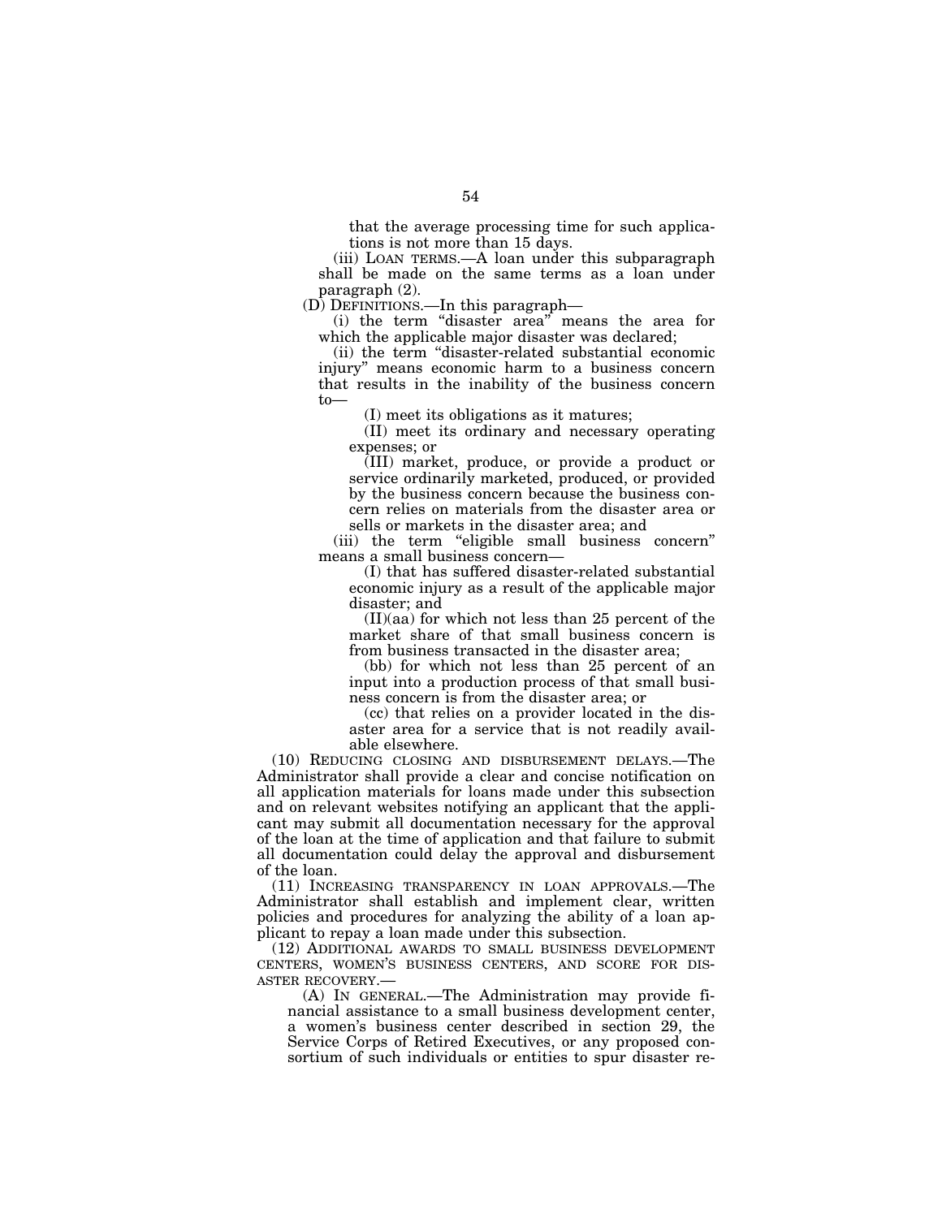that the average processing time for such applications is not more than 15 days.

(iii) LOAN TERMS.—A loan under this subparagraph shall be made on the same terms as a loan under paragraph (2).

(D) DEFINITIONS.—In this paragraph—

(i) the term "disaster area" means the area for which the applicable major disaster was declared;

(ii) the term "disaster-related substantial economic injury" means economic harm to a business concern that results in the inability of the business concern to—

(I) meet its obligations as it matures;

(II) meet its ordinary and necessary operating expenses; or

(III) market, produce, or provide a product or service ordinarily marketed, produced, or provided by the business concern because the business concern relies on materials from the disaster area or sells or markets in the disaster area; and

(iii) the term "eligible small business concern" means a small business concern—

(I) that has suffered disaster-related substantial economic injury as a result of the applicable major disaster; and

(II)(aa) for which not less than 25 percent of the market share of that small business concern is from business transacted in the disaster area;

(bb) for which not less than 25 percent of an input into a production process of that small business concern is from the disaster area; or

(cc) that relies on a provider located in the disaster area for a service that is not readily available elsewhere.

(10) REDUCING CLOSING AND DISBURSEMENT DELAYS.—The Administrator shall provide a clear and concise notification on all application materials for loans made under this subsection and on relevant websites notifying an applicant that the applicant may submit all documentation necessary for the approval of the loan at the time of application and that failure to submit all documentation could delay the approval and disbursement of the loan.

(11) INCREASING TRANSPARENCY IN LOAN APPROVALS.—The Administrator shall establish and implement clear, written policies and procedures for analyzing the ability of a loan applicant to repay a loan made under this subsection.

(12) ADDITIONAL AWARDS TO SMALL BUSINESS DEVELOPMENT CENTERS, WOMEN'S BUSINESS CENTERS, AND SCORE FOR DISASTER RECOVERY.—

(A) IN GENERAL.—The Administration may provide financial assistance to a small business development center, a women's business center described in section 29, the Service Corps of Retired Executives, or any proposed consortium of such individuals or entities to spur disaster re-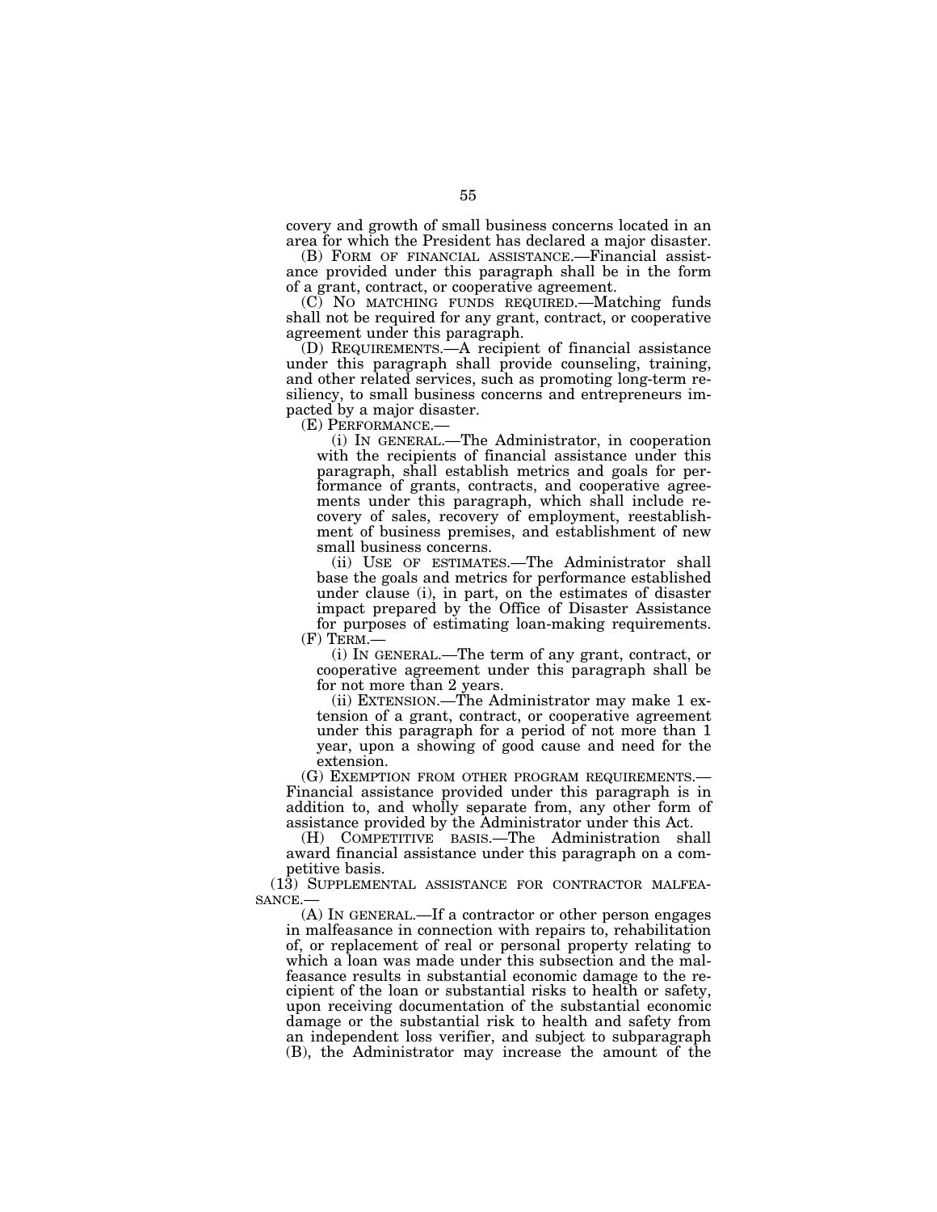covery and growth of small business concerns located in an area for which the President has declared a major disaster.

(B) FORM OF FINANCIAL ASSISTANCE.—Financial assistance provided under this paragraph shall be in the form of a grant, contract, or cooperative agreement.

(C) NO MATCHING FUNDS REQUIRED.—Matching funds shall not be required for any grant, contract, or cooperative agreement under this paragraph.

(D) REQUIREMENTS.—A recipient of financial assistance under this paragraph shall provide counseling, training, and other related services, such as promoting long-term resiliency, to small business concerns and entrepreneurs impacted by a major disaster.

(E) PERFORMANCE.—

(i) IN GENERAL.—The Administrator, in cooperation with the recipients of financial assistance under this paragraph, shall establish metrics and goals for performance of grants, contracts, and cooperative agreements under this paragraph, which shall include recovery of sales, recovery of employment, reestablishment of business premises, and establishment of new small business concerns.

(ii) USE OF ESTIMATES.—The Administrator shall base the goals and metrics for performance established under clause (i), in part, on the estimates of disaster impact prepared by the Office of Disaster Assistance for purposes of estimating loan-making requirements.

(F) TERM.—

(i) IN GENERAL.—The term of any grant, contract, or cooperative agreement under this paragraph shall be for not more than 2 years.

(ii) EXTENSION.—The Administrator may make 1 extension of a grant, contract, or cooperative agreement under this paragraph for a period of not more than 1 year, upon a showing of good cause and need for the extension.

(G) EXEMPTION FROM OTHER PROGRAM REQUIREMENTS.—Financial assistance provided under this paragraph is in addition to, and wholly separate from, any other form of assistance provided by the Administrator under this Act.

(H) COMPETITIVE BASIS.—The Administration shall award financial assistance under this paragraph on a competitive basis.

(13) SUPPLEMENTAL ASSISTANCE FOR CONTRACTOR MALFEASANCE.—

(A) IN GENERAL.—If a contractor or other person engages in malfeasance in connection with repairs to, rehabilitation of, or replacement of real or personal property relating to which a loan was made under this subsection and the malfeasance results in substantial economic damage to the recipient of the loan or substantial risks to health or safety, upon receiving documentation of the substantial economic damage or the substantial risk to health and safety from an independent loss verifier, and subject to subparagraph (B), the Administrator may increase the amount of the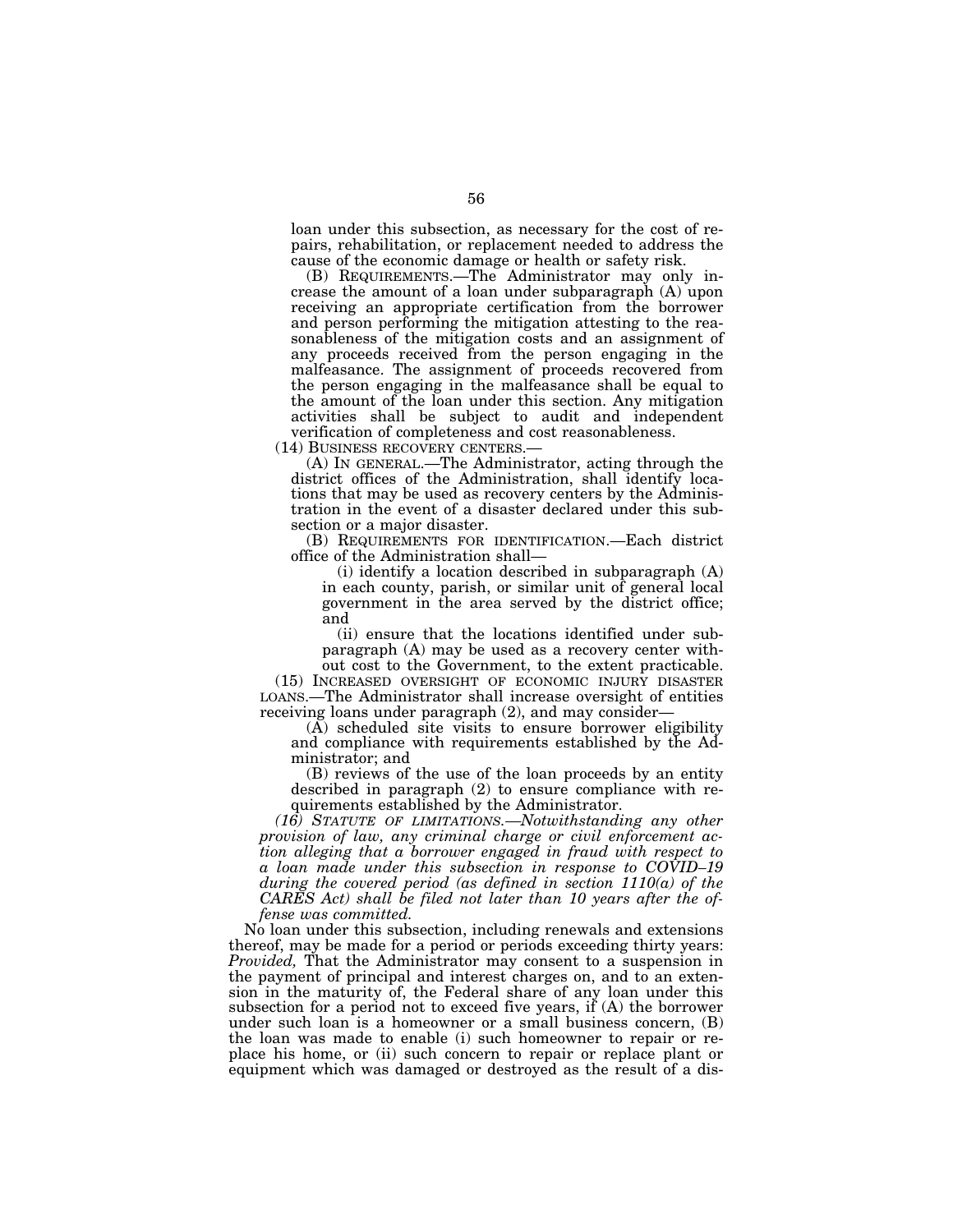loan under this subsection, as necessary for the cost of repairs, rehabilitation, or replacement needed to address the cause of the economic damage or health or safety risk.

(B) REQUIREMENTS.—The Administrator may only increase the amount of a loan under subparagraph (A) upon receiving an appropriate certification from the borrower and person performing the mitigation attesting to the reasonableness of the mitigation costs and an assignment of any proceeds received from the person engaging in the malfeasance. The assignment of proceeds recovered from the person engaging in the malfeasance shall be equal to the amount of the loan under this section. Any mitigation activities shall be subject to audit and independent verification of completeness and cost reasonableness.

(14) BUSINESS RECOVERY CENTERS.—

(A) IN GENERAL.—The Administrator, acting through the district offices of the Administration, shall identify locations that may be used as recovery centers by the Administration in the event of a disaster declared under this subsection or a major disaster.

(B) REQUIREMENTS FOR IDENTIFICATION.—Each district office of the Administration shall—

(i) identify a location described in subparagraph (A) in each county, parish, or similar unit of general local government in the area served by the district office; and

(ii) ensure that the locations identified under subparagraph (A) may be used as a recovery center without cost to the Government, to the extent practicable.

(15) INCREASED OVERSIGHT OF ECONOMIC INJURY DISASTER LOANS.—The Administrator shall increase oversight of entities receiving loans under paragraph (2), and may consider—

(A) scheduled site visits to ensure borrower eligibility and compliance with requirements established by the Administrator; and

(B) reviews of the use of the loan proceeds by an entity described in paragraph (2) to ensure compliance with requirements established by the Administrator.

*(16) STATUTE OF LIMITATIONS.—Notwithstanding any other provision of law, any criminal charge or civil enforcement action alleging that a borrower engaged in fraud with respect to a loan made under this subsection in response to COVID–19 during the covered period (as defined in section 1110(a) of the CARES Act) shall be filed not later than 10 years after the offense was committed.*

No loan under this subsection, including renewals and extensions thereof, may be made for a period or periods exceeding thirty years: *Provided,* That the Administrator may consent to a suspension in the payment of principal and interest charges on, and to an extension in the maturity of, the Federal share of any loan under this subsection for a period not to exceed five years, if (A) the borrower under such loan is a homeowner or a small business concern, (B) the loan was made to enable (i) such homeowner to repair or replace his home, or (ii) such concern to repair or replace plant or equipment which was damaged or destroyed as the result of a dis-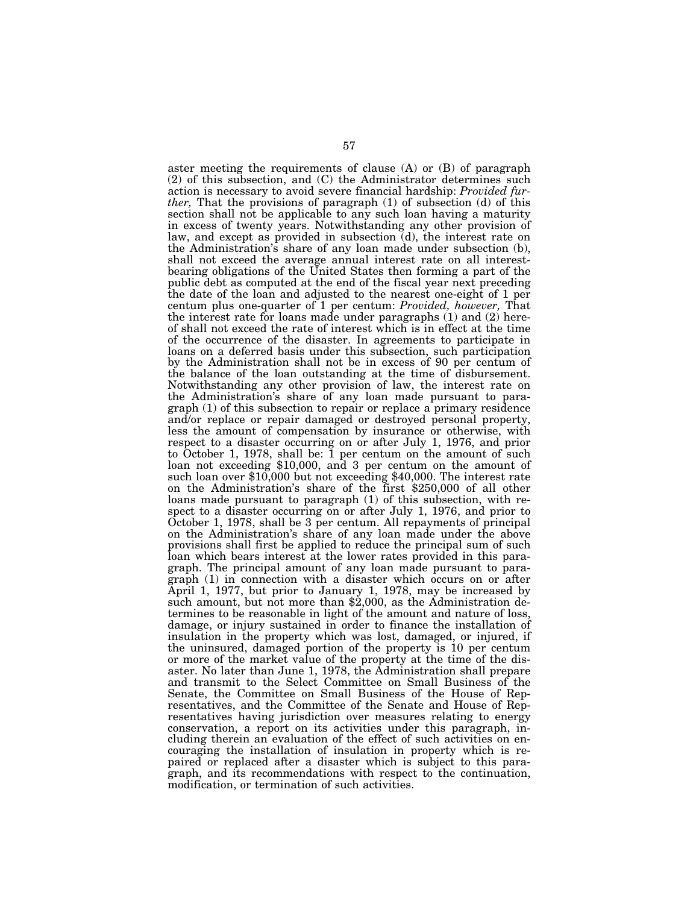aster meeting the requirements of clause (A) or (B) of paragraph (2) of this subsection, and (C) the Administrator determines such action is necessary to avoid severe financial hardship: *Provided further,* That the provisions of paragraph (1) of subsection (d) of this section shall not be applicable to any such loan having a maturity in excess of twenty years. Notwithstanding any other provision of law, and except as provided in subsection (d), the interest rate on the Administration's share of any loan made under subsection (b), shall not exceed the average annual interest rate on all interest-bearing obligations of the United States then forming a part of the public debt as computed at the end of the fiscal year next preceding the date of the loan and adjusted to the nearest one-eight of 1 per centum plus one-quarter of 1 per centum: *Provided, however,* That the interest rate for loans made under paragraphs (1) and (2) hereof shall not exceed the rate of interest which is in effect at the time of the occurrence of the disaster. In agreements to participate in loans on a deferred basis under this subsection, such participation by the Administration shall not be in excess of 90 per centum of the balance of the loan outstanding at the time of disbursement. Notwithstanding any other provision of law, the interest rate on the Administration's share of any loan made pursuant to paragraph (1) of this subsection to repair or replace a primary residence and/or replace or repair damaged or destroyed personal property, less the amount of compensation by insurance or otherwise, with respect to a disaster occurring on or after July 1, 1976, and prior to October 1, 1978, shall be: 1 per centum on the amount of such loan not exceeding $10,000, and 3 per centum on the amount of such loan over $10,000 but not exceeding $40,000. The interest rate on the Administration's share of the first $250,000 of all other loans made pursuant to paragraph (1) of this subsection, with respect to a disaster occurring on or after July 1, 1976, and prior to October 1, 1978, shall be 3 per centum. All repayments of principal on the Administration's share of any loan made under the above provisions shall first be applied to reduce the principal sum of such loan which bears interest at the lower rates provided in this paragraph. The principal amount of any loan made pursuant to paragraph (1) in connection with a disaster which occurs on or after April 1, 1977, but prior to January 1, 1978, may be increased by such amount, but not more than $2,000, as the Administration determines to be reasonable in light of the amount and nature of loss, damage, or injury sustained in order to finance the installation of insulation in the property which was lost, damaged, or injured, if the uninsured, damaged portion of the property is 10 per centum or more of the market value of the property at the time of the disaster. No later than June 1, 1978, the Administration shall prepare and transmit to the Select Committee on Small Business of the Senate, the Committee on Small Business of the House of Representatives, and the Committee of the Senate and House of Representatives having jurisdiction over measures relating to energy conservation, a report on its activities under this paragraph, including therein an evaluation of the effect of such activities on encouraging the installation of insulation in property which is repaired or replaced after a disaster which is subject to this paragraph, and its recommendations with respect to the continuation, modification, or termination of such activities.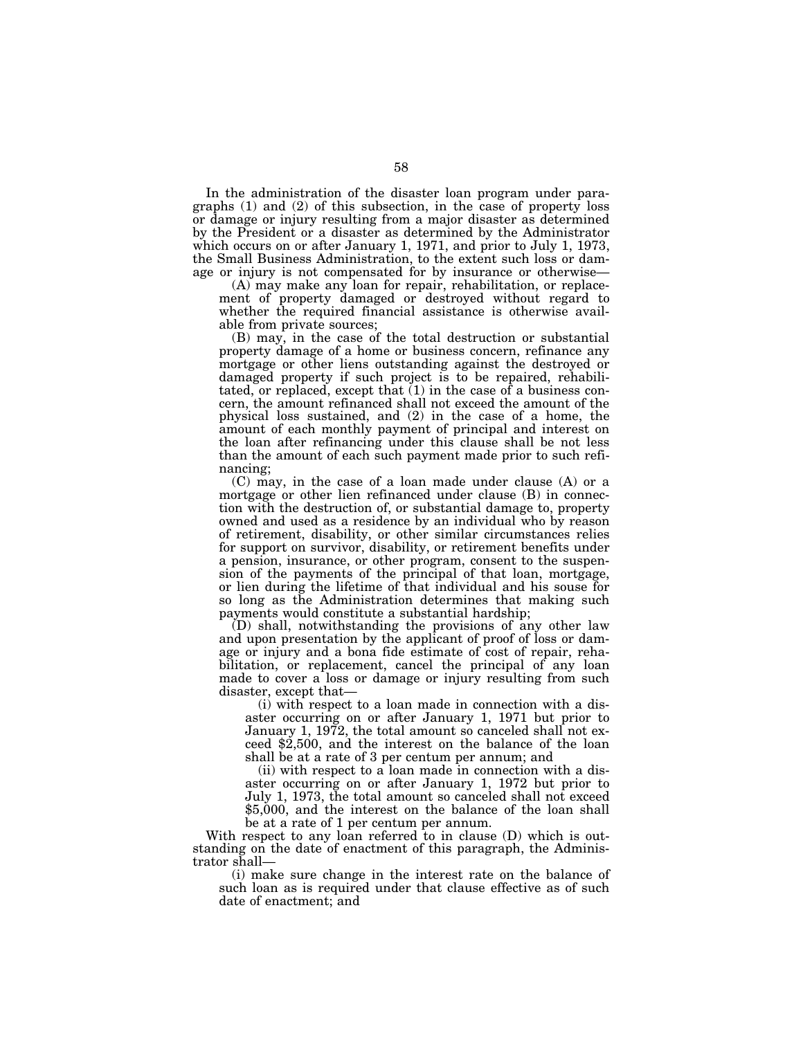In the administration of the disaster loan program under paragraphs (1) and (2) of this subsection, in the case of property loss or damage or injury resulting from a major disaster as determined by the President or a disaster as determined by the Administrator which occurs on or after January 1, 1971, and prior to July 1, 1973, the Small Business Administration, to the extent such loss or damage or injury is not compensated for by insurance or otherwise—

(A) may make any loan for repair, rehabilitation, or replacement of property damaged or destroyed without regard to whether the required financial assistance is otherwise available from private sources;

(B) may, in the case of the total destruction or substantial property damage of a home or business concern, refinance any mortgage or other liens outstanding against the destroyed or damaged property if such project is to be repaired, rehabilitated, or replaced, except that (1) in the case of a business concern, the amount refinanced shall not exceed the amount of the physical loss sustained, and (2) in the case of a home, the amount of each monthly payment of principal and interest on the loan after refinancing under this clause shall be not less than the amount of each such payment made prior to such refinancing;

(C) may, in the case of a loan made under clause (A) or a mortgage or other lien refinanced under clause (B) in connection with the destruction of, or substantial damage to, property owned and used as a residence by an individual who by reason of retirement, disability, or other similar circumstances relies for support on survivor, disability, or retirement benefits under a pension, insurance, or other program, consent to the suspension of the payments of the principal of that loan, mortgage, or lien during the lifetime of that individual and his souse for so long as the Administration determines that making such payments would constitute a substantial hardship;

(D) shall, notwithstanding the provisions of any other law and upon presentation by the applicant of proof of loss or damage or injury and a bona fide estimate of cost of repair, rehabilitation, or replacement, cancel the principal of any loan made to cover a loss or damage or injury resulting from such disaster, except that—

(i) with respect to a loan made in connection with a disaster occurring on or after January 1, 1971 but prior to January 1, 1972, the total amount so canceled shall not exceed $2,500, and the interest on the balance of the loan shall be at a rate of 3 per centum per annum; and

(ii) with respect to a loan made in connection with a disaster occurring on or after January 1, 1972 but prior to July 1, 1973, the total amount so canceled shall not exceed $5,000, and the interest on the balance of the loan shall be at a rate of 1 per centum per annum.

With respect to any loan referred to in clause (D) which is outstanding on the date of enactment of this paragraph, the Administrator shall—

(i) make sure change in the interest rate on the balance of such loan as is required under that clause effective as of such date of enactment; and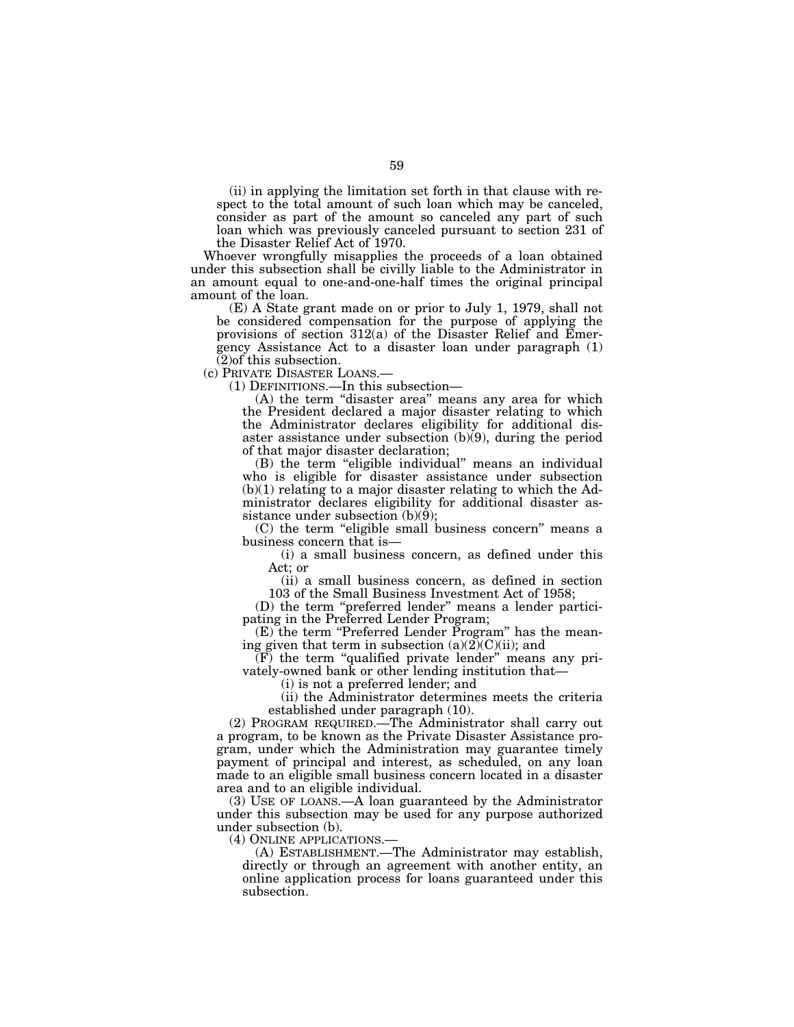(ii) in applying the limitation set forth in that clause with respect to the total amount of such loan which may be canceled, consider as part of the amount so canceled any part of such loan which was previously canceled pursuant to section 231 of the Disaster Relief Act of 1970.

Whoever wrongfully misapplies the proceeds of a loan obtained under this subsection shall be civilly liable to the Administrator in an amount equal to one-and-one-half times the original principal amount of the loan.

(E) A State grant made on or prior to July 1, 1979, shall not be considered compensation for the purpose of applying the provisions of section 312(a) of the Disaster Relief and Emergency Assistance Act to a disaster loan under paragraph (1) (2)of this subsection.

(c) PRIVATE DISASTER LOANS.—

(1) DEFINITIONS.—In this subsection—

(A) the term "disaster area" means any area for which the President declared a major disaster relating to which the Administrator declares eligibility for additional disaster assistance under subsection (b)(9), during the period of that major disaster declaration;

(B) the term "eligible individual" means an individual who is eligible for disaster assistance under subsection (b)(1) relating to a major disaster relating to which the Administrator declares eligibility for additional disaster assistance under subsection (b)(9);

(C) the term "eligible small business concern" means a business concern that is—

(i) a small business concern, as defined under this Act; or

(ii) a small business concern, as defined in section 103 of the Small Business Investment Act of 1958;

(D) the term "preferred lender" means a lender participating in the Preferred Lender Program;

(E) the term "Preferred Lender Program" has the meaning given that term in subsection (a)(2)(C)(ii); and

(F) the term "qualified private lender" means any privately-owned bank or other lending institution that—

(i) is not a preferred lender; and

(ii) the Administrator determines meets the criteria established under paragraph (10).

(2) PROGRAM REQUIRED.—The Administrator shall carry out a program, to be known as the Private Disaster Assistance program, under which the Administration may guarantee timely payment of principal and interest, as scheduled, on any loan made to an eligible small business concern located in a disaster area and to an eligible individual.

(3) USE OF LOANS.—A loan guaranteed by the Administrator under this subsection may be used for any purpose authorized under subsection (b).

(4) ONLINE APPLICATIONS.—

(A) ESTABLISHMENT.—The Administrator may establish, directly or through an agreement with another entity, an online application process for loans guaranteed under this subsection.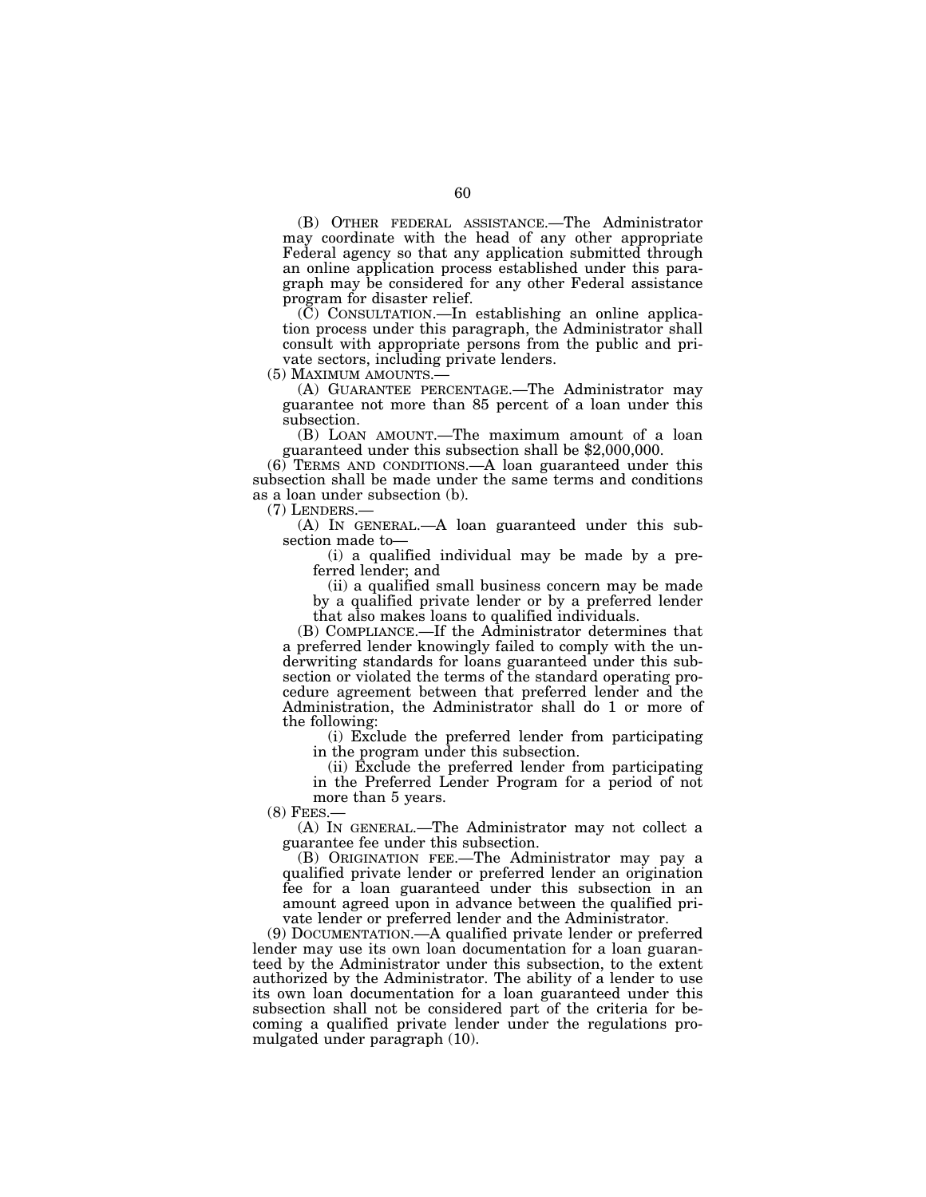(B) OTHER FEDERAL ASSISTANCE.—The Administrator may coordinate with the head of any other appropriate Federal agency so that any application submitted through an online application process established under this paragraph may be considered for any other Federal assistance program for disaster relief.

(C) CONSULTATION.—In establishing an online application process under this paragraph, the Administrator shall consult with appropriate persons from the public and private sectors, including private lenders.

(5) MAXIMUM AMOUNTS.—

(A) GUARANTEE PERCENTAGE.—The Administrator may guarantee not more than 85 percent of a loan under this subsection.

(B) LOAN AMOUNT.—The maximum amount of a loan guaranteed under this subsection shall be $2,000,000.

(6) TERMS AND CONDITIONS.—A loan guaranteed under this subsection shall be made under the same terms and conditions as a loan under subsection (b).

(7) LENDERS.—

(A) IN GENERAL.—A loan guaranteed under this subsection made to—

(i) a qualified individual may be made by a preferred lender; and

(ii) a qualified small business concern may be made by a qualified private lender or by a preferred lender that also makes loans to qualified individuals.

(B) COMPLIANCE.—If the Administrator determines that a preferred lender knowingly failed to comply with the underwriting standards for loans guaranteed under this subsection or violated the terms of the standard operating procedure agreement between that preferred lender and the Administration, the Administrator shall do 1 or more of the following:

(i) Exclude the preferred lender from participating in the program under this subsection.

(ii) Exclude the preferred lender from participating in the Preferred Lender Program for a period of not more than 5 years.

(8) FEES.—

(A) IN GENERAL.—The Administrator may not collect a guarantee fee under this subsection.

(B) ORIGINATION FEE.—The Administrator may pay a qualified private lender or preferred lender an origination fee for a loan guaranteed under this subsection in an amount agreed upon in advance between the qualified private lender or preferred lender and the Administrator.

(9) DOCUMENTATION.—A qualified private lender or preferred lender may use its own loan documentation for a loan guaranteed by the Administrator under this subsection, to the extent authorized by the Administrator. The ability of a lender to use its own loan documentation for a loan guaranteed under this subsection shall not be considered part of the criteria for becoming a qualified private lender under the regulations promulgated under paragraph (10).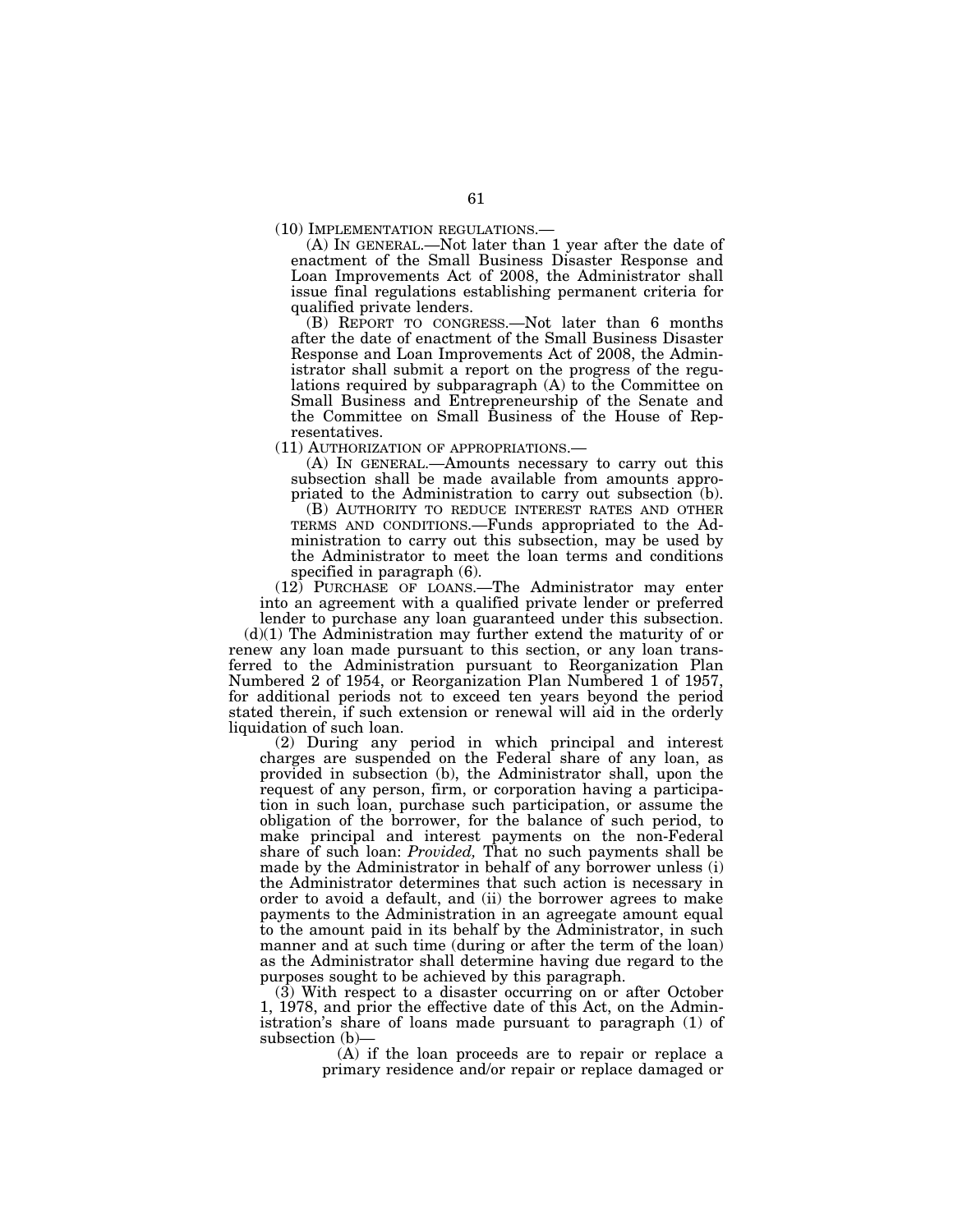(10) IMPLEMENTATION REGULATIONS.—

(A) IN GENERAL.—Not later than 1 year after the date of enactment of the Small Business Disaster Response and Loan Improvements Act of 2008, the Administrator shall issue final regulations establishing permanent criteria for qualified private lenders.

(B) REPORT TO CONGRESS.—Not later than 6 months after the date of enactment of the Small Business Disaster Response and Loan Improvements Act of 2008, the Administrator shall submit a report on the progress of the regulations required by subparagraph (A) to the Committee on Small Business and Entrepreneurship of the Senate and the Committee on Small Business of the House of Representatives.

(11) AUTHORIZATION OF APPROPRIATIONS.—

(A) IN GENERAL.—Amounts necessary to carry out this subsection shall be made available from amounts appropriated to the Administration to carry out subsection (b).

(B) AUTHORITY TO REDUCE INTEREST RATES AND OTHER TERMS AND CONDITIONS.—Funds appropriated to the Administration to carry out this subsection, may be used by the Administrator to meet the loan terms and conditions specified in paragraph (6).

(12) PURCHASE OF LOANS.—The Administrator may enter into an agreement with a qualified private lender or preferred lender to purchase any loan guaranteed under this subsection.

(d)(1) The Administration may further extend the maturity of or renew any loan made pursuant to this section, or any loan transferred to the Administration pursuant to Reorganization Plan Numbered 2 of 1954, or Reorganization Plan Numbered 1 of 1957, for additional periods not to exceed ten years beyond the period stated therein, if such extension or renewal will aid in the orderly liquidation of such loan.

(2) During any period in which principal and interest charges are suspended on the Federal share of any loan, as provided in subsection (b), the Administrator shall, upon the request of any person, firm, or corporation having a participation in such loan, purchase such participation, or assume the obligation of the borrower, for the balance of such period, to make principal and interest payments on the non-Federal share of such loan: *Provided,* That no such payments shall be made by the Administrator in behalf of any borrower unless (i) the Administrator determines that such action is necessary in order to avoid a default, and (ii) the borrower agrees to make payments to the Administration in an agreegate amount equal to the amount paid in its behalf by the Administrator, in such manner and at such time (during or after the term of the loan) as the Administrator shall determine having due regard to the purposes sought to be achieved by this paragraph.

(3) With respect to a disaster occurring on or after October 1, 1978, and prior the effective date of this Act, on the Administration's share of loans made pursuant to paragraph (1) of subsection (b)—

(A) if the loan proceeds are to repair or replace a primary residence and/or repair or replace damaged or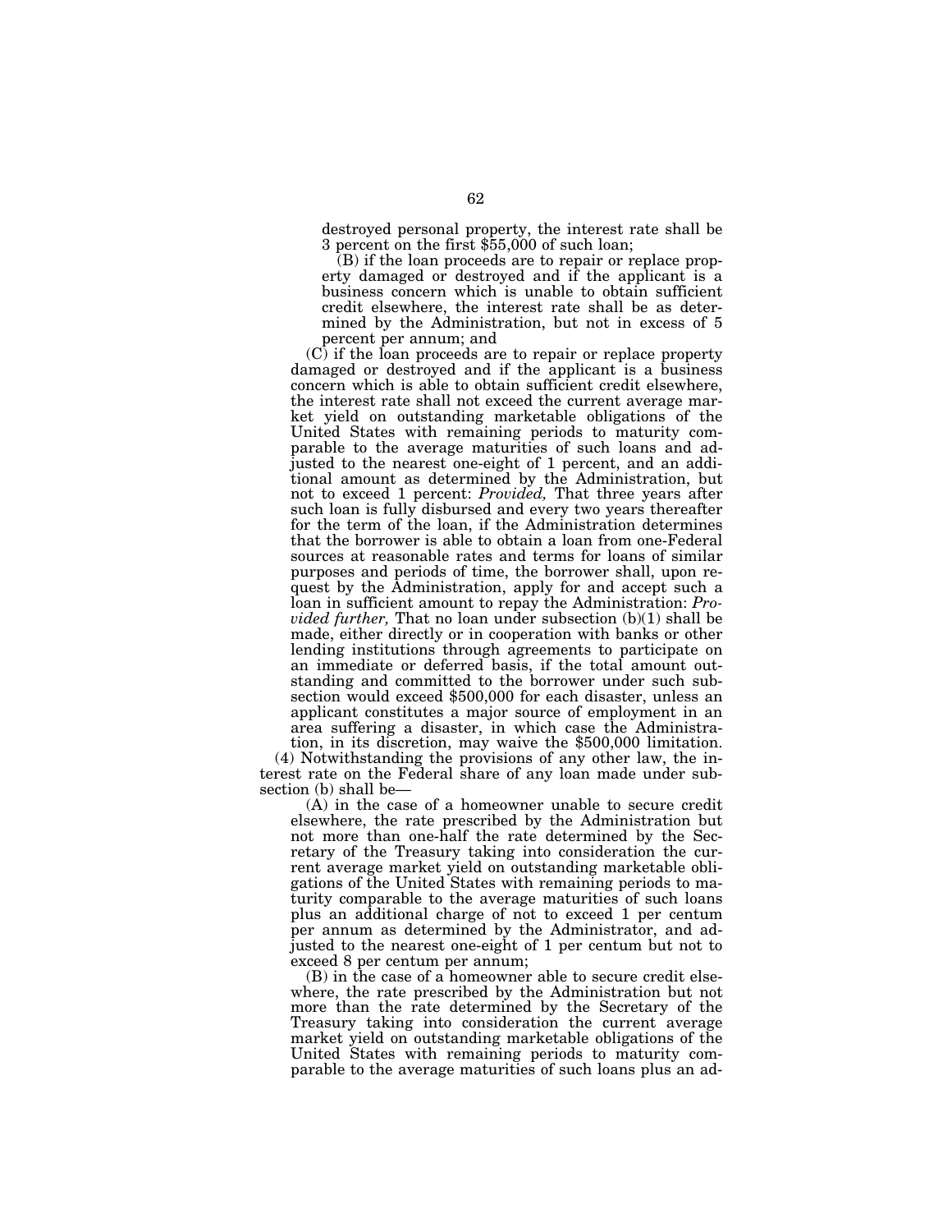destroyed personal property, the interest rate shall be 3 percent on the first $55,000 of such loan;

(B) if the loan proceeds are to repair or replace property damaged or destroyed and if the applicant is a business concern which is unable to obtain sufficient credit elsewhere, the interest rate shall be as determined by the Administration, but not in excess of 5 percent per annum; and

(C) if the loan proceeds are to repair or replace property damaged or destroyed and if the applicant is a business concern which is able to obtain sufficient credit elsewhere, the interest rate shall not exceed the current average market yield on outstanding marketable obligations of the United States with remaining periods to maturity comparable to the average maturities of such loans and adjusted to the nearest one-eight of 1 percent, and an additional amount as determined by the Administration, but not to exceed 1 percent: *Provided,* That three years after such loan is fully disbursed and every two years thereafter for the term of the loan, if the Administration determines that the borrower is able to obtain a loan from one-Federal sources at reasonable rates and terms for loans of similar purposes and periods of time, the borrower shall, upon request by the Administration, apply for and accept such a loan in sufficient amount to repay the Administration: *Provided further,* That no loan under subsection (b)(1) shall be made, either directly or in cooperation with banks or other lending institutions through agreements to participate on an immediate or deferred basis, if the total amount outstanding and committed to the borrower under such subsection would exceed $500,000 for each disaster, unless an applicant constitutes a major source of employment in an area suffering a disaster, in which case the Administration, in its discretion, may waive the $500,000 limitation.

(4) Notwithstanding the provisions of any other law, the interest rate on the Federal share of any loan made under subsection (b) shall be—

(A) in the case of a homeowner unable to secure credit elsewhere, the rate prescribed by the Administration but not more than one-half the rate determined by the Secretary of the Treasury taking into consideration the current average market yield on outstanding marketable obligations of the United States with remaining periods to maturity comparable to the average maturities of such loans plus an additional charge of not to exceed 1 per centum per annum as determined by the Administrator, and adjusted to the nearest one-eight of 1 per centum but not to exceed 8 per centum per annum;

(B) in the case of a homeowner able to secure credit elsewhere, the rate prescribed by the Administration but not more than the rate determined by the Secretary of the Treasury taking into consideration the current average market yield on outstanding marketable obligations of the United States with remaining periods to maturity comparable to the average maturities of such loans plus an ad-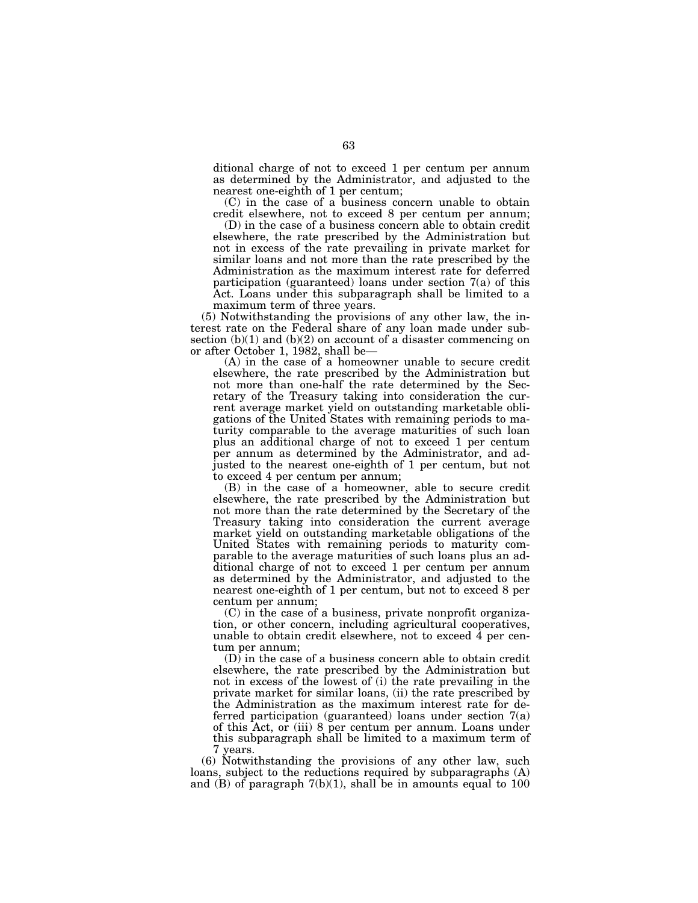ditional charge of not to exceed 1 per centum per annum as determined by the Administrator, and adjusted to the nearest one-eighth of 1 per centum;

(C) in the case of a business concern unable to obtain credit elsewhere, not to exceed 8 per centum per annum;

(D) in the case of a business concern able to obtain credit elsewhere, the rate prescribed by the Administration but not in excess of the rate prevailing in private market for similar loans and not more than the rate prescribed by the Administration as the maximum interest rate for deferred participation (guaranteed) loans under section 7(a) of this Act. Loans under this subparagraph shall be limited to a maximum term of three years.

(5) Notwithstanding the provisions of any other law, the interest rate on the Federal share of any loan made under subsection (b)(1) and (b)(2) on account of a disaster commencing on or after October 1, 1982, shall be—

(A) in the case of a homeowner unable to secure credit elsewhere, the rate prescribed by the Administration but not more than one-half the rate determined by the Secretary of the Treasury taking into consideration the current average market yield on outstanding marketable obligations of the United States with remaining periods to maturity comparable to the average maturities of such loan plus an additional charge of not to exceed 1 per centum per annum as determined by the Administrator, and adjusted to the nearest one-eighth of 1 per centum, but not to exceed 4 per centum per annum;

(B) in the case of a homeowner, able to secure credit elsewhere, the rate prescribed by the Administration but not more than the rate determined by the Secretary of the Treasury taking into consideration the current average market yield on outstanding marketable obligations of the United States with remaining periods to maturity comparable to the average maturities of such loans plus an additional charge of not to exceed 1 per centum per annum as determined by the Administrator, and adjusted to the nearest one-eighth of 1 per centum, but not to exceed 8 per centum per annum;

(C) in the case of a business, private nonprofit organization, or other concern, including agricultural cooperatives, unable to obtain credit elsewhere, not to exceed 4 per centum per annum;

(D) in the case of a business concern able to obtain credit elsewhere, the rate prescribed by the Administration but not in excess of the lowest of (i) the rate prevailing in the private market for similar loans, (ii) the rate prescribed by the Administration as the maximum interest rate for deferred participation (guaranteed) loans under section 7(a) of this Act, or (iii) 8 per centum per annum. Loans under this subparagraph shall be limited to a maximum term of 7 years.

(6) Notwithstanding the provisions of any other law, such loans, subject to the reductions required by subparagraphs (A) and (B) of paragraph 7(b)(1), shall be in amounts equal to 100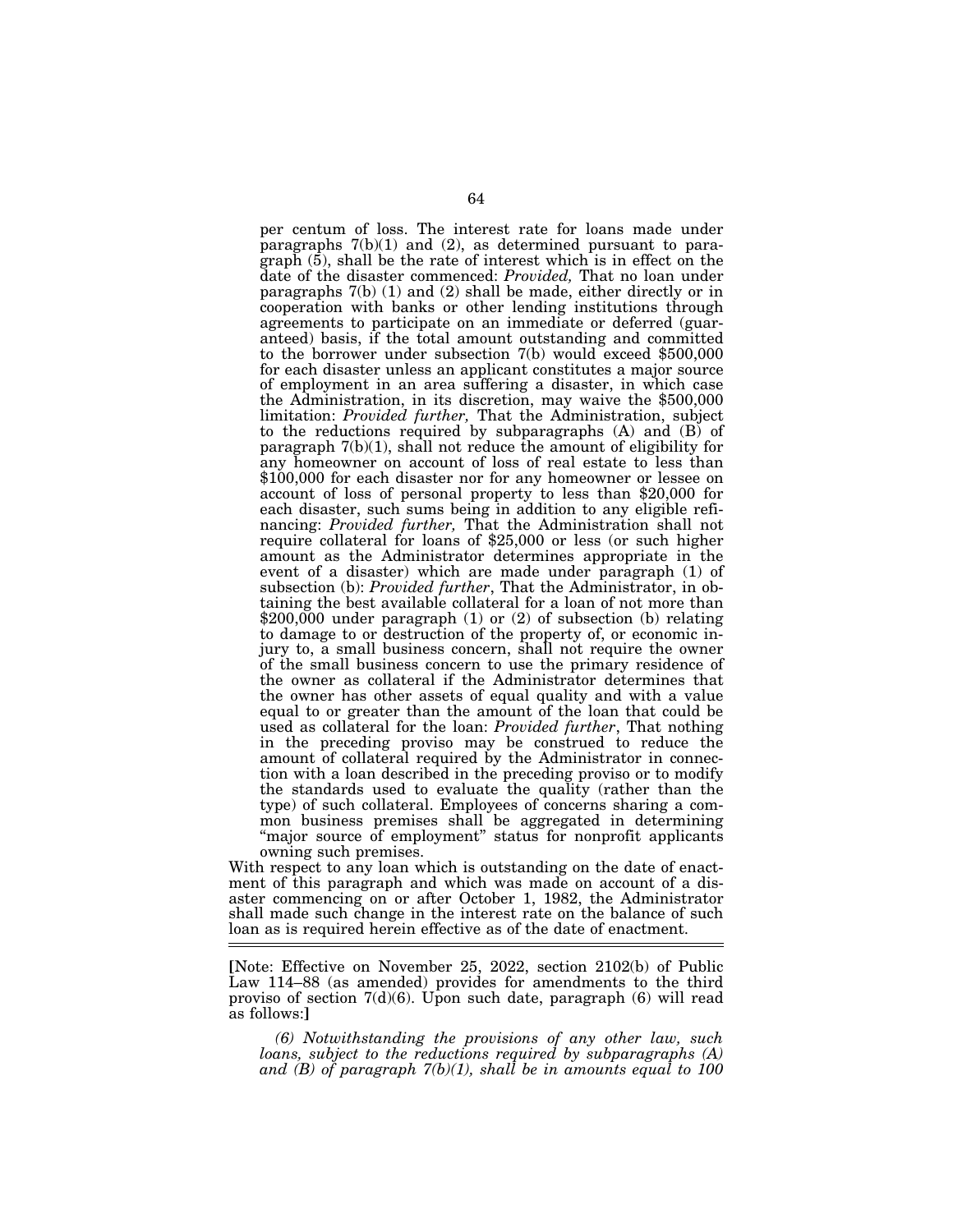per centum of loss. The interest rate for loans made under paragraphs 7(b)(1) and (2), as determined pursuant to paragraph (5), shall be the rate of interest which is in effect on the date of the disaster commenced: *Provided,* That no loan under paragraphs 7(b) (1) and (2) shall be made, either directly or in cooperation with banks or other lending institutions through agreements to participate on an immediate or deferred (guaranteed) basis, if the total amount outstanding and committed to the borrower under subsection 7(b) would exceed $500,000 for each disaster unless an applicant constitutes a major source of employment in an area suffering a disaster, in which case the Administration, in its discretion, may waive the $500,000 limitation: *Provided further,* That the Administration, subject to the reductions required by subparagraphs (A) and (B) of paragraph 7(b)(1), shall not reduce the amount of eligibility for any homeowner on account of loss of real estate to less than $100,000 for each disaster nor for any homeowner or lessee on account of loss of personal property to less than $20,000 for each disaster, such sums being in addition to any eligible refinancing: *Provided further,* That the Administration shall not require collateral for loans of $25,000 or less (or such higher amount as the Administrator determines appropriate in the event of a disaster) which are made under paragraph (1) of subsection (b): *Provided further*, That the Administrator, in obtaining the best available collateral for a loan of not more than $200,000 under paragraph (1) or (2) of subsection (b) relating to damage to or destruction of the property of, or economic injury to, a small business concern, shall not require the owner of the small business concern to use the primary residence of the owner as collateral if the Administrator determines that the owner has other assets of equal quality and with a value equal to or greater than the amount of the loan that could be used as collateral for the loan: *Provided further*, That nothing in the preceding proviso may be construed to reduce the amount of collateral required by the Administrator in connection with a loan described in the preceding proviso or to modify the standards used to evaluate the quality (rather than the type) of such collateral. Employees of concerns sharing a common business premises shall be aggregated in determining "major source of employment" status for nonprofit applicants owning such premises.

With respect to any loan which is outstanding on the date of enactment of this paragraph and which was made on account of a disaster commencing on or after October 1, 1982, the Administrator shall made such change in the interest rate on the balance of such loan as is required herein effective as of the date of enactment.

---

[Note: Effective on November 25, 2022, section 2102(b) of Public Law 114–88 (as amended) provides for amendments to the third proviso of section 7(d)(6). Upon such date, paragraph (6) will read as follows:]

*(6) Notwithstanding the provisions of any other law, such loans, subject to the reductions required by subparagraphs (A) and (B) of paragraph 7(b)(1), shall be in amounts equal to 100*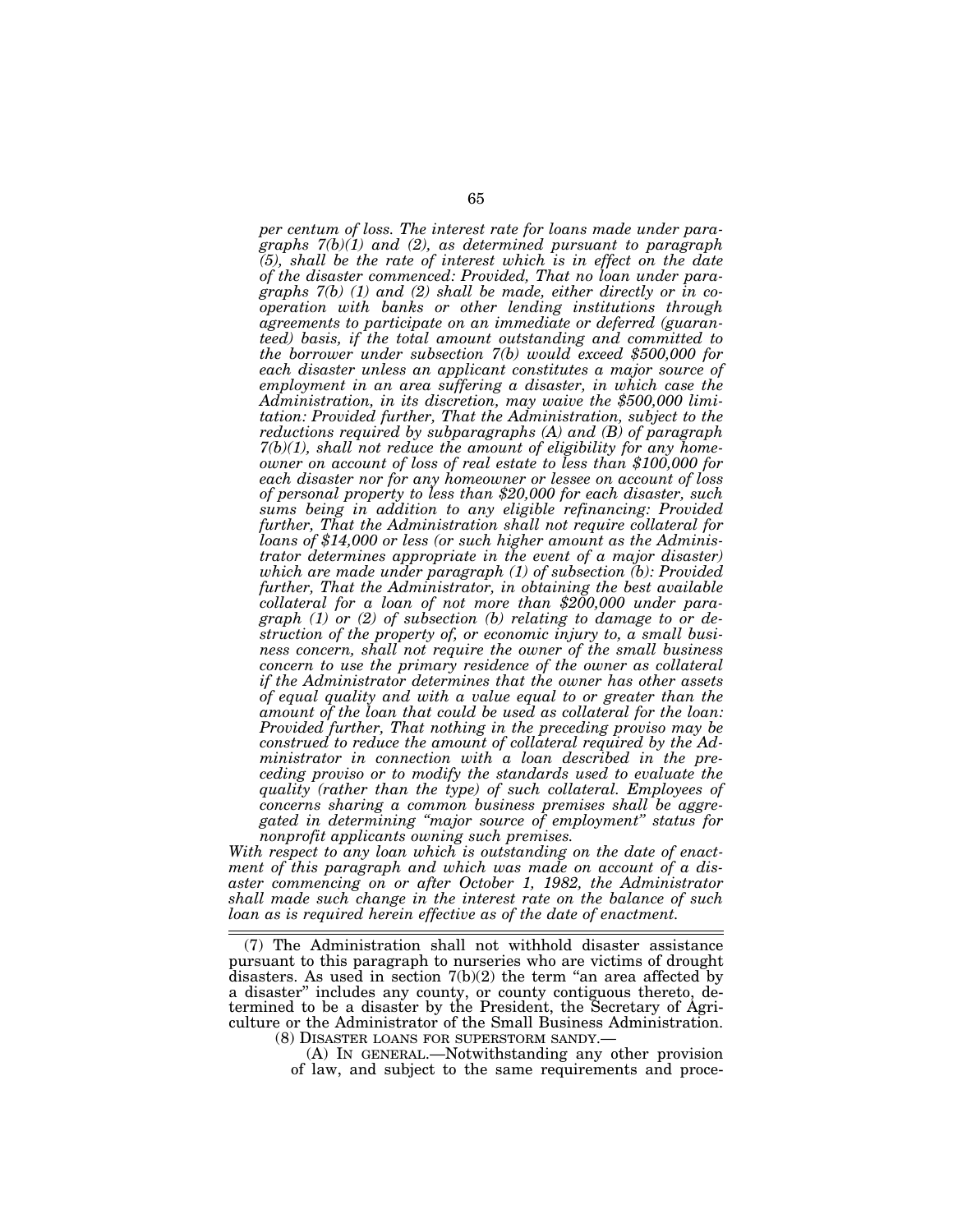*per centum of loss. The interest rate for loans made under paragraphs 7(b)(1) and (2), as determined pursuant to paragraph (5), shall be the rate of interest which is in effect on the date of the disaster commenced: Provided, That no loan under paragraphs 7(b) (1) and (2) shall be made, either directly or in cooperation with banks or other lending institutions through agreements to participate on an immediate or deferred (guaranteed) basis, if the total amount outstanding and committed to the borrower under subsection 7(b) would exceed $500,000 for each disaster unless an applicant constitutes a major source of employment in an area suffering a disaster, in which case the Administration, in its discretion, may waive the $500,000 limitation: Provided further, That the Administration, subject to the reductions required by subparagraphs (A) and (B) of paragraph 7(b)(1), shall not reduce the amount of eligibility for any homeowner on account of loss of real estate to less than $100,000 for each disaster nor for any homeowner or lessee on account of loss of personal property to less than $20,000 for each disaster, such sums being in addition to any eligible refinancing: Provided further, That the Administration shall not require collateral for loans of $14,000 or less (or such higher amount as the Administrator determines appropriate in the event of a major disaster) which are made under paragraph (1) of subsection (b): Provided further, That the Administrator, in obtaining the best available collateral for a loan of not more than $200,000 under paragraph (1) or (2) of subsection (b) relating to damage to or destruction of the property of, or economic injury to, a small business concern, shall not require the owner of the small business concern to use the primary residence of the owner as collateral if the Administrator determines that the owner has other assets of equal quality and with a value equal to or greater than the amount of the loan that could be used as collateral for the loan: Provided further, That nothing in the preceding proviso may be construed to reduce the amount of collateral required by the Administrator in connection with a loan described in the preceding proviso or to modify the standards used to evaluate the quality (rather than the type) of such collateral. Employees of concerns sharing a common business premises shall be aggregated in determining "major source of employment" status for nonprofit applicants owning such premises.*

*With respect to any loan which is outstanding on the date of enactment of this paragraph and which was made on account of a disaster commencing on or after October 1, 1982, the Administrator shall made such change in the interest rate on the balance of such loan as is required herein effective as of the date of enactment.*

---

(7) The Administration shall not withhold disaster assistance pursuant to this paragraph to nurseries who are victims of drought disasters. As used in section 7(b)(2) the term "an area affected by a disaster" includes any county, or county contiguous thereto, determined to be a disaster by the President, the Secretary of Agriculture or the Administrator of the Small Business Administration.

(8) DISASTER LOANS FOR SUPERSTORM SANDY.—

(A) IN GENERAL.—Notwithstanding any other provision of law, and subject to the same requirements and proce-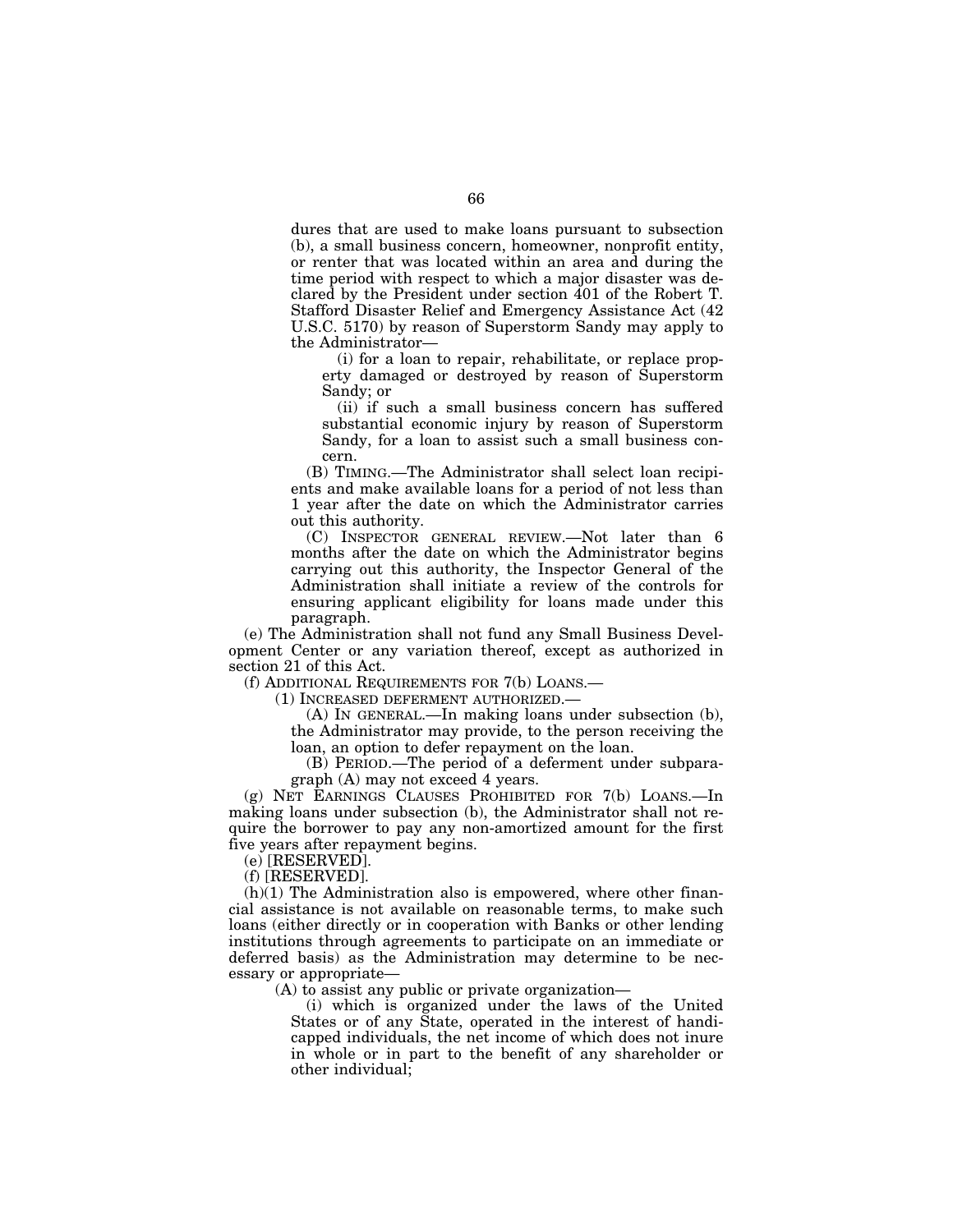dures that are used to make loans pursuant to subsection (b), a small business concern, homeowner, nonprofit entity, or renter that was located within an area and during the time period with respect to which a major disaster was declared by the President under section 401 of the Robert T. Stafford Disaster Relief and Emergency Assistance Act (42 U.S.C. 5170) by reason of Superstorm Sandy may apply to the Administrator—

(i) for a loan to repair, rehabilitate, or replace property damaged or destroyed by reason of Superstorm Sandy; or

(ii) if such a small business concern has suffered substantial economic injury by reason of Superstorm Sandy, for a loan to assist such a small business concern.

(B) TIMING.—The Administrator shall select loan recipients and make available loans for a period of not less than 1 year after the date on which the Administrator carries out this authority.

(C) INSPECTOR GENERAL REVIEW.—Not later than 6 months after the date on which the Administrator begins carrying out this authority, the Inspector General of the Administration shall initiate a review of the controls for ensuring applicant eligibility for loans made under this paragraph.

(e) The Administration shall not fund any Small Business Development Center or any variation thereof, except as authorized in section 21 of this Act.

(f) ADDITIONAL REQUIREMENTS FOR 7(b) LOANS.—

(1) INCREASED DEFERMENT AUTHORIZED.—

(A) IN GENERAL.—In making loans under subsection (b), the Administrator may provide, to the person receiving the loan, an option to defer repayment on the loan.

(B) PERIOD.—The period of a deferment under subparagraph (A) may not exceed 4 years.

(g) NET EARNINGS CLAUSES PROHIBITED FOR 7(b) LOANS.—In making loans under subsection (b), the Administrator shall not require the borrower to pay any non-amortized amount for the first five years after repayment begins.

(e) [RESERVED].

(f) [RESERVED].

(h)(1) The Administration also is empowered, where other financial assistance is not available on reasonable terms, to make such loans (either directly or in cooperation with Banks or other lending institutions through agreements to participate on an immediate or deferred basis) as the Administration may determine to be necessary or appropriate—

(A) to assist any public or private organization—

(i) which is organized under the laws of the United States or of any State, operated in the interest of handicapped individuals, the net income of which does not inure in whole or in part to the benefit of any shareholder or other individual;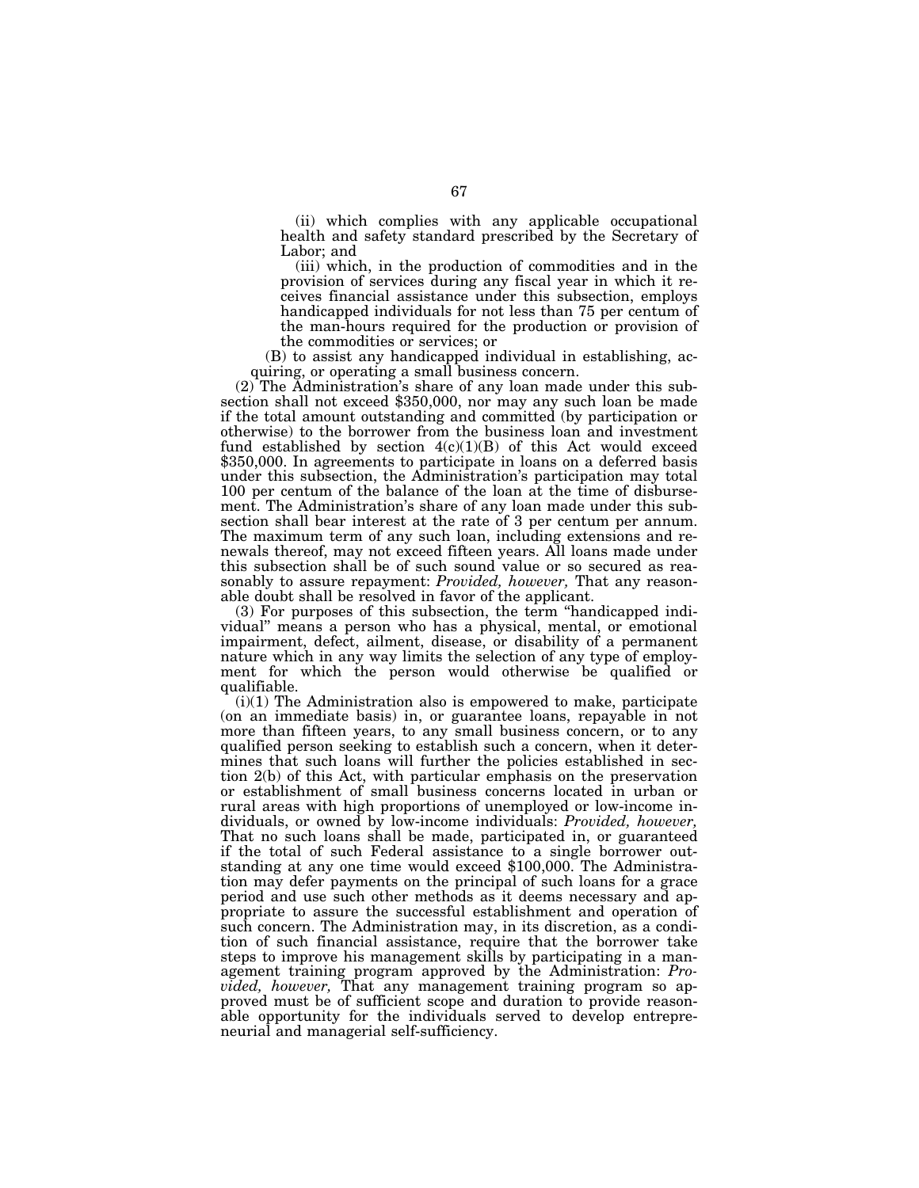(ii) which complies with any applicable occupational health and safety standard prescribed by the Secretary of Labor; and

(iii) which, in the production of commodities and in the provision of services during any fiscal year in which it receives financial assistance under this subsection, employs handicapped individuals for not less than 75 per centum of the man-hours required for the production or provision of the commodities or services; or

(B) to assist any handicapped individual in establishing, acquiring, or operating a small business concern.

(2) The Administration's share of any loan made under this subsection shall not exceed $350,000, nor may any such loan be made if the total amount outstanding and committed (by participation or otherwise) to the borrower from the business loan and investment fund established by section 4(c)(1)(B) of this Act would exceed $350,000. In agreements to participate in loans on a deferred basis under this subsection, the Administration's participation may total 100 per centum of the balance of the loan at the time of disbursement. The Administration's share of any loan made under this subsection shall bear interest at the rate of 3 per centum per annum. The maximum term of any such loan, including extensions and renewals thereof, may not exceed fifteen years. All loans made under this subsection shall be of such sound value or so secured as reasonably to assure repayment: *Provided, however,* That any reasonable doubt shall be resolved in favor of the applicant.

(3) For purposes of this subsection, the term "handicapped individual" means a person who has a physical, mental, or emotional impairment, defect, ailment, disease, or disability of a permanent nature which in any way limits the selection of any type of employment for which the person would otherwise be qualified or qualifiable.

(i)(1) The Administration also is empowered to make, participate (on an immediate basis) in, or guarantee loans, repayable in not more than fifteen years, to any small business concern, or to any qualified person seeking to establish such a concern, when it determines that such loans will further the policies established in section 2(b) of this Act, with particular emphasis on the preservation or establishment of small business concerns located in urban or rural areas with high proportions of unemployed or low-income individuals, or owned by low-income individuals: *Provided, however,* That no such loans shall be made, participated in, or guaranteed if the total of such Federal assistance to a single borrower outstanding at any one time would exceed $100,000. The Administration may defer payments on the principal of such loans for a grace period and use such other methods as it deems necessary and appropriate to assure the successful establishment and operation of such concern. The Administration may, in its discretion, as a condition of such financial assistance, require that the borrower take steps to improve his management skills by participating in a management training program approved by the Administration: *Provided, however,* That any management training program so approved must be of sufficient scope and duration to provide reasonable opportunity for the individuals served to develop entrepreneurial and managerial self-sufficiency.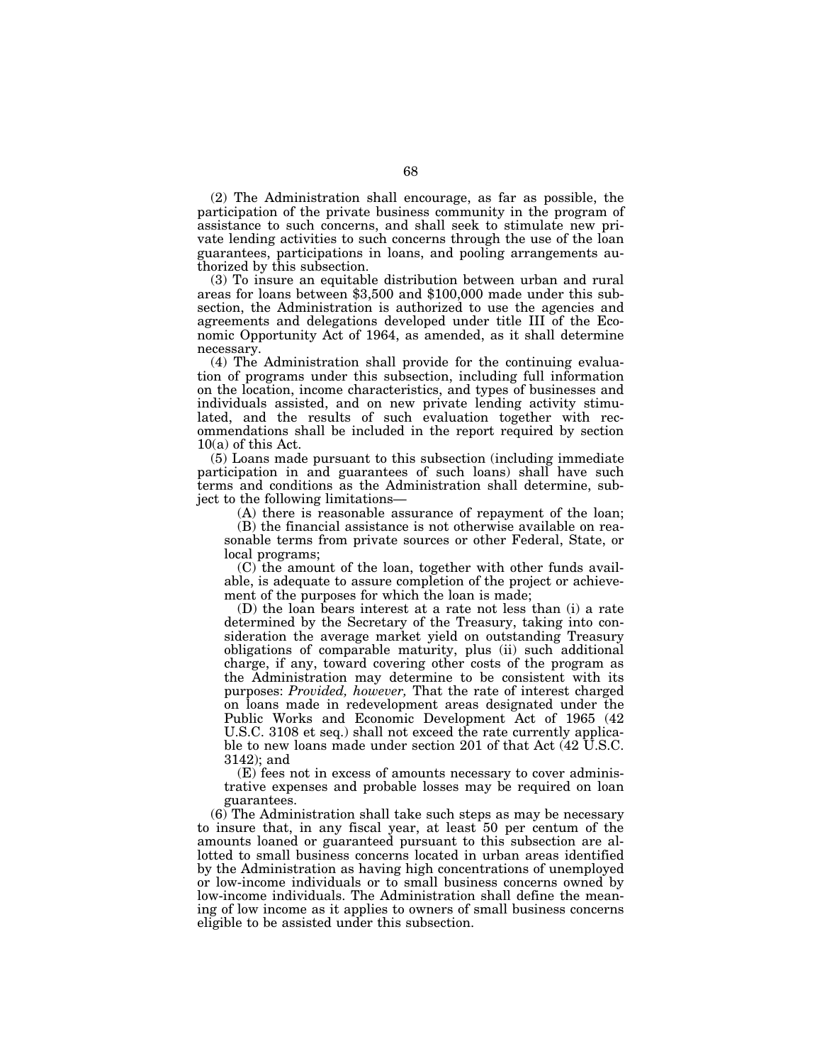(2) The Administration shall encourage, as far as possible, the participation of the private business community in the program of assistance to such concerns, and shall seek to stimulate new private lending activities to such concerns through the use of the loan guarantees, participations in loans, and pooling arrangements authorized by this subsection.

(3) To insure an equitable distribution between urban and rural areas for loans between $3,500 and $100,000 made under this subsection, the Administration is authorized to use the agencies and agreements and delegations developed under title III of the Economic Opportunity Act of 1964, as amended, as it shall determine necessary.

(4) The Administration shall provide for the continuing evaluation of programs under this subsection, including full information on the location, income characteristics, and types of businesses and individuals assisted, and on new private lending activity stimulated, and the results of such evaluation together with recommendations shall be included in the report required by section 10(a) of this Act.

(5) Loans made pursuant to this subsection (including immediate participation in and guarantees of such loans) shall have such terms and conditions as the Administration shall determine, subject to the following limitations—

(A) there is reasonable assurance of repayment of the loan;

(B) the financial assistance is not otherwise available on reasonable terms from private sources or other Federal, State, or local programs;

(C) the amount of the loan, together with other funds available, is adequate to assure completion of the project or achievement of the purposes for which the loan is made;

(D) the loan bears interest at a rate not less than (i) a rate determined by the Secretary of the Treasury, taking into consideration the average market yield on outstanding Treasury obligations of comparable maturity, plus (ii) such additional charge, if any, toward covering other costs of the program as the Administration may determine to be consistent with its purposes: *Provided, however,* That the rate of interest charged on loans made in redevelopment areas designated under the Public Works and Economic Development Act of 1965 (42 U.S.C. 3108 et seq.) shall not exceed the rate currently applicable to new loans made under section 201 of that Act (42 U.S.C. 3142); and

(E) fees not in excess of amounts necessary to cover administrative expenses and probable losses may be required on loan guarantees.

(6) The Administration shall take such steps as may be necessary to insure that, in any fiscal year, at least 50 per centum of the amounts loaned or guaranteed pursuant to this subsection are allotted to small business concerns located in urban areas identified by the Administration as having high concentrations of unemployed or low-income individuals or to small business concerns owned by low-income individuals. The Administration shall define the meaning of low income as it applies to owners of small business concerns eligible to be assisted under this subsection.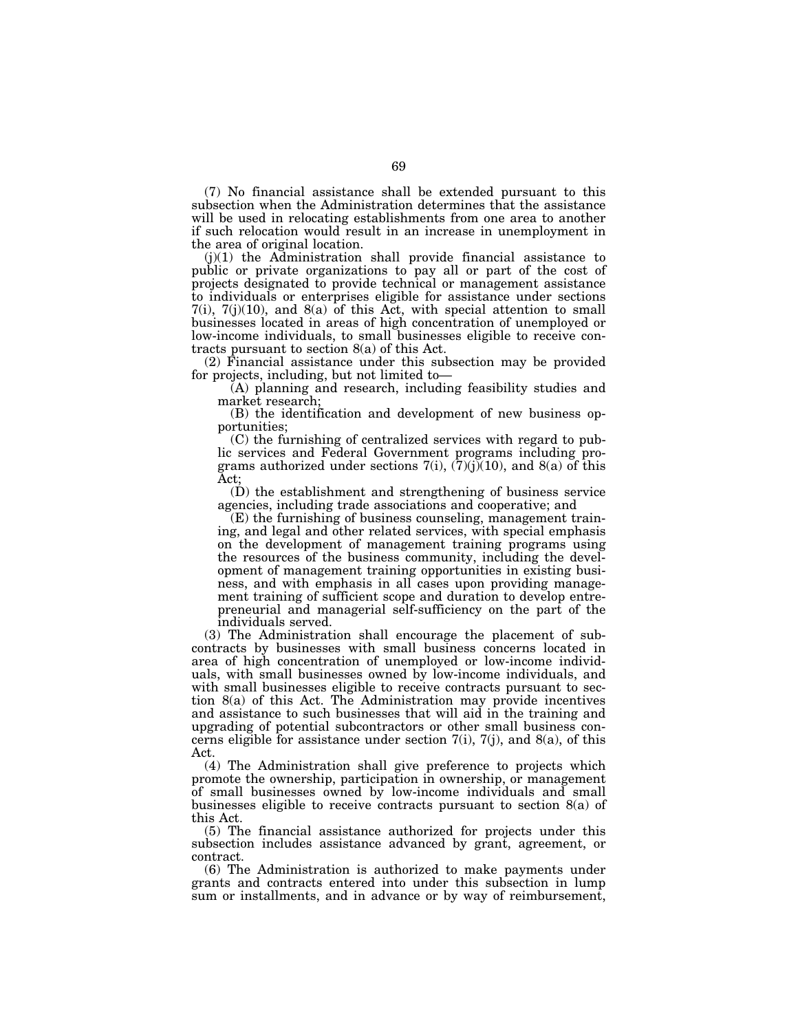(7) No financial assistance shall be extended pursuant to this subsection when the Administration determines that the assistance will be used in relocating establishments from one area to another if such relocation would result in an increase in unemployment in the area of original location.

(j)(1) the Administration shall provide financial assistance to public or private organizations to pay all or part of the cost of projects designated to provide technical or management assistance to individuals or enterprises eligible for assistance under sections 7(i), 7(j)(10), and 8(a) of this Act, with special attention to small businesses located in areas of high concentration of unemployed or low-income individuals, to small businesses eligible to receive contracts pursuant to section 8(a) of this Act.

(2) Financial assistance under this subsection may be provided for projects, including, but not limited to—

(A) planning and research, including feasibility studies and market research;

(B) the identification and development of new business opportunities;

(C) the furnishing of centralized services with regard to public services and Federal Government programs including programs authorized under sections 7(i), (7)(j)(10), and 8(a) of this Act;

(D) the establishment and strengthening of business service agencies, including trade associations and cooperative; and

(E) the furnishing of business counseling, management training, and legal and other related services, with special emphasis on the development of management training programs using the resources of the business community, including the development of management training opportunities in existing business, and with emphasis in all cases upon providing management training of sufficient scope and duration to develop entrepreneurial and managerial self-sufficiency on the part of the individuals served.

(3) The Administration shall encourage the placement of subcontracts by businesses with small business concerns located in area of high concentration of unemployed or low-income individuals, with small businesses owned by low-income individuals, and with small businesses eligible to receive contracts pursuant to section 8(a) of this Act. The Administration may provide incentives and assistance to such businesses that will aid in the training and upgrading of potential subcontractors or other small business concerns eligible for assistance under section 7(i), 7(j), and 8(a), of this Act.

(4) The Administration shall give preference to projects which promote the ownership, participation in ownership, or management of small businesses owned by low-income individuals and small businesses eligible to receive contracts pursuant to section 8(a) of this Act.

(5) The financial assistance authorized for projects under this subsection includes assistance advanced by grant, agreement, or contract.

(6) The Administration is authorized to make payments under grants and contracts entered into under this subsection in lump sum or installments, and in advance or by way of reimbursement,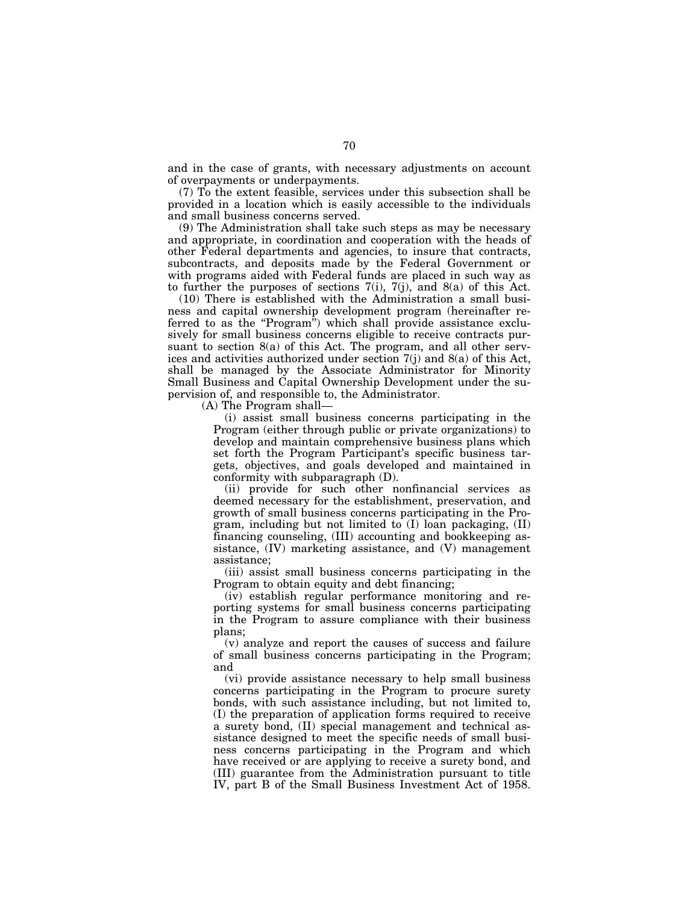and in the case of grants, with necessary adjustments on account of overpayments or underpayments.

(7) To the extent feasible, services under this subsection shall be provided in a location which is easily accessible to the individuals and small business concerns served.

(9) The Administration shall take such steps as may be necessary and appropriate, in coordination and cooperation with the heads of other Federal departments and agencies, to insure that contracts, subcontracts, and deposits made by the Federal Government or with programs aided with Federal funds are placed in such way as to further the purposes of sections 7(i), 7(j), and 8(a) of this Act.

(10) There is established with the Administration a small business and capital ownership development program (hereinafter referred to as the "Program") which shall provide assistance exclusively for small business concerns eligible to receive contracts pursuant to section 8(a) of this Act. The program, and all other services and activities authorized under section 7(j) and 8(a) of this Act, shall be managed by the Associate Administrator for Minority Small Business and Capital Ownership Development under the supervision of, and responsible to, the Administrator.

(A) The Program shall—

(i) assist small business concerns participating in the Program (either through public or private organizations) to develop and maintain comprehensive business plans which set forth the Program Participant's specific business targets, objectives, and goals developed and maintained in conformity with subparagraph (D).

(ii) provide for such other nonfinancial services as deemed necessary for the establishment, preservation, and growth of small business concerns participating in the Program, including but not limited to (I) loan packaging, (II) financing counseling, (III) accounting and bookkeeping assistance, (IV) marketing assistance, and (V) management assistance;

(iii) assist small business concerns participating in the Program to obtain equity and debt financing;

(iv) establish regular performance monitoring and reporting systems for small business concerns participating in the Program to assure compliance with their business plans;

(v) analyze and report the causes of success and failure of small business concerns participating in the Program; and

(vi) provide assistance necessary to help small business concerns participating in the Program to procure surety bonds, with such assistance including, but not limited to, (I) the preparation of application forms required to receive a surety bond, (II) special management and technical assistance designed to meet the specific needs of small business concerns participating in the Program and which have received or are applying to receive a surety bond, and (III) guarantee from the Administration pursuant to title IV, part B of the Small Business Investment Act of 1958.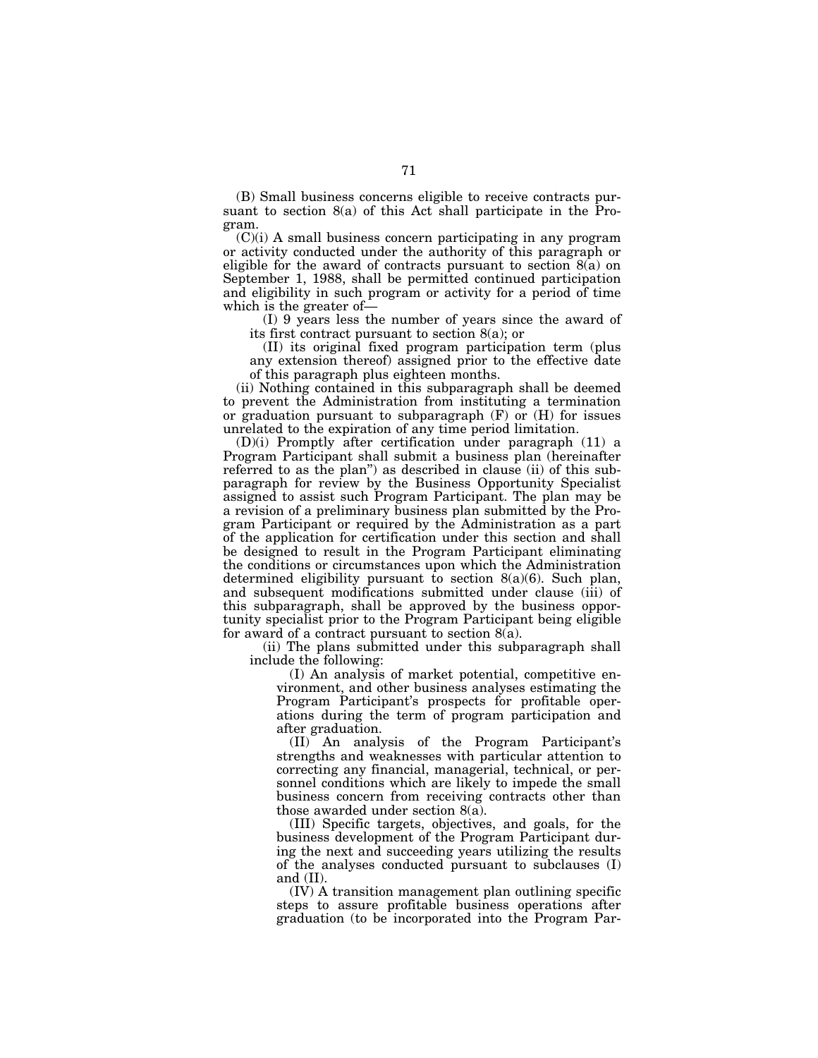(B) Small business concerns eligible to receive contracts pursuant to section 8(a) of this Act shall participate in the Program.

(C)(i) A small business concern participating in any program or activity conducted under the authority of this paragraph or eligible for the award of contracts pursuant to section 8(a) on September 1, 1988, shall be permitted continued participation and eligibility in such program or activity for a period of time which is the greater of—

(I) 9 years less the number of years since the award of its first contract pursuant to section 8(a); or

(II) its original fixed program participation term (plus any extension thereof) assigned prior to the effective date of this paragraph plus eighteen months.

(ii) Nothing contained in this subparagraph shall be deemed to prevent the Administration from instituting a termination or graduation pursuant to subparagraph (F) or (H) for issues unrelated to the expiration of any time period limitation.

(D)(i) Promptly after certification under paragraph (11) a Program Participant shall submit a business plan (hereinafter referred to as the plan'') as described in clause (ii) of this subparagraph for review by the Business Opportunity Specialist assigned to assist such Program Participant. The plan may be a revision of a preliminary business plan submitted by the Program Participant or required by the Administration as a part of the application for certification under this section and shall be designed to result in the Program Participant eliminating the conditions or circumstances upon which the Administration determined eligibility pursuant to section 8(a)(6). Such plan, and subsequent modifications submitted under clause (iii) of this subparagraph, shall be approved by the business opportunity specialist prior to the Program Participant being eligible for award of a contract pursuant to section 8(a).

(ii) The plans submitted under this subparagraph shall include the following:

(I) An analysis of market potential, competitive environment, and other business analyses estimating the Program Participant's prospects for profitable operations during the term of program participation and after graduation.

(II) An analysis of the Program Participant's strengths and weaknesses with particular attention to correcting any financial, managerial, technical, or personnel conditions which are likely to impede the small business concern from receiving contracts other than those awarded under section 8(a).

(III) Specific targets, objectives, and goals, for the business development of the Program Participant during the next and succeeding years utilizing the results of the analyses conducted pursuant to subclauses (I) and (II).

(IV) A transition management plan outlining specific steps to assure profitable business operations after graduation (to be incorporated into the Program Par-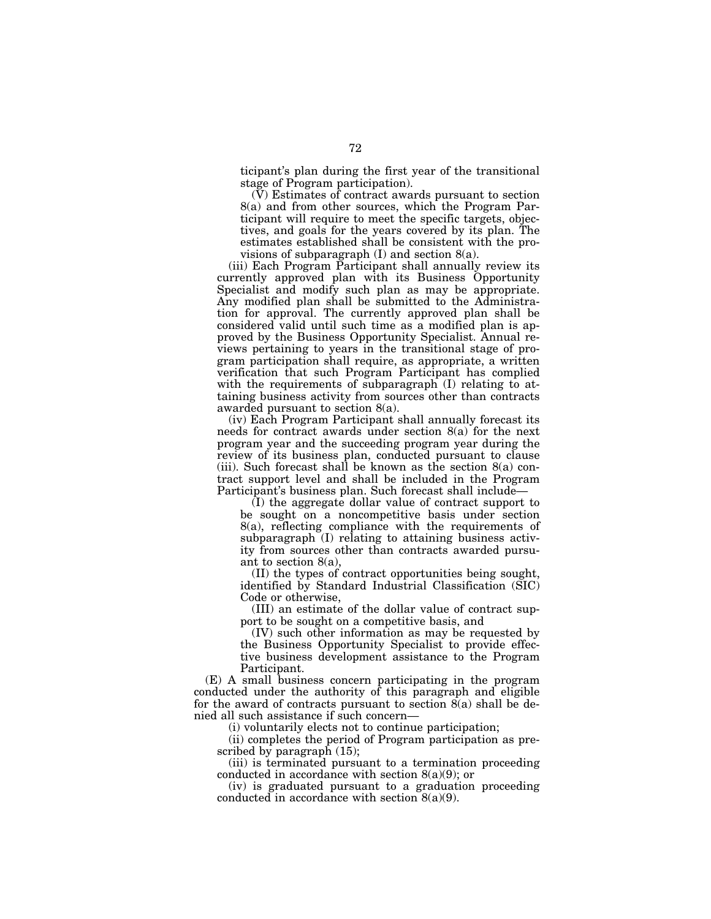ticipant's plan during the first year of the transitional stage of Program participation).

(V) Estimates of contract awards pursuant to section 8(a) and from other sources, which the Program Participant will require to meet the specific targets, objectives, and goals for the years covered by its plan. The estimates established shall be consistent with the provisions of subparagraph (I) and section 8(a).

(iii) Each Program Participant shall annually review its currently approved plan with its Business Opportunity Specialist and modify such plan as may be appropriate. Any modified plan shall be submitted to the Administration for approval. The currently approved plan shall be considered valid until such time as a modified plan is approved by the Business Opportunity Specialist. Annual reviews pertaining to years in the transitional stage of program participation shall require, as appropriate, a written verification that such Program Participant has complied with the requirements of subparagraph (I) relating to attaining business activity from sources other than contracts awarded pursuant to section 8(a).

(iv) Each Program Participant shall annually forecast its needs for contract awards under section 8(a) for the next program year and the succeeding program year during the review of its business plan, conducted pursuant to clause (iii). Such forecast shall be known as the section 8(a) contract support level and shall be included in the Program Participant's business plan. Such forecast shall include—

(I) the aggregate dollar value of contract support to be sought on a noncompetitive basis under section 8(a), reflecting compliance with the requirements of subparagraph (I) relating to attaining business activity from sources other than contracts awarded pursuant to section 8(a),

(II) the types of contract opportunities being sought, identified by Standard Industrial Classification (SIC) Code or otherwise,

(III) an estimate of the dollar value of contract support to be sought on a competitive basis, and

(IV) such other information as may be requested by the Business Opportunity Specialist to provide effective business development assistance to the Program Participant.

(E) A small business concern participating in the program conducted under the authority of this paragraph and eligible for the award of contracts pursuant to section 8(a) shall be denied all such assistance if such concern—

(i) voluntarily elects not to continue participation;

(ii) completes the period of Program participation as prescribed by paragraph (15);

(iii) is terminated pursuant to a termination proceeding conducted in accordance with section 8(a)(9); or

(iv) is graduated pursuant to a graduation proceeding conducted in accordance with section 8(a)(9).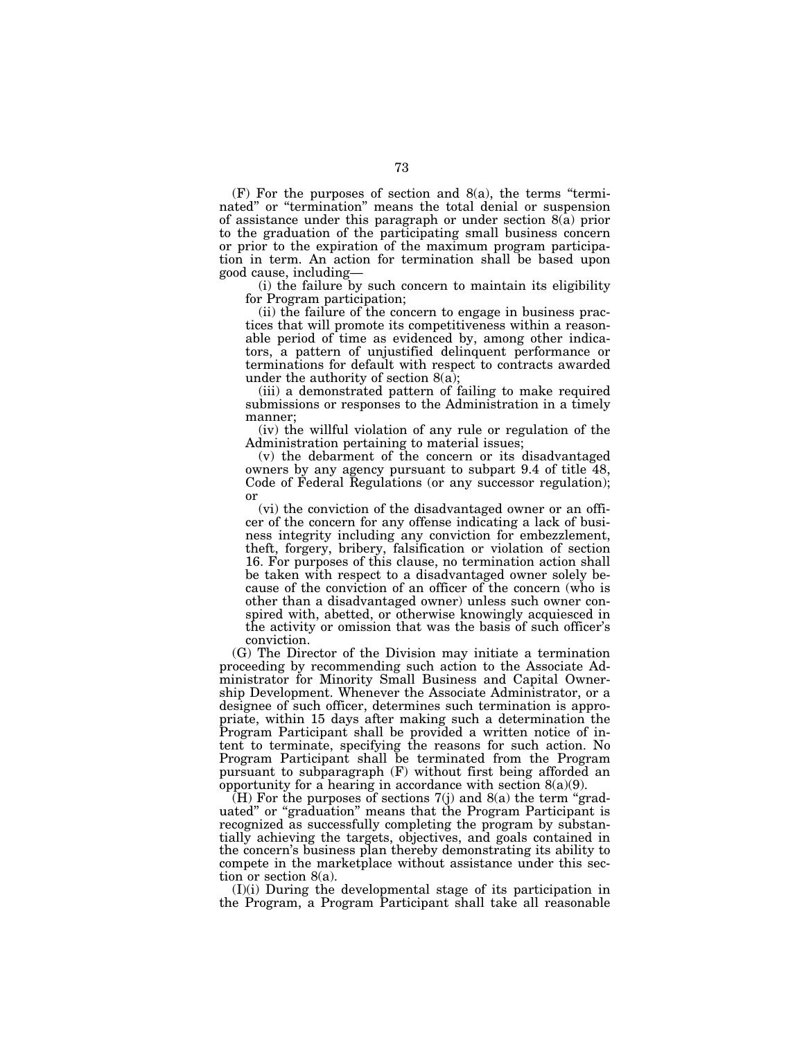(F) For the purposes of section and 8(a), the terms "terminated" or "termination" means the total denial or suspension of assistance under this paragraph or under section 8(a) prior to the graduation of the participating small business concern or prior to the expiration of the maximum program participation in term. An action for termination shall be based upon good cause, including—

(i) the failure by such concern to maintain its eligibility for Program participation;

(ii) the failure of the concern to engage in business practices that will promote its competitiveness within a reasonable period of time as evidenced by, among other indicators, a pattern of unjustified delinquent performance or terminations for default with respect to contracts awarded under the authority of section 8(a);

(iii) a demonstrated pattern of failing to make required submissions or responses to the Administration in a timely manner;

(iv) the willful violation of any rule or regulation of the Administration pertaining to material issues;

(v) the debarment of the concern or its disadvantaged owners by any agency pursuant to subpart 9.4 of title 48, Code of Federal Regulations (or any successor regulation); or

(vi) the conviction of the disadvantaged owner or an officer of the concern for any offense indicating a lack of business integrity including any conviction for embezzlement, theft, forgery, bribery, falsification or violation of section 16. For purposes of this clause, no termination action shall be taken with respect to a disadvantaged owner solely because of the conviction of an officer of the concern (who is other than a disadvantaged owner) unless such owner conspired with, abetted, or otherwise knowingly acquiesced in the activity or omission that was the basis of such officer's conviction.

(G) The Director of the Division may initiate a termination proceeding by recommending such action to the Associate Administrator for Minority Small Business and Capital Ownership Development. Whenever the Associate Administrator, or a designee of such officer, determines such termination is appropriate, within 15 days after making such a determination the Program Participant shall be provided a written notice of intent to terminate, specifying the reasons for such action. No Program Participant shall be terminated from the Program pursuant to subparagraph (F) without first being afforded an opportunity for a hearing in accordance with section 8(a)(9).

(H) For the purposes of sections 7(j) and 8(a) the term "graduated" or "graduation" means that the Program Participant is recognized as successfully completing the program by substantially achieving the targets, objectives, and goals contained in the concern's business plan thereby demonstrating its ability to compete in the marketplace without assistance under this section or section 8(a).

(I)(i) During the developmental stage of its participation in the Program, a Program Participant shall take all reasonable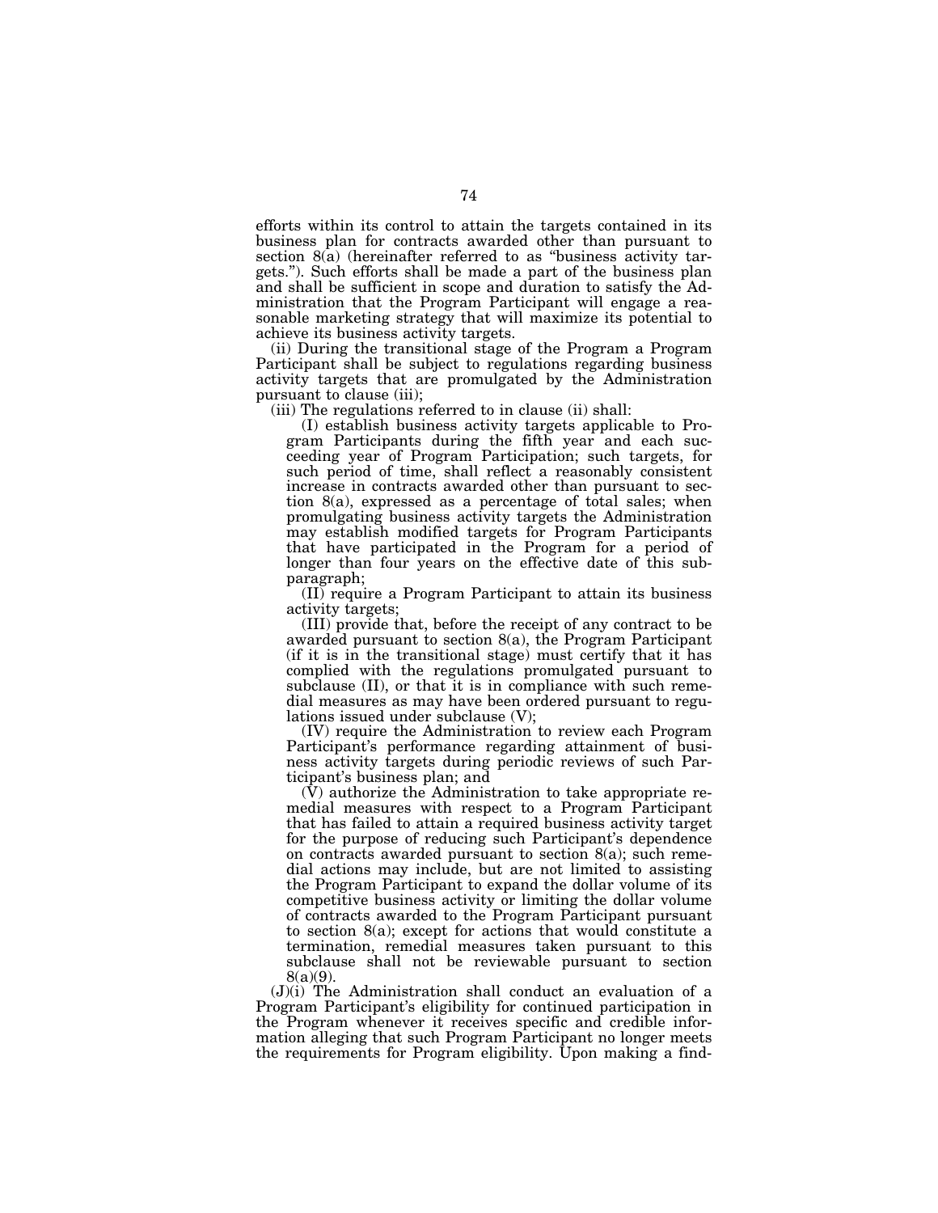efforts within its control to attain the targets contained in its business plan for contracts awarded other than pursuant to section 8(a) (hereinafter referred to as "business activity targets."). Such efforts shall be made a part of the business plan and shall be sufficient in scope and duration to satisfy the Administration that the Program Participant will engage a reasonable marketing strategy that will maximize its potential to achieve its business activity targets.

(ii) During the transitional stage of the Program a Program Participant shall be subject to regulations regarding business activity targets that are promulgated by the Administration pursuant to clause (iii);

(iii) The regulations referred to in clause (ii) shall:

(I) establish business activity targets applicable to Program Participants during the fifth year and each succeeding year of Program Participation; such targets, for such period of time, shall reflect a reasonably consistent increase in contracts awarded other than pursuant to section 8(a), expressed as a percentage of total sales; when promulgating business activity targets the Administration may establish modified targets for Program Participants that have participated in the Program for a period of longer than four years on the effective date of this subparagraph;

(II) require a Program Participant to attain its business activity targets;

(III) provide that, before the receipt of any contract to be awarded pursuant to section 8(a), the Program Participant (if it is in the transitional stage) must certify that it has complied with the regulations promulgated pursuant to subclause (II), or that it is in compliance with such remedial measures as may have been ordered pursuant to regulations issued under subclause (V);

(IV) require the Administration to review each Program Participant's performance regarding attainment of business activity targets during periodic reviews of such Participant's business plan; and

(V) authorize the Administration to take appropriate remedial measures with respect to a Program Participant that has failed to attain a required business activity target for the purpose of reducing such Participant's dependence on contracts awarded pursuant to section 8(a); such remedial actions may include, but are not limited to assisting the Program Participant to expand the dollar volume of its competitive business activity or limiting the dollar volume of contracts awarded to the Program Participant pursuant to section 8(a); except for actions that would constitute a termination, remedial measures taken pursuant to this subclause shall not be reviewable pursuant to section 8(a)(9).

(J)(i) The Administration shall conduct an evaluation of a Program Participant's eligibility for continued participation in the Program whenever it receives specific and credible information alleging that such Program Participant no longer meets the requirements for Program eligibility. Upon making a find-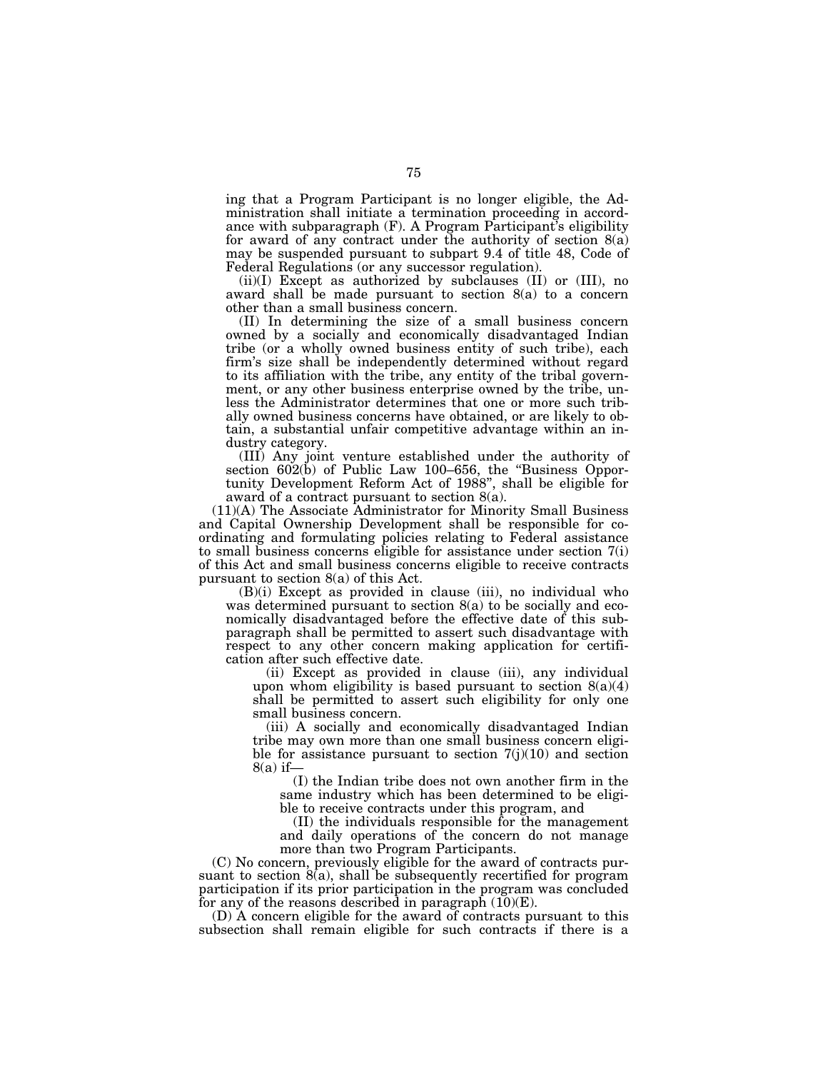ing that a Program Participant is no longer eligible, the Administration shall initiate a termination proceeding in accordance with subparagraph (F). A Program Participant's eligibility for award of any contract under the authority of section 8(a) may be suspended pursuant to subpart 9.4 of title 48, Code of Federal Regulations (or any successor regulation).

(ii)(I) Except as authorized by subclauses (II) or (III), no award shall be made pursuant to section 8(a) to a concern other than a small business concern.

(II) In determining the size of a small business concern owned by a socially and economically disadvantaged Indian tribe (or a wholly owned business entity of such tribe), each firm's size shall be independently determined without regard to its affiliation with the tribe, any entity of the tribal government, or any other business enterprise owned by the tribe, unless the Administrator determines that one or more such tribally owned business concerns have obtained, or are likely to obtain, a substantial unfair competitive advantage within an industry category.

(III) Any joint venture established under the authority of section 602(b) of Public Law 100–656, the "Business Opportunity Development Reform Act of 1988", shall be eligible for award of a contract pursuant to section 8(a).

(11)(A) The Associate Administrator for Minority Small Business and Capital Ownership Development shall be responsible for coordinating and formulating policies relating to Federal assistance to small business concerns eligible for assistance under section 7(i) of this Act and small business concerns eligible to receive contracts pursuant to section 8(a) of this Act.

(B)(i) Except as provided in clause (iii), no individual who was determined pursuant to section 8(a) to be socially and economically disadvantaged before the effective date of this subparagraph shall be permitted to assert such disadvantage with respect to any other concern making application for certification after such effective date.

(ii) Except as provided in clause (iii), any individual upon whom eligibility is based pursuant to section 8(a)(4) shall be permitted to assert such eligibility for only one small business concern.

(iii) A socially and economically disadvantaged Indian tribe may own more than one small business concern eligible for assistance pursuant to section 7(j)(10) and section 8(a) if—

(I) the Indian tribe does not own another firm in the same industry which has been determined to be eligible to receive contracts under this program, and

(II) the individuals responsible for the management and daily operations of the concern do not manage more than two Program Participants.

(C) No concern, previously eligible for the award of contracts pursuant to section 8(a), shall be subsequently recertified for program participation if its prior participation in the program was concluded for any of the reasons described in paragraph (10)(E).

(D) A concern eligible for the award of contracts pursuant to this subsection shall remain eligible for such contracts if there is a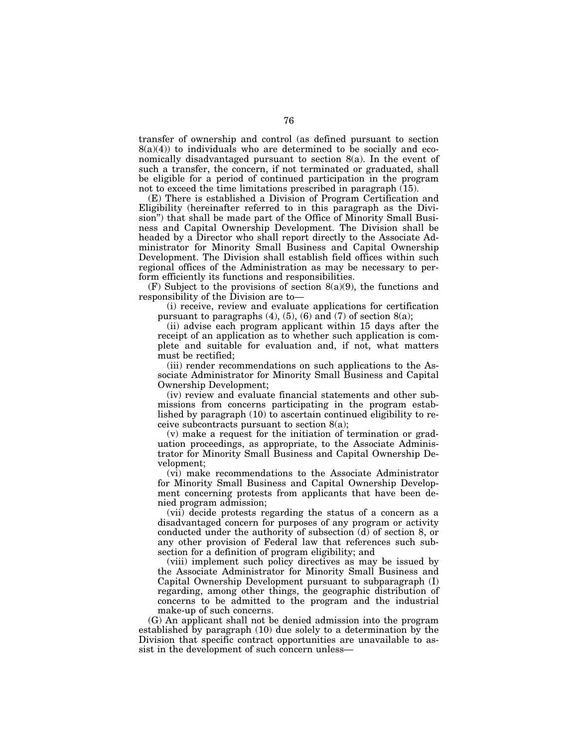transfer of ownership and control (as defined pursuant to section 8(a)(4)) to individuals who are determined to be socially and economically disadvantaged pursuant to section 8(a). In the event of such a transfer, the concern, if not terminated or graduated, shall be eligible for a period of continued participation in the program not to exceed the time limitations prescribed in paragraph (15).

(E) There is established a Division of Program Certification and Eligibility (hereinafter referred to in this paragraph as the Division") that shall be made part of the Office of Minority Small Business and Capital Ownership Development. The Division shall be headed by a Director who shall report directly to the Associate Administrator for Minority Small Business and Capital Ownership Development. The Division shall establish field offices within such regional offices of the Administration as may be necessary to perform efficiently its functions and responsibilities.

(F) Subject to the provisions of section 8(a)(9), the functions and responsibility of the Division are to—

(i) receive, review and evaluate applications for certification pursuant to paragraphs (4), (5), (6) and (7) of section 8(a);

(ii) advise each program applicant within 15 days after the receipt of an application as to whether such application is complete and suitable for evaluation and, if not, what matters must be rectified;

(iii) render recommendations on such applications to the Associate Administrator for Minority Small Business and Capital Ownership Development;

(iv) review and evaluate financial statements and other submissions from concerns participating in the program established by paragraph (10) to ascertain continued eligibility to receive subcontracts pursuant to section 8(a);

(v) make a request for the initiation of termination or graduation proceedings, as appropriate, to the Associate Administrator for Minority Small Business and Capital Ownership Development;

(vi) make recommendations to the Associate Administrator for Minority Small Business and Capital Ownership Development concerning protests from applicants that have been denied program admission;

(vii) decide protests regarding the status of a concern as a disadvantaged concern for purposes of any program or activity conducted under the authority of subsection (d) of section 8, or any other provision of Federal law that references such subsection for a definition of program eligibility; and

(viii) implement such policy directives as may be issued by the Associate Administrator for Minority Small Business and Capital Ownership Development pursuant to subparagraph (I) regarding, among other things, the geographic distribution of concerns to be admitted to the program and the industrial make-up of such concerns.

(G) An applicant shall not be denied admission into the program established by paragraph (10) due solely to a determination by the Division that specific contract opportunities are unavailable to assist in the development of such concern unless—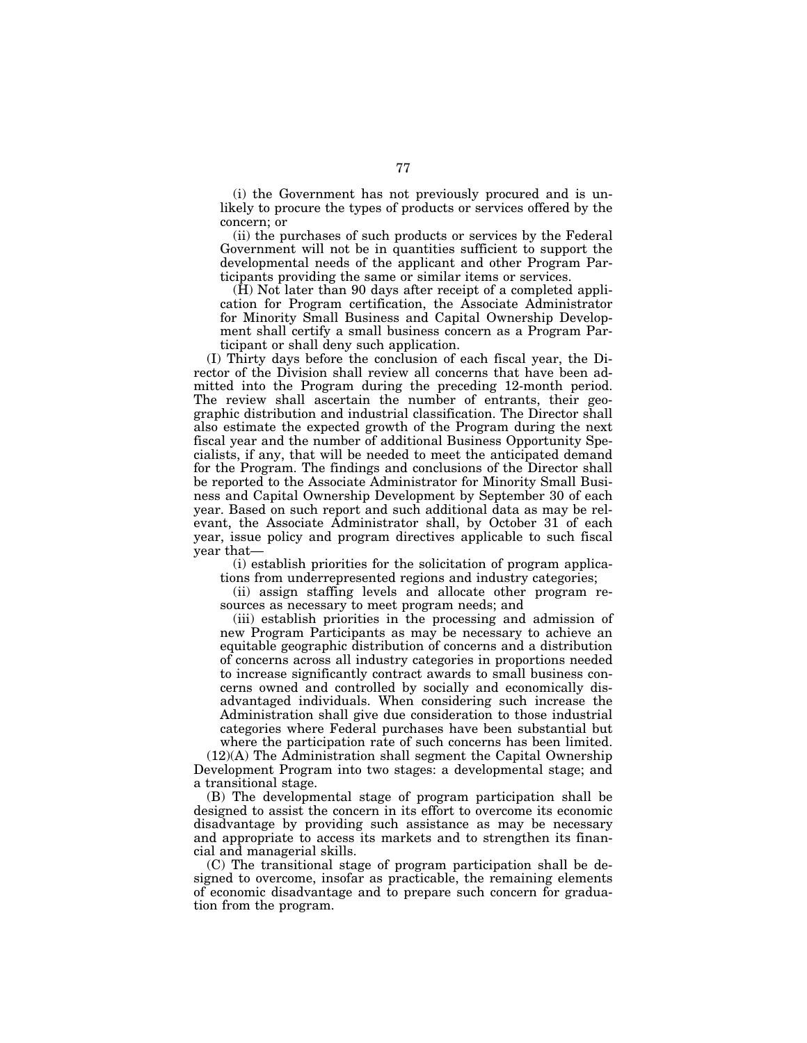(i) the Government has not previously procured and is unlikely to procure the types of products or services offered by the concern; or

(ii) the purchases of such products or services by the Federal Government will not be in quantities sufficient to support the developmental needs of the applicant and other Program Participants providing the same or similar items or services.

(H) Not later than 90 days after receipt of a completed application for Program certification, the Associate Administrator for Minority Small Business and Capital Ownership Development shall certify a small business concern as a Program Participant or shall deny such application.

(I) Thirty days before the conclusion of each fiscal year, the Director of the Division shall review all concerns that have been admitted into the Program during the preceding 12-month period. The review shall ascertain the number of entrants, their geographic distribution and industrial classification. The Director shall also estimate the expected growth of the Program during the next fiscal year and the number of additional Business Opportunity Specialists, if any, that will be needed to meet the anticipated demand for the Program. The findings and conclusions of the Director shall be reported to the Associate Administrator for Minority Small Business and Capital Ownership Development by September 30 of each year. Based on such report and such additional data as may be relevant, the Associate Administrator shall, by October 31 of each year, issue policy and program directives applicable to such fiscal year that—

(i) establish priorities for the solicitation of program applications from underrepresented regions and industry categories;

(ii) assign staffing levels and allocate other program resources as necessary to meet program needs; and

(iii) establish priorities in the processing and admission of new Program Participants as may be necessary to achieve an equitable geographic distribution of concerns and a distribution of concerns across all industry categories in proportions needed to increase significantly contract awards to small business concerns owned and controlled by socially and economically disadvantaged individuals. When considering such increase the Administration shall give due consideration to those industrial categories where Federal purchases have been substantial but where the participation rate of such concerns has been limited.

(12)(A) The Administration shall segment the Capital Ownership Development Program into two stages: a developmental stage; and a transitional stage.

(B) The developmental stage of program participation shall be designed to assist the concern in its effort to overcome its economic disadvantage by providing such assistance as may be necessary and appropriate to access its markets and to strengthen its financial and managerial skills.

(C) The transitional stage of program participation shall be designed to overcome, insofar as practicable, the remaining elements of economic disadvantage and to prepare such concern for graduation from the program.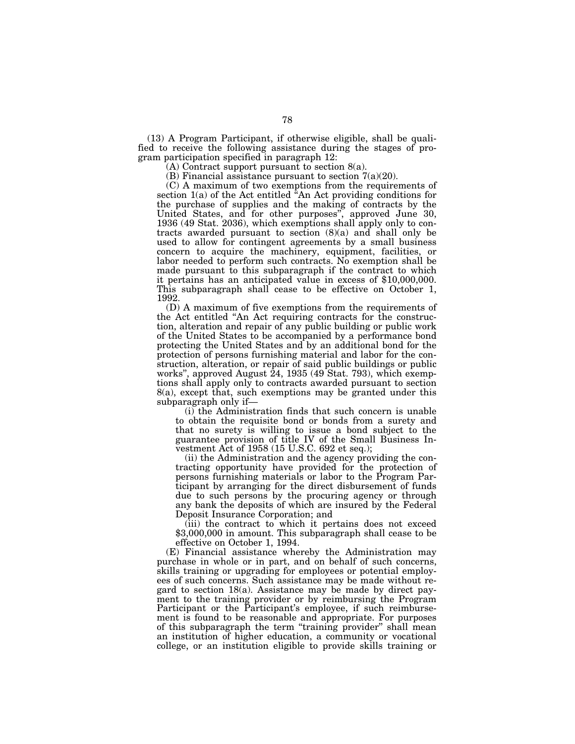(13) A Program Participant, if otherwise eligible, shall be qualified to receive the following assistance during the stages of program participation specified in paragraph 12:

(A) Contract support pursuant to section 8(a).

(B) Financial assistance pursuant to section 7(a)(20).

(C) A maximum of two exemptions from the requirements of section 1(a) of the Act entitled "An Act providing conditions for the purchase of supplies and the making of contracts by the United States, and for other purposes", approved June 30, 1936 (49 Stat. 2036), which exemptions shall apply only to contracts awarded pursuant to section (8)(a) and shall only be used to allow for contingent agreements by a small business concern to acquire the machinery, equipment, facilities, or labor needed to perform such contracts. No exemption shall be made pursuant to this subparagraph if the contract to which it pertains has an anticipated value in excess of $10,000,000. This subparagraph shall cease to be effective on October 1, 1992.

(D) A maximum of five exemptions from the requirements of the Act entitled "An Act requiring contracts for the construction, alteration and repair of any public building or public work of the United States to be accompanied by a performance bond protecting the United States and by an additional bond for the protection of persons furnishing material and labor for the construction, alteration, or repair of said public buildings or public works", approved August 24, 1935 (49 Stat. 793), which exemptions shall apply only to contracts awarded pursuant to section 8(a), except that, such exemptions may be granted under this subparagraph only if—

(i) the Administration finds that such concern is unable to obtain the requisite bond or bonds from a surety and that no surety is willing to issue a bond subject to the guarantee provision of title IV of the Small Business Investment Act of 1958 (15 U.S.C. 692 et seq.);

(ii) the Administration and the agency providing the contracting opportunity have provided for the protection of persons furnishing materials or labor to the Program Participant by arranging for the direct disbursement of funds due to such persons by the procuring agency or through any bank the deposits of which are insured by the Federal Deposit Insurance Corporation; and

(iii) the contract to which it pertains does not exceed $3,000,000 in amount. This subparagraph shall cease to be effective on October 1, 1994.

(E) Financial assistance whereby the Administration may purchase in whole or in part, and on behalf of such concerns, skills training or upgrading for employees or potential employees of such concerns. Such assistance may be made without regard to section 18(a). Assistance may be made by direct payment to the training provider or by reimbursing the Program Participant or the Participant's employee, if such reimbursement is found to be reasonable and appropriate. For purposes of this subparagraph the term "training provider" shall mean an institution of higher education, a community or vocational college, or an institution eligible to provide skills training or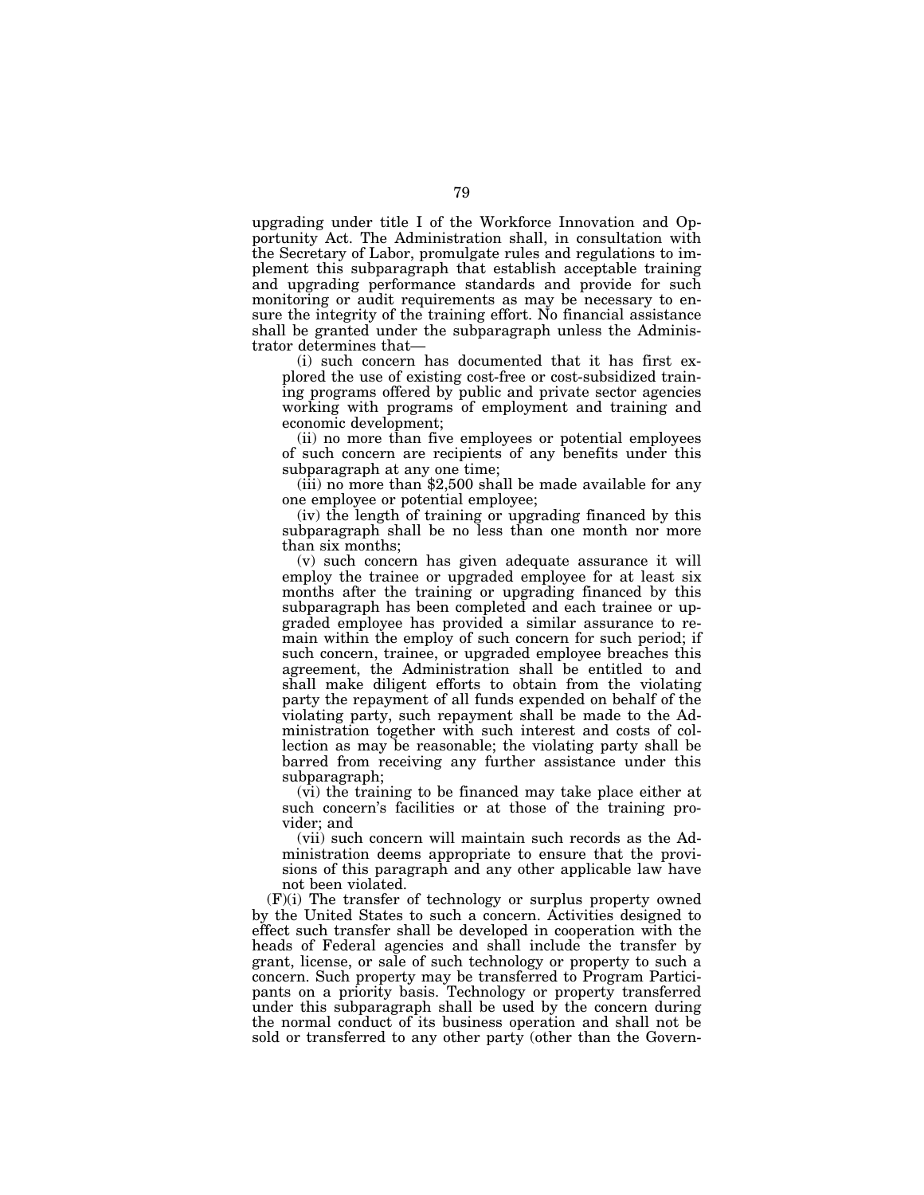upgrading under title I of the Workforce Innovation and Opportunity Act. The Administration shall, in consultation with the Secretary of Labor, promulgate rules and regulations to implement this subparagraph that establish acceptable training and upgrading performance standards and provide for such monitoring or audit requirements as may be necessary to ensure the integrity of the training effort. No financial assistance shall be granted under the subparagraph unless the Administrator determines that—

(i) such concern has documented that it has first explored the use of existing cost-free or cost-subsidized training programs offered by public and private sector agencies working with programs of employment and training and economic development;

(ii) no more than five employees or potential employees of such concern are recipients of any benefits under this subparagraph at any one time;

(iii) no more than $2,500 shall be made available for any one employee or potential employee;

(iv) the length of training or upgrading financed by this subparagraph shall be no less than one month nor more than six months;

(v) such concern has given adequate assurance it will employ the trainee or upgraded employee for at least six months after the training or upgrading financed by this subparagraph has been completed and each trainee or upgraded employee has provided a similar assurance to remain within the employ of such concern for such period; if such concern, trainee, or upgraded employee breaches this agreement, the Administration shall be entitled to and shall make diligent efforts to obtain from the violating party the repayment of all funds expended on behalf of the violating party, such repayment shall be made to the Administration together with such interest and costs of collection as may be reasonable; the violating party shall be barred from receiving any further assistance under this subparagraph;

(vi) the training to be financed may take place either at such concern's facilities or at those of the training provider; and

(vii) such concern will maintain such records as the Administration deems appropriate to ensure that the provisions of this paragraph and any other applicable law have not been violated.

(F)(i) The transfer of technology or surplus property owned by the United States to such a concern. Activities designed to effect such transfer shall be developed in cooperation with the heads of Federal agencies and shall include the transfer by grant, license, or sale of such technology or property to such a concern. Such property may be transferred to Program Participants on a priority basis. Technology or property transferred under this subparagraph shall be used by the concern during the normal conduct of its business operation and shall not be sold or transferred to any other party (other than the Govern-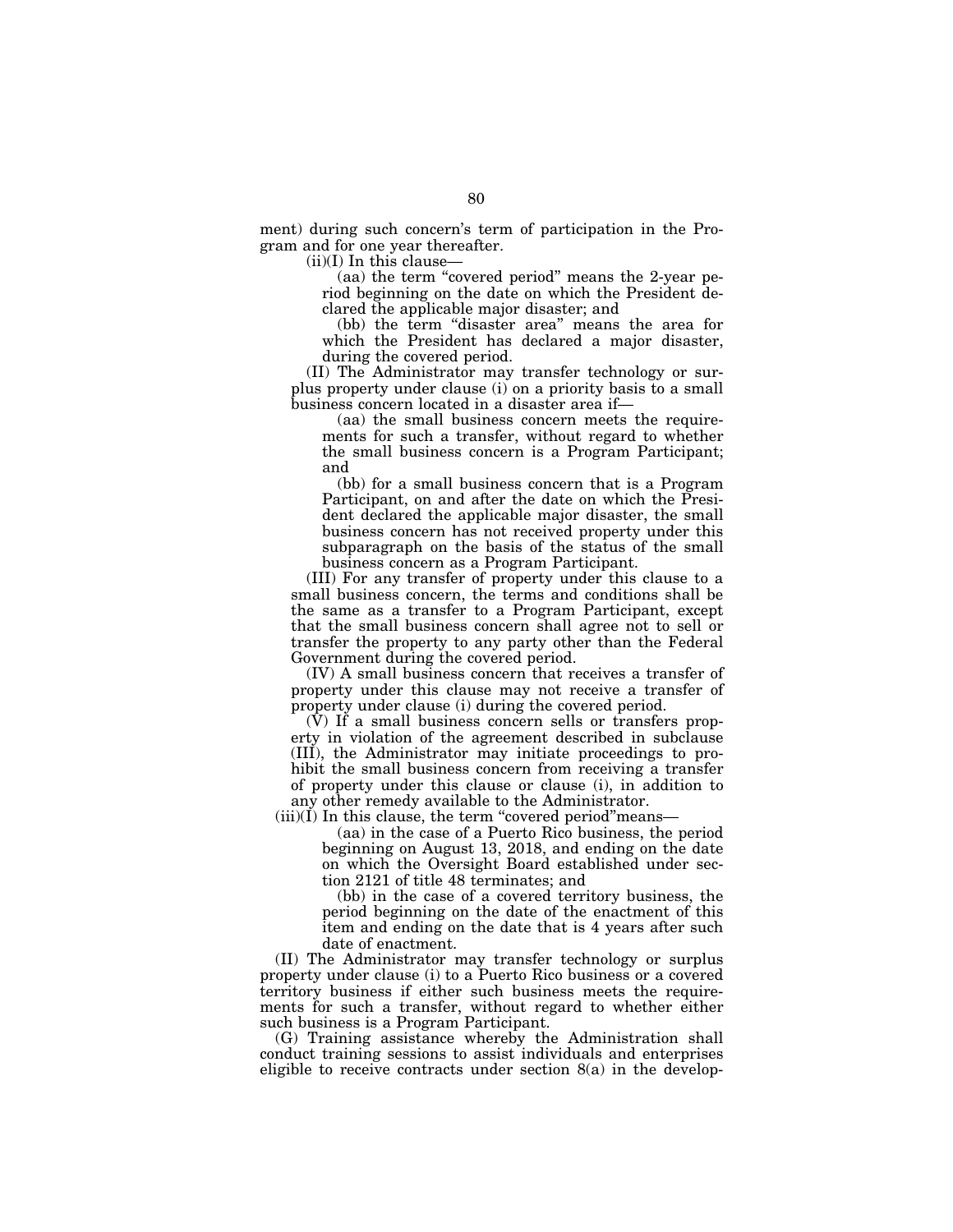ment) during such concern's term of participation in the Program and for one year thereafter.

(ii)(I) In this clause—

(aa) the term "covered period" means the 2-year period beginning on the date on which the President declared the applicable major disaster; and

(bb) the term "disaster area" means the area for which the President has declared a major disaster, during the covered period.

(II) The Administrator may transfer technology or surplus property under clause (i) on a priority basis to a small business concern located in a disaster area if—

(aa) the small business concern meets the requirements for such a transfer, without regard to whether the small business concern is a Program Participant; and

(bb) for a small business concern that is a Program Participant, on and after the date on which the President declared the applicable major disaster, the small business concern has not received property under this subparagraph on the basis of the status of the small business concern as a Program Participant.

(III) For any transfer of property under this clause to a small business concern, the terms and conditions shall be the same as a transfer to a Program Participant, except that the small business concern shall agree not to sell or transfer the property to any party other than the Federal Government during the covered period.

(IV) A small business concern that receives a transfer of property under this clause may not receive a transfer of property under clause (i) during the covered period.

(V) If a small business concern sells or transfers property in violation of the agreement described in subclause (III), the Administrator may initiate proceedings to prohibit the small business concern from receiving a transfer of property under this clause or clause (i), in addition to any other remedy available to the Administrator.

(iii)(I) In this clause, the term "covered period"means—

(aa) in the case of a Puerto Rico business, the period beginning on August 13, 2018, and ending on the date on which the Oversight Board established under section 2121 of title 48 terminates; and

(bb) in the case of a covered territory business, the period beginning on the date of the enactment of this item and ending on the date that is 4 years after such date of enactment.

(II) The Administrator may transfer technology or surplus property under clause (i) to a Puerto Rico business or a covered territory business if either such business meets the requirements for such a transfer, without regard to whether either such business is a Program Participant.

(G) Training assistance whereby the Administration shall conduct training sessions to assist individuals and enterprises eligible to receive contracts under section 8(a) in the develop-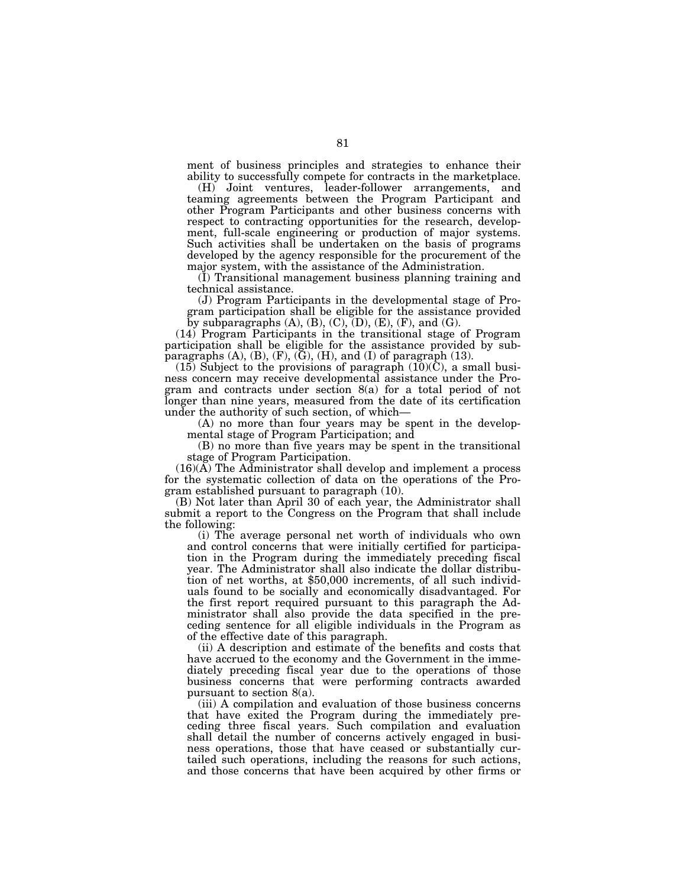ment of business principles and strategies to enhance their ability to successfully compete for contracts in the marketplace.

(H) Joint ventures, leader-follower arrangements, and teaming agreements between the Program Participant and other Program Participants and other business concerns with respect to contracting opportunities for the research, development, full-scale engineering or production of major systems. Such activities shall be undertaken on the basis of programs developed by the agency responsible for the procurement of the major system, with the assistance of the Administration.

(I) Transitional management business planning training and technical assistance.

(J) Program Participants in the developmental stage of Program participation shall be eligible for the assistance provided by subparagraphs (A), (B), (C), (D), (E), (F), and (G).

(14) Program Participants in the transitional stage of Program participation shall be eligible for the assistance provided by subparagraphs (A), (B), (F), (G), (H), and (I) of paragraph (13).

(15) Subject to the provisions of paragraph (10)(C), a small business concern may receive developmental assistance under the Program and contracts under section 8(a) for a total period of not longer than nine years, measured from the date of its certification under the authority of such section, of which—

(A) no more than four years may be spent in the developmental stage of Program Participation; and

(B) no more than five years may be spent in the transitional stage of Program Participation.

(16)(A) The Administrator shall develop and implement a process for the systematic collection of data on the operations of the Program established pursuant to paragraph (10).

(B) Not later than April 30 of each year, the Administrator shall submit a report to the Congress on the Program that shall include the following:

(i) The average personal net worth of individuals who own and control concerns that were initially certified for participation in the Program during the immediately preceding fiscal year. The Administrator shall also indicate the dollar distribution of net worths, at $50,000 increments, of all such individuals found to be socially and economically disadvantaged. For the first report required pursuant to this paragraph the Administrator shall also provide the data specified in the preceding sentence for all eligible individuals in the Program as of the effective date of this paragraph.

(ii) A description and estimate of the benefits and costs that have accrued to the economy and the Government in the immediately preceding fiscal year due to the operations of those business concerns that were performing contracts awarded pursuant to section 8(a).

(iii) A compilation and evaluation of those business concerns that have exited the Program during the immediately preceding three fiscal years. Such compilation and evaluation shall detail the number of concerns actively engaged in business operations, those that have ceased or substantially curtailed such operations, including the reasons for such actions, and those concerns that have been acquired by other firms or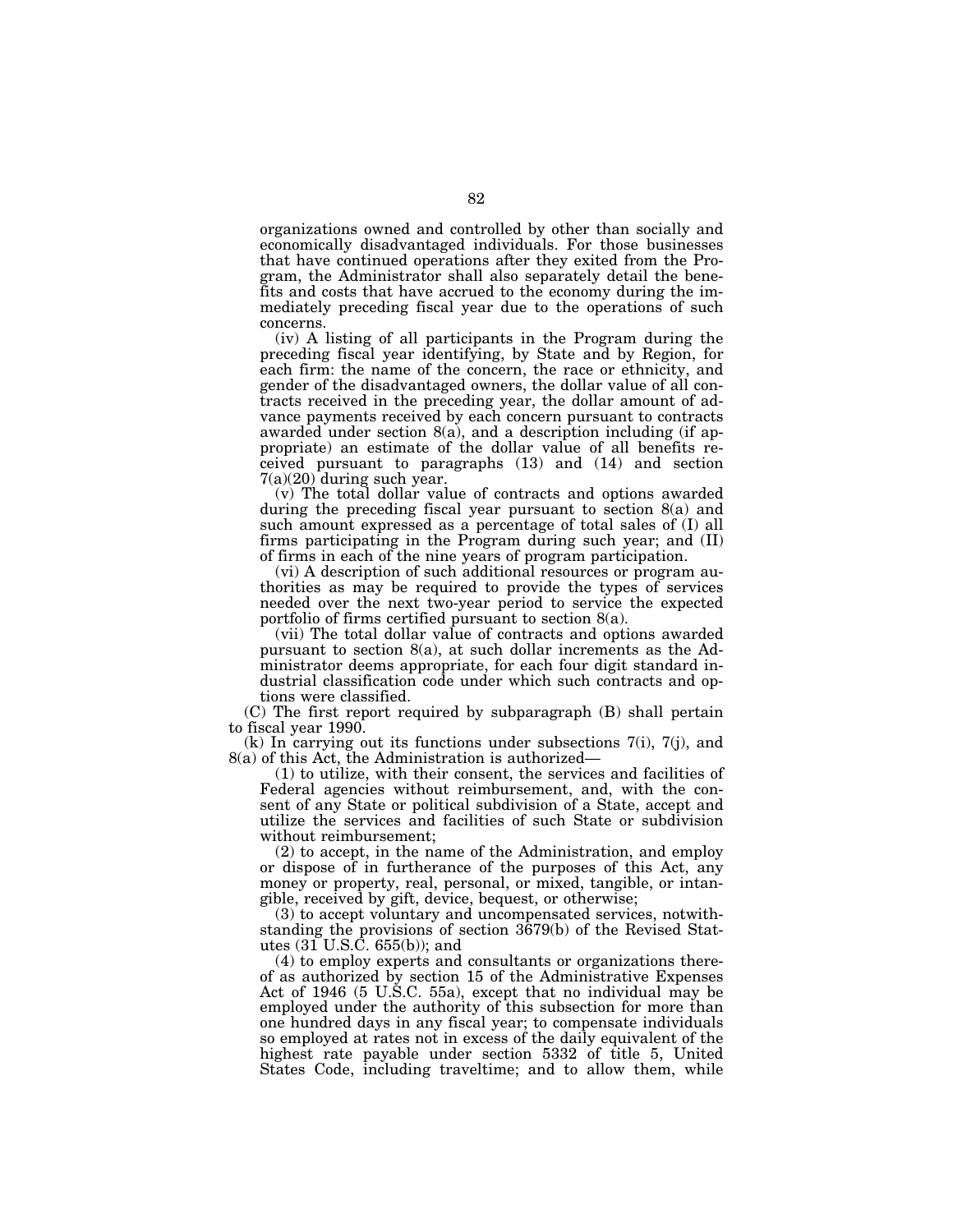organizations owned and controlled by other than socially and economically disadvantaged individuals. For those businesses that have continued operations after they exited from the Program, the Administrator shall also separately detail the benefits and costs that have accrued to the economy during the immediately preceding fiscal year due to the operations of such concerns.

(iv) A listing of all participants in the Program during the preceding fiscal year identifying, by State and by Region, for each firm: the name of the concern, the race or ethnicity, and gender of the disadvantaged owners, the dollar value of all contracts received in the preceding year, the dollar amount of advance payments received by each concern pursuant to contracts awarded under section 8(a), and a description including (if appropriate) an estimate of the dollar value of all benefits received pursuant to paragraphs (13) and (14) and section 7(a)(20) during such year.

(v) The total dollar value of contracts and options awarded during the preceding fiscal year pursuant to section 8(a) and such amount expressed as a percentage of total sales of (I) all firms participating in the Program during such year; and (II) of firms in each of the nine years of program participation.

(vi) A description of such additional resources or program authorities as may be required to provide the types of services needed over the next two-year period to service the expected portfolio of firms certified pursuant to section 8(a).

(vii) The total dollar value of contracts and options awarded pursuant to section 8(a), at such dollar increments as the Administrator deems appropriate, for each four digit standard industrial classification code under which such contracts and options were classified.

(C) The first report required by subparagraph (B) shall pertain to fiscal year 1990.

(k) In carrying out its functions under subsections 7(i), 7(j), and 8(a) of this Act, the Administration is authorized—

(1) to utilize, with their consent, the services and facilities of Federal agencies without reimbursement, and, with the consent of any State or political subdivision of a State, accept and utilize the services and facilities of such State or subdivision without reimbursement;

(2) to accept, in the name of the Administration, and employ or dispose of in furtherance of the purposes of this Act, any money or property, real, personal, or mixed, tangible, or intangible, received by gift, device, bequest, or otherwise;

(3) to accept voluntary and uncompensated services, notwithstanding the provisions of section 3679(b) of the Revised Statutes (31 U.S.C. 655(b)); and

(4) to employ experts and consultants or organizations thereof as authorized by section 15 of the Administrative Expenses Act of 1946 (5 U.S.C. 55a), except that no individual may be employed under the authority of this subsection for more than one hundred days in any fiscal year; to compensate individuals so employed at rates not in excess of the daily equivalent of the highest rate payable under section 5332 of title 5, United States Code, including traveltime; and to allow them, while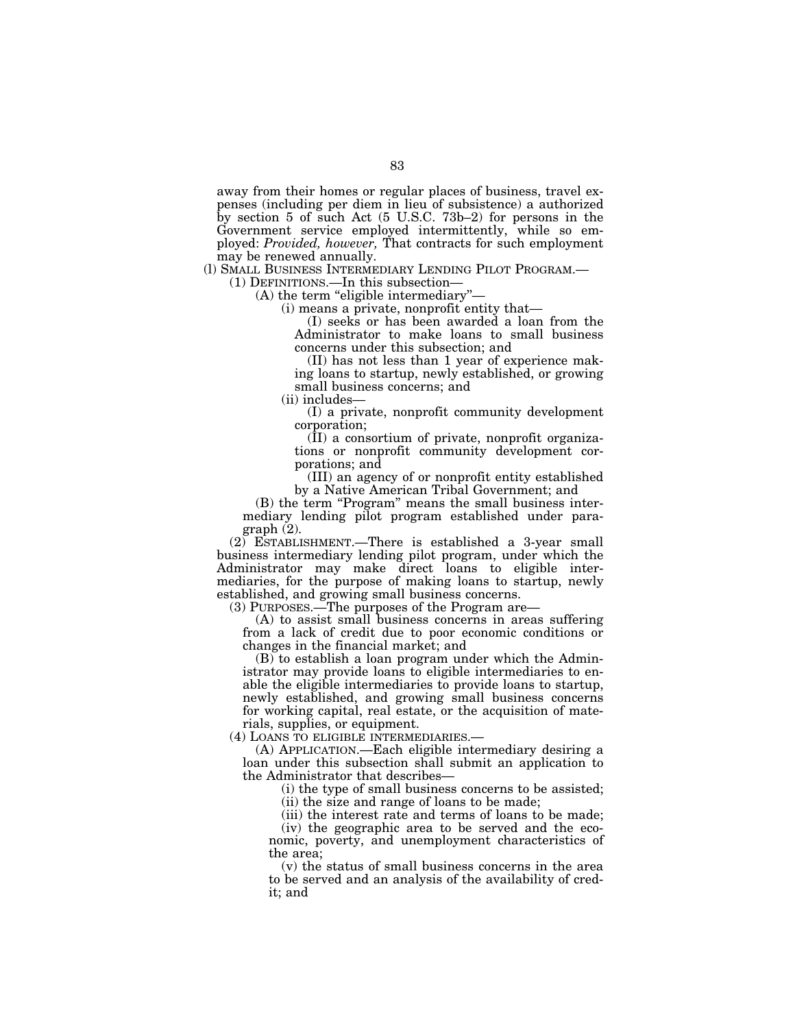away from their homes or regular places of business, travel expenses (including per diem in lieu of subsistence) a authorized by section 5 of such Act (5 U.S.C. 73b–2) for persons in the Government service employed intermittently, while so employed: *Provided, however,* That contracts for such employment may be renewed annually.

(l) SMALL BUSINESS INTERMEDIARY LENDING PILOT PROGRAM.—

(1) DEFINITIONS.—In this subsection—

(A) the term "eligible intermediary"—

(i) means a private, nonprofit entity that—

(I) seeks or has been awarded a loan from the Administrator to make loans to small business concerns under this subsection; and

(II) has not less than 1 year of experience making loans to startup, newly established, or growing small business concerns; and

(ii) includes—

(I) a private, nonprofit community development corporation;

(II) a consortium of private, nonprofit organizations or nonprofit community development corporations; and

(III) an agency of or nonprofit entity established by a Native American Tribal Government; and

(B) the term "Program" means the small business intermediary lending pilot program established under paragraph (2).

(2) ESTABLISHMENT.—There is established a 3-year small business intermediary lending pilot program, under which the Administrator may make direct loans to eligible intermediaries, for the purpose of making loans to startup, newly established, and growing small business concerns.

(3) PURPOSES.—The purposes of the Program are—

(A) to assist small business concerns in areas suffering from a lack of credit due to poor economic conditions or changes in the financial market; and

(B) to establish a loan program under which the Administrator may provide loans to eligible intermediaries to enable the eligible intermediaries to provide loans to startup, newly established, and growing small business concerns for working capital, real estate, or the acquisition of materials, supplies, or equipment.

(4) LOANS TO ELIGIBLE INTERMEDIARIES.—

(A) APPLICATION.—Each eligible intermediary desiring a loan under this subsection shall submit an application to the Administrator that describes—

(i) the type of small business concerns to be assisted;

(ii) the size and range of loans to be made;

(iii) the interest rate and terms of loans to be made;

(iv) the geographic area to be served and the economic, poverty, and unemployment characteristics of the area;

(v) the status of small business concerns in the area to be served and an analysis of the availability of credit; and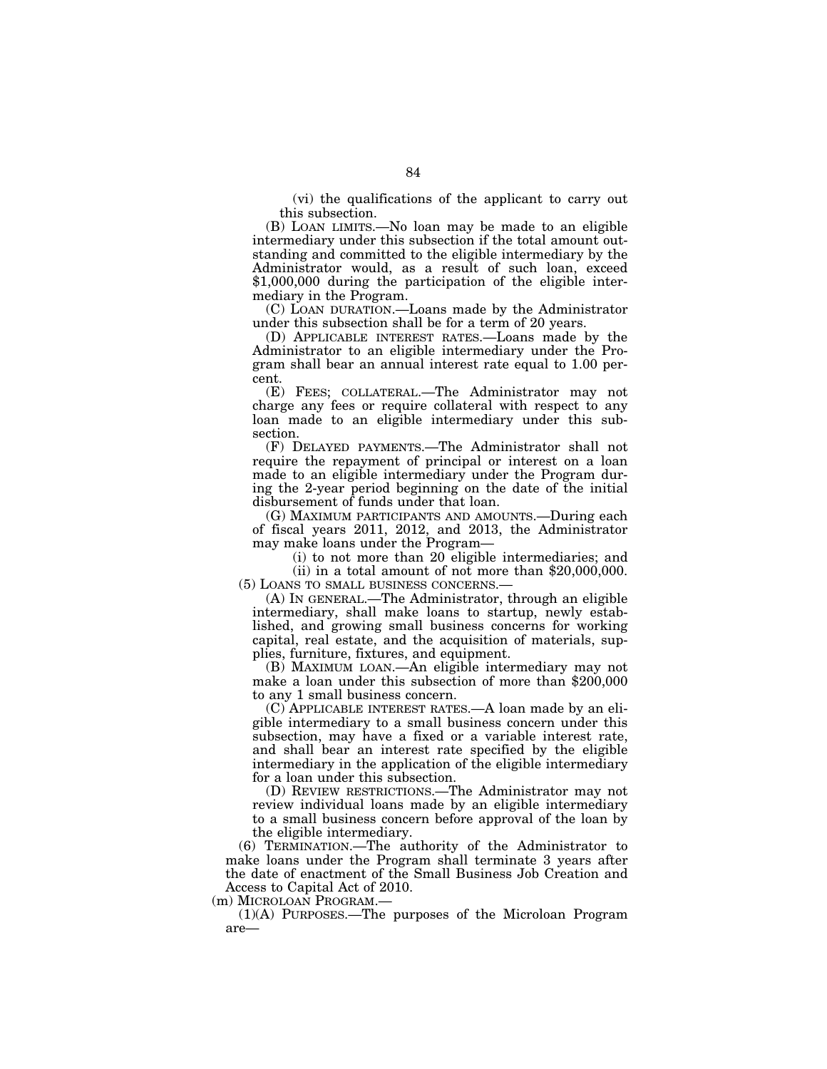(vi) the qualifications of the applicant to carry out this subsection.

(B) LOAN LIMITS.—No loan may be made to an eligible intermediary under this subsection if the total amount outstanding and committed to the eligible intermediary by the Administrator would, as a result of such loan, exceed $1,000,000 during the participation of the eligible intermediary in the Program.

(C) LOAN DURATION.—Loans made by the Administrator under this subsection shall be for a term of 20 years.

(D) APPLICABLE INTEREST RATES.—Loans made by the Administrator to an eligible intermediary under the Program shall bear an annual interest rate equal to 1.00 percent.

(E) FEES; COLLATERAL.—The Administrator may not charge any fees or require collateral with respect to any loan made to an eligible intermediary under this subsection.

(F) DELAYED PAYMENTS.—The Administrator shall not require the repayment of principal or interest on a loan made to an eligible intermediary under the Program during the 2-year period beginning on the date of the initial disbursement of funds under that loan.

(G) MAXIMUM PARTICIPANTS AND AMOUNTS.—During each of fiscal years 2011, 2012, and 2013, the Administrator may make loans under the Program—

(i) to not more than 20 eligible intermediaries; and

(ii) in a total amount of not more than $20,000,000.

(5) LOANS TO SMALL BUSINESS CONCERNS.—

(A) IN GENERAL.—The Administrator, through an eligible intermediary, shall make loans to startup, newly established, and growing small business concerns for working capital, real estate, and the acquisition of materials, supplies, furniture, fixtures, and equipment.

(B) MAXIMUM LOAN.—An eligible intermediary may not make a loan under this subsection of more than $200,000 to any 1 small business concern.

(C) APPLICABLE INTEREST RATES.—A loan made by an eligible intermediary to a small business concern under this subsection, may have a fixed or a variable interest rate, and shall bear an interest rate specified by the eligible intermediary in the application of the eligible intermediary for a loan under this subsection.

(D) REVIEW RESTRICTIONS.—The Administrator may not review individual loans made by an eligible intermediary to a small business concern before approval of the loan by the eligible intermediary.

(6) TERMINATION.—The authority of the Administrator to make loans under the Program shall terminate 3 years after the date of enactment of the Small Business Job Creation and Access to Capital Act of 2010.

(m) MICROLOAN PROGRAM.—

(1)(A) PURPOSES.—The purposes of the Microloan Program are—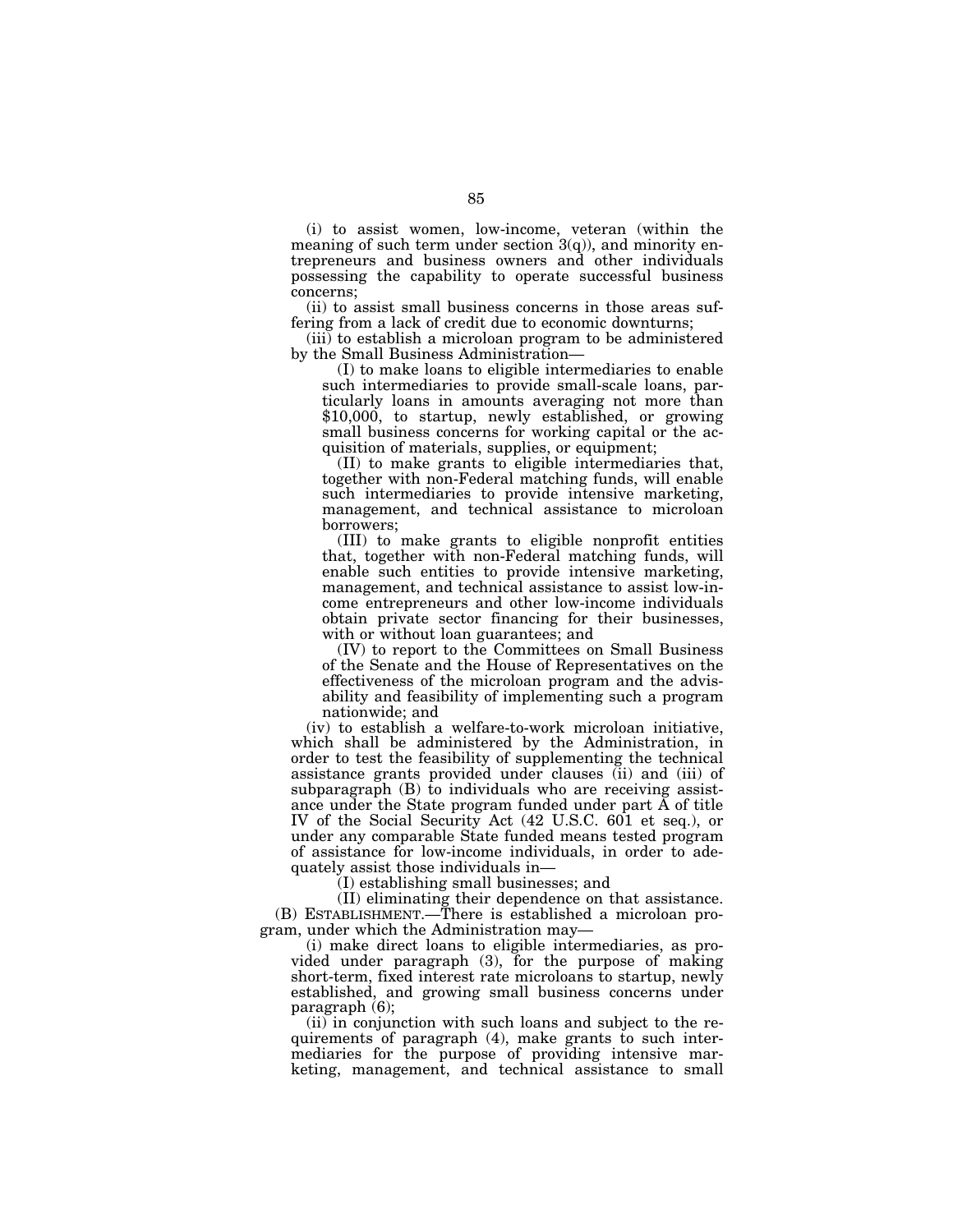(i) to assist women, low-income, veteran (within the meaning of such term under section 3(q)), and minority entrepreneurs and business owners and other individuals possessing the capability to operate successful business concerns;

(ii) to assist small business concerns in those areas suffering from a lack of credit due to economic downturns;

(iii) to establish a microloan program to be administered by the Small Business Administration—

(I) to make loans to eligible intermediaries to enable such intermediaries to provide small-scale loans, particularly loans in amounts averaging not more than $10,000, to startup, newly established, or growing small business concerns for working capital or the acquisition of materials, supplies, or equipment;

(II) to make grants to eligible intermediaries that, together with non-Federal matching funds, will enable such intermediaries to provide intensive marketing, management, and technical assistance to microloan borrowers;

(III) to make grants to eligible nonprofit entities that, together with non-Federal matching funds, will enable such entities to provide intensive marketing, management, and technical assistance to assist low-income entrepreneurs and other low-income individuals obtain private sector financing for their businesses, with or without loan guarantees; and

(IV) to report to the Committees on Small Business of the Senate and the House of Representatives on the effectiveness of the microloan program and the advisability and feasibility of implementing such a program nationwide; and

(iv) to establish a welfare-to-work microloan initiative, which shall be administered by the Administration, in order to test the feasibility of supplementing the technical assistance grants provided under clauses (ii) and (iii) of subparagraph (B) to individuals who are receiving assistance under the State program funded under part A of title IV of the Social Security Act (42 U.S.C. 601 et seq.), or under any comparable State funded means tested program of assistance for low-income individuals, in order to adequately assist those individuals in—

(I) establishing small businesses; and

(II) eliminating their dependence on that assistance.

(B) ESTABLISHMENT.—There is established a microloan program, under which the Administration may—

(i) make direct loans to eligible intermediaries, as provided under paragraph (3), for the purpose of making short-term, fixed interest rate microloans to startup, newly established, and growing small business concerns under paragraph (6);

(ii) in conjunction with such loans and subject to the requirements of paragraph (4), make grants to such intermediaries for the purpose of providing intensive marketing, management, and technical assistance to small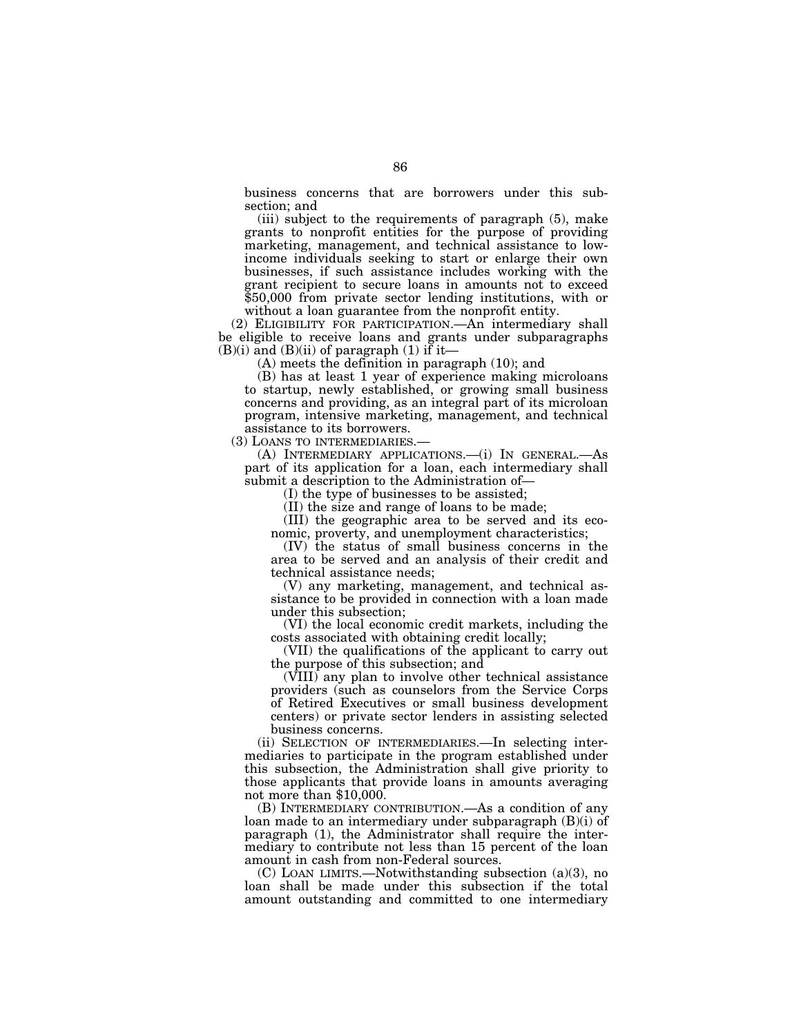business concerns that are borrowers under this subsection; and

(iii) subject to the requirements of paragraph (5), make grants to nonprofit entities for the purpose of providing marketing, management, and technical assistance to low-income individuals seeking to start or enlarge their own businesses, if such assistance includes working with the grant recipient to secure loans in amounts not to exceed $50,000 from private sector lending institutions, with or without a loan guarantee from the nonprofit entity.

(2) ELIGIBILITY FOR PARTICIPATION.—An intermediary shall be eligible to receive loans and grants under subparagraphs (B)(i) and (B)(ii) of paragraph (1) if it—

(A) meets the definition in paragraph (10); and

(B) has at least 1 year of experience making microloans to startup, newly established, or growing small business concerns and providing, as an integral part of its microloan program, intensive marketing, management, and technical assistance to its borrowers.

(3) LOANS TO INTERMEDIARIES.—

(A) INTERMEDIARY APPLICATIONS.—(i) IN GENERAL.—As part of its application for a loan, each intermediary shall submit a description to the Administration of—

(I) the type of businesses to be assisted;

(II) the size and range of loans to be made;

(III) the geographic area to be served and its economic, proverty, and unemployment characteristics;

(IV) the status of small business concerns in the area to be served and an analysis of their credit and technical assistance needs;

(V) any marketing, management, and technical assistance to be provided in connection with a loan made under this subsection;

(VI) the local economic credit markets, including the costs associated with obtaining credit locally;

(VII) the qualifications of the applicant to carry out the purpose of this subsection; and

(VIII) any plan to involve other technical assistance providers (such as counselors from the Service Corps of Retired Executives or small business development centers) or private sector lenders in assisting selected business concerns.

(ii) SELECTION OF INTERMEDIARIES.—In selecting intermediaries to participate in the program established under this subsection, the Administration shall give priority to those applicants that provide loans in amounts averaging not more than $10,000.

(B) INTERMEDIARY CONTRIBUTION.—As a condition of any loan made to an intermediary under subparagraph (B)(i) of paragraph (1), the Administrator shall require the intermediary to contribute not less than 15 percent of the loan amount in cash from non-Federal sources.

(C) LOAN LIMITS.—Notwithstanding subsection (a)(3), no loan shall be made under this subsection if the total amount outstanding and committed to one intermediary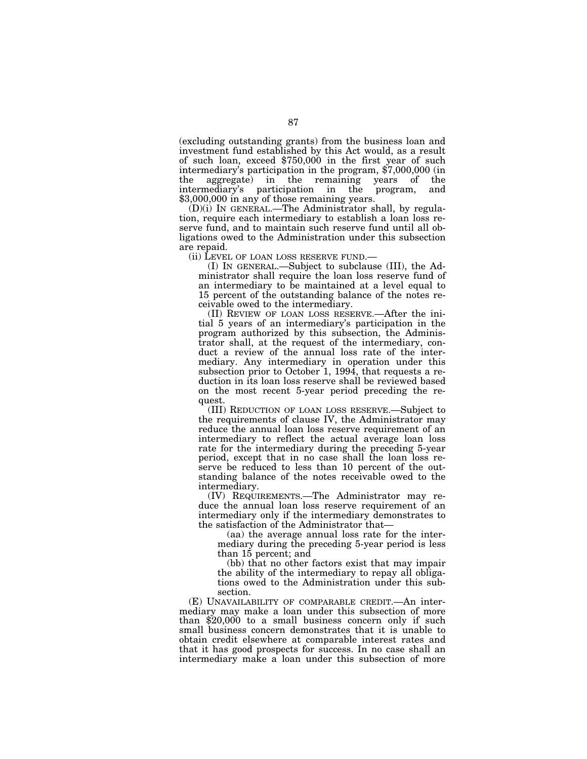(excluding outstanding grants) from the business loan and investment fund established by this Act would, as a result of such loan, exceed $750,000 in the first year of such intermediary's participation in the program, $7,000,000 (in the aggregate) in the remaining years of the intermediary's participation in the program, and $3,000,000 in any of those remaining years.

(D)(i) IN GENERAL.—The Administrator shall, by regulation, require each intermediary to establish a loan loss reserve fund, and to maintain such reserve fund until all obligations owed to the Administration under this subsection are repaid.

(ii) LEVEL OF LOAN LOSS RESERVE FUND.—

(I) IN GENERAL.—Subject to subclause (III), the Administrator shall require the loan loss reserve fund of an intermediary to be maintained at a level equal to 15 percent of the outstanding balance of the notes receivable owed to the intermediary.

(II) REVIEW OF LOAN LOSS RESERVE.—After the initial 5 years of an intermediary's participation in the program authorized by this subsection, the Administrator shall, at the request of the intermediary, conduct a review of the annual loss rate of the intermediary. Any intermediary in operation under this subsection prior to October 1, 1994, that requests a reduction in its loan loss reserve shall be reviewed based on the most recent 5-year period preceding the request.

(III) REDUCTION OF LOAN LOSS RESERVE.—Subject to the requirements of clause IV, the Administrator may reduce the annual loan loss reserve requirement of an intermediary to reflect the actual average loan loss rate for the intermediary during the preceding 5-year period, except that in no case shall the loan loss reserve be reduced to less than 10 percent of the outstanding balance of the notes receivable owed to the intermediary.

(IV) REQUIREMENTS.—The Administrator may reduce the annual loan loss reserve requirement of an intermediary only if the intermediary demonstrates to the satisfaction of the Administrator that—

(aa) the average annual loss rate for the intermediary during the preceding 5-year period is less than 15 percent; and

(bb) that no other factors exist that may impair the ability of the intermediary to repay all obligations owed to the Administration under this subsection.

(E) UNAVAILABILITY OF COMPARABLE CREDIT.—An intermediary may make a loan under this subsection of more than $20,000 to a small business concern only if such small business concern demonstrates that it is unable to obtain credit elsewhere at comparable interest rates and that it has good prospects for success. In no case shall an intermediary make a loan under this subsection of more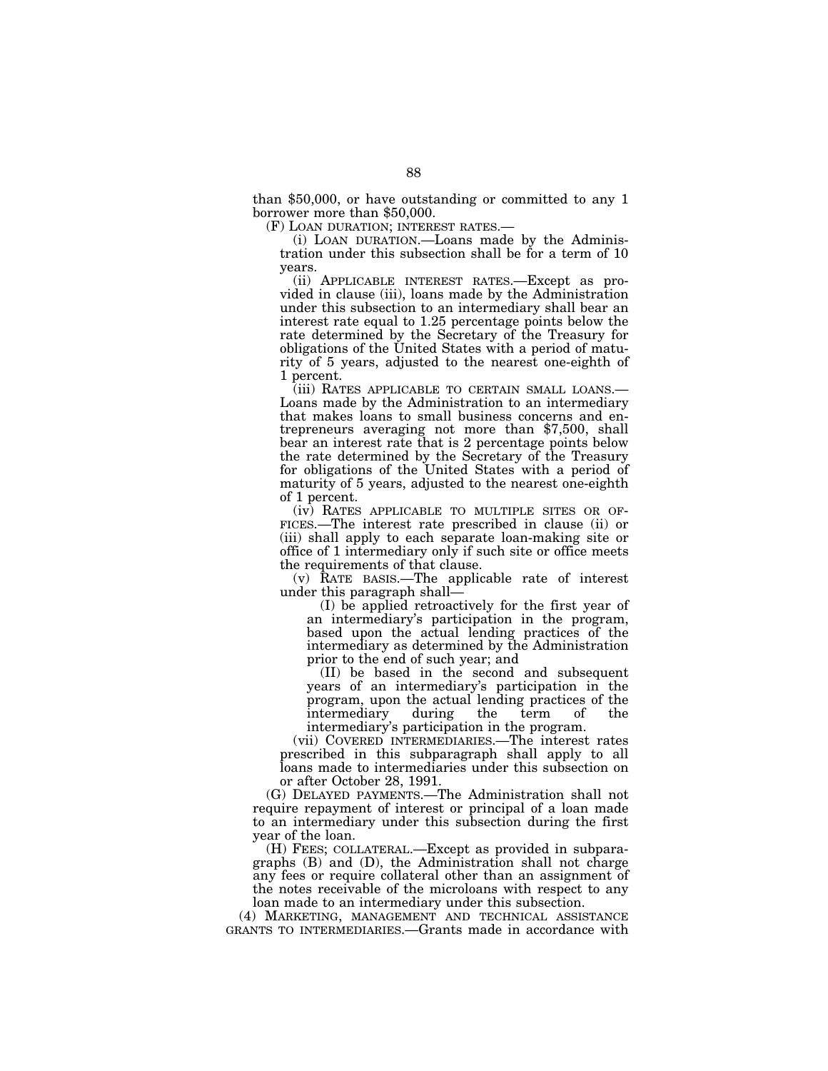than $50,000, or have outstanding or committed to any 1 borrower more than $50,000.

(F) LOAN DURATION; INTEREST RATES.—

(i) LOAN DURATION.—Loans made by the Administration under this subsection shall be for a term of 10 years.

(ii) APPLICABLE INTEREST RATES.—Except as provided in clause (iii), loans made by the Administration under this subsection to an intermediary shall bear an interest rate equal to 1.25 percentage points below the rate determined by the Secretary of the Treasury for obligations of the United States with a period of maturity of 5 years, adjusted to the nearest one-eighth of 1 percent.

(iii) RATES APPLICABLE TO CERTAIN SMALL LOANS.— Loans made by the Administration to an intermediary that makes loans to small business concerns and entrepreneurs averaging not more than $7,500, shall bear an interest rate that is 2 percentage points below the rate determined by the Secretary of the Treasury for obligations of the United States with a period of maturity of 5 years, adjusted to the nearest one-eighth of 1 percent.

(iv) RATES APPLICABLE TO MULTIPLE SITES OR OFFICES.—The interest rate prescribed in clause (ii) or (iii) shall apply to each separate loan-making site or office of 1 intermediary only if such site or office meets the requirements of that clause.

(v) RATE BASIS.—The applicable rate of interest under this paragraph shall—

(I) be applied retroactively for the first year of an intermediary's participation in the program, based upon the actual lending practices of the intermediary as determined by the Administration prior to the end of such year; and

(II) be based in the second and subsequent years of an intermediary's participation in the program, upon the actual lending practices of the intermediary during the term of the intermediary's participation in the program.

(vii) COVERED INTERMEDIARIES.—The interest rates prescribed in this subparagraph shall apply to all loans made to intermediaries under this subsection on or after October 28, 1991.

(G) DELAYED PAYMENTS.—The Administration shall not require repayment of interest or principal of a loan made to an intermediary under this subsection during the first year of the loan.

(H) FEES; COLLATERAL.—Except as provided in subparagraphs (B) and (D), the Administration shall not charge any fees or require collateral other than an assignment of the notes receivable of the microloans with respect to any loan made to an intermediary under this subsection.

(4) MARKETING, MANAGEMENT AND TECHNICAL ASSISTANCE GRANTS TO INTERMEDIARIES.—Grants made in accordance with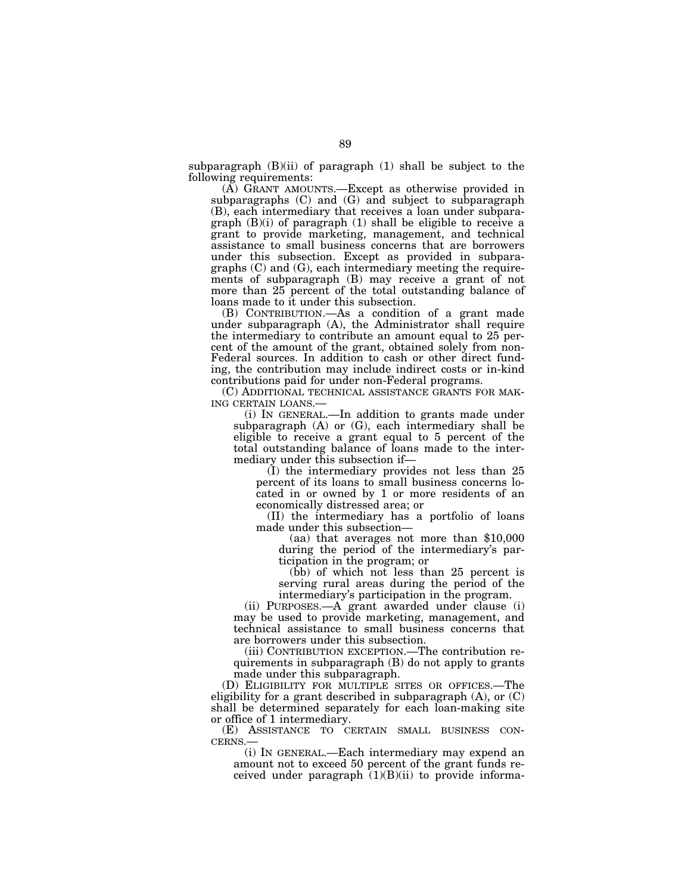subparagraph (B)(ii) of paragraph (1) shall be subject to the following requirements:

(A) GRANT AMOUNTS.—Except as otherwise provided in subparagraphs (C) and (G) and subject to subparagraph (B), each intermediary that receives a loan under subparagraph (B)(i) of paragraph (1) shall be eligible to receive a grant to provide marketing, management, and technical assistance to small business concerns that are borrowers under this subsection. Except as provided in subparagraphs (C) and (G), each intermediary meeting the requirements of subparagraph (B) may receive a grant of not more than 25 percent of the total outstanding balance of loans made to it under this subsection.

(B) CONTRIBUTION.—As a condition of a grant made under subparagraph (A), the Administrator shall require the intermediary to contribute an amount equal to 25 percent of the amount of the grant, obtained solely from non-Federal sources. In addition to cash or other direct funding, the contribution may include indirect costs or in-kind contributions paid for under non-Federal programs.

(C) ADDITIONAL TECHNICAL ASSISTANCE GRANTS FOR MAKING CERTAIN LOANS.—

(i) IN GENERAL.—In addition to grants made under subparagraph (A) or (G), each intermediary shall be eligible to receive a grant equal to 5 percent of the total outstanding balance of loans made to the intermediary under this subsection if—

(I) the intermediary provides not less than 25 percent of its loans to small business concerns located in or owned by 1 or more residents of an economically distressed area; or

(II) the intermediary has a portfolio of loans made under this subsection—

(aa) that averages not more than $10,000 during the period of the intermediary's participation in the program; or

(bb) of which not less than 25 percent is serving rural areas during the period of the intermediary's participation in the program.

(ii) PURPOSES.—A grant awarded under clause (i) may be used to provide marketing, management, and technical assistance to small business concerns that are borrowers under this subsection.

(iii) CONTRIBUTION EXCEPTION.—The contribution requirements in subparagraph (B) do not apply to grants made under this subparagraph.

(D) ELIGIBILITY FOR MULTIPLE SITES OR OFFICES.—The eligibility for a grant described in subparagraph (A), or (C) shall be determined separately for each loan-making site or office of 1 intermediary.

(E) ASSISTANCE TO CERTAIN SMALL BUSINESS CONCERNS.—

(i) IN GENERAL.—Each intermediary may expend an amount not to exceed 50 percent of the grant funds received under paragraph (1)(B)(ii) to provide informa-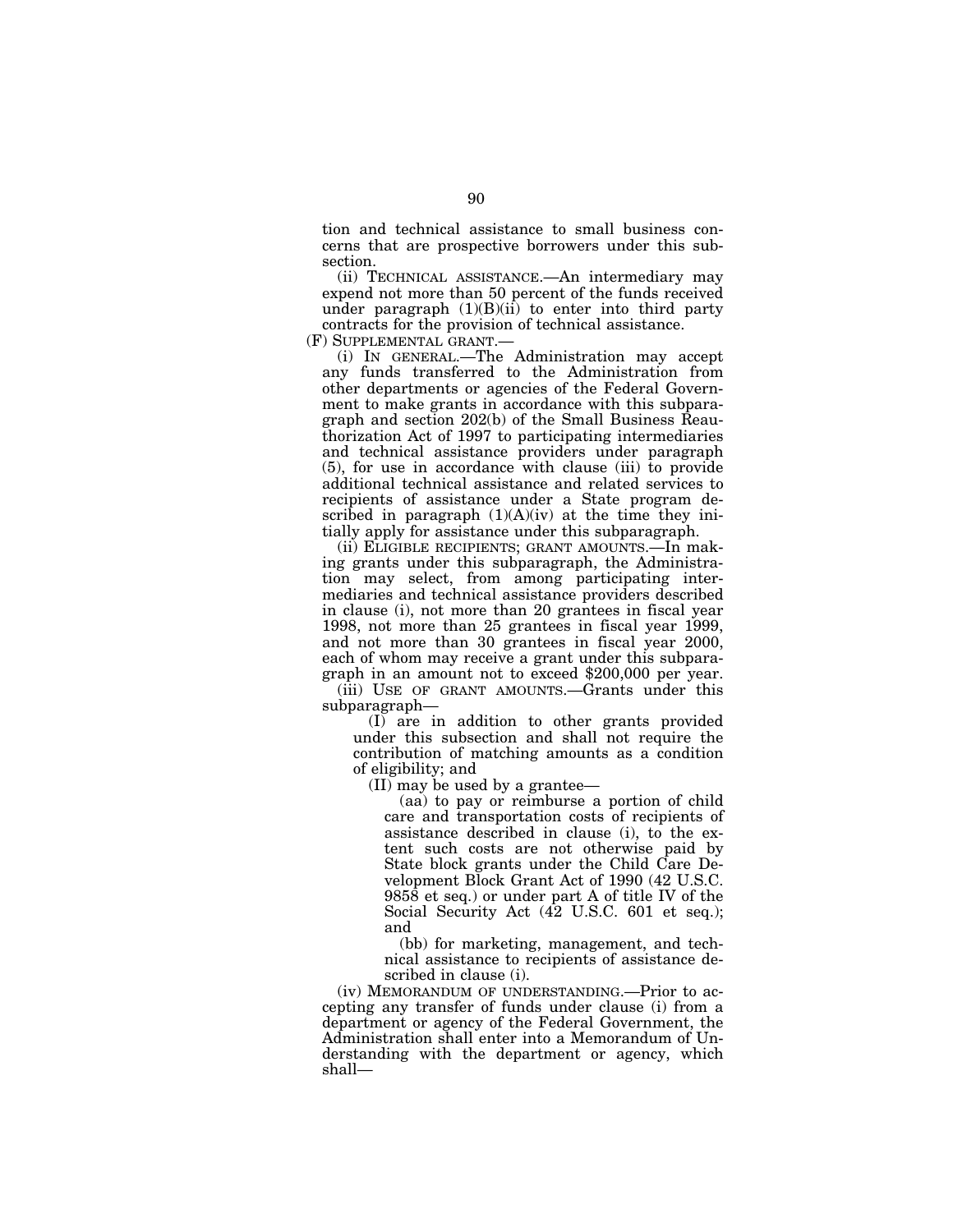tion and technical assistance to small business concerns that are prospective borrowers under this subsection.

(ii) TECHNICAL ASSISTANCE.—An intermediary may expend not more than 50 percent of the funds received under paragraph (1)(B)(ii) to enter into third party contracts for the provision of technical assistance.

(F) SUPPLEMENTAL GRANT.—

(i) IN GENERAL.—The Administration may accept any funds transferred to the Administration from other departments or agencies of the Federal Government to make grants in accordance with this subparagraph and section 202(b) of the Small Business Reauthorization Act of 1997 to participating intermediaries and technical assistance providers under paragraph (5), for use in accordance with clause (iii) to provide additional technical assistance and related services to recipients of assistance under a State program described in paragraph (1)(A)(iv) at the time they initially apply for assistance under this subparagraph.

(ii) ELIGIBLE RECIPIENTS; GRANT AMOUNTS.—In making grants under this subparagraph, the Administration may select, from among participating intermediaries and technical assistance providers described in clause (i), not more than 20 grantees in fiscal year 1998, not more than 25 grantees in fiscal year 1999, and not more than 30 grantees in fiscal year 2000, each of whom may receive a grant under this subparagraph in an amount not to exceed $200,000 per year.

(iii) USE OF GRANT AMOUNTS.—Grants under this subparagraph—

(I) are in addition to other grants provided under this subsection and shall not require the contribution of matching amounts as a condition of eligibility; and

(II) may be used by a grantee—

(aa) to pay or reimburse a portion of child care and transportation costs of recipients of assistance described in clause (i), to the extent such costs are not otherwise paid by State block grants under the Child Care Development Block Grant Act of 1990 (42 U.S.C. 9858 et seq.) or under part A of title IV of the Social Security Act (42 U.S.C. 601 et seq.); and

(bb) for marketing, management, and technical assistance to recipients of assistance described in clause (i).

(iv) MEMORANDUM OF UNDERSTANDING.—Prior to accepting any transfer of funds under clause (i) from a department or agency of the Federal Government, the Administration shall enter into a Memorandum of Understanding with the department or agency, which shall—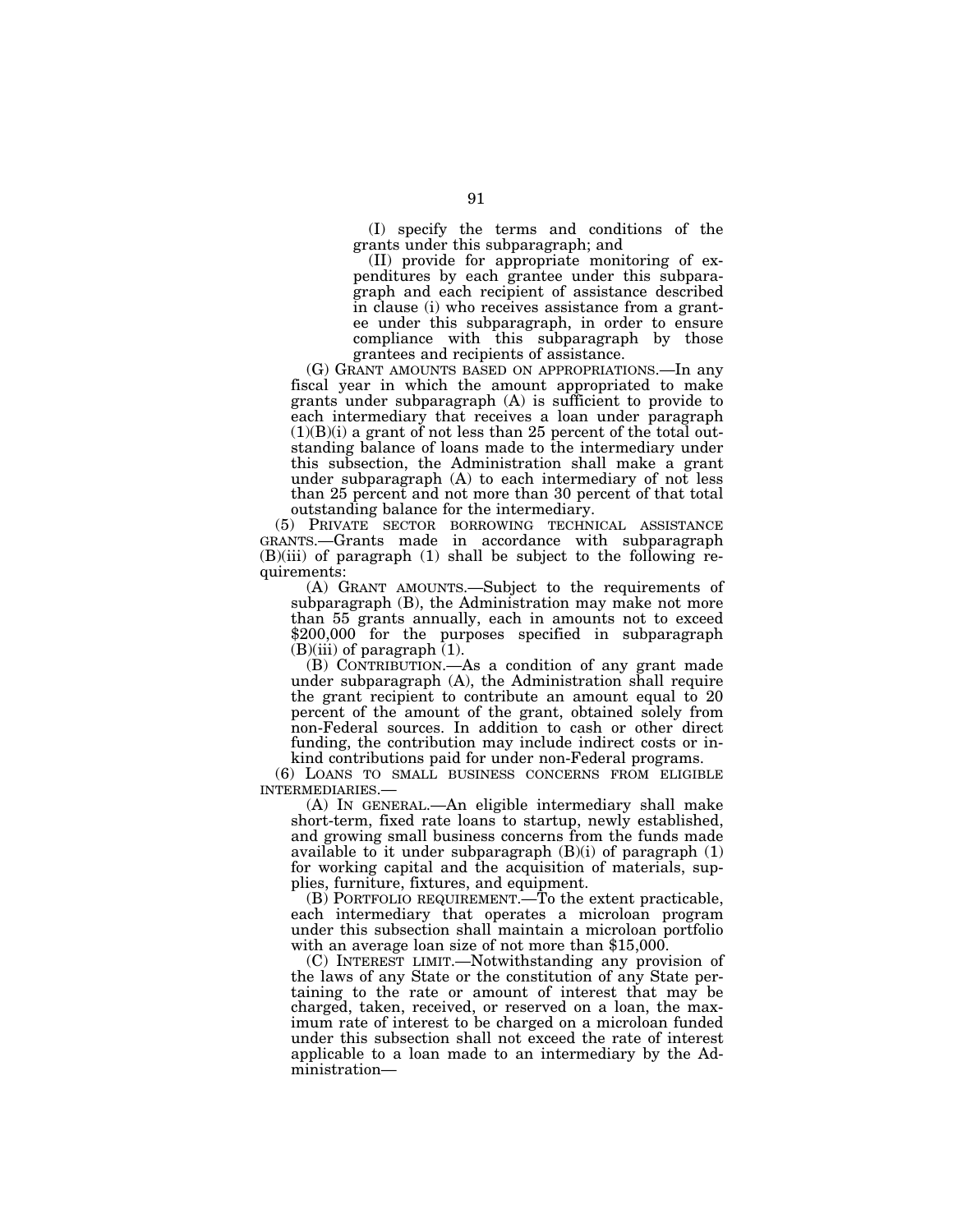(I) specify the terms and conditions of the grants under this subparagraph; and

(II) provide for appropriate monitoring of expenditures by each grantee under this subparagraph and each recipient of assistance described in clause (i) who receives assistance from a grantee under this subparagraph, in order to ensure compliance with this subparagraph by those grantees and recipients of assistance.

(G) GRANT AMOUNTS BASED ON APPROPRIATIONS.—In any fiscal year in which the amount appropriated to make grants under subparagraph (A) is sufficient to provide to each intermediary that receives a loan under paragraph (1)(B)(i) a grant of not less than 25 percent of the total outstanding balance of loans made to the intermediary under this subsection, the Administration shall make a grant under subparagraph (A) to each intermediary of not less than 25 percent and not more than 30 percent of that total outstanding balance for the intermediary.

(5) PRIVATE SECTOR BORROWING TECHNICAL ASSISTANCE GRANTS.—Grants made in accordance with subparagraph (B)(iii) of paragraph (1) shall be subject to the following requirements:

(A) GRANT AMOUNTS.—Subject to the requirements of subparagraph (B), the Administration may make not more than 55 grants annually, each in amounts not to exceed $200,000 for the purposes specified in subparagraph (B)(iii) of paragraph (1).

(B) CONTRIBUTION.—As a condition of any grant made under subparagraph (A), the Administration shall require the grant recipient to contribute an amount equal to 20 percent of the amount of the grant, obtained solely from non-Federal sources. In addition to cash or other direct funding, the contribution may include indirect costs or in-kind contributions paid for under non-Federal programs.

(6) LOANS TO SMALL BUSINESS CONCERNS FROM ELIGIBLE INTERMEDIARIES.—

(A) IN GENERAL.—An eligible intermediary shall make short-term, fixed rate loans to startup, newly established, and growing small business concerns from the funds made available to it under subparagraph (B)(i) of paragraph (1) for working capital and the acquisition of materials, supplies, furniture, fixtures, and equipment.

(B) PORTFOLIO REQUIREMENT.—To the extent practicable, each intermediary that operates a microloan program under this subsection shall maintain a microloan portfolio with an average loan size of not more than $15,000.

(C) INTEREST LIMIT.—Notwithstanding any provision of the laws of any State or the constitution of any State pertaining to the rate or amount of interest that may be charged, taken, received, or reserved on a loan, the maximum rate of interest to be charged on a microloan funded under this subsection shall not exceed the rate of interest applicable to a loan made to an intermediary by the Administration—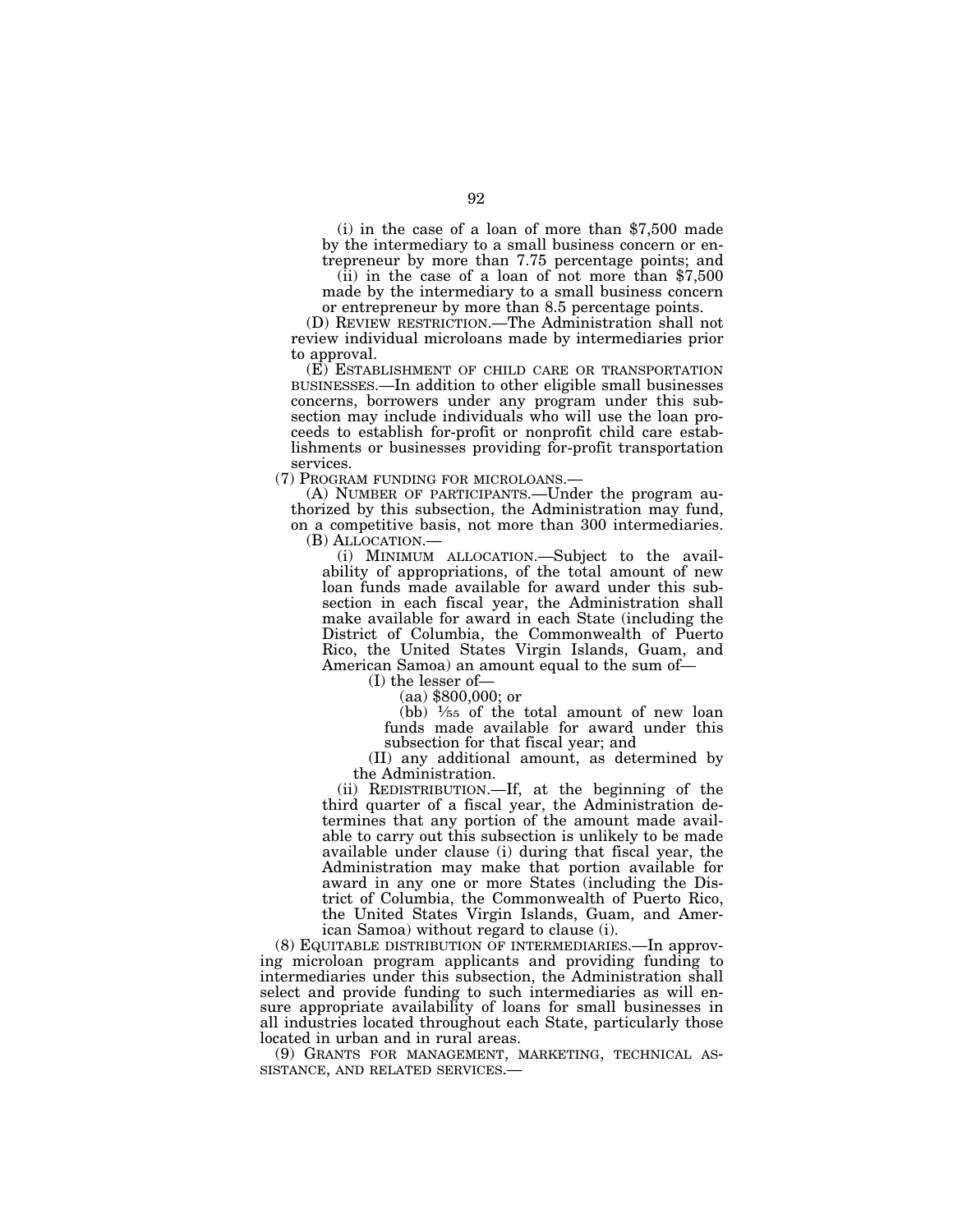(i) in the case of a loan of more than $7,500 made by the intermediary to a small business concern or entrepreneur by more than 7.75 percentage points; and

(ii) in the case of a loan of not more than $7,500 made by the intermediary to a small business concern or entrepreneur by more than 8.5 percentage points.

(D) REVIEW RESTRICTION.—The Administration shall not review individual microloans made by intermediaries prior to approval.

(E) ESTABLISHMENT OF CHILD CARE OR TRANSPORTATION BUSINESSES.—In addition to other eligible small businesses concerns, borrowers under any program under this subsection may include individuals who will use the loan proceeds to establish for-profit or nonprofit child care establishments or businesses providing for-profit transportation services.

(7) PROGRAM FUNDING FOR MICROLOANS.—

(A) NUMBER OF PARTICIPANTS.—Under the program authorized by this subsection, the Administration may fund, on a competitive basis, not more than 300 intermediaries.

(B) ALLOCATION.—

(i) MINIMUM ALLOCATION.—Subject to the availability of appropriations, of the total amount of new loan funds made available for award under this subsection in each fiscal year, the Administration shall make available for award in each State (including the District of Columbia, the Commonwealth of Puerto Rico, the United States Virgin Islands, Guam, and American Samoa) an amount equal to the sum of—

(I) the lesser of—

(aa) $800,000; or

(bb) $\frac{1}{55}$ of the total amount of new loan funds made available for award under this subsection for that fiscal year; and

(II) any additional amount, as determined by the Administration.

(ii) REDISTRIBUTION.—If, at the beginning of the third quarter of a fiscal year, the Administration determines that any portion of the amount made available to carry out this subsection is unlikely to be made available under clause (i) during that fiscal year, the Administration may make that portion available for award in any one or more States (including the District of Columbia, the Commonwealth of Puerto Rico, the United States Virgin Islands, Guam, and American Samoa) without regard to clause (i).

(8) EQUITABLE DISTRIBUTION OF INTERMEDIARIES.—In approving microloan program applicants and providing funding to intermediaries under this subsection, the Administration shall select and provide funding to such intermediaries as will ensure appropriate availability of loans for small businesses in all industries located throughout each State, particularly those located in urban and in rural areas.

(9) GRANTS FOR MANAGEMENT, MARKETING, TECHNICAL ASSISTANCE, AND RELATED SERVICES.—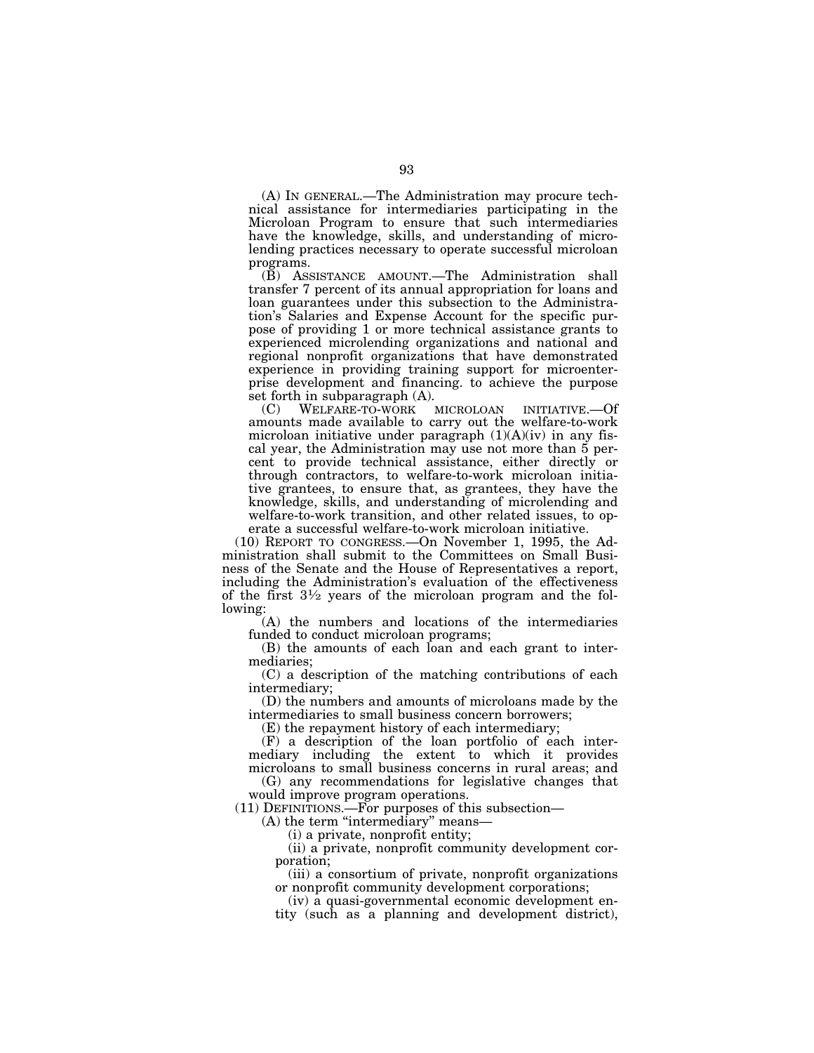(A) IN GENERAL.—The Administration may procure technical assistance for intermediaries participating in the Microloan Program to ensure that such intermediaries have the knowledge, skills, and understanding of microlending practices necessary to operate successful microloan programs.

(B) ASSISTANCE AMOUNT.—The Administration shall transfer 7 percent of its annual appropriation for loans and loan guarantees under this subsection to the Administration's Salaries and Expense Account for the specific purpose of providing 1 or more technical assistance grants to experienced microlending organizations and national and regional nonprofit organizations that have demonstrated experience in providing training support for microenterprise development and financing. to achieve the purpose set forth in subparagraph (A).

(C) WELFARE-TO-WORK MICROLOAN INITIATIVE.—Of amounts made available to carry out the welfare-to-work microloan initiative under paragraph (1)(A)(iv) in any fiscal year, the Administration may use not more than 5 percent to provide technical assistance, either directly or through contractors, to welfare-to-work microloan initiative grantees, to ensure that, as grantees, they have the knowledge, skills, and understanding of microlending and welfare-to-work transition, and other related issues, to operate a successful welfare-to-work microloan initiative.

(10) REPORT TO CONGRESS.—On November 1, 1995, the Administration shall submit to the Committees on Small Business of the Senate and the House of Representatives a report, including the Administration's evaluation of the effectiveness of the first 3½ years of the microloan program and the following:

(A) the numbers and locations of the intermediaries funded to conduct microloan programs;

(B) the amounts of each loan and each grant to intermediaries;

(C) a description of the matching contributions of each intermediary;

(D) the numbers and amounts of microloans made by the intermediaries to small business concern borrowers;

(E) the repayment history of each intermediary;

(F) a description of the loan portfolio of each intermediary including the extent to which it provides microloans to small business concerns in rural areas; and

(G) any recommendations for legislative changes that would improve program operations.

(11) DEFINITIONS.—For purposes of this subsection—

(A) the term "intermediary" means—

(i) a private, nonprofit entity;

(ii) a private, nonprofit community development corporation;

(iii) a consortium of private, nonprofit organizations or nonprofit community development corporations;

(iv) a quasi-governmental economic development entity (such as a planning and development district),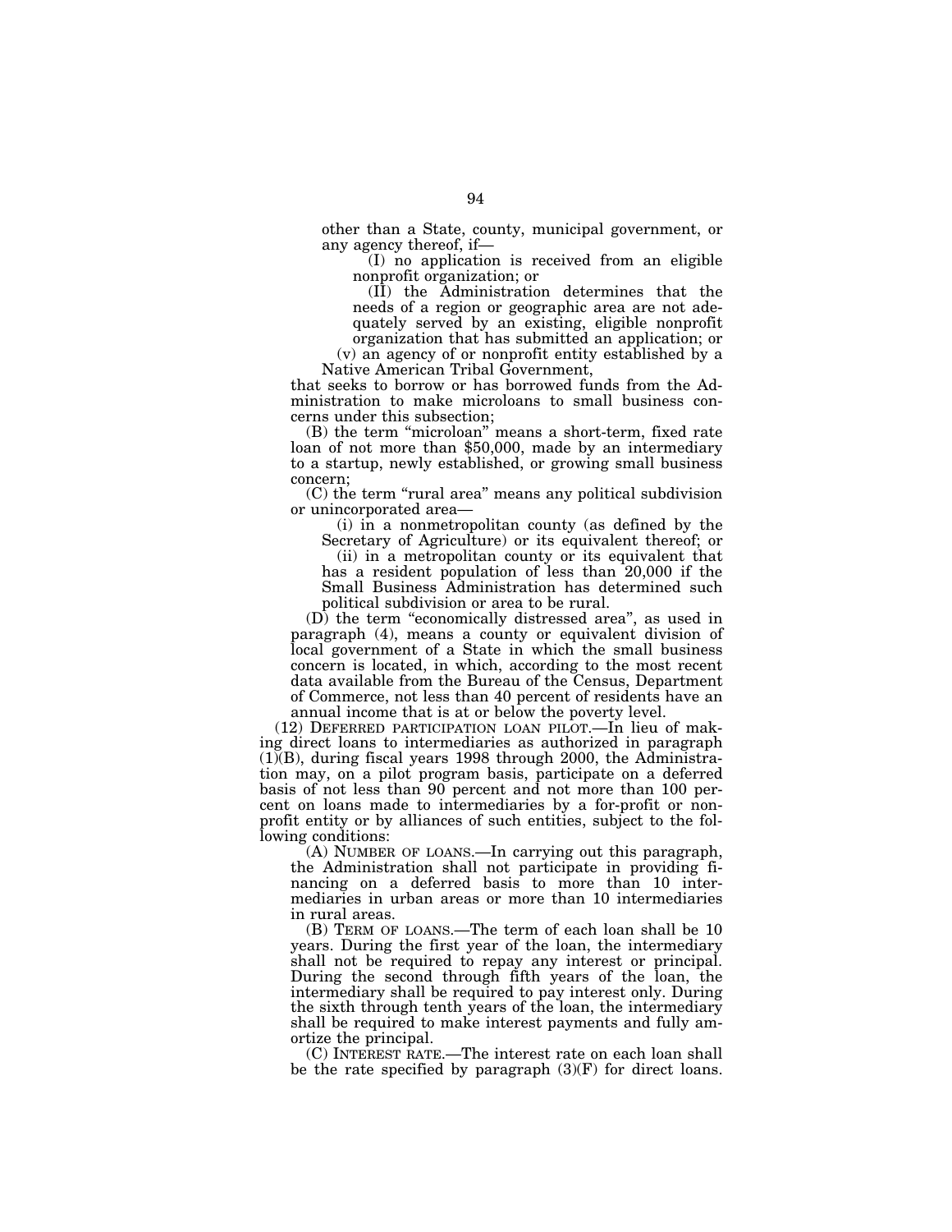other than a State, county, municipal government, or any agency thereof, if—

(I) no application is received from an eligible nonprofit organization; or

(II) the Administration determines that the needs of a region or geographic area are not adequately served by an existing, eligible nonprofit organization that has submitted an application; or

(v) an agency of or nonprofit entity established by a Native American Tribal Government,

that seeks to borrow or has borrowed funds from the Administration to make microloans to small business concerns under this subsection;

(B) the term "microloan" means a short-term, fixed rate loan of not more than $50,000, made by an intermediary to a startup, newly established, or growing small business concern;

(C) the term "rural area" means any political subdivision or unincorporated area—

(i) in a nonmetropolitan county (as defined by the Secretary of Agriculture) or its equivalent thereof; or

(ii) in a metropolitan county or its equivalent that has a resident population of less than 20,000 if the Small Business Administration has determined such political subdivision or area to be rural.

(D) the term "economically distressed area", as used in paragraph (4), means a county or equivalent division of local government of a State in which the small business concern is located, in which, according to the most recent data available from the Bureau of the Census, Department of Commerce, not less than 40 percent of residents have an annual income that is at or below the poverty level.

(12) DEFERRED PARTICIPATION LOAN PILOT.—In lieu of making direct loans to intermediaries as authorized in paragraph (1)(B), during fiscal years 1998 through 2000, the Administration may, on a pilot program basis, participate on a deferred basis of not less than 90 percent and not more than 100 percent on loans made to intermediaries by a for-profit or nonprofit entity or by alliances of such entities, subject to the following conditions:

(A) NUMBER OF LOANS.—In carrying out this paragraph, the Administration shall not participate in providing financing on a deferred basis to more than 10 intermediaries in urban areas or more than 10 intermediaries in rural areas.

(B) TERM OF LOANS.—The term of each loan shall be 10 years. During the first year of the loan, the intermediary shall not be required to repay any interest or principal. During the second through fifth years of the loan, the intermediary shall be required to pay interest only. During the sixth through tenth years of the loan, the intermediary shall be required to make interest payments and fully amortize the principal.

(C) INTEREST RATE.—The interest rate on each loan shall be the rate specified by paragraph (3)(F) for direct loans.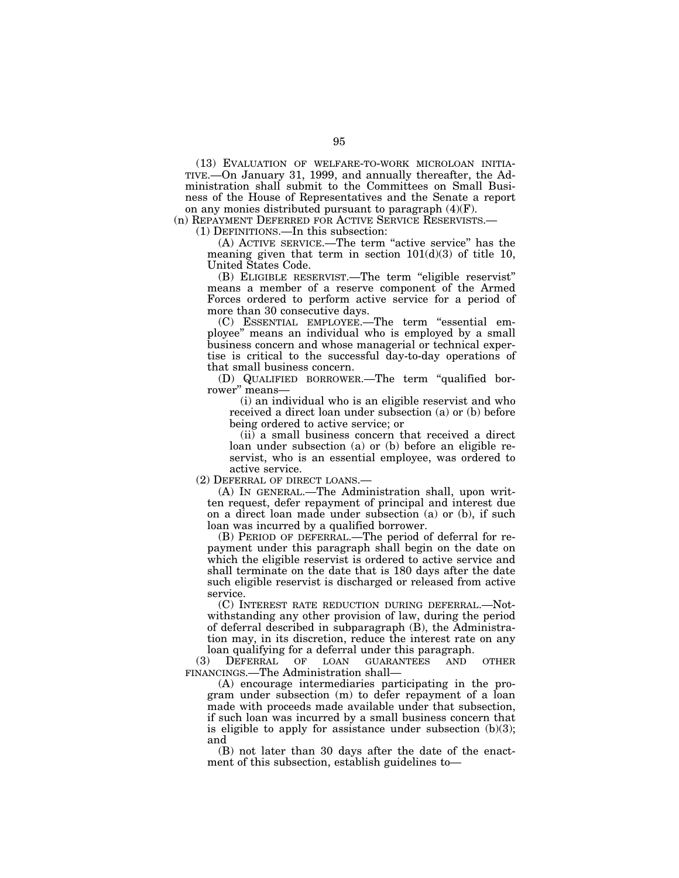(13) EVALUATION OF WELFARE-TO-WORK MICROLOAN INITIATIVE.—On January 31, 1999, and annually thereafter, the Administration shall submit to the Committees on Small Business of the House of Representatives and the Senate a report on any monies distributed pursuant to paragraph (4)(F).

(n) REPAYMENT DEFERRED FOR ACTIVE SERVICE RESERVISTS.—

(1) DEFINITIONS.—In this subsection:

(A) ACTIVE SERVICE.—The term "active service" has the meaning given that term in section 101(d)(3) of title 10, United States Code.

(B) ELIGIBLE RESERVIST.—The term "eligible reservist" means a member of a reserve component of the Armed Forces ordered to perform active service for a period of more than 30 consecutive days.

(C) ESSENTIAL EMPLOYEE.—The term "essential employee" means an individual who is employed by a small business concern and whose managerial or technical expertise is critical to the successful day-to-day operations of that small business concern.

(D) QUALIFIED BORROWER.—The term "qualified borrower" means—

(i) an individual who is an eligible reservist and who received a direct loan under subsection (a) or (b) before being ordered to active service; or

(ii) a small business concern that received a direct loan under subsection (a) or (b) before an eligible reservist, who is an essential employee, was ordered to active service.

(2) DEFERRAL OF DIRECT LOANS.—

(A) IN GENERAL.—The Administration shall, upon written request, defer repayment of principal and interest due on a direct loan made under subsection (a) or (b), if such loan was incurred by a qualified borrower.

(B) PERIOD OF DEFERRAL.—The period of deferral for repayment under this paragraph shall begin on the date on which the eligible reservist is ordered to active service and shall terminate on the date that is 180 days after the date such eligible reservist is discharged or released from active service.

(C) INTEREST RATE REDUCTION DURING DEFERRAL.—Notwithstanding any other provision of law, during the period of deferral described in subparagraph (B), the Administration may, in its discretion, reduce the interest rate on any loan qualifying for a deferral under this paragraph.

(3) DEFERRAL OF LOAN GUARANTEES AND OTHER FINANCINGS.—The Administration shall—

(A) encourage intermediaries participating in the program under subsection (m) to defer repayment of a loan made with proceeds made available under that subsection, if such loan was incurred by a small business concern that is eligible to apply for assistance under subsection (b)(3); and

(B) not later than 30 days after the date of the enactment of this subsection, establish guidelines to—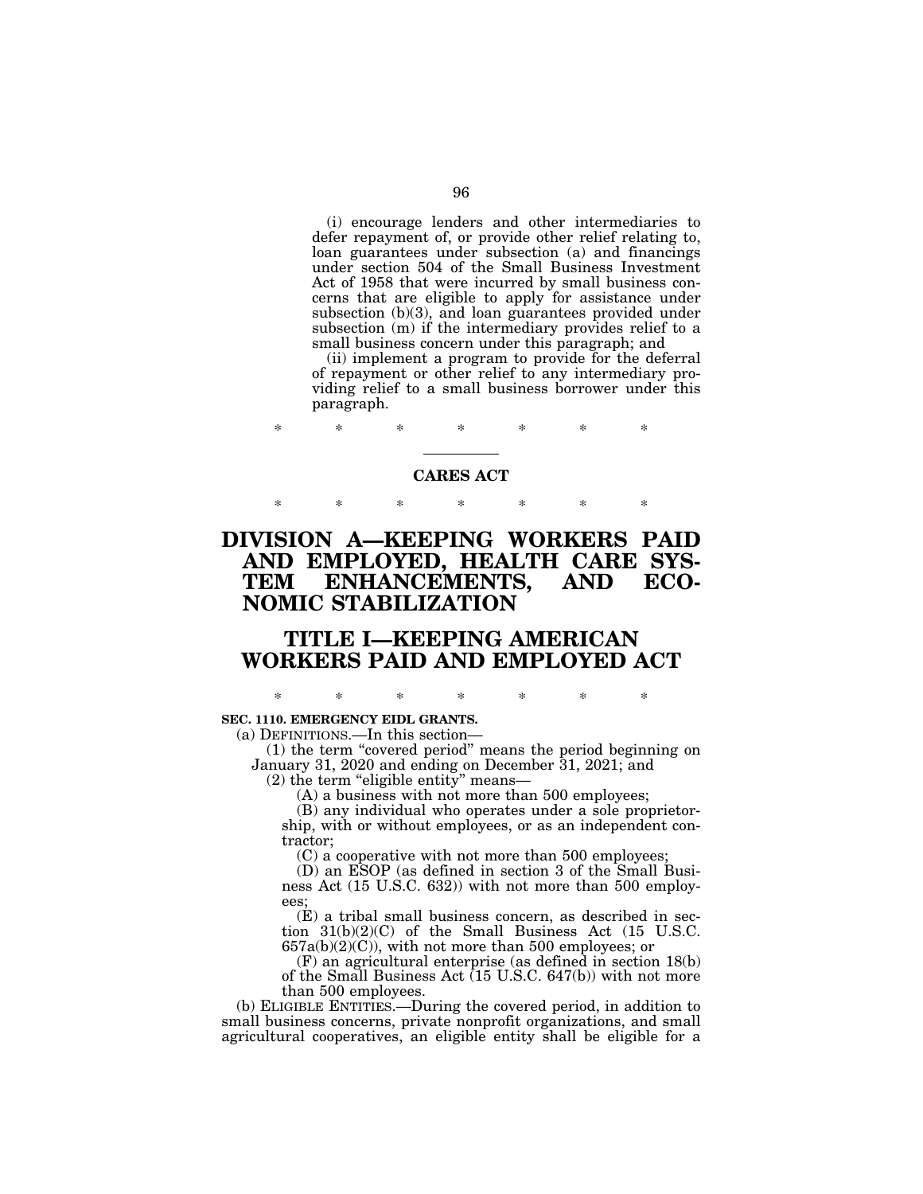(i) encourage lenders and other intermediaries to defer repayment of, or provide other relief relating to, loan guarantees under subsection (a) and financings under section 504 of the Small Business Investment Act of 1958 that were incurred by small business concerns that are eligible to apply for assistance under subsection (b)(3), and loan guarantees provided under subsection (m) if the intermediary provides relief to a small business concern under this paragraph; and

(ii) implement a program to provide for the deferral of repayment or other relief to any intermediary providing relief to a small business borrower under this paragraph.

\* \* \* \* \* \* \*

---

**CARES ACT**

\* \* \* \* \* \* \*

# DIVISION A—KEEPING WORKERS PAID AND EMPLOYED, HEALTH CARE SYSTEM ENHANCEMENTS, AND ECONOMIC STABILIZATION

# TITLE I—KEEPING AMERICAN WORKERS PAID AND EMPLOYED ACT

\* \* \* \* \* \* \*

**SEC. 1110. EMERGENCY EIDL GRANTS.**

(a) DEFINITIONS.—In this section—

(1) the term "covered period" means the period beginning on January 31, 2020 and ending on December 31, 2021; and

(2) the term "eligible entity" means—

(A) a business with not more than 500 employees;

(B) any individual who operates under a sole proprietorship, with or without employees, or as an independent contractor;

(C) a cooperative with not more than 500 employees;

(D) an ESOP (as defined in section 3 of the Small Business Act (15 U.S.C. 632)) with not more than 500 employees;

(E) a tribal small business concern, as described in section 31(b)(2)(C) of the Small Business Act (15 U.S.C. 657a(b)(2)(C)), with not more than 500 employees; or

(F) an agricultural enterprise (as defined in section 18(b) of the Small Business Act (15 U.S.C. 647(b)) with not more than 500 employees.

(b) ELIGIBLE ENTITIES.—During the covered period, in addition to small business concerns, private nonprofit organizations, and small agricultural cooperatives, an eligible entity shall be eligible for a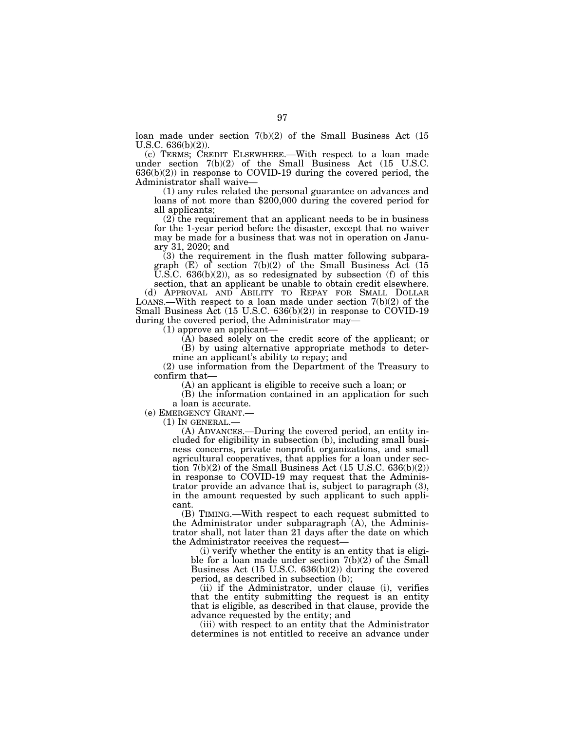loan made under section 7(b)(2) of the Small Business Act (15 U.S.C. 636(b)(2)).

(c) TERMS; CREDIT ELSEWHERE.—With respect to a loan made under section 7(b)(2) of the Small Business Act (15 U.S.C. 636(b)(2)) in response to COVID-19 during the covered period, the Administrator shall waive—

(1) any rules related the personal guarantee on advances and loans of not more than $200,000 during the covered period for all applicants;

(2) the requirement that an applicant needs to be in business for the 1-year period before the disaster, except that no waiver may be made for a business that was not in operation on January 31, 2020; and

(3) the requirement in the flush matter following subparagraph (E) of section 7(b)(2) of the Small Business Act (15 U.S.C. 636(b)(2)), as so redesignated by subsection (f) of this section, that an applicant be unable to obtain credit elsewhere.

(d) APPROVAL AND ABILITY TO REPAY FOR SMALL DOLLAR LOANS.—With respect to a loan made under section 7(b)(2) of the Small Business Act (15 U.S.C. 636(b)(2)) in response to COVID-19 during the covered period, the Administrator may—

(1) approve an applicant—

(A) based solely on the credit score of the applicant; or

(B) by using alternative appropriate methods to determine an applicant's ability to repay; and

(2) use information from the Department of the Treasury to confirm that—

(A) an applicant is eligible to receive such a loan; or

(B) the information contained in an application for such a loan is accurate.

(e) EMERGENCY GRANT.—

(1) IN GENERAL.—

(A) ADVANCES.—During the covered period, an entity included for eligibility in subsection (b), including small business concerns, private nonprofit organizations, and small agricultural cooperatives, that applies for a loan under section 7(b)(2) of the Small Business Act (15 U.S.C. 636(b)(2)) in response to COVID-19 may request that the Administrator provide an advance that is, subject to paragraph (3), in the amount requested by such applicant to such applicant.

(B) TIMING.—With respect to each request submitted to the Administrator under subparagraph (A), the Administrator shall, not later than 21 days after the date on which the Administrator receives the request—

(i) verify whether the entity is an entity that is eligible for a loan made under section 7(b)(2) of the Small Business Act (15 U.S.C. 636(b)(2)) during the covered period, as described in subsection (b);

(ii) if the Administrator, under clause (i), verifies that the entity submitting the request is an entity that is eligible, as described in that clause, provide the advance requested by the entity; and

(iii) with respect to an entity that the Administrator determines is not entitled to receive an advance under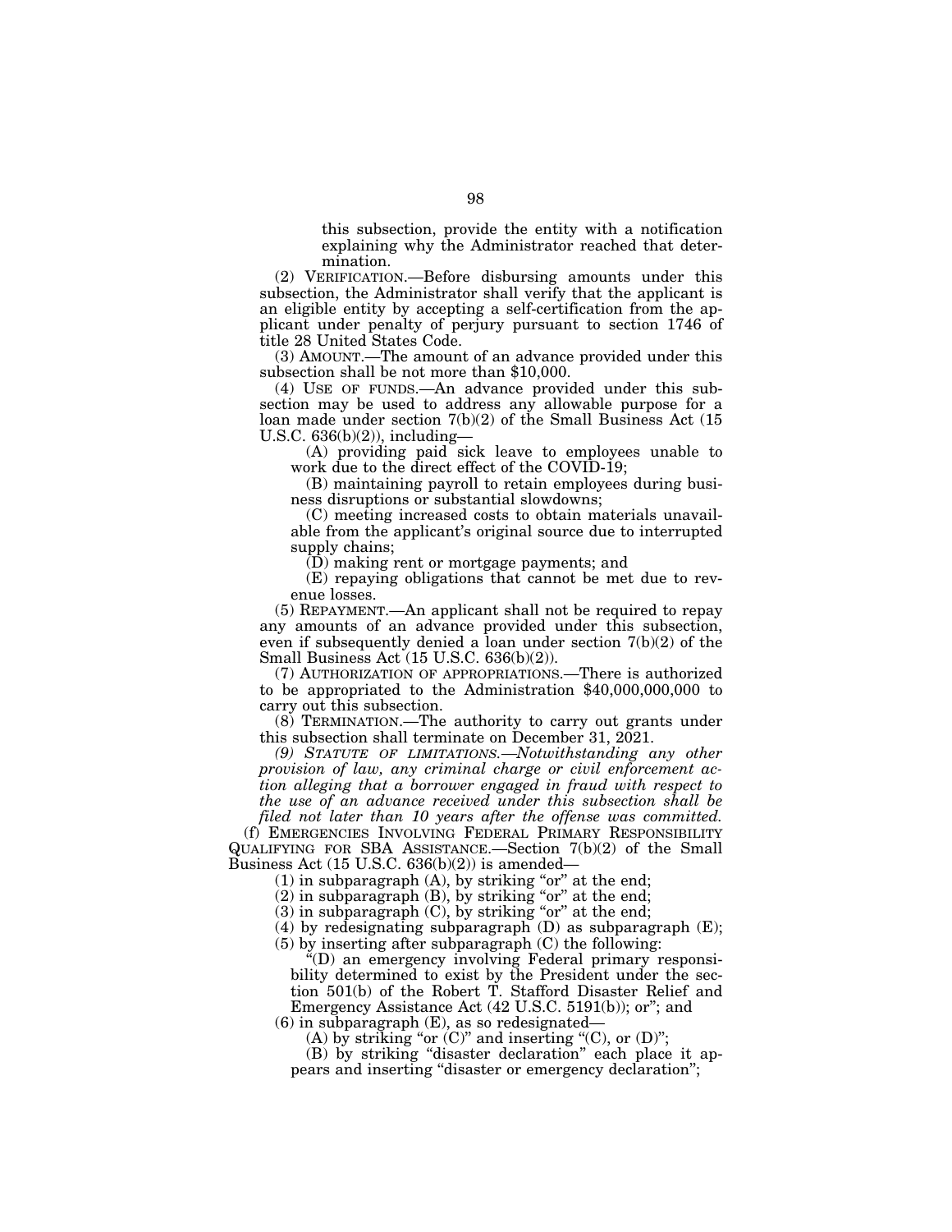this subsection, provide the entity with a notification explaining why the Administrator reached that determination.

(2) VERIFICATION.—Before disbursing amounts under this subsection, the Administrator shall verify that the applicant is an eligible entity by accepting a self-certification from the applicant under penalty of perjury pursuant to section 1746 of title 28 United States Code.

(3) AMOUNT.—The amount of an advance provided under this subsection shall be not more than $10,000.

(4) USE OF FUNDS.—An advance provided under this subsection may be used to address any allowable purpose for a loan made under section 7(b)(2) of the Small Business Act (15 U.S.C. 636(b)(2)), including—

(A) providing paid sick leave to employees unable to work due to the direct effect of the COVID-19;

(B) maintaining payroll to retain employees during business disruptions or substantial slowdowns;

(C) meeting increased costs to obtain materials unavailable from the applicant's original source due to interrupted supply chains;

(D) making rent or mortgage payments; and

(E) repaying obligations that cannot be met due to revenue losses.

(5) REPAYMENT.—An applicant shall not be required to repay any amounts of an advance provided under this subsection, even if subsequently denied a loan under section 7(b)(2) of the Small Business Act (15 U.S.C. 636(b)(2)).

(7) AUTHORIZATION OF APPROPRIATIONS.—There is authorized to be appropriated to the Administration $40,000,000,000 to carry out this subsection.

(8) TERMINATION.—The authority to carry out grants under this subsection shall terminate on December 31, 2021.

*(9) STATUTE OF LIMITATIONS.—Notwithstanding any other provision of law, any criminal charge or civil enforcement action alleging that a borrower engaged in fraud with respect to the use of an advance received under this subsection shall be filed not later than 10 years after the offense was committed.*

(f) EMERGENCIES INVOLVING FEDERAL PRIMARY RESPONSIBILITY QUALIFYING FOR SBA ASSISTANCE.—Section 7(b)(2) of the Small Business Act (15 U.S.C. 636(b)(2)) is amended—

(1) in subparagraph (A), by striking "or" at the end;

(2) in subparagraph (B), by striking "or" at the end;

(3) in subparagraph (C), by striking "or" at the end;

(4) by redesignating subparagraph (D) as subparagraph (E);

(5) by inserting after subparagraph (C) the following:

"(D) an emergency involving Federal primary responsibility determined to exist by the President under the section 501(b) of the Robert T. Stafford Disaster Relief and Emergency Assistance Act (42 U.S.C. 5191(b)); or"; and

(6) in subparagraph (E), as so redesignated—

(A) by striking "or (C)" and inserting "(C), or (D)";

(B) by striking "disaster declaration" each place it appears and inserting "disaster or emergency declaration";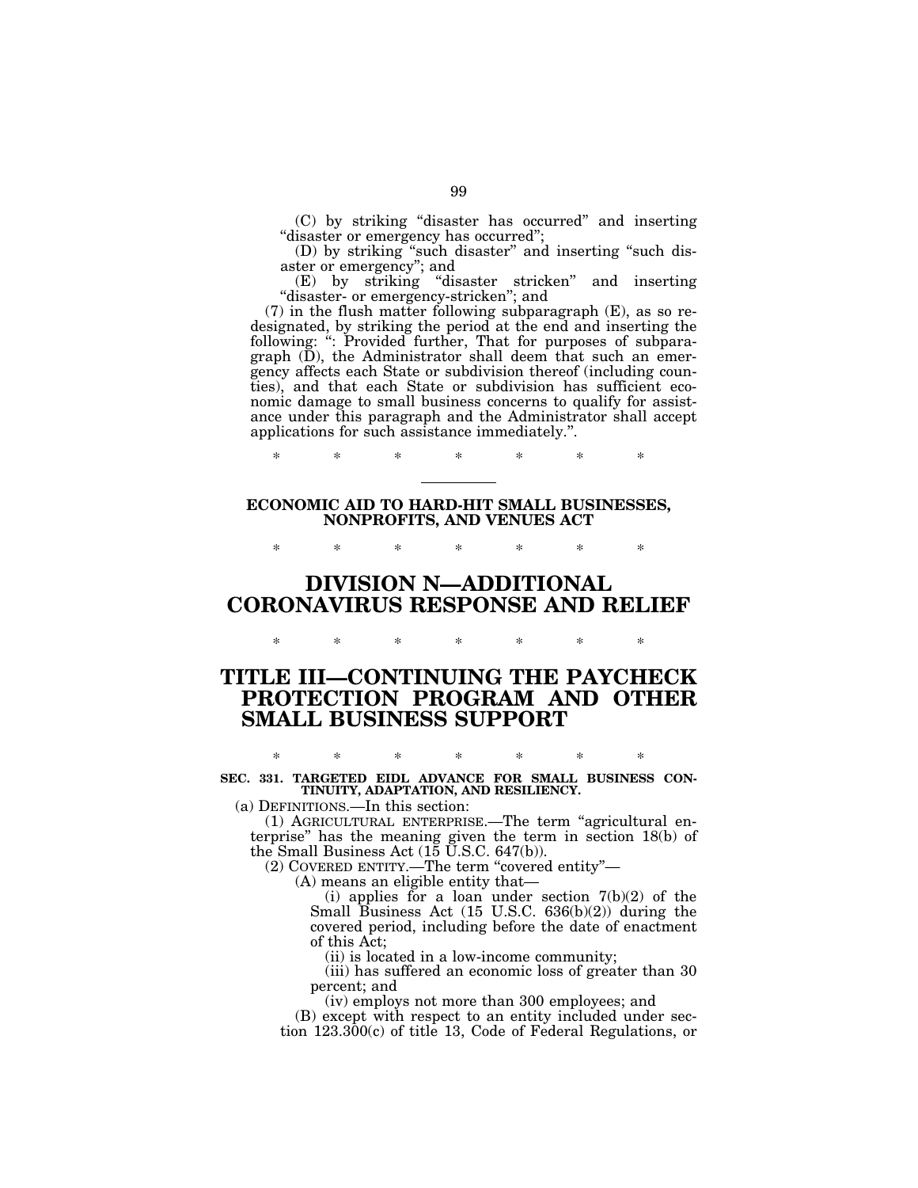(C) by striking "disaster has occurred" and inserting "disaster or emergency has occurred";

(D) by striking "such disaster" and inserting "such disaster or emergency"; and

(E) by striking "disaster stricken" and inserting "disaster- or emergency-stricken"; and

(7) in the flush matter following subparagraph (E), as so redesignated, by striking the period at the end and inserting the following: ": Provided further, That for purposes of subparagraph (D), the Administrator shall deem that such an emergency affects each State or subdivision thereof (including counties), and that each State or subdivision has sufficient economic damage to small business concerns to qualify for assistance under this paragraph and the Administrator shall accept applications for such assistance immediately.".

\* \* \* \* \* \* \*

---

**ECONOMIC AID TO HARD-HIT SMALL BUSINESSES, NONPROFITS, AND VENUES ACT**

\* \* \* \* \* \* \*

# DIVISION N—ADDITIONAL CORONAVIRUS RESPONSE AND RELIEF

\* \* \* \* \* \* \*

# TITLE III—CONTINUING THE PAYCHECK PROTECTION PROGRAM AND OTHER SMALL BUSINESS SUPPORT

\* \* \* \* \* \* \*

**SEC. 331. TARGETED EIDL ADVANCE FOR SMALL BUSINESS CONTINUITY, ADAPTATION, AND RESILIENCY.**

(a) DEFINITIONS.—In this section:

(1) AGRICULTURAL ENTERPRISE.—The term "agricultural enterprise" has the meaning given the term in section 18(b) of the Small Business Act (15 U.S.C. 647(b)).

(2) COVERED ENTITY.—The term "covered entity"—

(A) means an eligible entity that—

(i) applies for a loan under section 7(b)(2) of the Small Business Act (15 U.S.C. 636(b)(2)) during the covered period, including before the date of enactment of this Act;

(ii) is located in a low-income community;

(iii) has suffered an economic loss of greater than 30 percent; and

(iv) employs not more than 300 employees; and

(B) except with respect to an entity included under section 123.300(c) of title 13, Code of Federal Regulations, or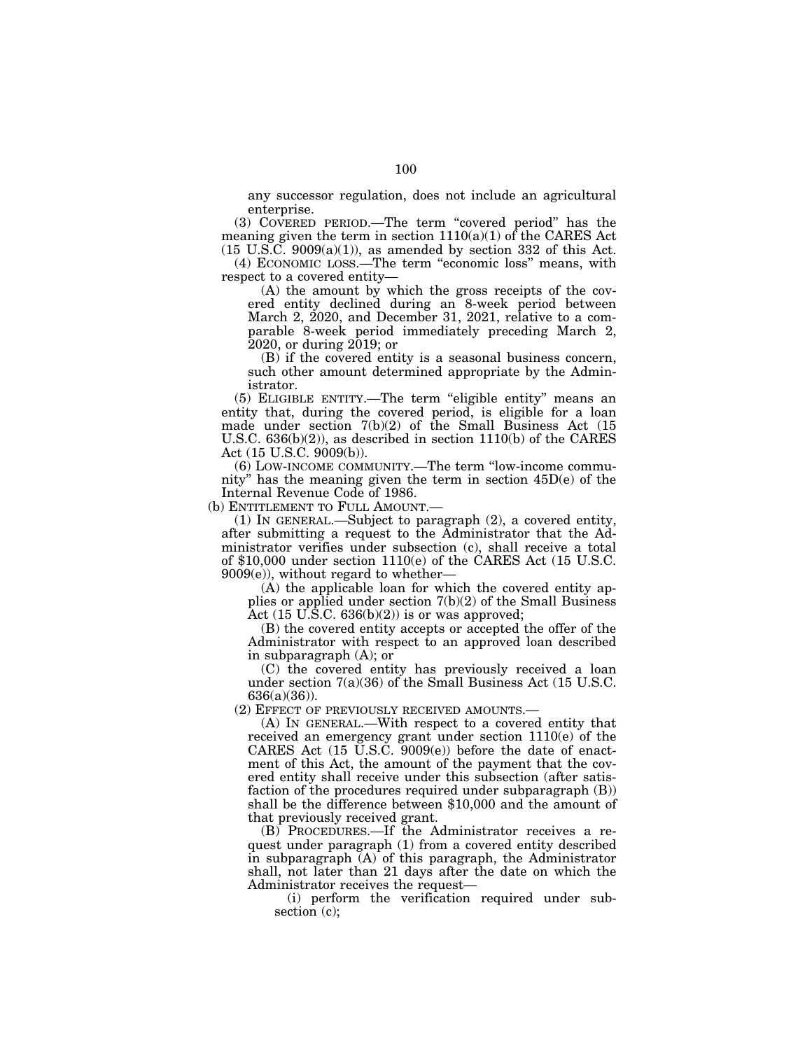any successor regulation, does not include an agricultural enterprise.

(3) COVERED PERIOD.—The term "covered period" has the meaning given the term in section 1110(a)(1) of the CARES Act (15 U.S.C. 9009(a)(1)), as amended by section 332 of this Act.

(4) ECONOMIC LOSS.—The term "economic loss" means, with respect to a covered entity—

(A) the amount by which the gross receipts of the covered entity declined during an 8-week period between March 2, 2020, and December 31, 2021, relative to a comparable 8-week period immediately preceding March 2, 2020, or during 2019; or

(B) if the covered entity is a seasonal business concern, such other amount determined appropriate by the Administrator.

(5) ELIGIBLE ENTITY.—The term "eligible entity" means an entity that, during the covered period, is eligible for a loan made under section 7(b)(2) of the Small Business Act (15 U.S.C. 636(b)(2)), as described in section 1110(b) of the CARES Act (15 U.S.C. 9009(b)).

(6) LOW-INCOME COMMUNITY.—The term "low-income community" has the meaning given the term in section 45D(e) of the Internal Revenue Code of 1986.

(b) ENTITLEMENT TO FULL AMOUNT.—

(1) IN GENERAL.—Subject to paragraph (2), a covered entity, after submitting a request to the Administrator that the Administrator verifies under subsection (c), shall receive a total of $10,000 under section 1110(e) of the CARES Act (15 U.S.C. 9009(e)), without regard to whether—

(A) the applicable loan for which the covered entity applies or applied under section 7(b)(2) of the Small Business Act (15 U.S.C. 636(b)(2)) is or was approved;

(B) the covered entity accepts or accepted the offer of the Administrator with respect to an approved loan described in subparagraph (A); or

(C) the covered entity has previously received a loan under section 7(a)(36) of the Small Business Act (15 U.S.C. 636(a)(36)).

(2) EFFECT OF PREVIOUSLY RECEIVED AMOUNTS.—

(A) IN GENERAL.—With respect to a covered entity that received an emergency grant under section 1110(e) of the CARES Act (15 U.S.C. 9009(e)) before the date of enactment of this Act, the amount of the payment that the covered entity shall receive under this subsection (after satisfaction of the procedures required under subparagraph (B)) shall be the difference between $10,000 and the amount of that previously received grant.

(B) PROCEDURES.—If the Administrator receives a request under paragraph (1) from a covered entity described in subparagraph (A) of this paragraph, the Administrator shall, not later than 21 days after the date on which the Administrator receives the request—

(i) perform the verification required under subsection (c);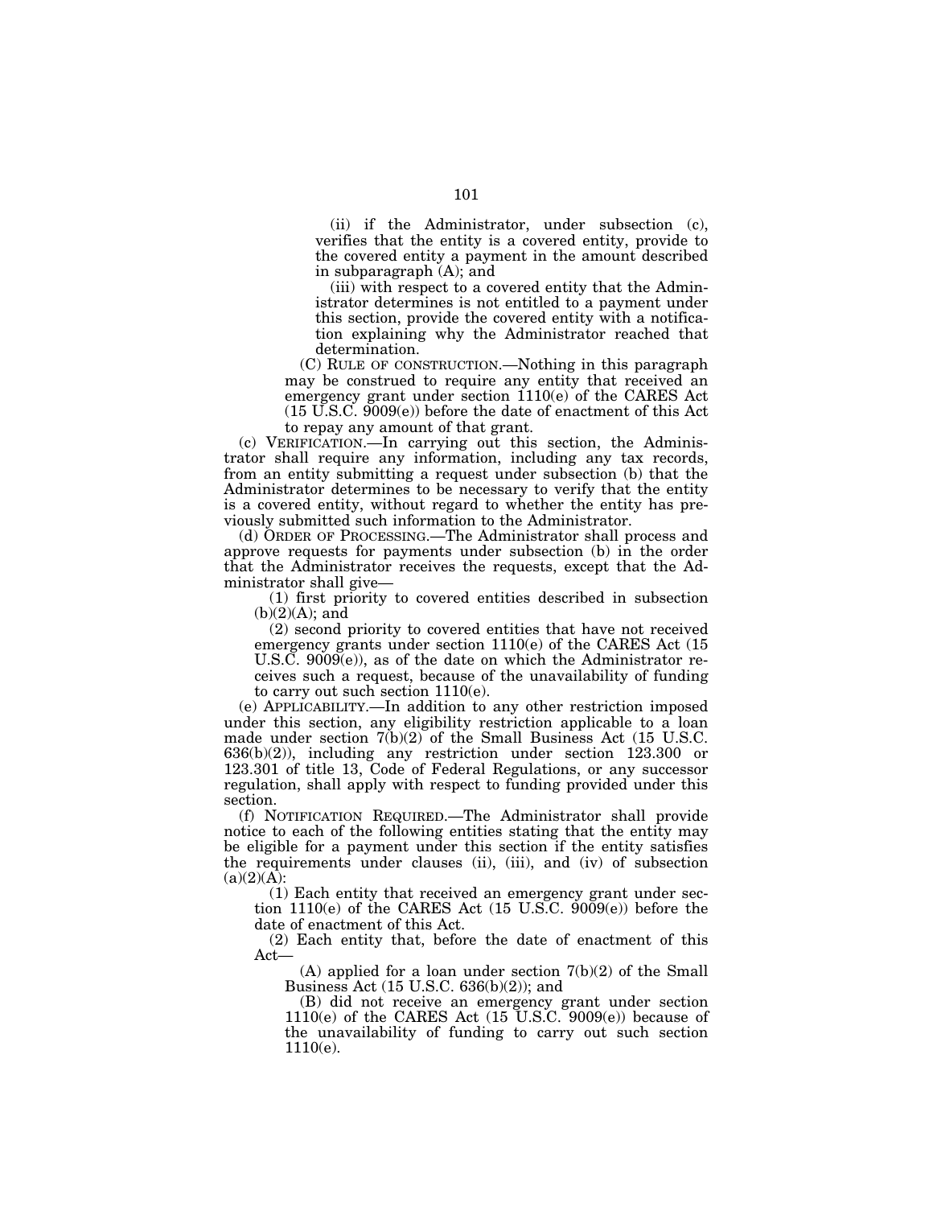(ii) if the Administrator, under subsection (c), verifies that the entity is a covered entity, provide to the covered entity a payment in the amount described in subparagraph (A); and

(iii) with respect to a covered entity that the Administrator determines is not entitled to a payment under this section, provide the covered entity with a notification explaining why the Administrator reached that determination.

(C) RULE OF CONSTRUCTION.—Nothing in this paragraph may be construed to require any entity that received an emergency grant under section 1110(e) of the CARES Act (15 U.S.C. 9009(e)) before the date of enactment of this Act to repay any amount of that grant.

(c) VERIFICATION.—In carrying out this section, the Administrator shall require any information, including any tax records, from an entity submitting a request under subsection (b) that the Administrator determines to be necessary to verify that the entity is a covered entity, without regard to whether the entity has previously submitted such information to the Administrator.

(d) ORDER OF PROCESSING.—The Administrator shall process and approve requests for payments under subsection (b) in the order that the Administrator receives the requests, except that the Administrator shall give—

(1) first priority to covered entities described in subsection (b)(2)(A); and

(2) second priority to covered entities that have not received emergency grants under section 1110(e) of the CARES Act (15 U.S.C. 9009(e)), as of the date on which the Administrator receives such a request, because of the unavailability of funding to carry out such section 1110(e).

(e) APPLICABILITY.—In addition to any other restriction imposed under this section, any eligibility restriction applicable to a loan made under section 7(b)(2) of the Small Business Act (15 U.S.C. 636(b)(2)), including any restriction under section 123.300 or 123.301 of title 13, Code of Federal Regulations, or any successor regulation, shall apply with respect to funding provided under this section.

(f) NOTIFICATION REQUIRED.—The Administrator shall provide notice to each of the following entities stating that the entity may be eligible for a payment under this section if the entity satisfies the requirements under clauses (ii), (iii), and (iv) of subsection (a)(2)(A):

(1) Each entity that received an emergency grant under section 1110(e) of the CARES Act (15 U.S.C. 9009(e)) before the date of enactment of this Act.

(2) Each entity that, before the date of enactment of this Act—

(A) applied for a loan under section 7(b)(2) of the Small Business Act (15 U.S.C. 636(b)(2)); and

(B) did not receive an emergency grant under section 1110(e) of the CARES Act (15 U.S.C. 9009(e)) because of the unavailability of funding to carry out such section 1110(e).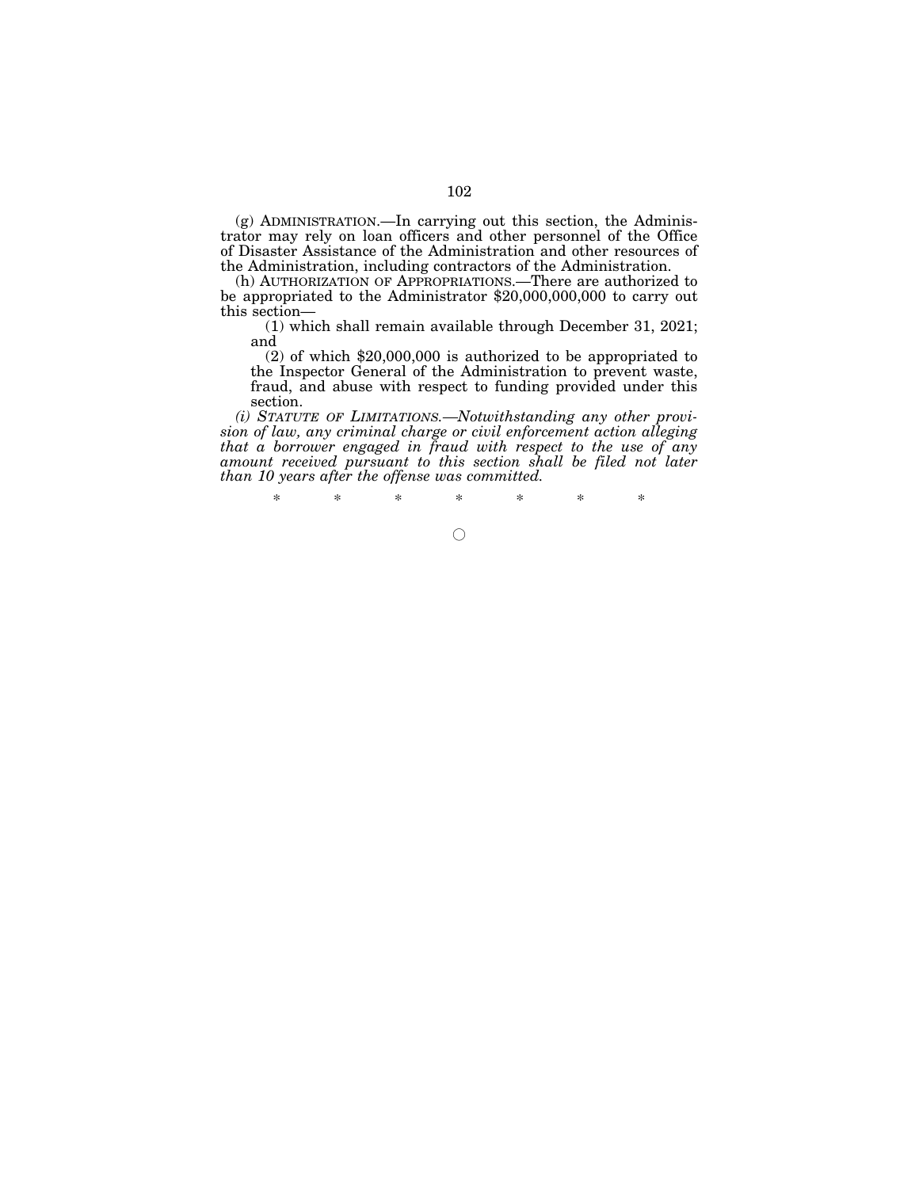(g) ADMINISTRATION.—In carrying out this section, the Administrator may rely on loan officers and other personnel of the Office of Disaster Assistance of the Administration and other resources of the Administration, including contractors of the Administration.

(h) AUTHORIZATION OF APPROPRIATIONS.—There are authorized to be appropriated to the Administrator $20,000,000,000 to carry out this section—

(1) which shall remain available through December 31, 2021; and

(2) of which $20,000,000 is authorized to be appropriated to the Inspector General of the Administration to prevent waste, fraud, and abuse with respect to funding provided under this section.

*(i) STATUTE OF LIMITATIONS.—Notwithstanding any other provision of law, any criminal charge or civil enforcement action alleging that a borrower engaged in fraud with respect to the use of any amount received pursuant to this section shall be filed not later than 10 years after the offense was committed.*

\* \* \* \* \* \* \*

○